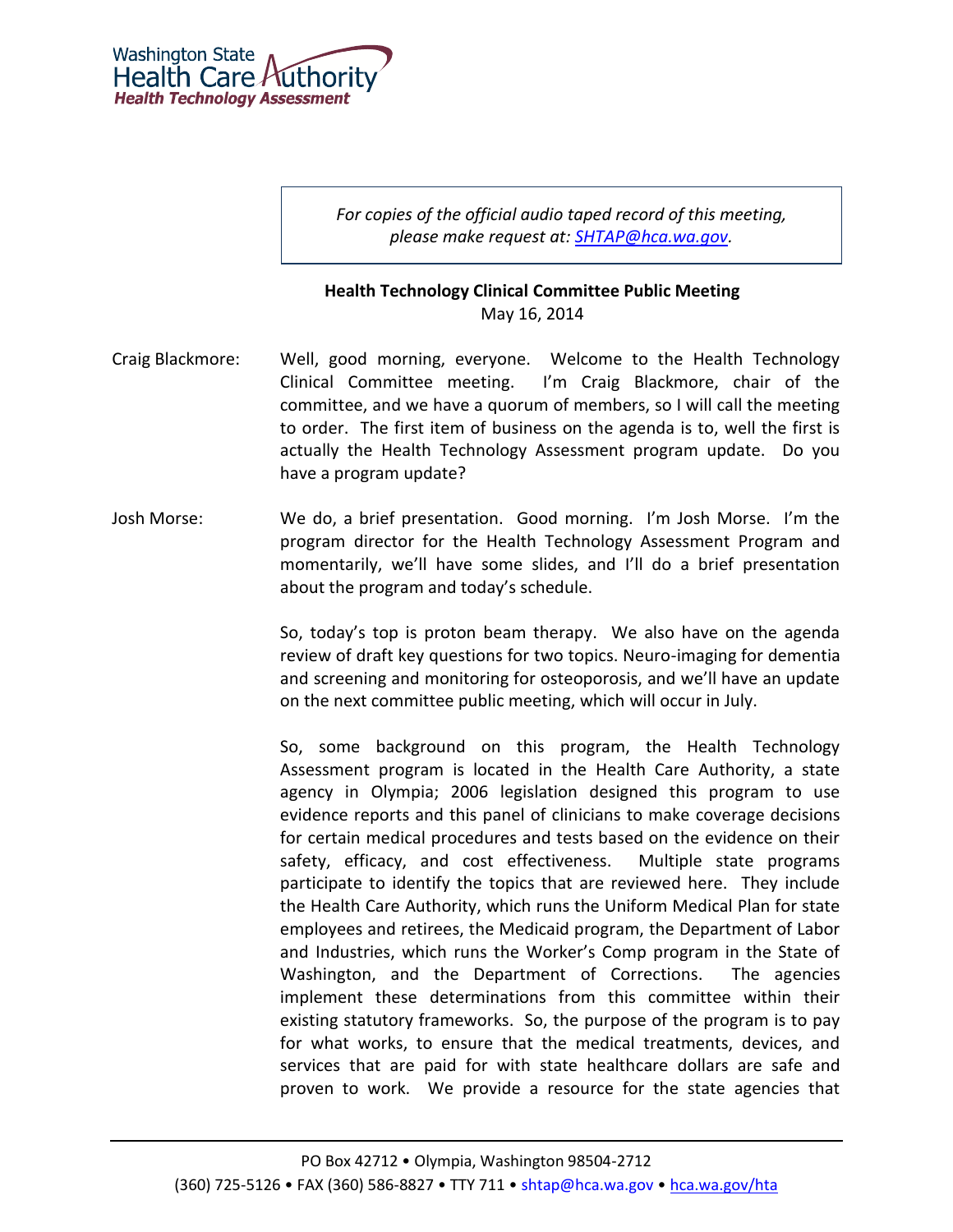*For copies of the official audio taped record of this meeting, please make request at: SHTAP@hca.wa.gov.*

**Health Technology Clinical Committee Public Meeting**
May 16, 2014

Craig Blackmore: Well, good morning, everyone. Welcome to the Health Technology Clinical Committee meeting. I'm Craig Blackmore, chair of the committee, and we have a quorum of members, so I will call the meeting to order. The first item of business on the agenda is to, well the first is actually the Health Technology Assessment program update. Do you have a program update?

Josh Morse: We do, a brief presentation. Good morning. I'm Josh Morse. I'm the program director for the Health Technology Assessment Program and momentarily, we'll have some slides, and I'll do a brief presentation about the program and today's schedule.

So, today's top is proton beam therapy. We also have on the agenda review of draft key questions for two topics. Neuro-imaging for dementia and screening and monitoring for osteoporosis, and we'll have an update on the next committee public meeting, which will occur in July.

So, some background on this program, the Health Technology Assessment program is located in the Health Care Authority, a state agency in Olympia; 2006 legislation designed this program to use evidence reports and this panel of clinicians to make coverage decisions for certain medical procedures and tests based on the evidence on their safety, efficacy, and cost effectiveness. Multiple state programs participate to identify the topics that are reviewed here. They include the Health Care Authority, which runs the Uniform Medical Plan for state employees and retirees, the Medicaid program, the Department of Labor and Industries, which runs the Worker's Comp program in the State of Washington, and the Department of Corrections. The agencies implement these determinations from this committee within their existing statutory frameworks. So, the purpose of the program is to pay for what works, to ensure that the medical treatments, devices, and services that are paid for with state healthcare dollars are safe and proven to work. We provide a resource for the state agencies that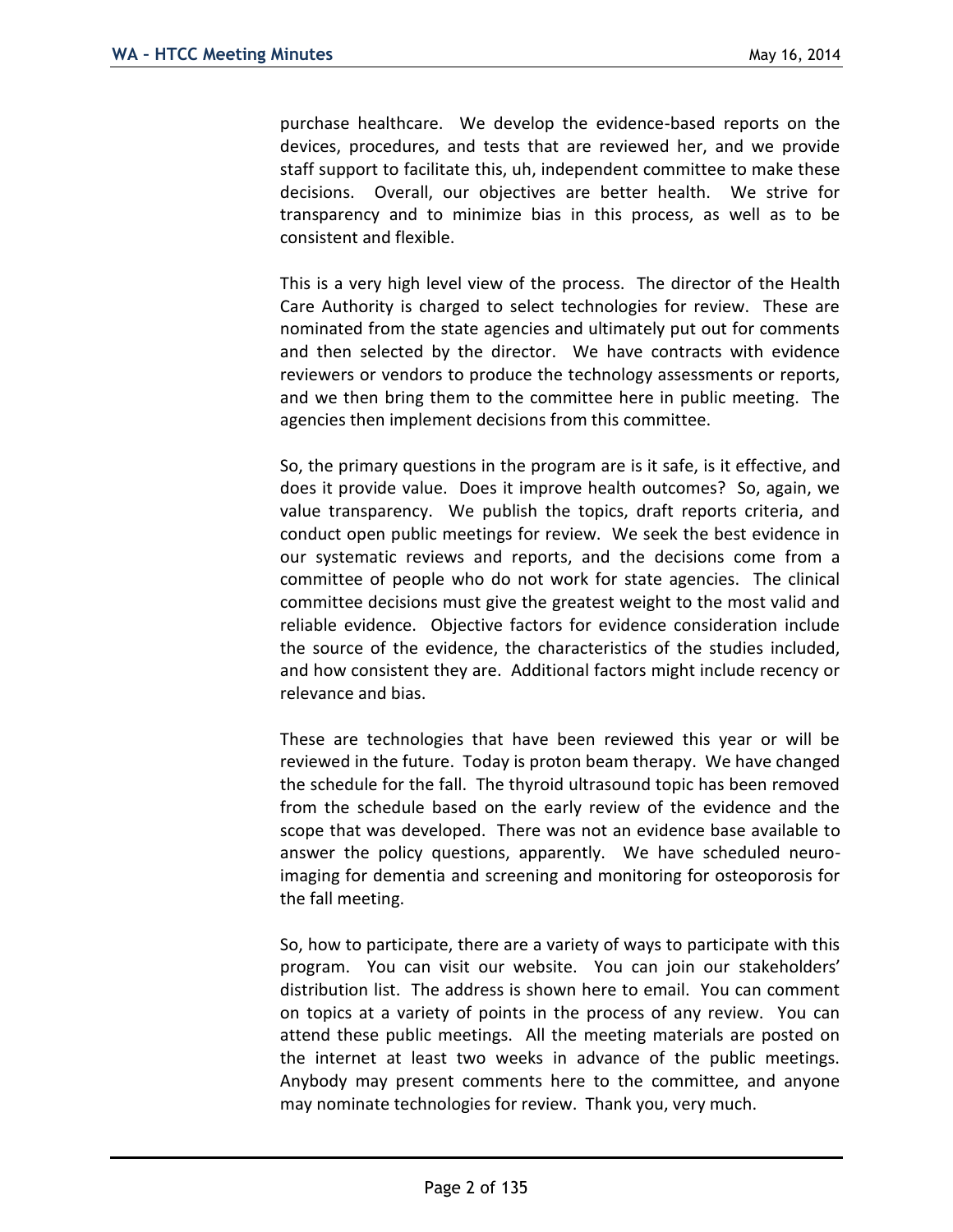purchase healthcare. We develop the evidence-based reports on the devices, procedures, and tests that are reviewed her, and we provide staff support to facilitate this, uh, independent committee to make these decisions. Overall, our objectives are better health. We strive for transparency and to minimize bias in this process, as well as to be consistent and flexible.

This is a very high level view of the process. The director of the Health Care Authority is charged to select technologies for review. These are nominated from the state agencies and ultimately put out for comments and then selected by the director. We have contracts with evidence reviewers or vendors to produce the technology assessments or reports, and we then bring them to the committee here in public meeting. The agencies then implement decisions from this committee.

So, the primary questions in the program are is it safe, is it effective, and does it provide value. Does it improve health outcomes? So, again, we value transparency. We publish the topics, draft reports criteria, and conduct open public meetings for review. We seek the best evidence in our systematic reviews and reports, and the decisions come from a committee of people who do not work for state agencies. The clinical committee decisions must give the greatest weight to the most valid and reliable evidence. Objective factors for evidence consideration include the source of the evidence, the characteristics of the studies included, and how consistent they are. Additional factors might include recency or relevance and bias.

These are technologies that have been reviewed this year or will be reviewed in the future. Today is proton beam therapy. We have changed the schedule for the fall. The thyroid ultrasound topic has been removed from the schedule based on the early review of the evidence and the scope that was developed. There was not an evidence base available to answer the policy questions, apparently. We have scheduled neuro-imaging for dementia and screening and monitoring for osteoporosis for the fall meeting.

So, how to participate, there are a variety of ways to participate with this program. You can visit our website. You can join our stakeholders' distribution list. The address is shown here to email. You can comment on topics at a variety of points in the process of any review. You can attend these public meetings. All the meeting materials are posted on the internet at least two weeks in advance of the public meetings. Anybody may present comments here to the committee, and anyone may nominate technologies for review. Thank you, very much.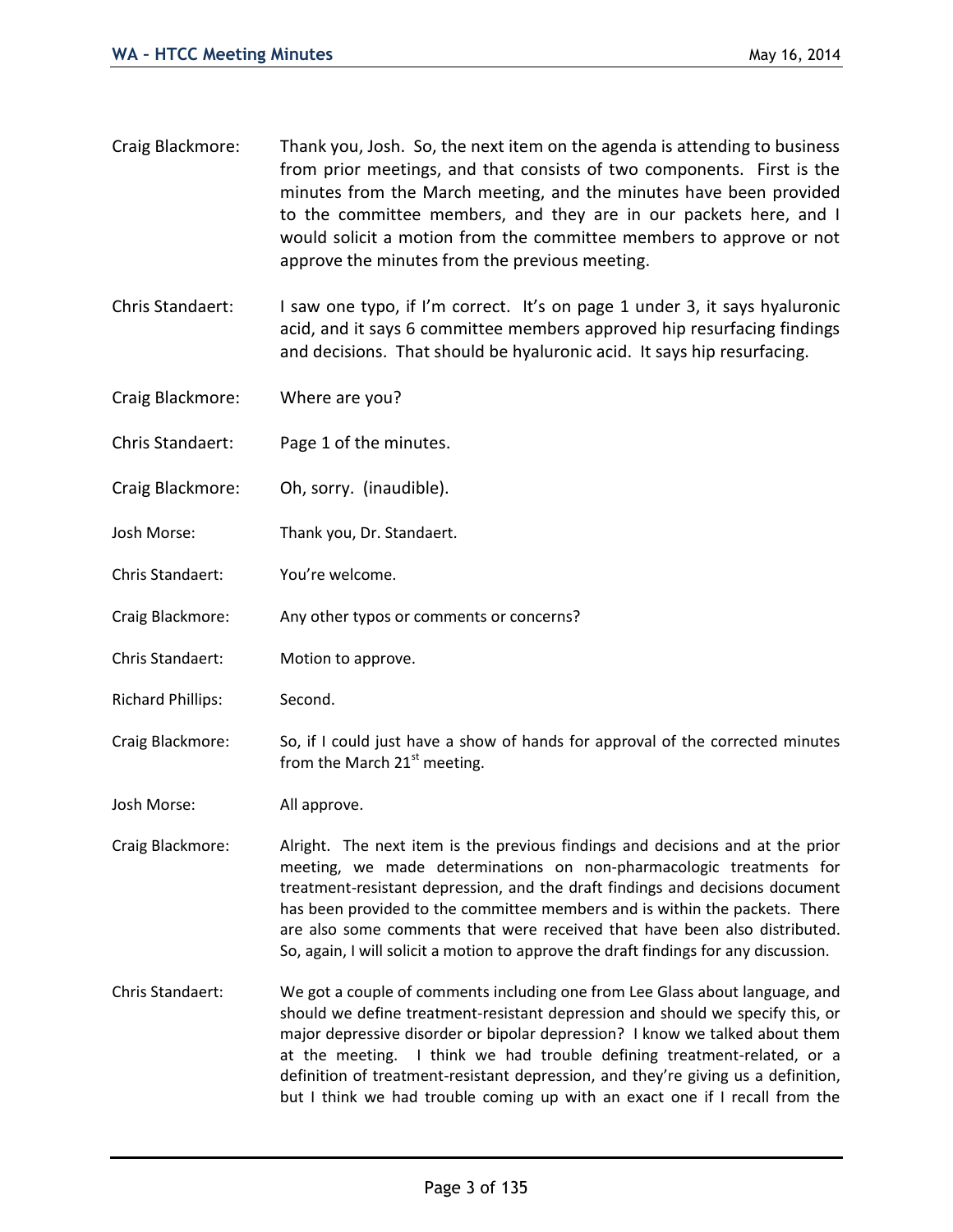Craig Blackmore: Thank you, Josh. So, the next item on the agenda is attending to business from prior meetings, and that consists of two components. First is the minutes from the March meeting, and the minutes have been provided to the committee members, and they are in our packets here, and I would solicit a motion from the committee members to approve or not approve the minutes from the previous meeting.

Chris Standaert: I saw one typo, if I'm correct. It's on page 1 under 3, it says hyaluronic acid, and it says 6 committee members approved hip resurfacing findings and decisions. That should be hyaluronic acid. It says hip resurfacing.

Craig Blackmore: Where are you?

Chris Standaert: Page 1 of the minutes.

Craig Blackmore: Oh, sorry. (inaudible).

Josh Morse: Thank you, Dr. Standaert.

Chris Standaert: You're welcome.

Craig Blackmore: Any other typos or comments or concerns?

Chris Standaert: Motion to approve.

Richard Phillips: Second.

Craig Blackmore: So, if I could just have a show of hands for approval of the corrected minutes from the March 21st meeting.

Josh Morse: All approve.

Craig Blackmore: Alright. The next item is the previous findings and decisions and at the prior meeting, we made determinations on non-pharmacologic treatments for treatment-resistant depression, and the draft findings and decisions document has been provided to the committee members and is within the packets. There are also some comments that were received that have been also distributed. So, again, I will solicit a motion to approve the draft findings for any discussion.

Chris Standaert: We got a couple of comments including one from Lee Glass about language, and should we define treatment-resistant depression and should we specify this, or major depressive disorder or bipolar depression? I know we talked about them at the meeting. I think we had trouble defining treatment-related, or a definition of treatment-resistant depression, and they're giving us a definition, but I think we had trouble coming up with an exact one if I recall from the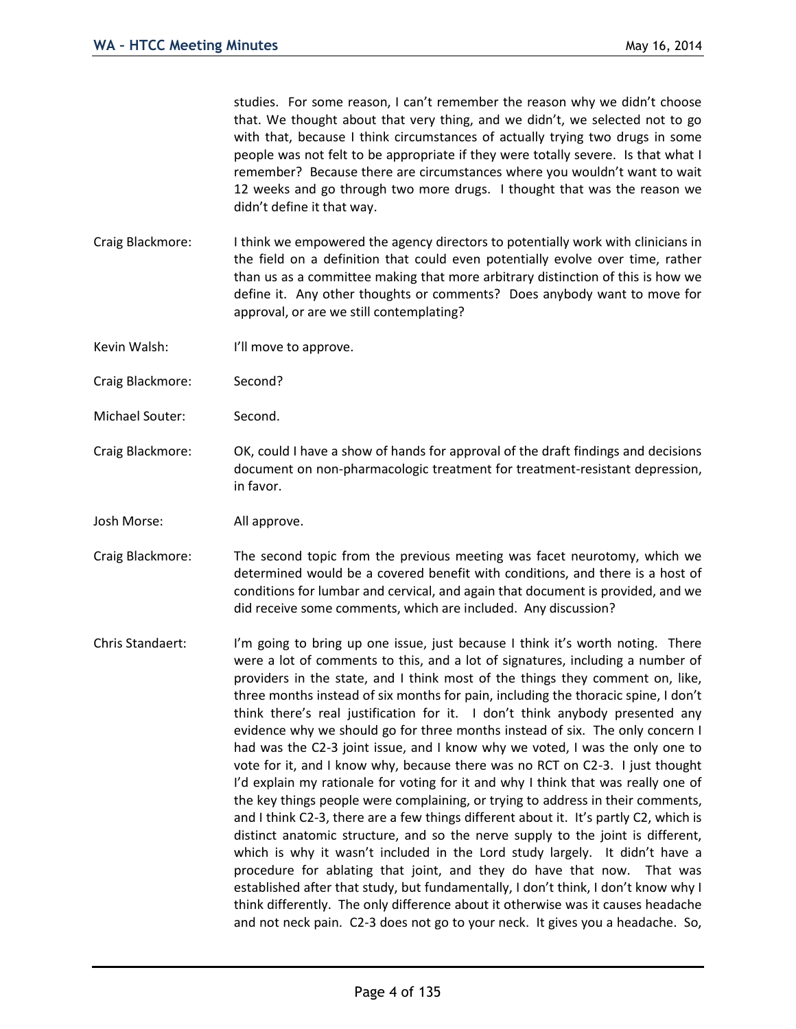studies. For some reason, I can't remember the reason why we didn't choose that. We thought about that very thing, and we didn't, we selected not to go with that, because I think circumstances of actually trying two drugs in some people was not felt to be appropriate if they were totally severe. Is that what I remember? Because there are circumstances where you wouldn't want to wait 12 weeks and go through two more drugs. I thought that was the reason we didn't define it that way.

Craig Blackmore: I think we empowered the agency directors to potentially work with clinicians in the field on a definition that could even potentially evolve over time, rather than us as a committee making that more arbitrary distinction of this is how we define it. Any other thoughts or comments? Does anybody want to move for approval, or are we still contemplating?

Kevin Walsh: I'll move to approve.

Craig Blackmore: Second?

Michael Souter: Second.

Craig Blackmore: OK, could I have a show of hands for approval of the draft findings and decisions document on non-pharmacologic treatment for treatment-resistant depression, in favor.

Josh Morse: All approve.

Craig Blackmore: The second topic from the previous meeting was facet neurotomy, which we determined would be a covered benefit with conditions, and there is a host of conditions for lumbar and cervical, and again that document is provided, and we did receive some comments, which are included. Any discussion?

Chris Standaert: I'm going to bring up one issue, just because I think it's worth noting. There were a lot of comments to this, and a lot of signatures, including a number of providers in the state, and I think most of the things they comment on, like, three months instead of six months for pain, including the thoracic spine, I don't think there's real justification for it. I don't think anybody presented any evidence why we should go for three months instead of six. The only concern I had was the C2-3 joint issue, and I know why we voted, I was the only one to vote for it, and I know why, because there was no RCT on C2-3. I just thought I'd explain my rationale for voting for it and why I think that was really one of the key things people were complaining, or trying to address in their comments, and I think C2-3, there are a few things different about it. It's partly C2, which is distinct anatomic structure, and so the nerve supply to the joint is different, which is why it wasn't included in the Lord study largely. It didn't have a procedure for ablating that joint, and they do have that now. That was established after that study, but fundamentally, I don't think, I don't know why I think differently. The only difference about it otherwise was it causes headache and not neck pain. C2-3 does not go to your neck. It gives you a headache. So,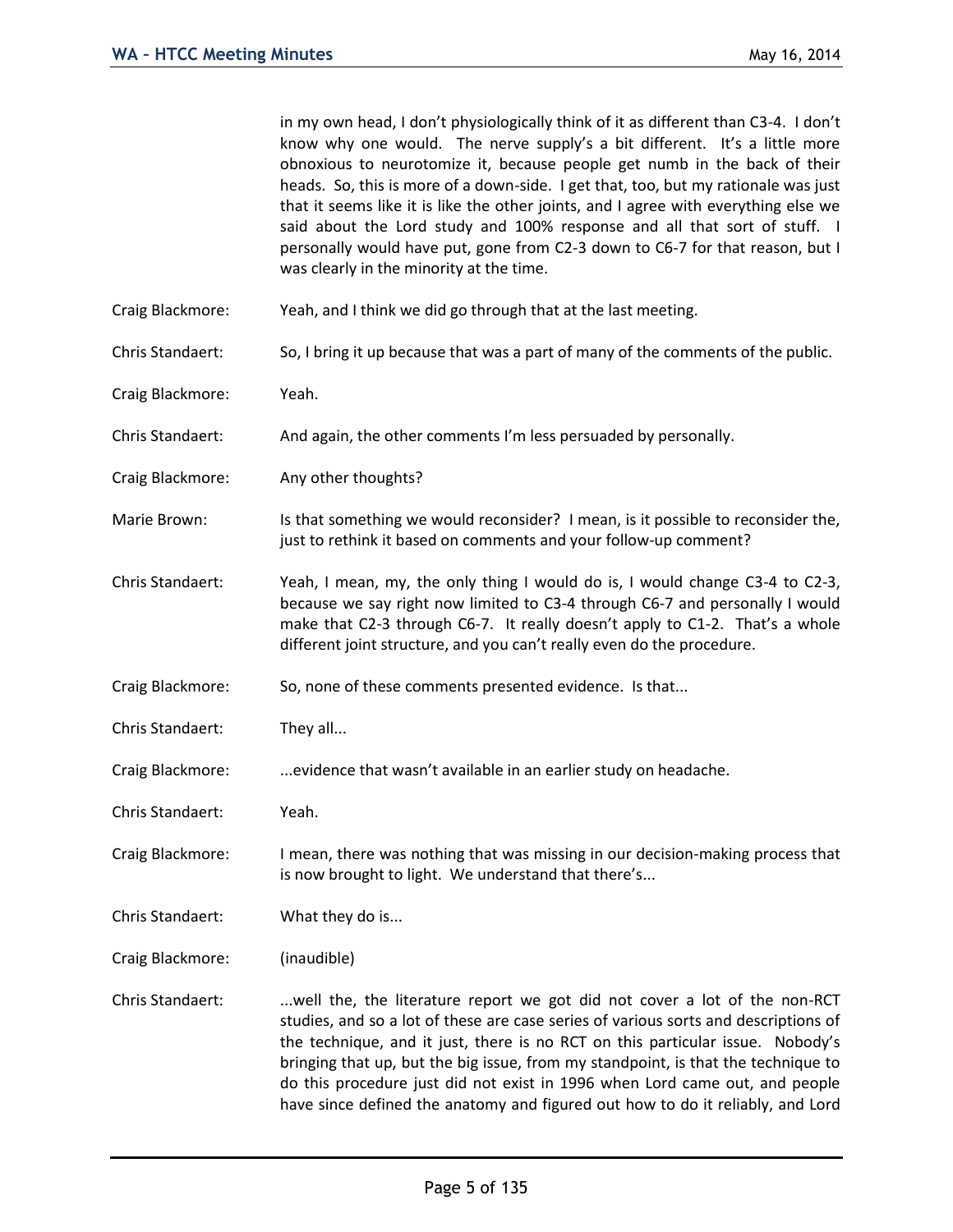in my own head, I don't physiologically think of it as different than C3-4. I don't know why one would. The nerve supply's a bit different. It's a little more obnoxious to neurotomize it, because people get numb in the back of their heads. So, this is more of a down-side. I get that, too, but my rationale was just that it seems like it is like the other joints, and I agree with everything else we said about the Lord study and 100% response and all that sort of stuff. I personally would have put, gone from C2-3 down to C6-7 for that reason, but I was clearly in the minority at the time.

Craig Blackmore: Yeah, and I think we did go through that at the last meeting.

Chris Standaert: So, I bring it up because that was a part of many of the comments of the public.

Craig Blackmore: Yeah.

Chris Standaert: And again, the other comments I'm less persuaded by personally.

Craig Blackmore: Any other thoughts?

Marie Brown: Is that something we would reconsider? I mean, is it possible to reconsider the, just to rethink it based on comments and your follow-up comment?

Chris Standaert: Yeah, I mean, my, the only thing I would do is, I would change C3-4 to C2-3, because we say right now limited to C3-4 through C6-7 and personally I would make that C2-3 through C6-7. It really doesn't apply to C1-2. That's a whole different joint structure, and you can't really even do the procedure.

Craig Blackmore: So, none of these comments presented evidence. Is that...

Chris Standaert: They all...

Craig Blackmore: ...evidence that wasn't available in an earlier study on headache.

Chris Standaert: Yeah.

Craig Blackmore: I mean, there was nothing that was missing in our decision-making process that is now brought to light. We understand that there's...

Chris Standaert: What they do is...

Craig Blackmore: (inaudible)

Chris Standaert: ...well the, the literature report we got did not cover a lot of the non-RCT studies, and so a lot of these are case series of various sorts and descriptions of the technique, and it just, there is no RCT on this particular issue. Nobody's bringing that up, but the big issue, from my standpoint, is that the technique to do this procedure just did not exist in 1996 when Lord came out, and people have since defined the anatomy and figured out how to do it reliably, and Lord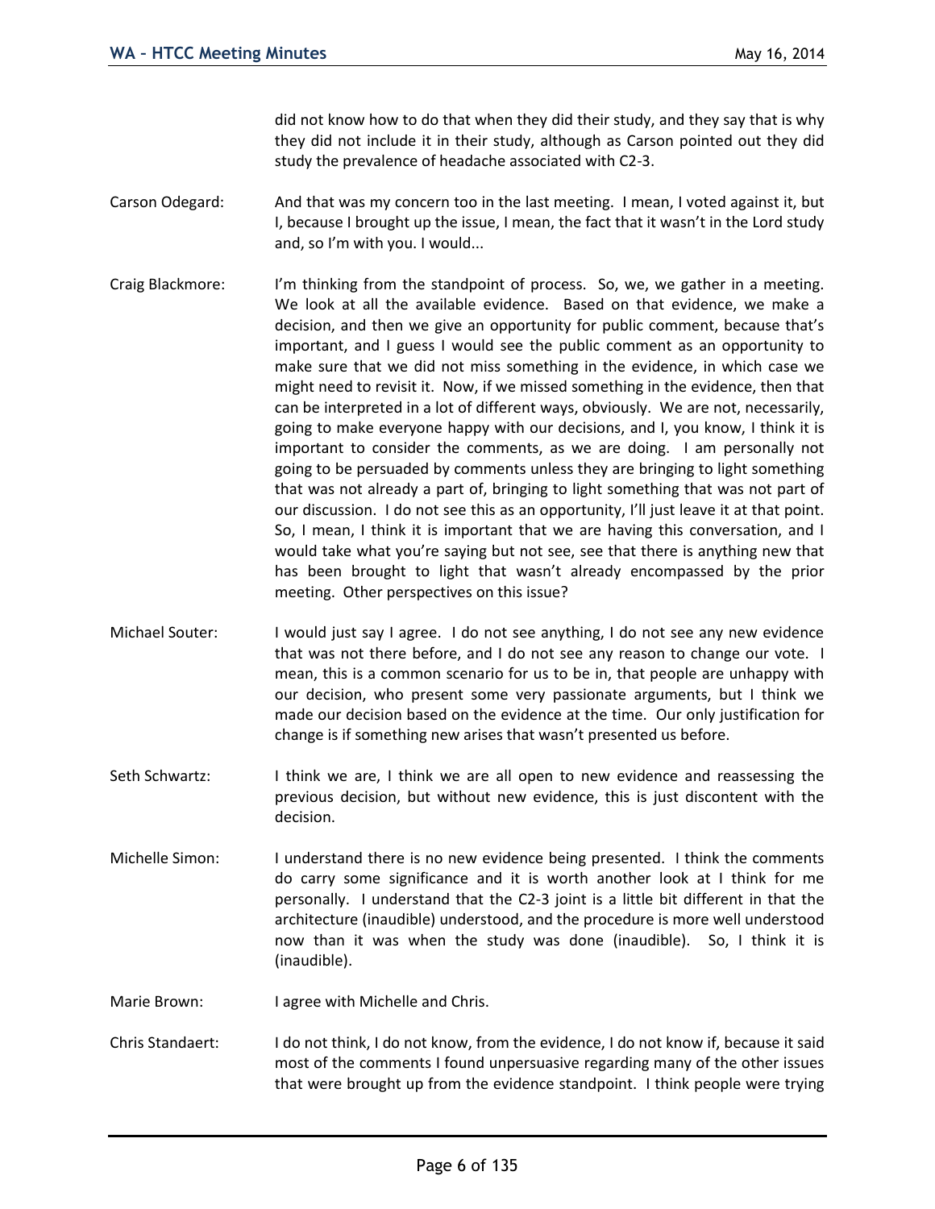did not know how to do that when they did their study, and they say that is why they did not include it in their study, although as Carson pointed out they did study the prevalence of headache associated with C2-3.

Carson Odegard: And that was my concern too in the last meeting. I mean, I voted against it, but I, because I brought up the issue, I mean, the fact that it wasn't in the Lord study and, so I'm with you. I would...

Craig Blackmore: I'm thinking from the standpoint of process. So, we, we gather in a meeting. We look at all the available evidence. Based on that evidence, we make a decision, and then we give an opportunity for public comment, because that's important, and I guess I would see the public comment as an opportunity to make sure that we did not miss something in the evidence, in which case we might need to revisit it. Now, if we missed something in the evidence, then that can be interpreted in a lot of different ways, obviously. We are not, necessarily, going to make everyone happy with our decisions, and I, you know, I think it is important to consider the comments, as we are doing. I am personally not going to be persuaded by comments unless they are bringing to light something that was not already a part of, bringing to light something that was not part of our discussion. I do not see this as an opportunity, I'll just leave it at that point. So, I mean, I think it is important that we are having this conversation, and I would take what you're saying but not see, see that there is anything new that has been brought to light that wasn't already encompassed by the prior meeting. Other perspectives on this issue?

Michael Souter: I would just say I agree. I do not see anything, I do not see any new evidence that was not there before, and I do not see any reason to change our vote. I mean, this is a common scenario for us to be in, that people are unhappy with our decision, who present some very passionate arguments, but I think we made our decision based on the evidence at the time. Our only justification for change is if something new arises that wasn't presented us before.

Seth Schwartz: I think we are, I think we are all open to new evidence and reassessing the previous decision, but without new evidence, this is just discontent with the decision.

Michelle Simon: I understand there is no new evidence being presented. I think the comments do carry some significance and it is worth another look at I think for me personally. I understand that the C2-3 joint is a little bit different in that the architecture (inaudible) understood, and the procedure is more well understood now than it was when the study was done (inaudible). So, I think it is (inaudible).

Marie Brown: I agree with Michelle and Chris.

Chris Standaert: I do not think, I do not know, from the evidence, I do not know if, because it said most of the comments I found unpersuasive regarding many of the other issues that were brought up from the evidence standpoint. I think people were trying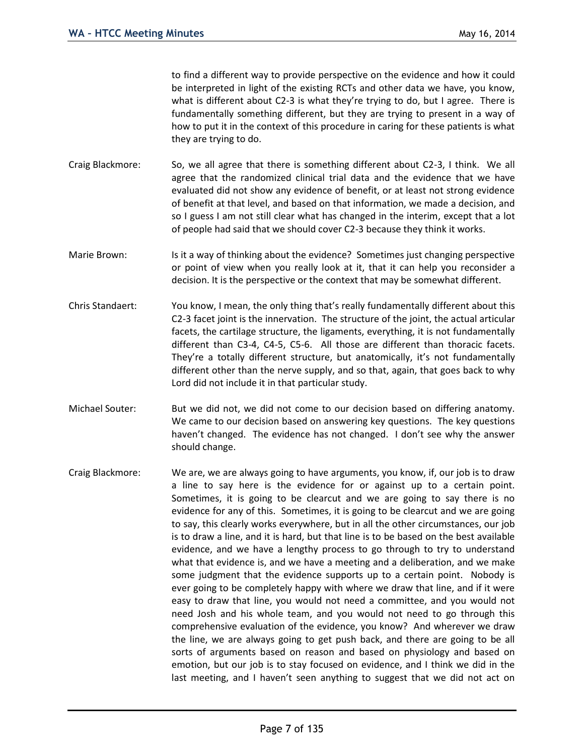to find a different way to provide perspective on the evidence and how it could be interpreted in light of the existing RCTs and other data we have, you know, what is different about C2-3 is what they're trying to do, but I agree. There is fundamentally something different, but they are trying to present in a way of how to put it in the context of this procedure in caring for these patients is what they are trying to do.

Craig Blackmore: So, we all agree that there is something different about C2-3, I think. We all agree that the randomized clinical trial data and the evidence that we have evaluated did not show any evidence of benefit, or at least not strong evidence of benefit at that level, and based on that information, we made a decision, and so I guess I am not still clear what has changed in the interim, except that a lot of people had said that we should cover C2-3 because they think it works.

Marie Brown: Is it a way of thinking about the evidence? Sometimes just changing perspective or point of view when you really look at it, that it can help you reconsider a decision. It is the perspective or the context that may be somewhat different.

Chris Standaert: You know, I mean, the only thing that's really fundamentally different about this C2-3 facet joint is the innervation. The structure of the joint, the actual articular facets, the cartilage structure, the ligaments, everything, it is not fundamentally different than C3-4, C4-5, C5-6. All those are different than thoracic facets. They're a totally different structure, but anatomically, it's not fundamentally different other than the nerve supply, and so that, again, that goes back to why Lord did not include it in that particular study.

Michael Souter: But we did not, we did not come to our decision based on differing anatomy. We came to our decision based on answering key questions. The key questions haven't changed. The evidence has not changed. I don't see why the answer should change.

Craig Blackmore: We are, we are always going to have arguments, you know, if, our job is to draw a line to say here is the evidence for or against up to a certain point. Sometimes, it is going to be clearcut and we are going to say there is no evidence for any of this. Sometimes, it is going to be clearcut and we are going to say, this clearly works everywhere, but in all the other circumstances, our job is to draw a line, and it is hard, but that line is to be based on the best available evidence, and we have a lengthy process to go through to try to understand what that evidence is, and we have a meeting and a deliberation, and we make some judgment that the evidence supports up to a certain point. Nobody is ever going to be completely happy with where we draw that line, and if it were easy to draw that line, you would not need a committee, and you would not need Josh and his whole team, and you would not need to go through this comprehensive evaluation of the evidence, you know? And wherever we draw the line, we are always going to get push back, and there are going to be all sorts of arguments based on reason and based on physiology and based on emotion, but our job is to stay focused on evidence, and I think we did in the last meeting, and I haven't seen anything to suggest that we did not act on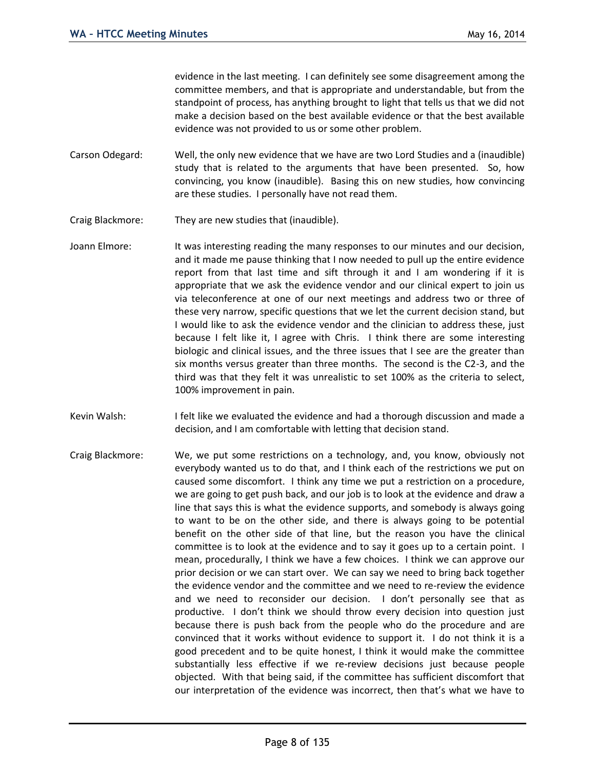evidence in the last meeting. I can definitely see some disagreement among the committee members, and that is appropriate and understandable, but from the standpoint of process, has anything brought to light that tells us that we did not make a decision based on the best available evidence or that the best available evidence was not provided to us or some other problem.

Carson Odegard: Well, the only new evidence that we have are two Lord Studies and a (inaudible) study that is related to the arguments that have been presented. So, how convincing, you know (inaudible). Basing this on new studies, how convincing are these studies. I personally have not read them.

Craig Blackmore: They are new studies that (inaudible).

Joann Elmore: It was interesting reading the many responses to our minutes and our decision, and it made me pause thinking that I now needed to pull up the entire evidence report from that last time and sift through it and I am wondering if it is appropriate that we ask the evidence vendor and our clinical expert to join us via teleconference at one of our next meetings and address two or three of these very narrow, specific questions that we let the current decision stand, but I would like to ask the evidence vendor and the clinician to address these, just because I felt like it, I agree with Chris. I think there are some interesting biologic and clinical issues, and the three issues that I see are the greater than six months versus greater than three months. The second is the C2-3, and the third was that they felt it was unrealistic to set 100% as the criteria to select, 100% improvement in pain.

Kevin Walsh: I felt like we evaluated the evidence and had a thorough discussion and made a decision, and I am comfortable with letting that decision stand.

Craig Blackmore: We, we put some restrictions on a technology, and, you know, obviously not everybody wanted us to do that, and I think each of the restrictions we put on caused some discomfort. I think any time we put a restriction on a procedure, we are going to get push back, and our job is to look at the evidence and draw a line that says this is what the evidence supports, and somebody is always going to want to be on the other side, and there is always going to be potential benefit on the other side of that line, but the reason you have the clinical committee is to look at the evidence and to say it goes up to a certain point. I mean, procedurally, I think we have a few choices. I think we can approve our prior decision or we can start over. We can say we need to bring back together the evidence vendor and the committee and we need to re-review the evidence and we need to reconsider our decision. I don't personally see that as productive. I don't think we should throw every decision into question just because there is push back from the people who do the procedure and are convinced that it works without evidence to support it. I do not think it is a good precedent and to be quite honest, I think it would make the committee substantially less effective if we re-review decisions just because people objected. With that being said, if the committee has sufficient discomfort that our interpretation of the evidence was incorrect, then that's what we have to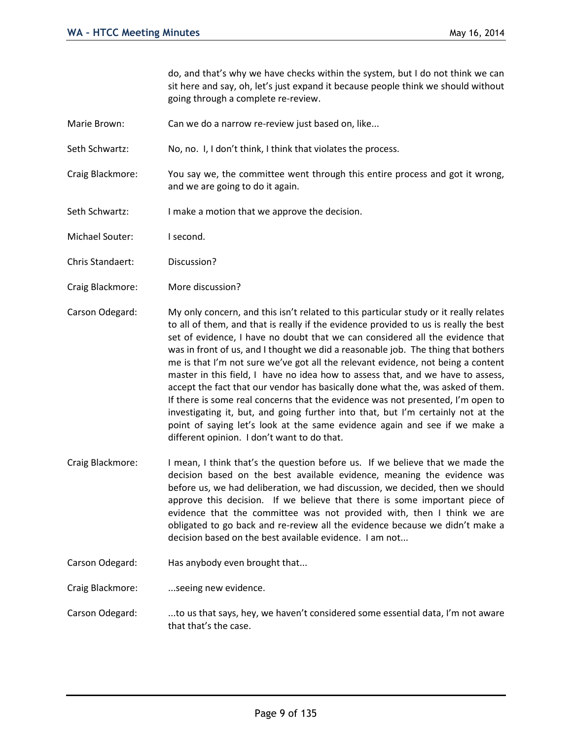do, and that's why we have checks within the system, but I do not think we can sit here and say, oh, let's just expand it because people think we should without going through a complete re-review.

Marie Brown: Can we do a narrow re-review just based on, like...

Seth Schwartz: No, no. I, I don't think, I think that violates the process.

Craig Blackmore: You say we, the committee went through this entire process and got it wrong, and we are going to do it again.

Seth Schwartz: I make a motion that we approve the decision.

Michael Souter: I second.

Chris Standaert: Discussion?

Craig Blackmore: More discussion?

Carson Odegard: My only concern, and this isn't related to this particular study or it really relates to all of them, and that is really if the evidence provided to us is really the best set of evidence, I have no doubt that we can considered all the evidence that was in front of us, and I thought we did a reasonable job. The thing that bothers me is that I'm not sure we've got all the relevant evidence, not being a content master in this field, I have no idea how to assess that, and we have to assess, accept the fact that our vendor has basically done what the, was asked of them. If there is some real concerns that the evidence was not presented, I'm open to investigating it, but, and going further into that, but I'm certainly not at the point of saying let's look at the same evidence again and see if we make a different opinion. I don't want to do that.

Craig Blackmore: I mean, I think that's the question before us. If we believe that we made the decision based on the best available evidence, meaning the evidence was before us, we had deliberation, we had discussion, we decided, then we should approve this decision. If we believe that there is some important piece of evidence that the committee was not provided with, then I think we are obligated to go back and re-review all the evidence because we didn't make a decision based on the best available evidence. I am not...

Carson Odegard: Has anybody even brought that...

Craig Blackmore: ...seeing new evidence.

Carson Odegard: ...to us that says, hey, we haven't considered some essential data, I'm not aware that that's the case.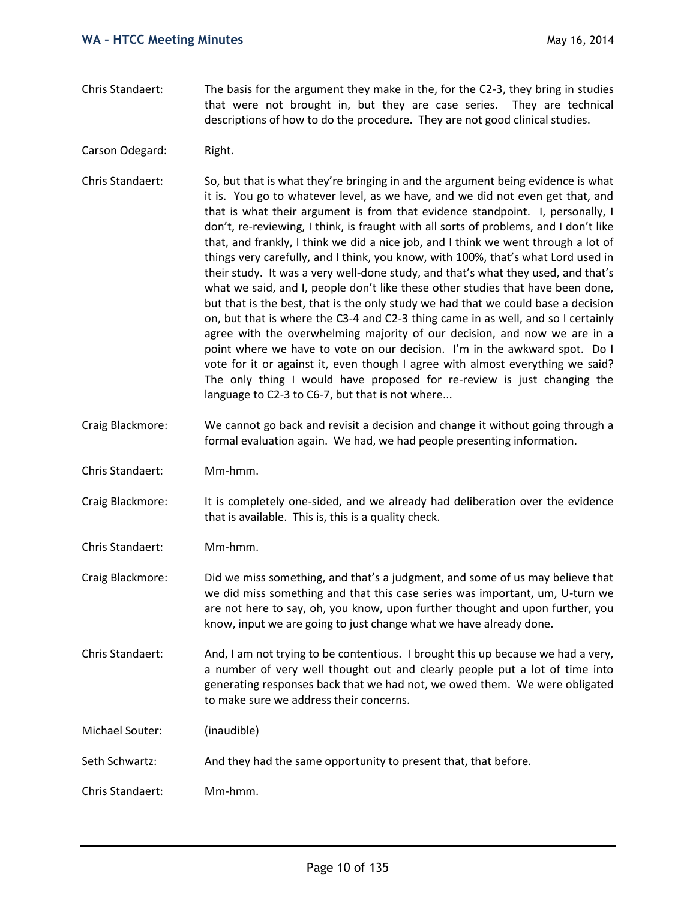Chris Standaert: The basis for the argument they make in the, for the C2-3, they bring in studies that were not brought in, but they are case series. They are technical descriptions of how to do the procedure. They are not good clinical studies.

Carson Odegard: Right.

Chris Standaert: So, but that is what they're bringing in and the argument being evidence is what it is. You go to whatever level, as we have, and we did not even get that, and that is what their argument is from that evidence standpoint. I, personally, I don't, re-reviewing, I think, is fraught with all sorts of problems, and I don't like that, and frankly, I think we did a nice job, and I think we went through a lot of things very carefully, and I think, you know, with 100%, that's what Lord used in their study. It was a very well-done study, and that's what they used, and that's what we said, and I, people don't like these other studies that have been done, but that is the best, that is the only study we had that we could base a decision on, but that is where the C3-4 and C2-3 thing came in as well, and so I certainly agree with the overwhelming majority of our decision, and now we are in a point where we have to vote on our decision. I'm in the awkward spot. Do I vote for it or against it, even though I agree with almost everything we said? The only thing I would have proposed for re-review is just changing the language to C2-3 to C6-7, but that is not where...

Craig Blackmore: We cannot go back and revisit a decision and change it without going through a formal evaluation again. We had, we had people presenting information.

Chris Standaert: Mm-hmm.

Craig Blackmore: It is completely one-sided, and we already had deliberation over the evidence that is available. This is, this is a quality check.

Chris Standaert: Mm-hmm.

Craig Blackmore: Did we miss something, and that's a judgment, and some of us may believe that we did miss something and that this case series was important, um, U-turn we are not here to say, oh, you know, upon further thought and upon further, you know, input we are going to just change what we have already done.

Chris Standaert: And, I am not trying to be contentious. I brought this up because we had a very, a number of very well thought out and clearly people put a lot of time into generating responses back that we had not, we owed them. We were obligated to make sure we address their concerns.

Michael Souter: (inaudible)

Seth Schwartz: And they had the same opportunity to present that, that before.

Chris Standaert: Mm-hmm.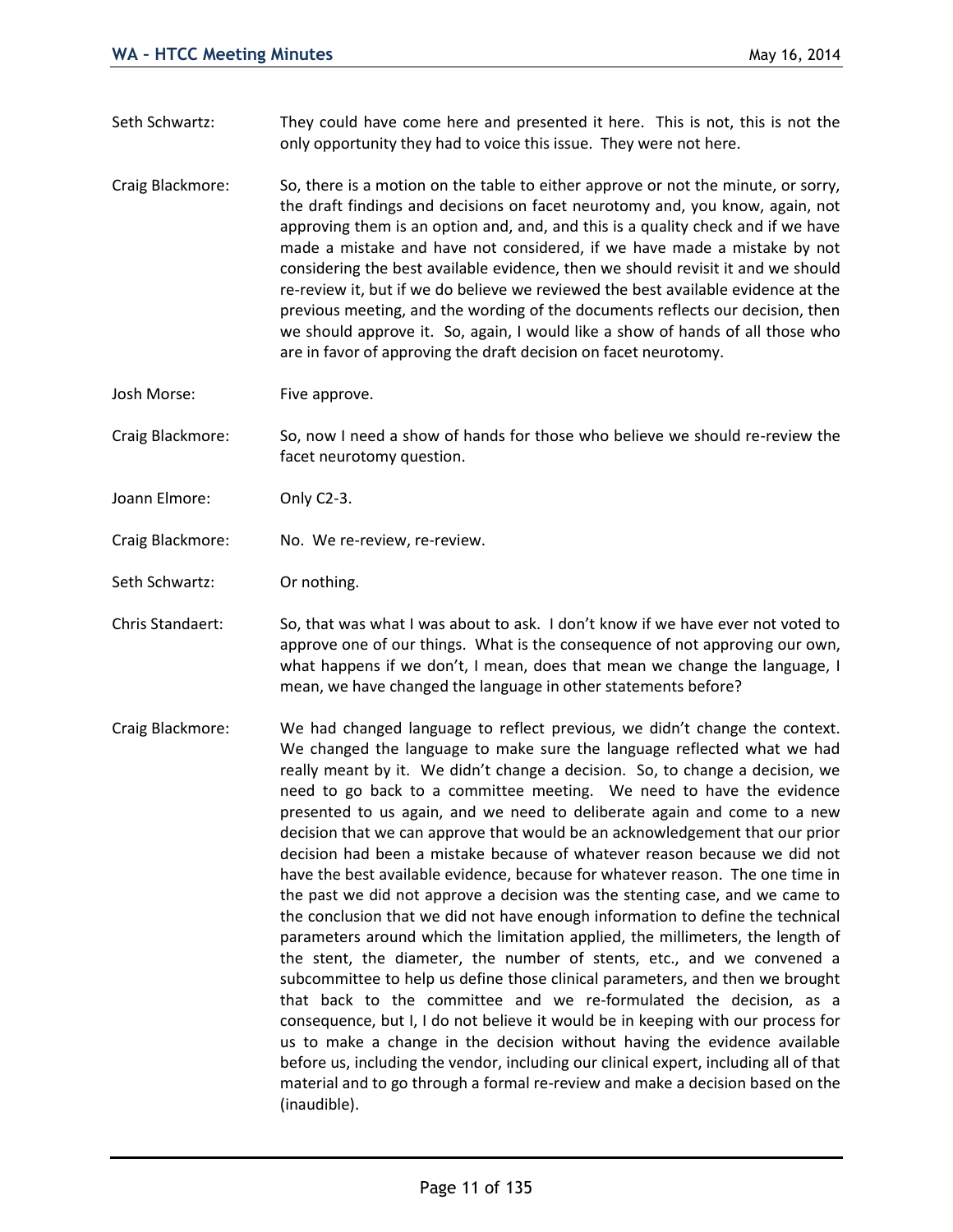Seth Schwartz: They could have come here and presented it here. This is not, this is not the only opportunity they had to voice this issue. They were not here.

Craig Blackmore: So, there is a motion on the table to either approve or not the minute, or sorry, the draft findings and decisions on facet neurotomy and, you know, again, not approving them is an option and, and, and this is a quality check and if we have made a mistake and have not considered, if we have made a mistake by not considering the best available evidence, then we should revisit it and we should re-review it, but if we do believe we reviewed the best available evidence at the previous meeting, and the wording of the documents reflects our decision, then we should approve it. So, again, I would like a show of hands of all those who are in favor of approving the draft decision on facet neurotomy.

Josh Morse: Five approve.

Craig Blackmore: So, now I need a show of hands for those who believe we should re-review the facet neurotomy question.

Joann Elmore: Only C2-3.

Craig Blackmore: No. We re-review, re-review.

Seth Schwartz: Or nothing.

Chris Standaert: So, that was what I was about to ask. I don't know if we have ever not voted to approve one of our things. What is the consequence of not approving our own, what happens if we don't, I mean, does that mean we change the language, I mean, we have changed the language in other statements before?

Craig Blackmore: We had changed language to reflect previous, we didn't change the context. We changed the language to make sure the language reflected what we had really meant by it. We didn't change a decision. So, to change a decision, we need to go back to a committee meeting. We need to have the evidence presented to us again, and we need to deliberate again and come to a new decision that we can approve that would be an acknowledgement that our prior decision had been a mistake because of whatever reason because we did not have the best available evidence, because for whatever reason. The one time in the past we did not approve a decision was the stenting case, and we came to the conclusion that we did not have enough information to define the technical parameters around which the limitation applied, the millimeters, the length of the stent, the diameter, the number of stents, etc., and we convened a subcommittee to help us define those clinical parameters, and then we brought that back to the committee and we re-formulated the decision, as a consequence, but I, I do not believe it would be in keeping with our process for us to make a change in the decision without having the evidence available before us, including the vendor, including our clinical expert, including all of that material and to go through a formal re-review and make a decision based on the (inaudible).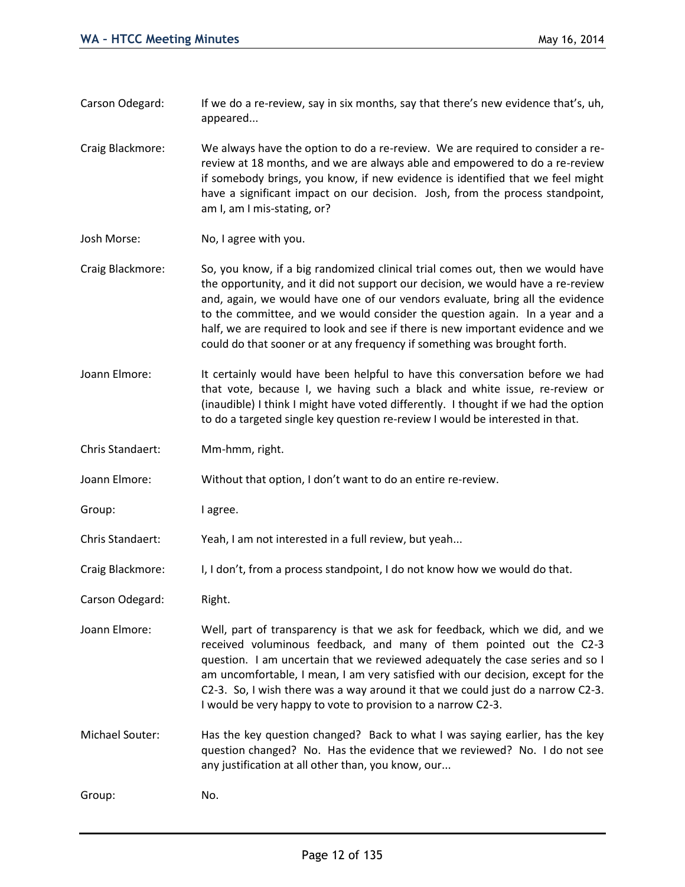Carson Odegard: If we do a re-review, say in six months, say that there's new evidence that's, uh, appeared...

Craig Blackmore: We always have the option to do a re-review. We are required to consider a re-review at 18 months, and we are always able and empowered to do a re-review if somebody brings, you know, if new evidence is identified that we feel might have a significant impact on our decision. Josh, from the process standpoint, am I, am I mis-stating, or?

Josh Morse: No, I agree with you.

Craig Blackmore: So, you know, if a big randomized clinical trial comes out, then we would have the opportunity, and it did not support our decision, we would have a re-review and, again, we would have one of our vendors evaluate, bring all the evidence to the committee, and we would consider the question again. In a year and a half, we are required to look and see if there is new important evidence and we could do that sooner or at any frequency if something was brought forth.

Joann Elmore: It certainly would have been helpful to have this conversation before we had that vote, because I, we having such a black and white issue, re-review or (inaudible) I think I might have voted differently. I thought if we had the option to do a targeted single key question re-review I would be interested in that.

Chris Standaert: Mm-hmm, right.

Joann Elmore: Without that option, I don't want to do an entire re-review.

Group: I agree.

Chris Standaert: Yeah, I am not interested in a full review, but yeah...

Craig Blackmore: I, I don't, from a process standpoint, I do not know how we would do that.

Carson Odegard: Right.

Joann Elmore: Well, part of transparency is that we ask for feedback, which we did, and we received voluminous feedback, and many of them pointed out the C2-3 question. I am uncertain that we reviewed adequately the case series and so I am uncomfortable, I mean, I am very satisfied with our decision, except for the C2-3. So, I wish there was a way around it that we could just do a narrow C2-3. I would be very happy to vote to provision to a narrow C2-3.

Michael Souter: Has the key question changed? Back to what I was saying earlier, has the key question changed? No. Has the evidence that we reviewed? No. I do not see any justification at all other than, you know, our...

Group: No.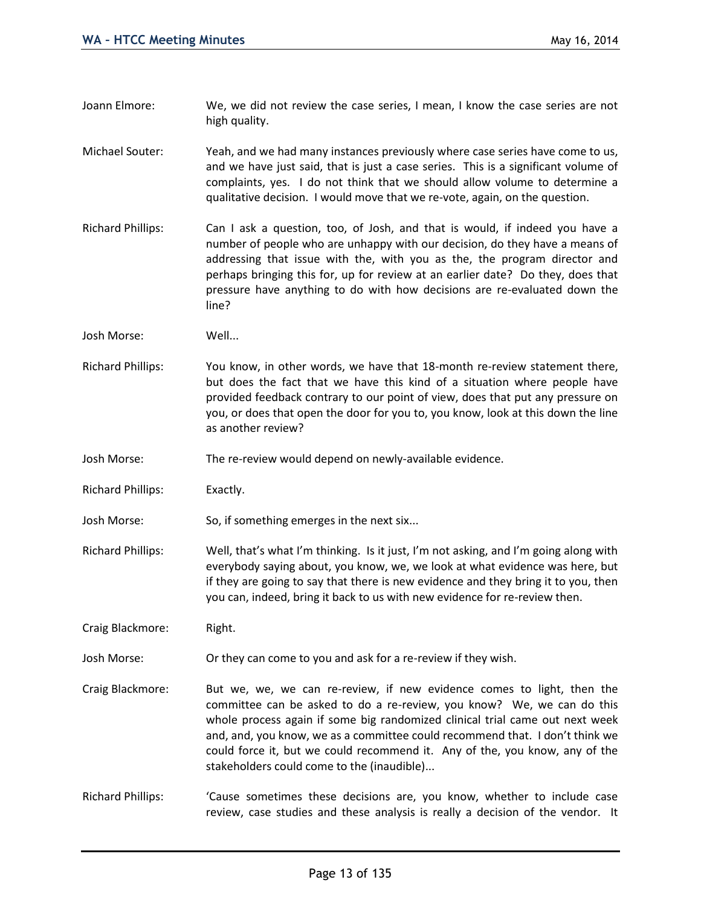Joann Elmore: We, we did not review the case series, I mean, I know the case series are not high quality.

Michael Souter: Yeah, and we had many instances previously where case series have come to us, and we have just said, that is just a case series. This is a significant volume of complaints, yes. I do not think that we should allow volume to determine a qualitative decision. I would move that we re-vote, again, on the question.

Richard Phillips: Can I ask a question, too, of Josh, and that is would, if indeed you have a number of people who are unhappy with our decision, do they have a means of addressing that issue with the, with you as the, the program director and perhaps bringing this for, up for review at an earlier date? Do they, does that pressure have anything to do with how decisions are re-evaluated down the line?

Josh Morse: Well...

Richard Phillips: You know, in other words, we have that 18-month re-review statement there, but does the fact that we have this kind of a situation where people have provided feedback contrary to our point of view, does that put any pressure on you, or does that open the door for you to, you know, look at this down the line as another review?

Josh Morse: The re-review would depend on newly-available evidence.

Richard Phillips: Exactly.

Josh Morse: So, if something emerges in the next six...

Richard Phillips: Well, that's what I'm thinking. Is it just, I'm not asking, and I'm going along with everybody saying about, you know, we, we look at what evidence was here, but if they are going to say that there is new evidence and they bring it to you, then you can, indeed, bring it back to us with new evidence for re-review then.

Craig Blackmore: Right.

Josh Morse: Or they can come to you and ask for a re-review if they wish.

Craig Blackmore: But we, we, we can re-review, if new evidence comes to light, then the committee can be asked to do a re-review, you know? We, we can do this whole process again if some big randomized clinical trial came out next week and, and, you know, we as a committee could recommend that. I don't think we could force it, but we could recommend it. Any of the, you know, any of the stakeholders could come to the (inaudible)...

Richard Phillips: 'Cause sometimes these decisions are, you know, whether to include case review, case studies and these analysis is really a decision of the vendor. It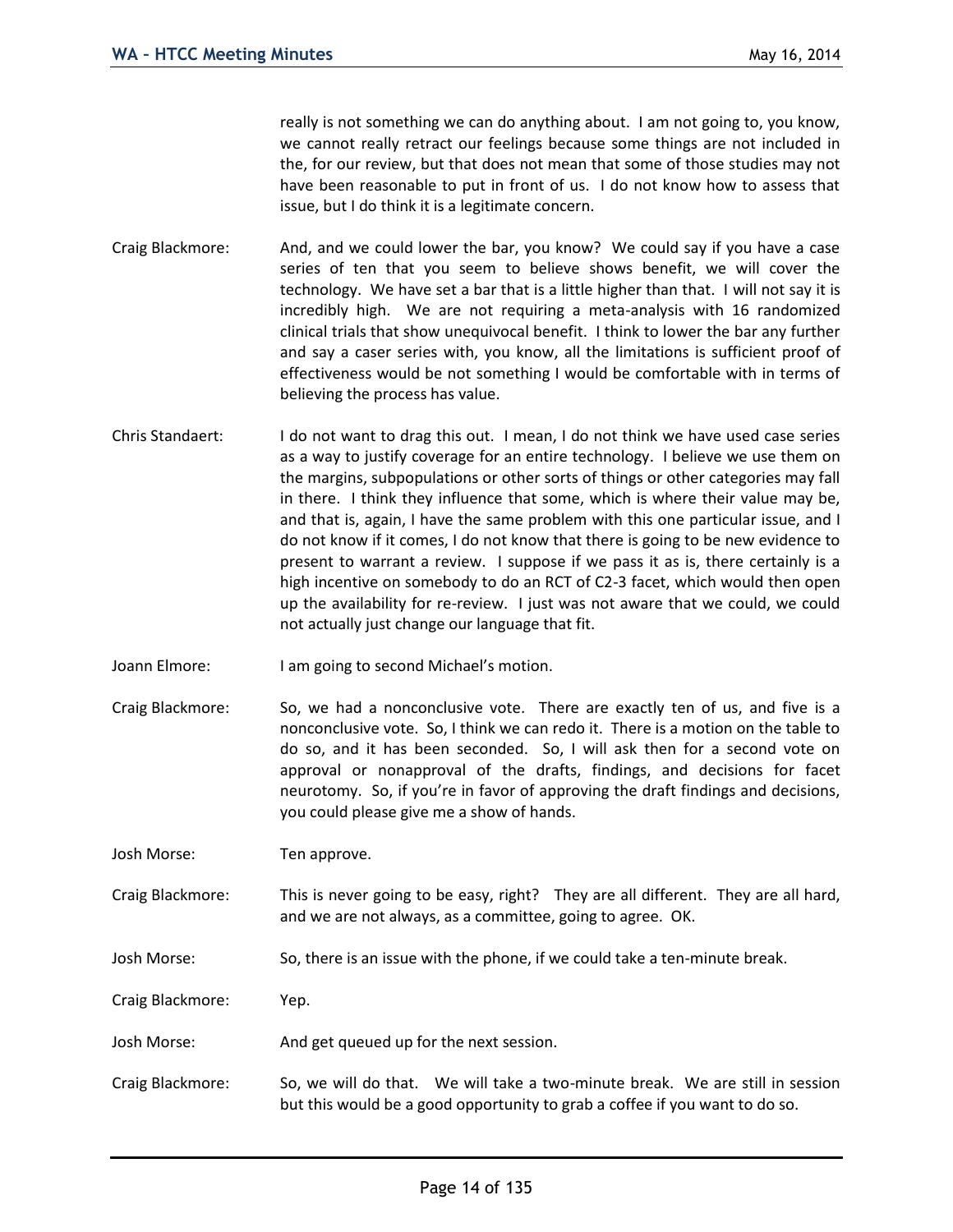really is not something we can do anything about. I am not going to, you know, we cannot really retract our feelings because some things are not included in the, for our review, but that does not mean that some of those studies may not have been reasonable to put in front of us. I do not know how to assess that issue, but I do think it is a legitimate concern.

Craig Blackmore: And, and we could lower the bar, you know? We could say if you have a case series of ten that you seem to believe shows benefit, we will cover the technology. We have set a bar that is a little higher than that. I will not say it is incredibly high. We are not requiring a meta-analysis with 16 randomized clinical trials that show unequivocal benefit. I think to lower the bar any further and say a caser series with, you know, all the limitations is sufficient proof of effectiveness would be not something I would be comfortable with in terms of believing the process has value.

Chris Standaert: I do not want to drag this out. I mean, I do not think we have used case series as a way to justify coverage for an entire technology. I believe we use them on the margins, subpopulations or other sorts of things or other categories may fall in there. I think they influence that some, which is where their value may be, and that is, again, I have the same problem with this one particular issue, and I do not know if it comes, I do not know that there is going to be new evidence to present to warrant a review. I suppose if we pass it as is, there certainly is a high incentive on somebody to do an RCT of C2-3 facet, which would then open up the availability for re-review. I just was not aware that we could, we could not actually just change our language that fit.

Joann Elmore: I am going to second Michael's motion.

Craig Blackmore: So, we had a nonconclusive vote. There are exactly ten of us, and five is a nonconclusive vote. So, I think we can redo it. There is a motion on the table to do so, and it has been seconded. So, I will ask then for a second vote on approval or nonapproval of the drafts, findings, and decisions for facet neurotomy. So, if you're in favor of approving the draft findings and decisions, you could please give me a show of hands.

Josh Morse: Ten approve.

Craig Blackmore: This is never going to be easy, right? They are all different. They are all hard, and we are not always, as a committee, going to agree. OK.

Josh Morse: So, there is an issue with the phone, if we could take a ten-minute break.

Craig Blackmore: Yep.

Josh Morse: And get queued up for the next session.

Craig Blackmore: So, we will do that. We will take a two-minute break. We are still in session but this would be a good opportunity to grab a coffee if you want to do so.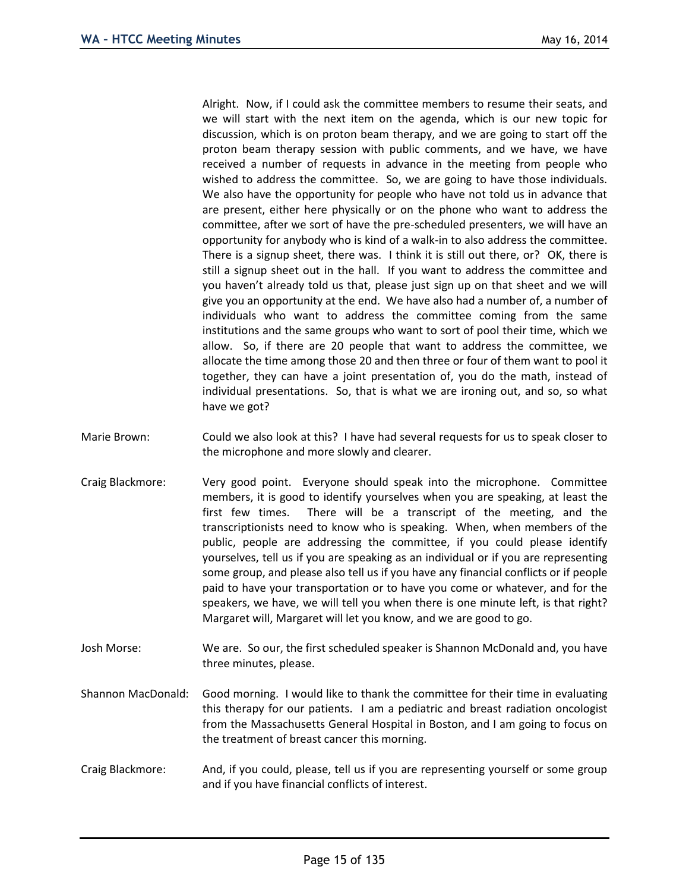Alright. Now, if I could ask the committee members to resume their seats, and we will start with the next item on the agenda, which is our new topic for discussion, which is on proton beam therapy, and we are going to start off the proton beam therapy session with public comments, and we have, we have received a number of requests in advance in the meeting from people who wished to address the committee. So, we are going to have those individuals. We also have the opportunity for people who have not told us in advance that are present, either here physically or on the phone who want to address the committee, after we sort of have the pre-scheduled presenters, we will have an opportunity for anybody who is kind of a walk-in to also address the committee. There is a signup sheet, there was. I think it is still out there, or? OK, there is still a signup sheet out in the hall. If you want to address the committee and you haven't already told us that, please just sign up on that sheet and we will give you an opportunity at the end. We have also had a number of, a number of individuals who want to address the committee coming from the same institutions and the same groups who want to sort of pool their time, which we allow. So, if there are 20 people that want to address the committee, we allocate the time among those 20 and then three or four of them want to pool it together, they can have a joint presentation of, you do the math, instead of individual presentations. So, that is what we are ironing out, and so, so what have we got?

Marie Brown: Could we also look at this? I have had several requests for us to speak closer to the microphone and more slowly and clearer.

Craig Blackmore: Very good point. Everyone should speak into the microphone. Committee members, it is good to identify yourselves when you are speaking, at least the first few times. There will be a transcript of the meeting, and the transcriptionists need to know who is speaking. When, when members of the public, people are addressing the committee, if you could please identify yourselves, tell us if you are speaking as an individual or if you are representing some group, and please also tell us if you have any financial conflicts or if people paid to have your transportation or to have you come or whatever, and for the speakers, we have, we will tell you when there is one minute left, is that right? Margaret will, Margaret will let you know, and we are good to go.

Josh Morse: We are. So our, the first scheduled speaker is Shannon McDonald and, you have three minutes, please.

Shannon MacDonald: Good morning. I would like to thank the committee for their time in evaluating this therapy for our patients. I am a pediatric and breast radiation oncologist from the Massachusetts General Hospital in Boston, and I am going to focus on the treatment of breast cancer this morning.

Craig Blackmore: And, if you could, please, tell us if you are representing yourself or some group and if you have financial conflicts of interest.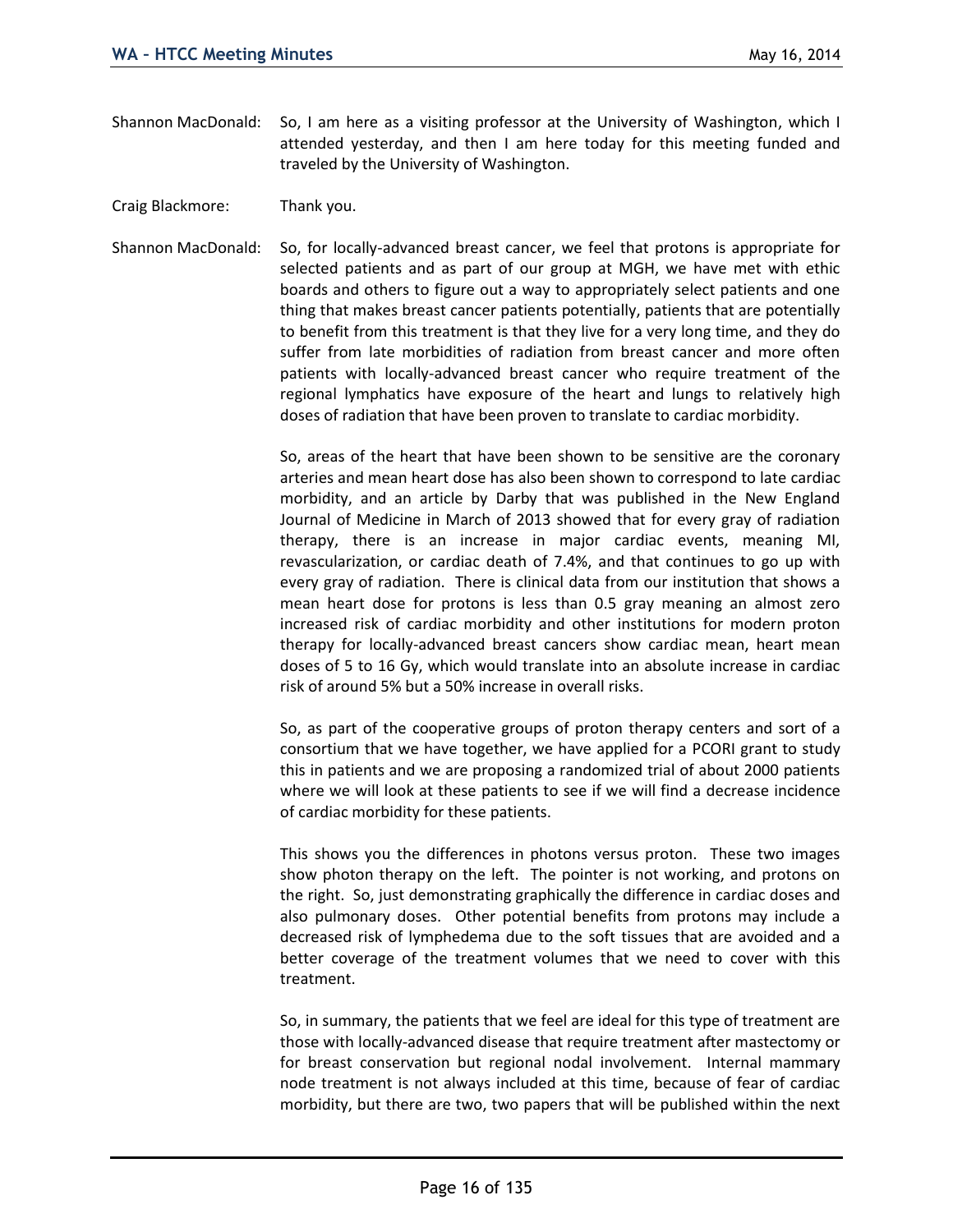Shannon MacDonald: So, I am here as a visiting professor at the University of Washington, which I attended yesterday, and then I am here today for this meeting funded and traveled by the University of Washington.

Craig Blackmore: Thank you.

Shannon MacDonald: So, for locally-advanced breast cancer, we feel that protons is appropriate for selected patients and as part of our group at MGH, we have met with ethic boards and others to figure out a way to appropriately select patients and one thing that makes breast cancer patients potentially, patients that are potentially to benefit from this treatment is that they live for a very long time, and they do suffer from late morbidities of radiation from breast cancer and more often patients with locally-advanced breast cancer who require treatment of the regional lymphatics have exposure of the heart and lungs to relatively high doses of radiation that have been proven to translate to cardiac morbidity.

So, areas of the heart that have been shown to be sensitive are the coronary arteries and mean heart dose has also been shown to correspond to late cardiac morbidity, and an article by Darby that was published in the New England Journal of Medicine in March of 2013 showed that for every gray of radiation therapy, there is an increase in major cardiac events, meaning MI, revascularization, or cardiac death of 7.4%, and that continues to go up with every gray of radiation. There is clinical data from our institution that shows a mean heart dose for protons is less than 0.5 gray meaning an almost zero increased risk of cardiac morbidity and other institutions for modern proton therapy for locally-advanced breast cancers show cardiac mean, heart mean doses of 5 to 16 Gy, which would translate into an absolute increase in cardiac risk of around 5% but a 50% increase in overall risks.

So, as part of the cooperative groups of proton therapy centers and sort of a consortium that we have together, we have applied for a PCORI grant to study this in patients and we are proposing a randomized trial of about 2000 patients where we will look at these patients to see if we will find a decrease incidence of cardiac morbidity for these patients.

This shows you the differences in photons versus proton. These two images show photon therapy on the left. The pointer is not working, and protons on the right. So, just demonstrating graphically the difference in cardiac doses and also pulmonary doses. Other potential benefits from protons may include a decreased risk of lymphedema due to the soft tissues that are avoided and a better coverage of the treatment volumes that we need to cover with this treatment.

So, in summary, the patients that we feel are ideal for this type of treatment are those with locally-advanced disease that require treatment after mastectomy or for breast conservation but regional nodal involvement. Internal mammary node treatment is not always included at this time, because of fear of cardiac morbidity, but there are two, two papers that will be published within the next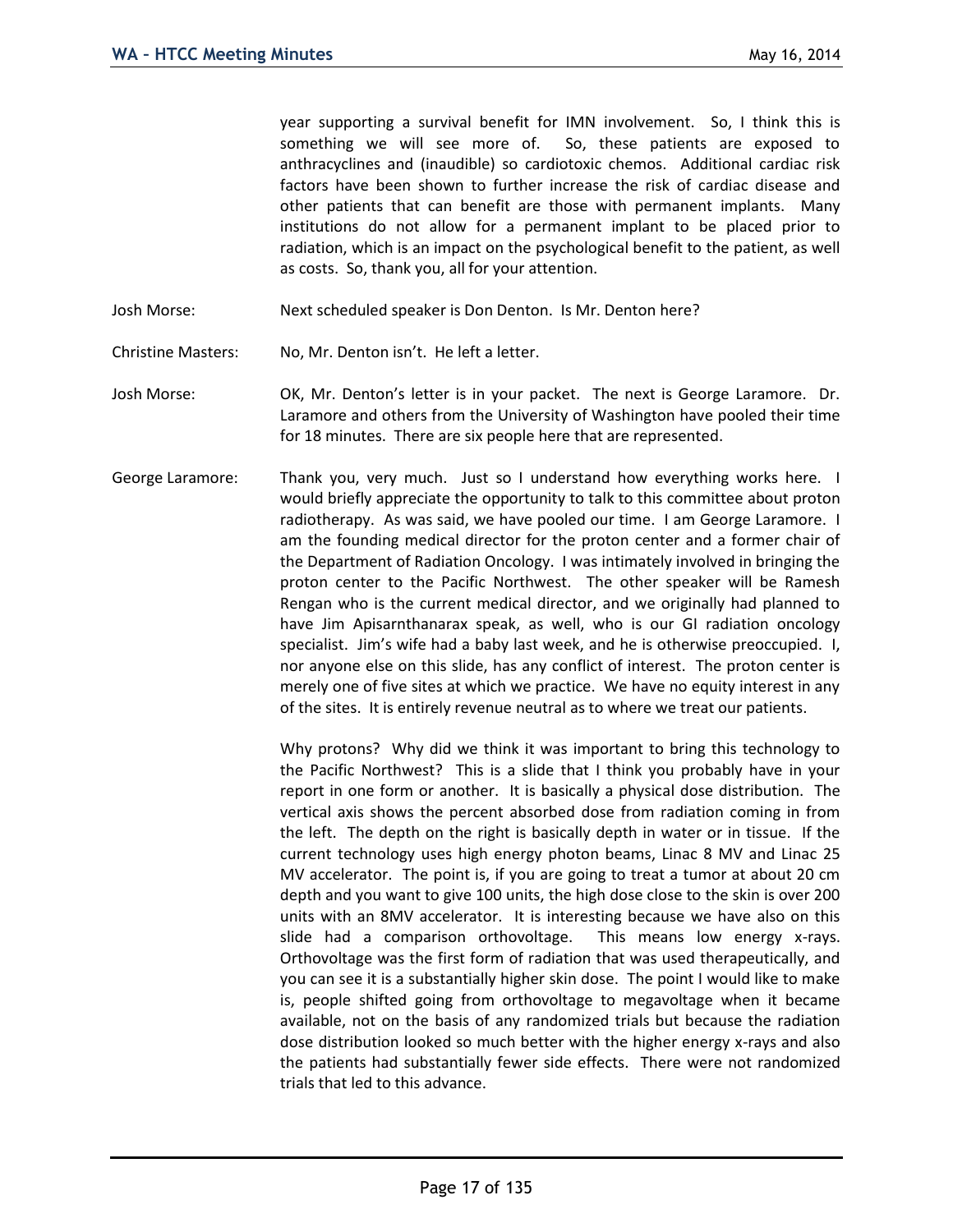year supporting a survival benefit for IMN involvement. So, I think this is something we will see more of. So, these patients are exposed to anthracyclines and (inaudible) so cardiotoxic chemos. Additional cardiac risk factors have been shown to further increase the risk of cardiac disease and other patients that can benefit are those with permanent implants. Many institutions do not allow for a permanent implant to be placed prior to radiation, which is an impact on the psychological benefit to the patient, as well as costs. So, thank you, all for your attention.

Josh Morse: Next scheduled speaker is Don Denton. Is Mr. Denton here?

Christine Masters: No, Mr. Denton isn't. He left a letter.

Josh Morse: OK, Mr. Denton's letter is in your packet. The next is George Laramore. Dr. Laramore and others from the University of Washington have pooled their time for 18 minutes. There are six people here that are represented.

George Laramore: Thank you, very much. Just so I understand how everything works here. I would briefly appreciate the opportunity to talk to this committee about proton radiotherapy. As was said, we have pooled our time. I am George Laramore. I am the founding medical director for the proton center and a former chair of the Department of Radiation Oncology. I was intimately involved in bringing the proton center to the Pacific Northwest. The other speaker will be Ramesh Rengan who is the current medical director, and we originally had planned to have Jim Apisarnthanarax speak, as well, who is our GI radiation oncology specialist. Jim's wife had a baby last week, and he is otherwise preoccupied. I, nor anyone else on this slide, has any conflict of interest. The proton center is merely one of five sites at which we practice. We have no equity interest in any of the sites. It is entirely revenue neutral as to where we treat our patients.

Why protons? Why did we think it was important to bring this technology to the Pacific Northwest? This is a slide that I think you probably have in your report in one form or another. It is basically a physical dose distribution. The vertical axis shows the percent absorbed dose from radiation coming in from the left. The depth on the right is basically depth in water or in tissue. If the current technology uses high energy photon beams, Linac 8 MV and Linac 25 MV accelerator. The point is, if you are going to treat a tumor at about 20 cm depth and you want to give 100 units, the high dose close to the skin is over 200 units with an 8MV accelerator. It is interesting because we have also on this slide had a comparison orthovoltage. This means low energy x-rays. Orthovoltage was the first form of radiation that was used therapeutically, and you can see it is a substantially higher skin dose. The point I would like to make is, people shifted going from orthovoltage to megavoltage when it became available, not on the basis of any randomized trials but because the radiation dose distribution looked so much better with the higher energy x-rays and also the patients had substantially fewer side effects. There were not randomized trials that led to this advance.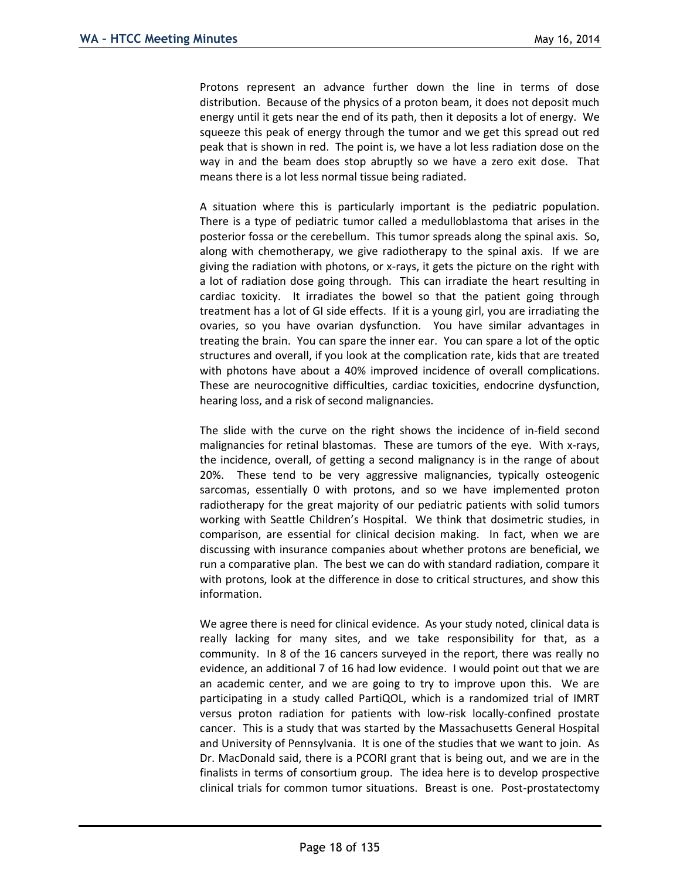Protons represent an advance further down the line in terms of dose distribution. Because of the physics of a proton beam, it does not deposit much energy until it gets near the end of its path, then it deposits a lot of energy. We squeeze this peak of energy through the tumor and we get this spread out red peak that is shown in red. The point is, we have a lot less radiation dose on the way in and the beam does stop abruptly so we have a zero exit dose. That means there is a lot less normal tissue being radiated.

A situation where this is particularly important is the pediatric population. There is a type of pediatric tumor called a medulloblastoma that arises in the posterior fossa or the cerebellum. This tumor spreads along the spinal axis. So, along with chemotherapy, we give radiotherapy to the spinal axis. If we are giving the radiation with photons, or x-rays, it gets the picture on the right with a lot of radiation dose going through. This can irradiate the heart resulting in cardiac toxicity. It irradiates the bowel so that the patient going through treatment has a lot of GI side effects. If it is a young girl, you are irradiating the ovaries, so you have ovarian dysfunction. You have similar advantages in treating the brain. You can spare the inner ear. You can spare a lot of the optic structures and overall, if you look at the complication rate, kids that are treated with photons have about a 40% improved incidence of overall complications. These are neurocognitive difficulties, cardiac toxicities, endocrine dysfunction, hearing loss, and a risk of second malignancies.

The slide with the curve on the right shows the incidence of in-field second malignancies for retinal blastomas. These are tumors of the eye. With x-rays, the incidence, overall, of getting a second malignancy is in the range of about 20%. These tend to be very aggressive malignancies, typically osteogenic sarcomas, essentially 0 with protons, and so we have implemented proton radiotherapy for the great majority of our pediatric patients with solid tumors working with Seattle Children's Hospital. We think that dosimetric studies, in comparison, are essential for clinical decision making. In fact, when we are discussing with insurance companies about whether protons are beneficial, we run a comparative plan. The best we can do with standard radiation, compare it with protons, look at the difference in dose to critical structures, and show this information.

We agree there is need for clinical evidence. As your study noted, clinical data is really lacking for many sites, and we take responsibility for that, as a community. In 8 of the 16 cancers surveyed in the report, there was really no evidence, an additional 7 of 16 had low evidence. I would point out that we are an academic center, and we are going to try to improve upon this. We are participating in a study called PartiQOL, which is a randomized trial of IMRT versus proton radiation for patients with low-risk locally-confined prostate cancer. This is a study that was started by the Massachusetts General Hospital and University of Pennsylvania. It is one of the studies that we want to join. As Dr. MacDonald said, there is a PCORI grant that is being out, and we are in the finalists in terms of consortium group. The idea here is to develop prospective clinical trials for common tumor situations. Breast is one. Post-prostatectomy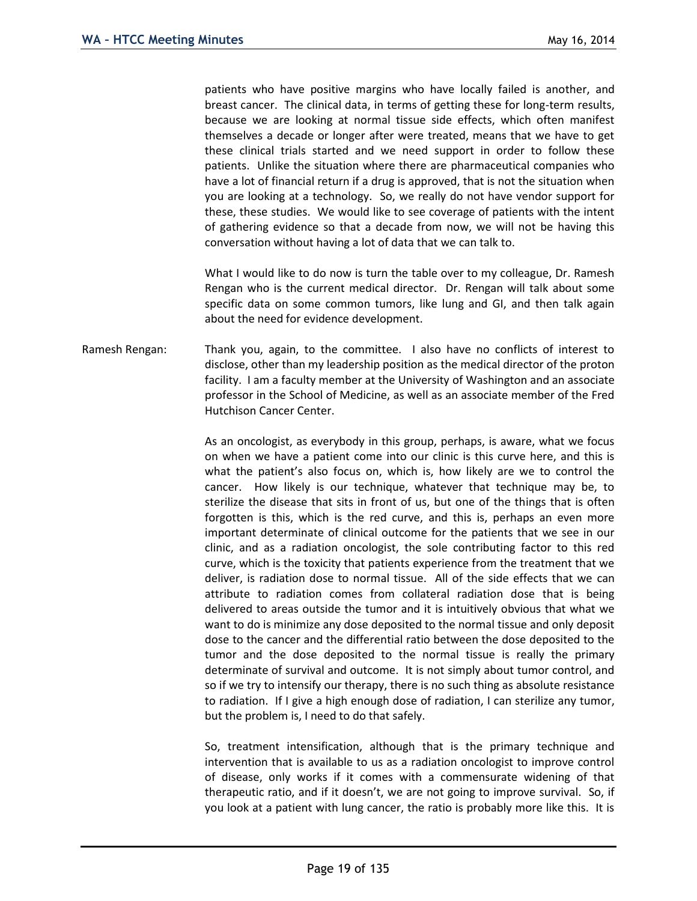patients who have positive margins who have locally failed is another, and breast cancer. The clinical data, in terms of getting these for long-term results, because we are looking at normal tissue side effects, which often manifest themselves a decade or longer after were treated, means that we have to get these clinical trials started and we need support in order to follow these patients. Unlike the situation where there are pharmaceutical companies who have a lot of financial return if a drug is approved, that is not the situation when you are looking at a technology. So, we really do not have vendor support for these, these studies. We would like to see coverage of patients with the intent of gathering evidence so that a decade from now, we will not be having this conversation without having a lot of data that we can talk to.

What I would like to do now is turn the table over to my colleague, Dr. Ramesh Rengan who is the current medical director. Dr. Rengan will talk about some specific data on some common tumors, like lung and GI, and then talk again about the need for evidence development.

Ramesh Rengan: Thank you, again, to the committee. I also have no conflicts of interest to disclose, other than my leadership position as the medical director of the proton facility. I am a faculty member at the University of Washington and an associate professor in the School of Medicine, as well as an associate member of the Fred Hutchison Cancer Center.

As an oncologist, as everybody in this group, perhaps, is aware, what we focus on when we have a patient come into our clinic is this curve here, and this is what the patient's also focus on, which is, how likely are we to control the cancer. How likely is our technique, whatever that technique may be, to sterilize the disease that sits in front of us, but one of the things that is often forgotten is this, which is the red curve, and this is, perhaps an even more important determinate of clinical outcome for the patients that we see in our clinic, and as a radiation oncologist, the sole contributing factor to this red curve, which is the toxicity that patients experience from the treatment that we deliver, is radiation dose to normal tissue. All of the side effects that we can attribute to radiation comes from collateral radiation dose that is being delivered to areas outside the tumor and it is intuitively obvious that what we want to do is minimize any dose deposited to the normal tissue and only deposit dose to the cancer and the differential ratio between the dose deposited to the tumor and the dose deposited to the normal tissue is really the primary determinate of survival and outcome. It is not simply about tumor control, and so if we try to intensify our therapy, there is no such thing as absolute resistance to radiation. If I give a high enough dose of radiation, I can sterilize any tumor, but the problem is, I need to do that safely.

So, treatment intensification, although that is the primary technique and intervention that is available to us as a radiation oncologist to improve control of disease, only works if it comes with a commensurate widening of that therapeutic ratio, and if it doesn't, we are not going to improve survival. So, if you look at a patient with lung cancer, the ratio is probably more like this. It is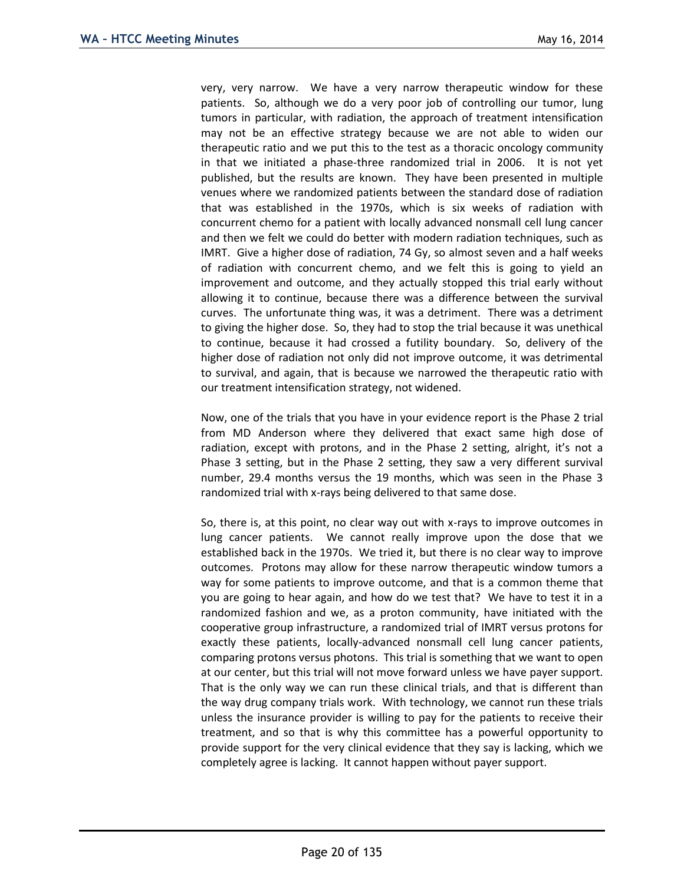very, very narrow. We have a very narrow therapeutic window for these patients. So, although we do a very poor job of controlling our tumor, lung tumors in particular, with radiation, the approach of treatment intensification may not be an effective strategy because we are not able to widen our therapeutic ratio and we put this to the test as a thoracic oncology community in that we initiated a phase-three randomized trial in 2006. It is not yet published, but the results are known. They have been presented in multiple venues where we randomized patients between the standard dose of radiation that was established in the 1970s, which is six weeks of radiation with concurrent chemo for a patient with locally advanced nonsmall cell lung cancer and then we felt we could do better with modern radiation techniques, such as IMRT. Give a higher dose of radiation, 74 Gy, so almost seven and a half weeks of radiation with concurrent chemo, and we felt this is going to yield an improvement and outcome, and they actually stopped this trial early without allowing it to continue, because there was a difference between the survival curves. The unfortunate thing was, it was a detriment. There was a detriment to giving the higher dose. So, they had to stop the trial because it was unethical to continue, because it had crossed a futility boundary. So, delivery of the higher dose of radiation not only did not improve outcome, it was detrimental to survival, and again, that is because we narrowed the therapeutic ratio with our treatment intensification strategy, not widened.

Now, one of the trials that you have in your evidence report is the Phase 2 trial from MD Anderson where they delivered that exact same high dose of radiation, except with protons, and in the Phase 2 setting, alright, it's not a Phase 3 setting, but in the Phase 2 setting, they saw a very different survival number, 29.4 months versus the 19 months, which was seen in the Phase 3 randomized trial with x-rays being delivered to that same dose.

So, there is, at this point, no clear way out with x-rays to improve outcomes in lung cancer patients. We cannot really improve upon the dose that we established back in the 1970s. We tried it, but there is no clear way to improve outcomes. Protons may allow for these narrow therapeutic window tumors a way for some patients to improve outcome, and that is a common theme that you are going to hear again, and how do we test that? We have to test it in a randomized fashion and we, as a proton community, have initiated with the cooperative group infrastructure, a randomized trial of IMRT versus protons for exactly these patients, locally-advanced nonsmall cell lung cancer patients, comparing protons versus photons. This trial is something that we want to open at our center, but this trial will not move forward unless we have payer support. That is the only way we can run these clinical trials, and that is different than the way drug company trials work. With technology, we cannot run these trials unless the insurance provider is willing to pay for the patients to receive their treatment, and so that is why this committee has a powerful opportunity to provide support for the very clinical evidence that they say is lacking, which we completely agree is lacking. It cannot happen without payer support.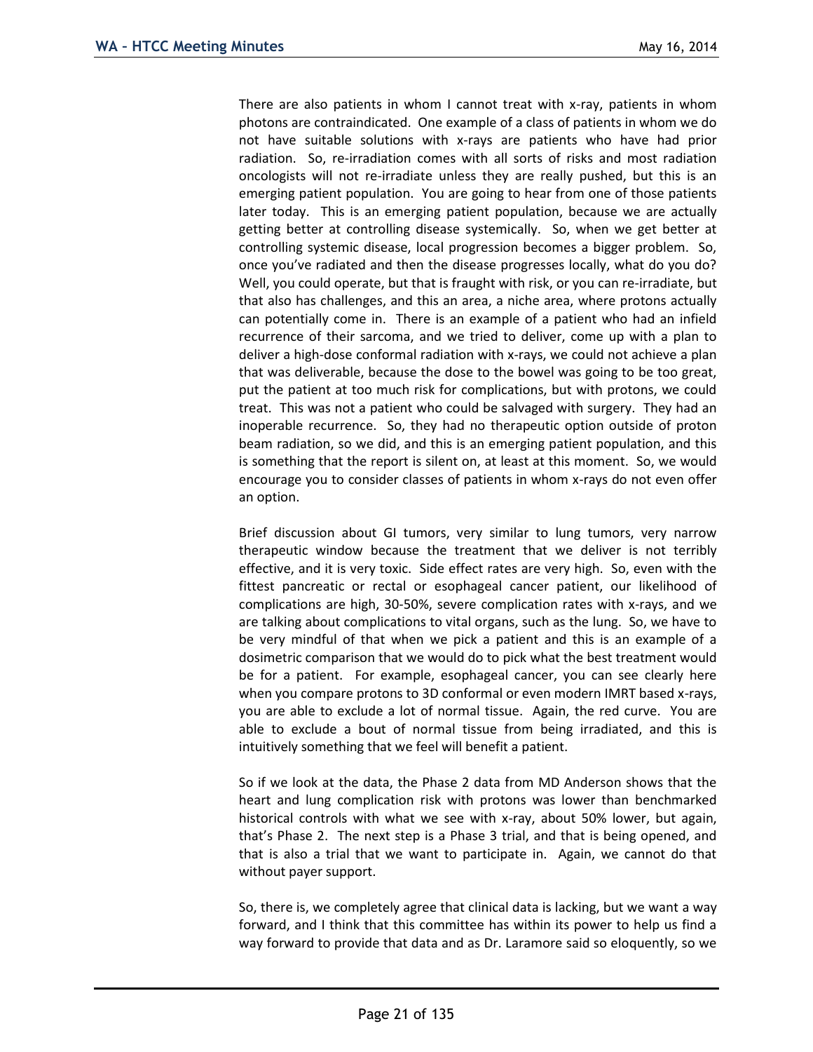There are also patients in whom I cannot treat with x-ray, patients in whom photons are contraindicated. One example of a class of patients in whom we do not have suitable solutions with x-rays are patients who have had prior radiation. So, re-irradiation comes with all sorts of risks and most radiation oncologists will not re-irradiate unless they are really pushed, but this is an emerging patient population. You are going to hear from one of those patients later today. This is an emerging patient population, because we are actually getting better at controlling disease systemically. So, when we get better at controlling systemic disease, local progression becomes a bigger problem. So, once you've radiated and then the disease progresses locally, what do you do? Well, you could operate, but that is fraught with risk, or you can re-irradiate, but that also has challenges, and this an area, a niche area, where protons actually can potentially come in. There is an example of a patient who had an infield recurrence of their sarcoma, and we tried to deliver, come up with a plan to deliver a high-dose conformal radiation with x-rays, we could not achieve a plan that was deliverable, because the dose to the bowel was going to be too great, put the patient at too much risk for complications, but with protons, we could treat. This was not a patient who could be salvaged with surgery. They had an inoperable recurrence. So, they had no therapeutic option outside of proton beam radiation, so we did, and this is an emerging patient population, and this is something that the report is silent on, at least at this moment. So, we would encourage you to consider classes of patients in whom x-rays do not even offer an option.

Brief discussion about GI tumors, very similar to lung tumors, very narrow therapeutic window because the treatment that we deliver is not terribly effective, and it is very toxic. Side effect rates are very high. So, even with the fittest pancreatic or rectal or esophageal cancer patient, our likelihood of complications are high, 30-50%, severe complication rates with x-rays, and we are talking about complications to vital organs, such as the lung. So, we have to be very mindful of that when we pick a patient and this is an example of a dosimetric comparison that we would do to pick what the best treatment would be for a patient. For example, esophageal cancer, you can see clearly here when you compare protons to 3D conformal or even modern IMRT based x-rays, you are able to exclude a lot of normal tissue. Again, the red curve. You are able to exclude a bout of normal tissue from being irradiated, and this is intuitively something that we feel will benefit a patient.

So if we look at the data, the Phase 2 data from MD Anderson shows that the heart and lung complication risk with protons was lower than benchmarked historical controls with what we see with x-ray, about 50% lower, but again, that's Phase 2. The next step is a Phase 3 trial, and that is being opened, and that is also a trial that we want to participate in. Again, we cannot do that without payer support.

So, there is, we completely agree that clinical data is lacking, but we want a way forward, and I think that this committee has within its power to help us find a way forward to provide that data and as Dr. Laramore said so eloquently, so we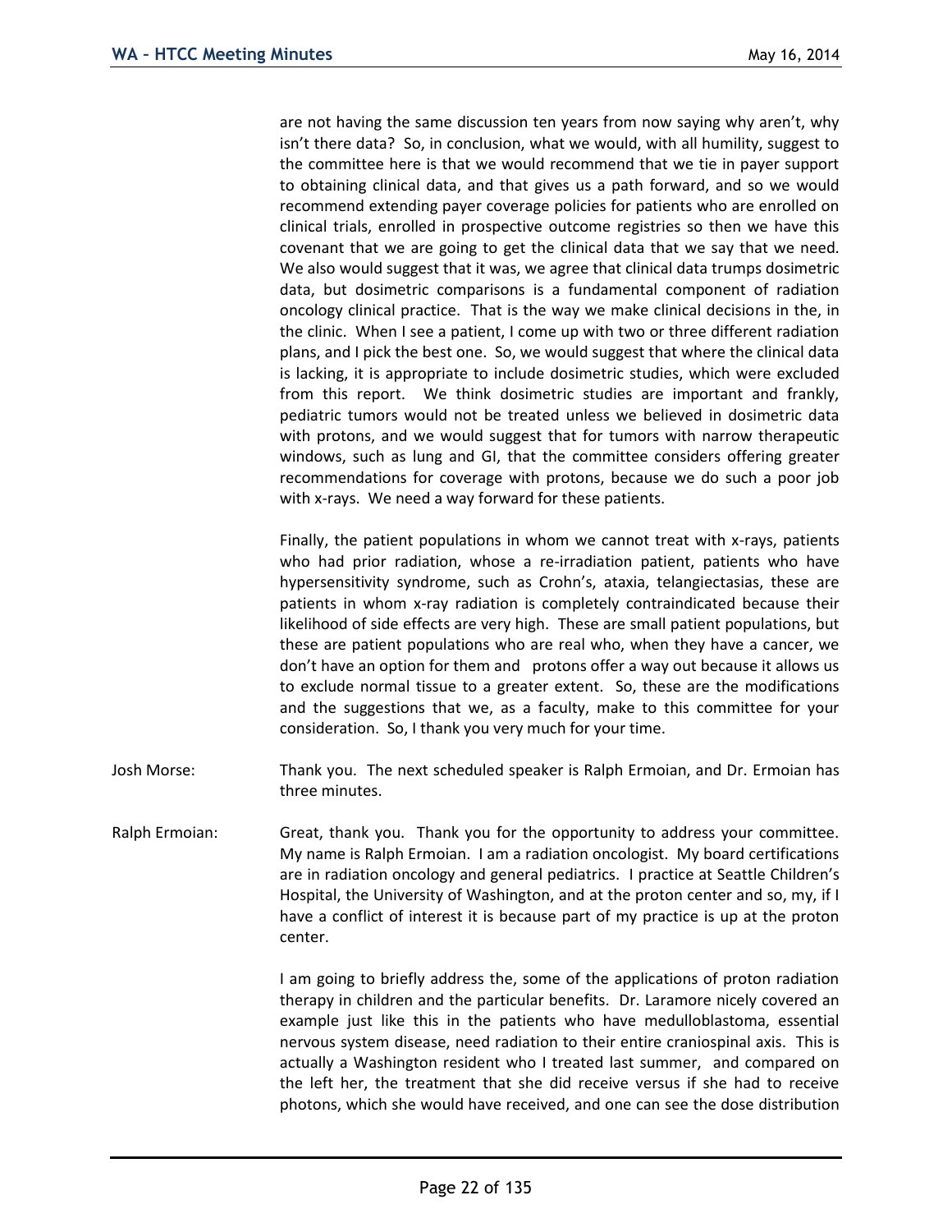are not having the same discussion ten years from now saying why aren't, why isn't there data? So, in conclusion, what we would, with all humility, suggest to the committee here is that we would recommend that we tie in payer support to obtaining clinical data, and that gives us a path forward, and so we would recommend extending payer coverage policies for patients who are enrolled on clinical trials, enrolled in prospective outcome registries so then we have this covenant that we are going to get the clinical data that we say that we need. We also would suggest that it was, we agree that clinical data trumps dosimetric data, but dosimetric comparisons is a fundamental component of radiation oncology clinical practice. That is the way we make clinical decisions in the, in the clinic. When I see a patient, I come up with two or three different radiation plans, and I pick the best one. So, we would suggest that where the clinical data is lacking, it is appropriate to include dosimetric studies, which were excluded from this report. We think dosimetric studies are important and frankly, pediatric tumors would not be treated unless we believed in dosimetric data with protons, and we would suggest that for tumors with narrow therapeutic windows, such as lung and GI, that the committee considers offering greater recommendations for coverage with protons, because we do such a poor job with x-rays. We need a way forward for these patients.

Finally, the patient populations in whom we cannot treat with x-rays, patients who had prior radiation, whose a re-irradiation patient, patients who have hypersensitivity syndrome, such as Crohn's, ataxia, telangiectasias, these are patients in whom x-ray radiation is completely contraindicated because their likelihood of side effects are very high. These are small patient populations, but these are patient populations who are real who, when they have a cancer, we don't have an option for them and protons offer a way out because it allows us to exclude normal tissue to a greater extent. So, these are the modifications and the suggestions that we, as a faculty, make to this committee for your consideration. So, I thank you very much for your time.

Josh Morse: Thank you. The next scheduled speaker is Ralph Ermoian, and Dr. Ermoian has three minutes.

Ralph Ermoian: Great, thank you. Thank you for the opportunity to address your committee. My name is Ralph Ermoian. I am a radiation oncologist. My board certifications are in radiation oncology and general pediatrics. I practice at Seattle Children's Hospital, the University of Washington, and at the proton center and so, my, if I have a conflict of interest it is because part of my practice is up at the proton center.

I am going to briefly address the, some of the applications of proton radiation therapy in children and the particular benefits. Dr. Laramore nicely covered an example just like this in the patients who have medulloblastoma, essential nervous system disease, need radiation to their entire craniospinal axis. This is actually a Washington resident who I treated last summer, and compared on the left her, the treatment that she did receive versus if she had to receive photons, which she would have received, and one can see the dose distribution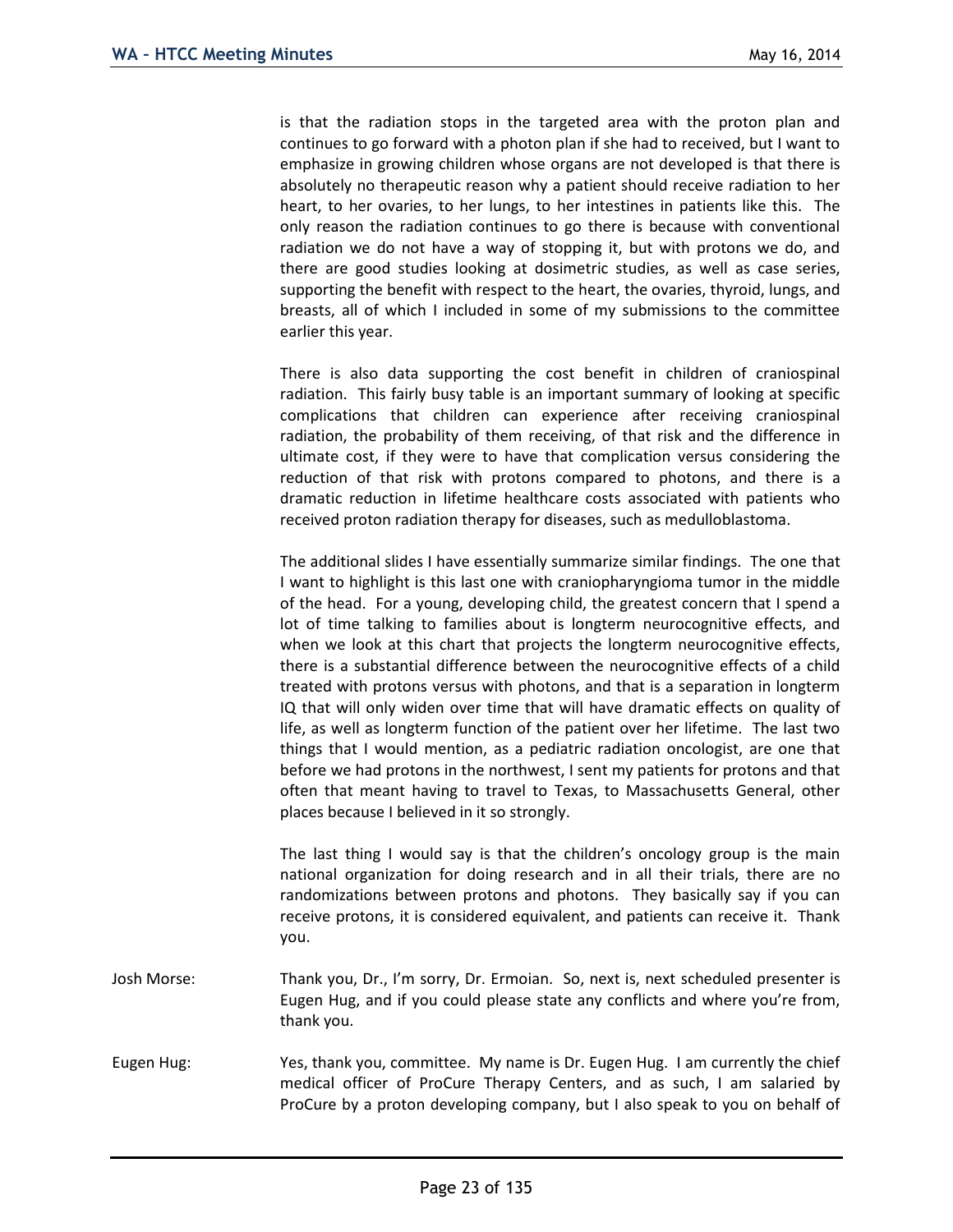is that the radiation stops in the targeted area with the proton plan and continues to go forward with a photon plan if she had to received, but I want to emphasize in growing children whose organs are not developed is that there is absolutely no therapeutic reason why a patient should receive radiation to her heart, to her ovaries, to her lungs, to her intestines in patients like this. The only reason the radiation continues to go there is because with conventional radiation we do not have a way of stopping it, but with protons we do, and there are good studies looking at dosimetric studies, as well as case series, supporting the benefit with respect to the heart, the ovaries, thyroid, lungs, and breasts, all of which I included in some of my submissions to the committee earlier this year.

There is also data supporting the cost benefit in children of craniospinal radiation. This fairly busy table is an important summary of looking at specific complications that children can experience after receiving craniospinal radiation, the probability of them receiving, of that risk and the difference in ultimate cost, if they were to have that complication versus considering the reduction of that risk with protons compared to photons, and there is a dramatic reduction in lifetime healthcare costs associated with patients who received proton radiation therapy for diseases, such as medulloblastoma.

The additional slides I have essentially summarize similar findings. The one that I want to highlight is this last one with craniopharyngioma tumor in the middle of the head. For a young, developing child, the greatest concern that I spend a lot of time talking to families about is longterm neurocognitive effects, and when we look at this chart that projects the longterm neurocognitive effects, there is a substantial difference between the neurocognitive effects of a child treated with protons versus with photons, and that is a separation in longterm IQ that will only widen over time that will have dramatic effects on quality of life, as well as longterm function of the patient over her lifetime. The last two things that I would mention, as a pediatric radiation oncologist, are one that before we had protons in the northwest, I sent my patients for protons and that often that meant having to travel to Texas, to Massachusetts General, other places because I believed in it so strongly.

The last thing I would say is that the children's oncology group is the main national organization for doing research and in all their trials, there are no randomizations between protons and photons. They basically say if you can receive protons, it is considered equivalent, and patients can receive it. Thank you.

Josh Morse: Thank you, Dr., I'm sorry, Dr. Ermoian. So, next is, next scheduled presenter is Eugen Hug, and if you could please state any conflicts and where you're from, thank you.

Eugen Hug: Yes, thank you, committee. My name is Dr. Eugen Hug. I am currently the chief medical officer of ProCure Therapy Centers, and as such, I am salaried by ProCure by a proton developing company, but I also speak to you on behalf of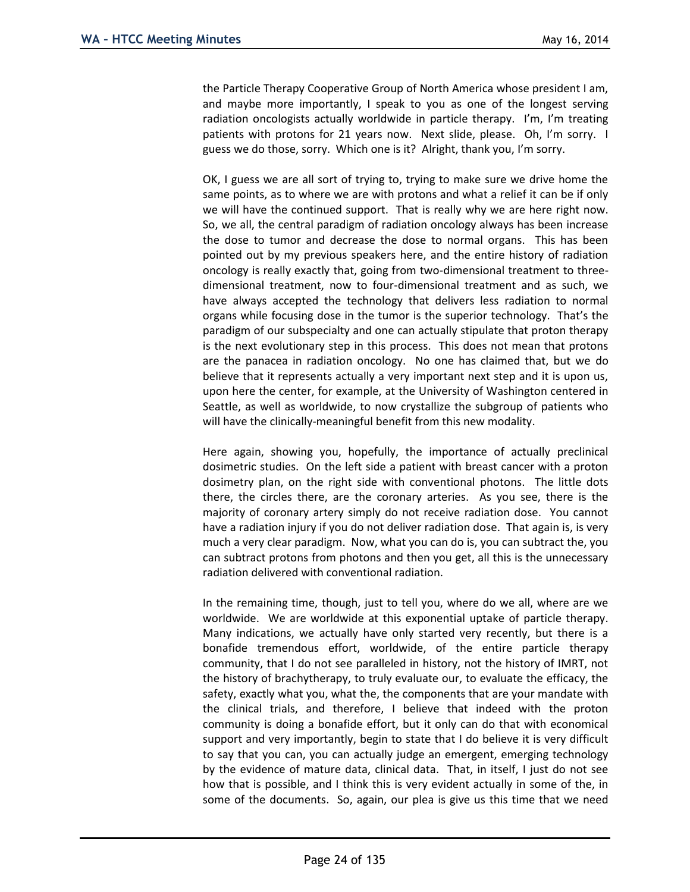the Particle Therapy Cooperative Group of North America whose president I am, and maybe more importantly, I speak to you as one of the longest serving radiation oncologists actually worldwide in particle therapy. I'm, I'm treating patients with protons for 21 years now. Next slide, please. Oh, I'm sorry. I guess we do those, sorry. Which one is it? Alright, thank you, I'm sorry.

OK, I guess we are all sort of trying to, trying to make sure we drive home the same points, as to where we are with protons and what a relief it can be if only we will have the continued support. That is really why we are here right now. So, we all, the central paradigm of radiation oncology always has been increase the dose to tumor and decrease the dose to normal organs. This has been pointed out by my previous speakers here, and the entire history of radiation oncology is really exactly that, going from two-dimensional treatment to three-dimensional treatment, now to four-dimensional treatment and as such, we have always accepted the technology that delivers less radiation to normal organs while focusing dose in the tumor is the superior technology. That's the paradigm of our subspecialty and one can actually stipulate that proton therapy is the next evolutionary step in this process. This does not mean that protons are the panacea in radiation oncology. No one has claimed that, but we do believe that it represents actually a very important next step and it is upon us, upon here the center, for example, at the University of Washington centered in Seattle, as well as worldwide, to now crystallize the subgroup of patients who will have the clinically-meaningful benefit from this new modality.

Here again, showing you, hopefully, the importance of actually preclinical dosimetric studies. On the left side a patient with breast cancer with a proton dosimetry plan, on the right side with conventional photons. The little dots there, the circles there, are the coronary arteries. As you see, there is the majority of coronary artery simply do not receive radiation dose. You cannot have a radiation injury if you do not deliver radiation dose. That again is, is very much a very clear paradigm. Now, what you can do is, you can subtract the, you can subtract protons from photons and then you get, all this is the unnecessary radiation delivered with conventional radiation.

In the remaining time, though, just to tell you, where do we all, where are we worldwide. We are worldwide at this exponential uptake of particle therapy. Many indications, we actually have only started very recently, but there is a bonafide tremendous effort, worldwide, of the entire particle therapy community, that I do not see paralleled in history, not the history of IMRT, not the history of brachytherapy, to truly evaluate our, to evaluate the efficacy, the safety, exactly what you, what the, the components that are your mandate with the clinical trials, and therefore, I believe that indeed with the proton community is doing a bonafide effort, but it only can do that with economical support and very importantly, begin to state that I do believe it is very difficult to say that you can, you can actually judge an emergent, emerging technology by the evidence of mature data, clinical data. That, in itself, I just do not see how that is possible, and I think this is very evident actually in some of the, in some of the documents. So, again, our plea is give us this time that we need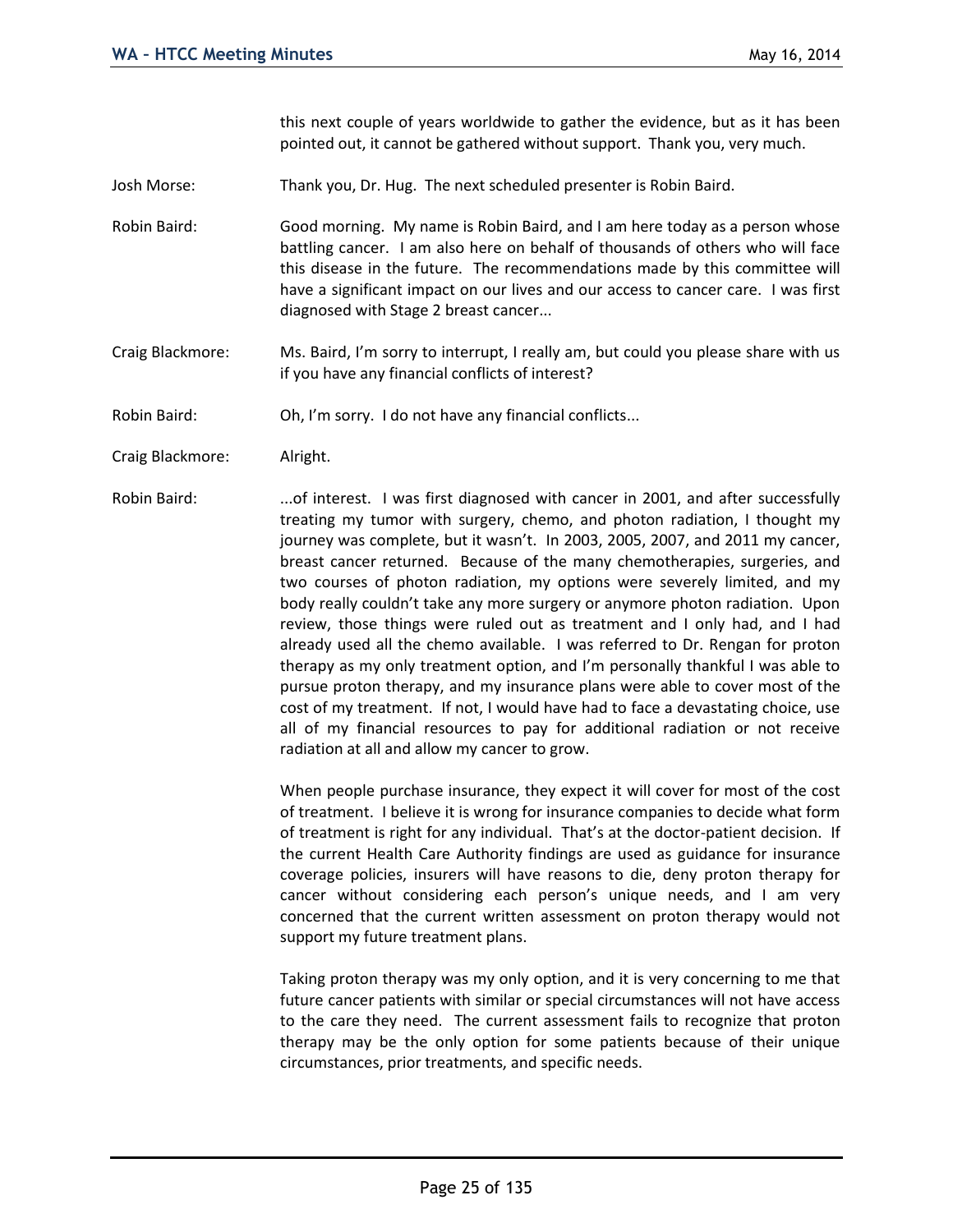this next couple of years worldwide to gather the evidence, but as it has been pointed out, it cannot be gathered without support. Thank you, very much.

Josh Morse: Thank you, Dr. Hug. The next scheduled presenter is Robin Baird.

Robin Baird: Good morning. My name is Robin Baird, and I am here today as a person whose battling cancer. I am also here on behalf of thousands of others who will face this disease in the future. The recommendations made by this committee will have a significant impact on our lives and our access to cancer care. I was first diagnosed with Stage 2 breast cancer...

Craig Blackmore: Ms. Baird, I'm sorry to interrupt, I really am, but could you please share with us if you have any financial conflicts of interest?

Robin Baird: Oh, I'm sorry. I do not have any financial conflicts...

Craig Blackmore: Alright.

Robin Baird: ...of interest. I was first diagnosed with cancer in 2001, and after successfully treating my tumor with surgery, chemo, and photon radiation, I thought my journey was complete, but it wasn't. In 2003, 2005, 2007, and 2011 my cancer, breast cancer returned. Because of the many chemotherapies, surgeries, and two courses of photon radiation, my options were severely limited, and my body really couldn't take any more surgery or anymore photon radiation. Upon review, those things were ruled out as treatment and I only had, and I had already used all the chemo available. I was referred to Dr. Rengan for proton therapy as my only treatment option, and I'm personally thankful I was able to pursue proton therapy, and my insurance plans were able to cover most of the cost of my treatment. If not, I would have had to face a devastating choice, use all of my financial resources to pay for additional radiation or not receive radiation at all and allow my cancer to grow.

When people purchase insurance, they expect it will cover for most of the cost of treatment. I believe it is wrong for insurance companies to decide what form of treatment is right for any individual. That's at the doctor-patient decision. If the current Health Care Authority findings are used as guidance for insurance coverage policies, insurers will have reasons to die, deny proton therapy for cancer without considering each person's unique needs, and I am very concerned that the current written assessment on proton therapy would not support my future treatment plans.

Taking proton therapy was my only option, and it is very concerning to me that future cancer patients with similar or special circumstances will not have access to the care they need. The current assessment fails to recognize that proton therapy may be the only option for some patients because of their unique circumstances, prior treatments, and specific needs.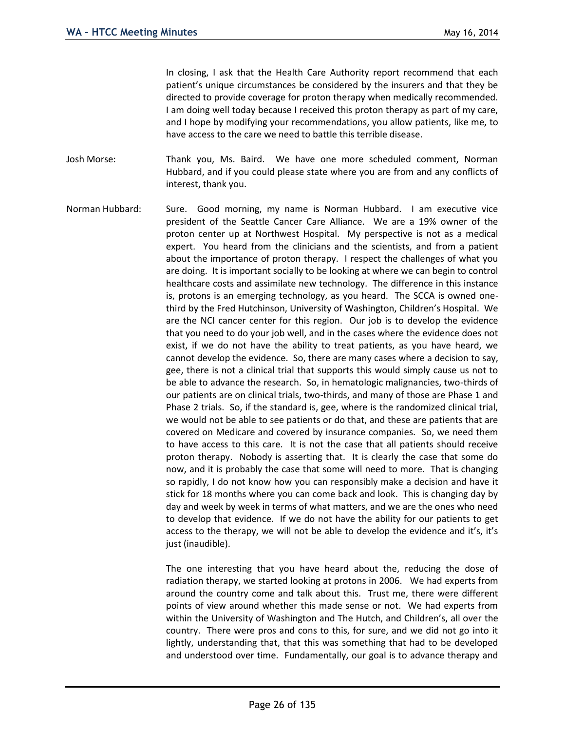In closing, I ask that the Health Care Authority report recommend that each patient's unique circumstances be considered by the insurers and that they be directed to provide coverage for proton therapy when medically recommended. I am doing well today because I received this proton therapy as part of my care, and I hope by modifying your recommendations, you allow patients, like me, to have access to the care we need to battle this terrible disease.

Josh Morse: Thank you, Ms. Baird. We have one more scheduled comment, Norman Hubbard, and if you could please state where you are from and any conflicts of interest, thank you.

Norman Hubbard: Sure. Good morning, my name is Norman Hubbard. I am executive vice president of the Seattle Cancer Care Alliance. We are a 19% owner of the proton center up at Northwest Hospital. My perspective is not as a medical expert. You heard from the clinicians and the scientists, and from a patient about the importance of proton therapy. I respect the challenges of what you are doing. It is important socially to be looking at where we can begin to control healthcare costs and assimilate new technology. The difference in this instance is, protons is an emerging technology, as you heard. The SCCA is owned one-third by the Fred Hutchinson, University of Washington, Children's Hospital. We are the NCI cancer center for this region. Our job is to develop the evidence that you need to do your job well, and in the cases where the evidence does not exist, if we do not have the ability to treat patients, as you have heard, we cannot develop the evidence. So, there are many cases where a decision to say, gee, there is not a clinical trial that supports this would simply cause us not to be able to advance the research. So, in hematologic malignancies, two-thirds of our patients are on clinical trials, two-thirds, and many of those are Phase 1 and Phase 2 trials. So, if the standard is, gee, where is the randomized clinical trial, we would not be able to see patients or do that, and these are patients that are covered on Medicare and covered by insurance companies. So, we need them to have access to this care. It is not the case that all patients should receive proton therapy. Nobody is asserting that. It is clearly the case that some do now, and it is probably the case that some will need to more. That is changing so rapidly, I do not know how you can responsibly make a decision and have it stick for 18 months where you can come back and look. This is changing day by day and week by week in terms of what matters, and we are the ones who need to develop that evidence. If we do not have the ability for our patients to get access to the therapy, we will not be able to develop the evidence and it's, it's just (inaudible).

The one interesting that you have heard about the, reducing the dose of radiation therapy, we started looking at protons in 2006. We had experts from around the country come and talk about this. Trust me, there were different points of view around whether this made sense or not. We had experts from within the University of Washington and The Hutch, and Children's, all over the country. There were pros and cons to this, for sure, and we did not go into it lightly, understanding that, that this was something that had to be developed and understood over time. Fundamentally, our goal is to advance therapy and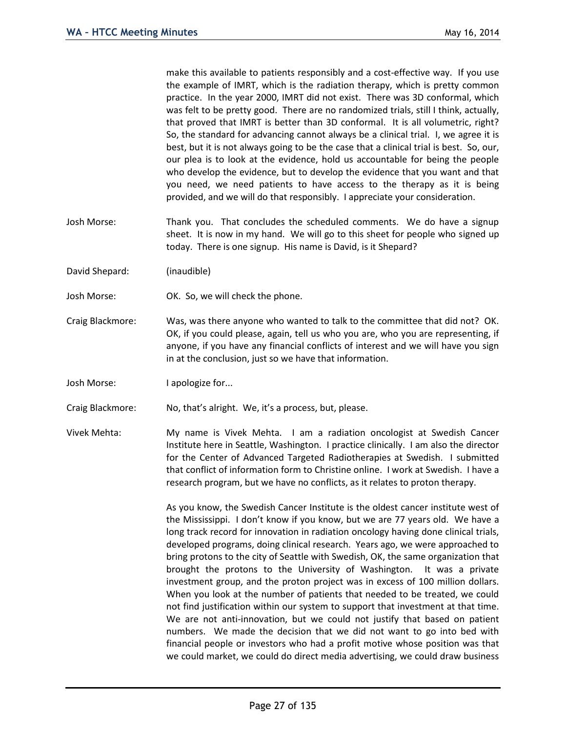make this available to patients responsibly and a cost-effective way. If you use the example of IMRT, which is the radiation therapy, which is pretty common practice. In the year 2000, IMRT did not exist. There was 3D conformal, which was felt to be pretty good. There are no randomized trials, still I think, actually, that proved that IMRT is better than 3D conformal. It is all volumetric, right? So, the standard for advancing cannot always be a clinical trial. I, we agree it is best, but it is not always going to be the case that a clinical trial is best. So, our, our plea is to look at the evidence, hold us accountable for being the people who develop the evidence, but to develop the evidence that you want and that you need, we need patients to have access to the therapy as it is being provided, and we will do that responsibly. I appreciate your consideration.

Josh Morse: Thank you. That concludes the scheduled comments. We do have a signup sheet. It is now in my hand. We will go to this sheet for people who signed up today. There is one signup. His name is David, is it Shepard?

David Shepard: (inaudible)

Josh Morse: OK. So, we will check the phone.

Craig Blackmore: Was, was there anyone who wanted to talk to the committee that did not? OK. OK, if you could please, again, tell us who you are, who you are representing, if anyone, if you have any financial conflicts of interest and we will have you sign in at the conclusion, just so we have that information.

Josh Morse: I apologize for...

Craig Blackmore: No, that's alright. We, it's a process, but, please.

Vivek Mehta: My name is Vivek Mehta. I am a radiation oncologist at Swedish Cancer Institute here in Seattle, Washington. I practice clinically. I am also the director for the Center of Advanced Targeted Radiotherapies at Swedish. I submitted that conflict of information form to Christine online. I work at Swedish. I have a research program, but we have no conflicts, as it relates to proton therapy.

As you know, the Swedish Cancer Institute is the oldest cancer institute west of the Mississippi. I don't know if you know, but we are 77 years old. We have a long track record for innovation in radiation oncology having done clinical trials, developed programs, doing clinical research. Years ago, we were approached to bring protons to the city of Seattle with Swedish, OK, the same organization that brought the protons to the University of Washington. It was a private investment group, and the proton project was in excess of 100 million dollars. When you look at the number of patients that needed to be treated, we could not find justification within our system to support that investment at that time. We are not anti-innovation, but we could not justify that based on patient numbers. We made the decision that we did not want to go into bed with financial people or investors who had a profit motive whose position was that we could market, we could do direct media advertising, we could draw business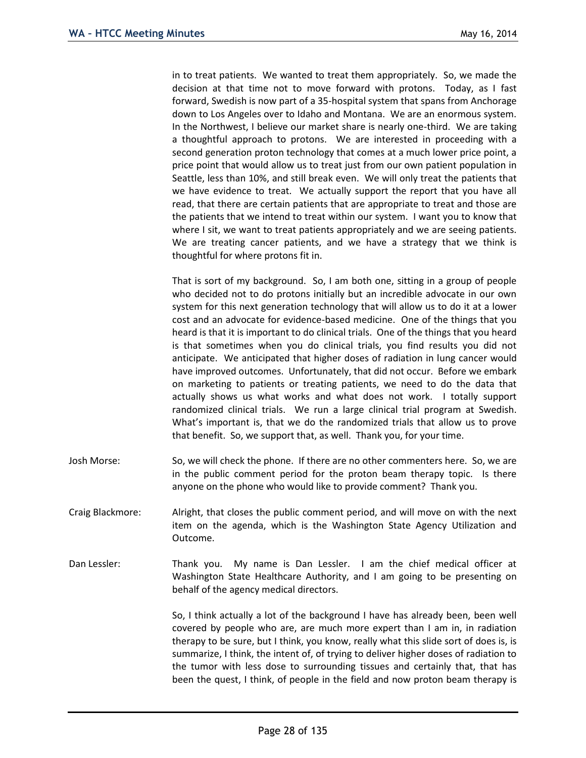in to treat patients. We wanted to treat them appropriately. So, we made the decision at that time not to move forward with protons. Today, as I fast forward, Swedish is now part of a 35-hospital system that spans from Anchorage down to Los Angeles over to Idaho and Montana. We are an enormous system. In the Northwest, I believe our market share is nearly one-third. We are taking a thoughtful approach to protons. We are interested in proceeding with a second generation proton technology that comes at a much lower price point, a price point that would allow us to treat just from our own patient population in Seattle, less than 10%, and still break even. We will only treat the patients that we have evidence to treat. We actually support the report that you have all read, that there are certain patients that are appropriate to treat and those are the patients that we intend to treat within our system. I want you to know that where I sit, we want to treat patients appropriately and we are seeing patients. We are treating cancer patients, and we have a strategy that we think is thoughtful for where protons fit in.

That is sort of my background. So, I am both one, sitting in a group of people who decided not to do protons initially but an incredible advocate in our own system for this next generation technology that will allow us to do it at a lower cost and an advocate for evidence-based medicine. One of the things that you heard is that it is important to do clinical trials. One of the things that you heard is that sometimes when you do clinical trials, you find results you did not anticipate. We anticipated that higher doses of radiation in lung cancer would have improved outcomes. Unfortunately, that did not occur. Before we embark on marketing to patients or treating patients, we need to do the data that actually shows us what works and what does not work. I totally support randomized clinical trials. We run a large clinical trial program at Swedish. What's important is, that we do the randomized trials that allow us to prove that benefit. So, we support that, as well. Thank you, for your time.

Josh Morse: So, we will check the phone. If there are no other commenters here. So, we are in the public comment period for the proton beam therapy topic. Is there anyone on the phone who would like to provide comment? Thank you.

Craig Blackmore: Alright, that closes the public comment period, and will move on with the next item on the agenda, which is the Washington State Agency Utilization and Outcome.

Dan Lessler: Thank you. My name is Dan Lessler. I am the chief medical officer at Washington State Healthcare Authority, and I am going to be presenting on behalf of the agency medical directors.

So, I think actually a lot of the background I have has already been, been well covered by people who are, are much more expert than I am in, in radiation therapy to be sure, but I think, you know, really what this slide sort of does is, is summarize, I think, the intent of, of trying to deliver higher doses of radiation to the tumor with less dose to surrounding tissues and certainly that, that has been the quest, I think, of people in the field and now proton beam therapy is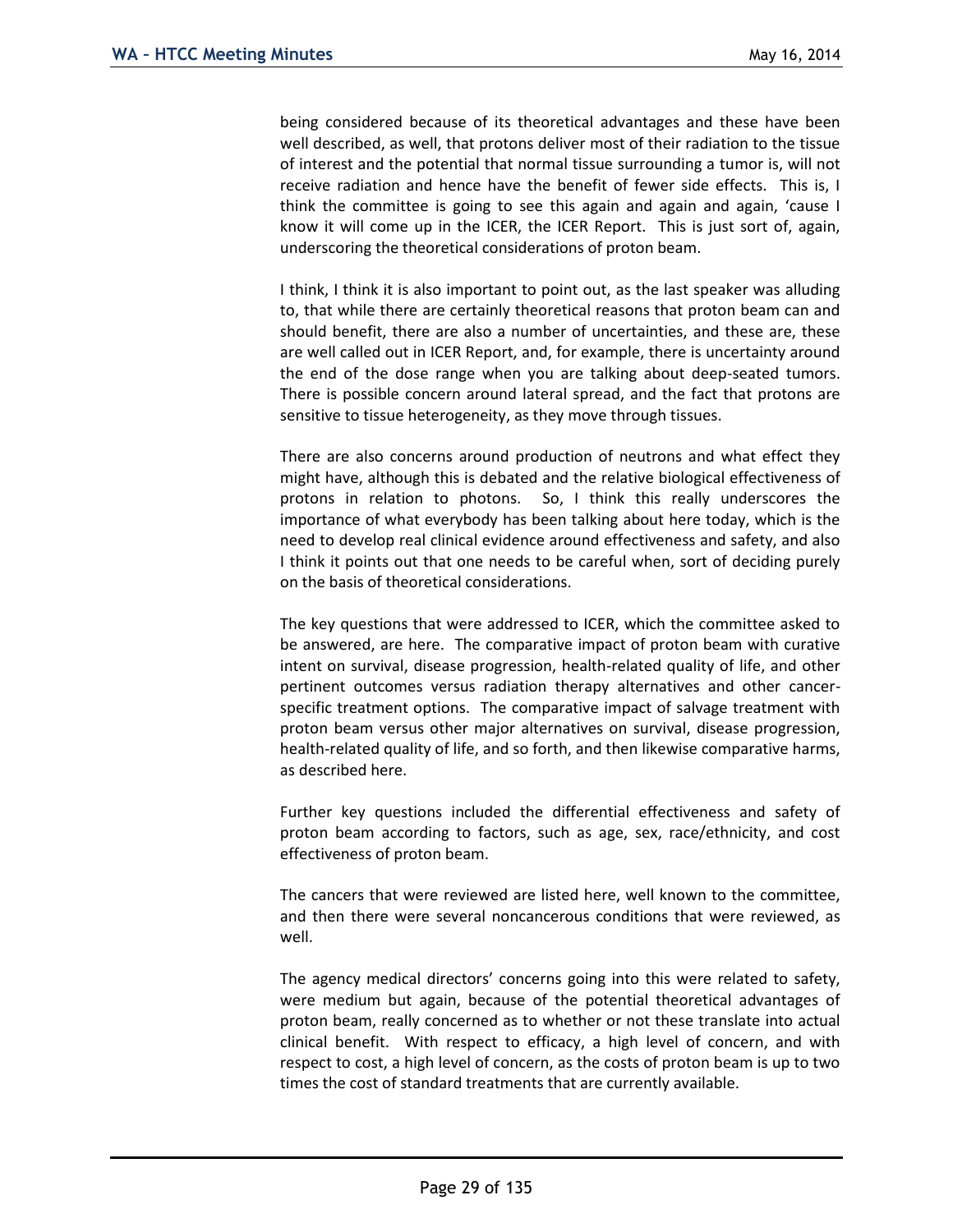being considered because of its theoretical advantages and these have been well described, as well, that protons deliver most of their radiation to the tissue of interest and the potential that normal tissue surrounding a tumor is, will not receive radiation and hence have the benefit of fewer side effects. This is, I think the committee is going to see this again and again and again, 'cause I know it will come up in the ICER, the ICER Report. This is just sort of, again, underscoring the theoretical considerations of proton beam.

I think, I think it is also important to point out, as the last speaker was alluding to, that while there are certainly theoretical reasons that proton beam can and should benefit, there are also a number of uncertainties, and these are, these are well called out in ICER Report, and, for example, there is uncertainty around the end of the dose range when you are talking about deep-seated tumors. There is possible concern around lateral spread, and the fact that protons are sensitive to tissue heterogeneity, as they move through tissues.

There are also concerns around production of neutrons and what effect they might have, although this is debated and the relative biological effectiveness of protons in relation to photons. So, I think this really underscores the importance of what everybody has been talking about here today, which is the need to develop real clinical evidence around effectiveness and safety, and also I think it points out that one needs to be careful when, sort of deciding purely on the basis of theoretical considerations.

The key questions that were addressed to ICER, which the committee asked to be answered, are here. The comparative impact of proton beam with curative intent on survival, disease progression, health-related quality of life, and other pertinent outcomes versus radiation therapy alternatives and other cancer-specific treatment options. The comparative impact of salvage treatment with proton beam versus other major alternatives on survival, disease progression, health-related quality of life, and so forth, and then likewise comparative harms, as described here.

Further key questions included the differential effectiveness and safety of proton beam according to factors, such as age, sex, race/ethnicity, and cost effectiveness of proton beam.

The cancers that were reviewed are listed here, well known to the committee, and then there were several noncancerous conditions that were reviewed, as well.

The agency medical directors' concerns going into this were related to safety, were medium but again, because of the potential theoretical advantages of proton beam, really concerned as to whether or not these translate into actual clinical benefit. With respect to efficacy, a high level of concern, and with respect to cost, a high level of concern, as the costs of proton beam is up to two times the cost of standard treatments that are currently available.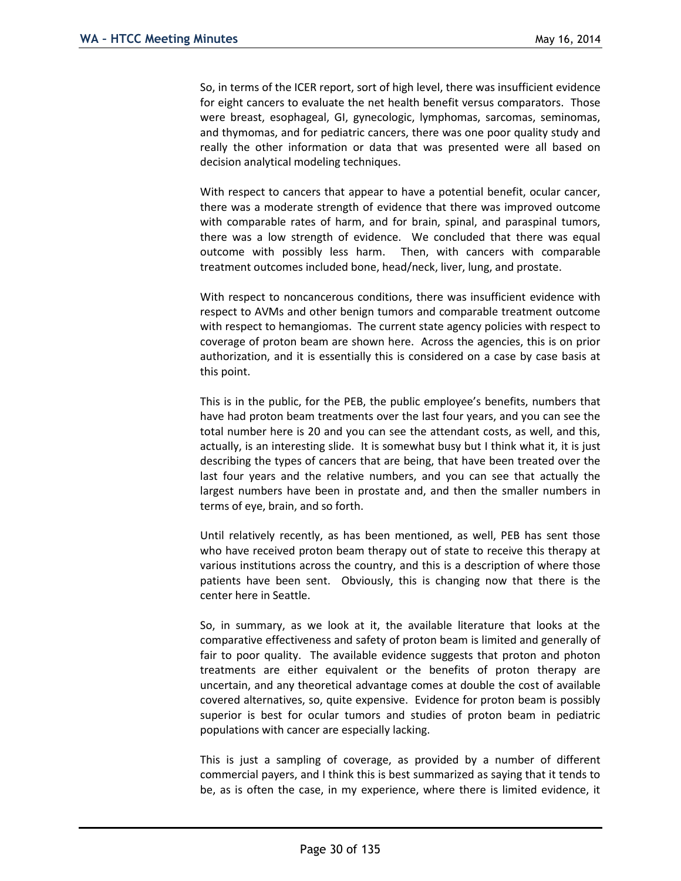So, in terms of the ICER report, sort of high level, there was insufficient evidence for eight cancers to evaluate the net health benefit versus comparators. Those were breast, esophageal, GI, gynecologic, lymphomas, sarcomas, seminomas, and thymomas, and for pediatric cancers, there was one poor quality study and really the other information or data that was presented were all based on decision analytical modeling techniques.

With respect to cancers that appear to have a potential benefit, ocular cancer, there was a moderate strength of evidence that there was improved outcome with comparable rates of harm, and for brain, spinal, and paraspinal tumors, there was a low strength of evidence. We concluded that there was equal outcome with possibly less harm. Then, with cancers with comparable treatment outcomes included bone, head/neck, liver, lung, and prostate.

With respect to noncancerous conditions, there was insufficient evidence with respect to AVMs and other benign tumors and comparable treatment outcome with respect to hemangiomas. The current state agency policies with respect to coverage of proton beam are shown here. Across the agencies, this is on prior authorization, and it is essentially this is considered on a case by case basis at this point.

This is in the public, for the PEB, the public employee's benefits, numbers that have had proton beam treatments over the last four years, and you can see the total number here is 20 and you can see the attendant costs, as well, and this, actually, is an interesting slide. It is somewhat busy but I think what it, it is just describing the types of cancers that are being, that have been treated over the last four years and the relative numbers, and you can see that actually the largest numbers have been in prostate and, and then the smaller numbers in terms of eye, brain, and so forth.

Until relatively recently, as has been mentioned, as well, PEB has sent those who have received proton beam therapy out of state to receive this therapy at various institutions across the country, and this is a description of where those patients have been sent. Obviously, this is changing now that there is the center here in Seattle.

So, in summary, as we look at it, the available literature that looks at the comparative effectiveness and safety of proton beam is limited and generally of fair to poor quality. The available evidence suggests that proton and photon treatments are either equivalent or the benefits of proton therapy are uncertain, and any theoretical advantage comes at double the cost of available covered alternatives, so, quite expensive. Evidence for proton beam is possibly superior is best for ocular tumors and studies of proton beam in pediatric populations with cancer are especially lacking.

This is just a sampling of coverage, as provided by a number of different commercial payers, and I think this is best summarized as saying that it tends to be, as is often the case, in my experience, where there is limited evidence, it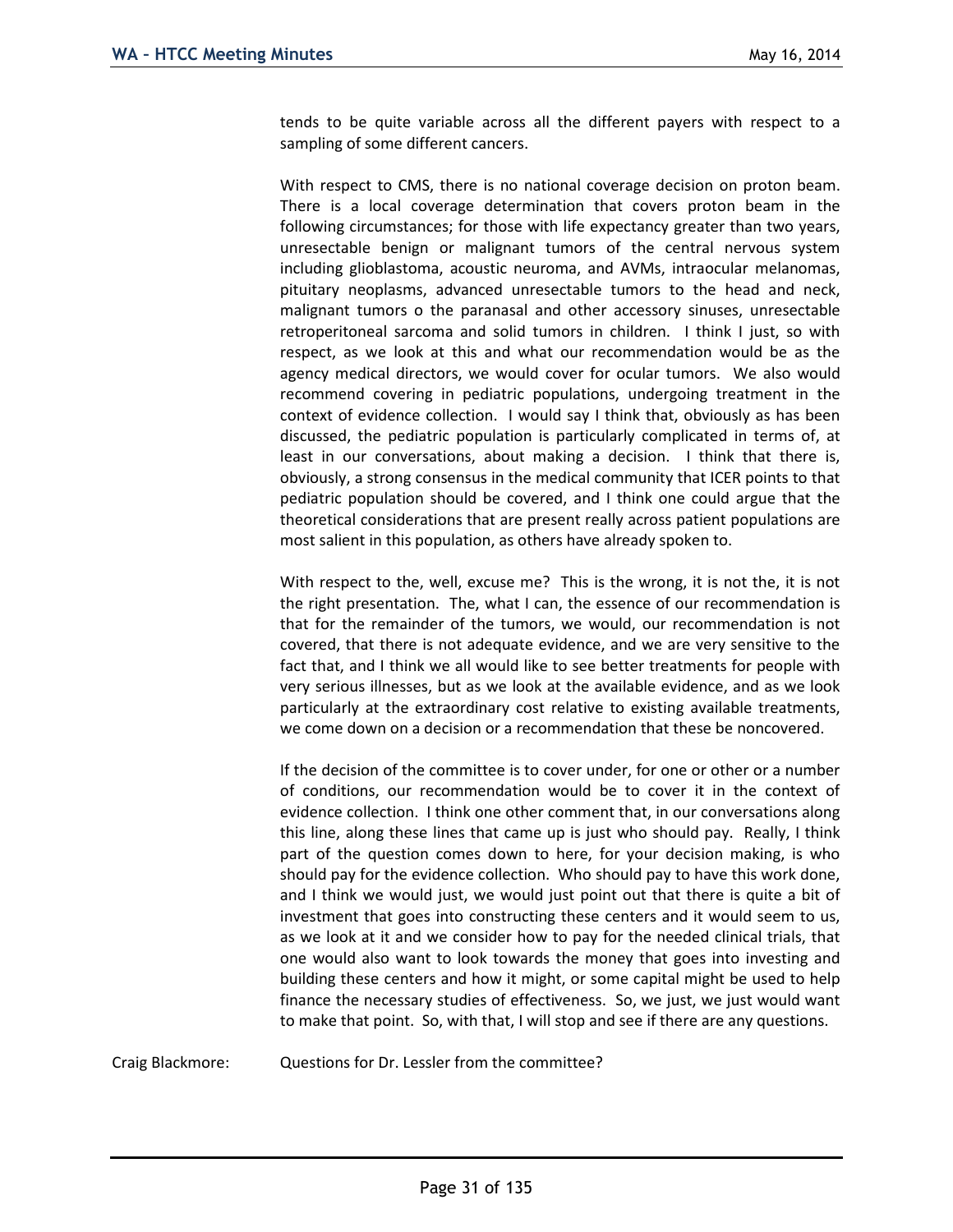tends to be quite variable across all the different payers with respect to a sampling of some different cancers.

With respect to CMS, there is no national coverage decision on proton beam. There is a local coverage determination that covers proton beam in the following circumstances; for those with life expectancy greater than two years, unresectable benign or malignant tumors of the central nervous system including glioblastoma, acoustic neuroma, and AVMs, intraocular melanomas, pituitary neoplasms, advanced unresectable tumors to the head and neck, malignant tumors o the paranasal and other accessory sinuses, unresectable retroperitoneal sarcoma and solid tumors in children. I think I just, so with respect, as we look at this and what our recommendation would be as the agency medical directors, we would cover for ocular tumors. We also would recommend covering in pediatric populations, undergoing treatment in the context of evidence collection. I would say I think that, obviously as has been discussed, the pediatric population is particularly complicated in terms of, at least in our conversations, about making a decision. I think that there is, obviously, a strong consensus in the medical community that ICER points to that pediatric population should be covered, and I think one could argue that the theoretical considerations that are present really across patient populations are most salient in this population, as others have already spoken to.

With respect to the, well, excuse me? This is the wrong, it is not the, it is not the right presentation. The, what I can, the essence of our recommendation is that for the remainder of the tumors, we would, our recommendation is not covered, that there is not adequate evidence, and we are very sensitive to the fact that, and I think we all would like to see better treatments for people with very serious illnesses, but as we look at the available evidence, and as we look particularly at the extraordinary cost relative to existing available treatments, we come down on a decision or a recommendation that these be noncovered.

If the decision of the committee is to cover under, for one or other or a number of conditions, our recommendation would be to cover it in the context of evidence collection. I think one other comment that, in our conversations along this line, along these lines that came up is just who should pay. Really, I think part of the question comes down to here, for your decision making, is who should pay for the evidence collection. Who should pay to have this work done, and I think we would just, we would just point out that there is quite a bit of investment that goes into constructing these centers and it would seem to us, as we look at it and we consider how to pay for the needed clinical trials, that one would also want to look towards the money that goes into investing and building these centers and how it might, or some capital might be used to help finance the necessary studies of effectiveness. So, we just, we just would want to make that point. So, with that, I will stop and see if there are any questions.

Craig Blackmore: Questions for Dr. Lessler from the committee?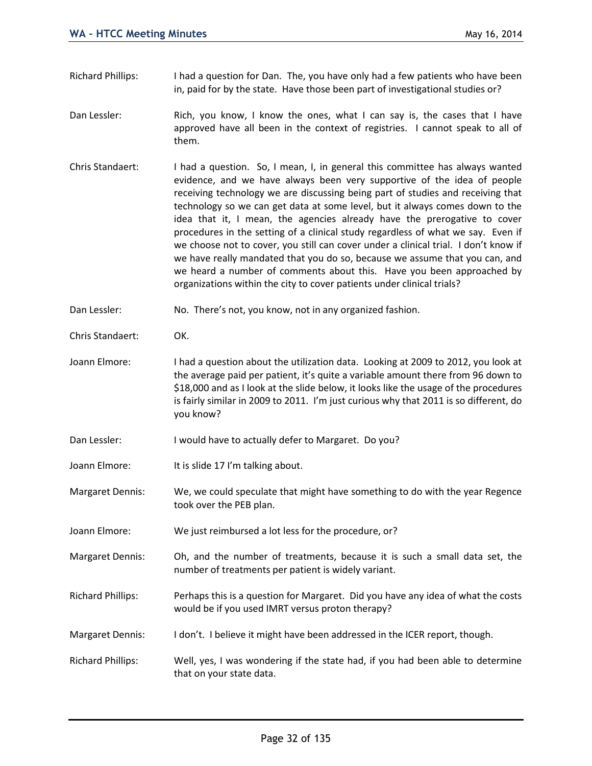Richard Phillips: I had a question for Dan. The, you have only had a few patients who have been in, paid for by the state. Have those been part of investigational studies or?

Dan Lessler: Rich, you know, I know the ones, what I can say is, the cases that I have approved have all been in the context of registries. I cannot speak to all of them.

Chris Standaert: I had a question. So, I mean, I, in general this committee has always wanted evidence, and we have always been very supportive of the idea of people receiving technology we are discussing being part of studies and receiving that technology so we can get data at some level, but it always comes down to the idea that it, I mean, the agencies already have the prerogative to cover procedures in the setting of a clinical study regardless of what we say. Even if we choose not to cover, you still can cover under a clinical trial. I don't know if we have really mandated that you do so, because we assume that you can, and we heard a number of comments about this. Have you been approached by organizations within the city to cover patients under clinical trials?

Dan Lessler: No. There's not, you know, not in any organized fashion.

Chris Standaert: OK.

Joann Elmore: I had a question about the utilization data. Looking at 2009 to 2012, you look at the average paid per patient, it's quite a variable amount there from 96 down to $18,000 and as I look at the slide below, it looks like the usage of the procedures is fairly similar in 2009 to 2011. I'm just curious why that 2011 is so different, do you know?

Dan Lessler: I would have to actually defer to Margaret. Do you?

Joann Elmore: It is slide 17 I'm talking about.

Margaret Dennis: We, we could speculate that might have something to do with the year Regence took over the PEB plan.

Joann Elmore: We just reimbursed a lot less for the procedure, or?

Margaret Dennis: Oh, and the number of treatments, because it is such a small data set, the number of treatments per patient is widely variant.

Richard Phillips: Perhaps this is a question for Margaret. Did you have any idea of what the costs would be if you used IMRT versus proton therapy?

Margaret Dennis: I don't. I believe it might have been addressed in the ICER report, though.

Richard Phillips: Well, yes, I was wondering if the state had, if you had been able to determine that on your state data.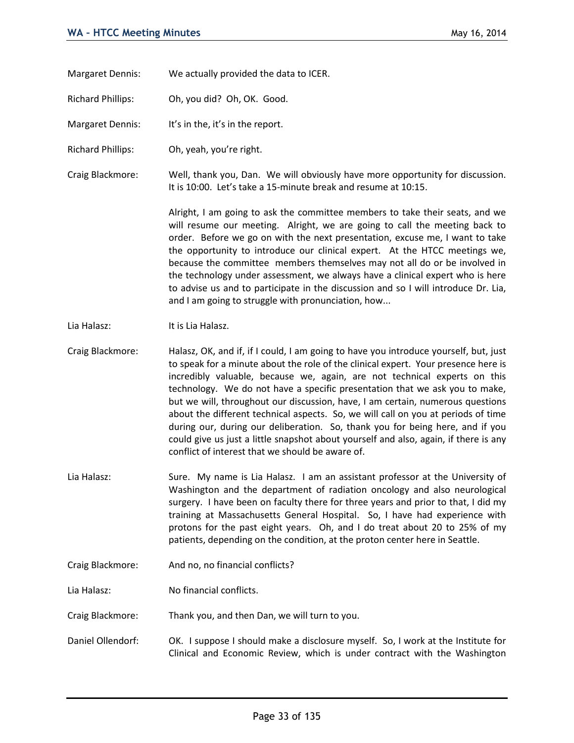Margaret Dennis: We actually provided the data to ICER.

Richard Phillips: Oh, you did? Oh, OK. Good.

Margaret Dennis: It's in the, it's in the report.

Richard Phillips: Oh, yeah, you're right.

Craig Blackmore: Well, thank you, Dan. We will obviously have more opportunity for discussion. It is 10:00. Let's take a 15-minute break and resume at 10:15.

Alright, I am going to ask the committee members to take their seats, and we will resume our meeting. Alright, we are going to call the meeting back to order. Before we go on with the next presentation, excuse me, I want to take the opportunity to introduce our clinical expert. At the HTCC meetings we, because the committee members themselves may not all do or be involved in the technology under assessment, we always have a clinical expert who is here to advise us and to participate in the discussion and so I will introduce Dr. Lia, and I am going to struggle with pronunciation, how...

Lia Halasz: It is Lia Halasz.

Craig Blackmore: Halasz, OK, and if, if I could, I am going to have you introduce yourself, but, just to speak for a minute about the role of the clinical expert. Your presence here is incredibly valuable, because we, again, are not technical experts on this technology. We do not have a specific presentation that we ask you to make, but we will, throughout our discussion, have, I am certain, numerous questions about the different technical aspects. So, we will call on you at periods of time during our, during our deliberation. So, thank you for being here, and if you could give us just a little snapshot about yourself and also, again, if there is any conflict of interest that we should be aware of.

Lia Halasz: Sure. My name is Lia Halasz. I am an assistant professor at the University of Washington and the department of radiation oncology and also neurological surgery. I have been on faculty there for three years and prior to that, I did my training at Massachusetts General Hospital. So, I have had experience with protons for the past eight years. Oh, and I do treat about 20 to 25% of my patients, depending on the condition, at the proton center here in Seattle.

Craig Blackmore: And no, no financial conflicts?

Lia Halasz: No financial conflicts.

Craig Blackmore: Thank you, and then Dan, we will turn to you.

Daniel Ollendorf: OK. I suppose I should make a disclosure myself. So, I work at the Institute for Clinical and Economic Review, which is under contract with the Washington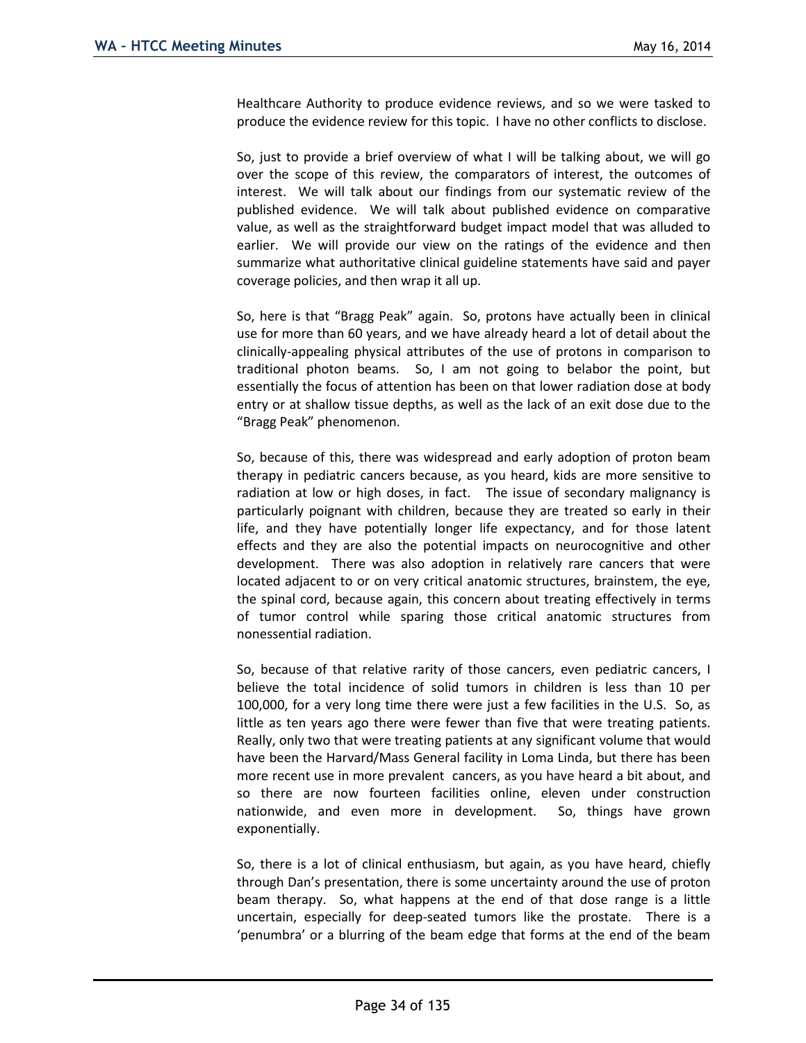Healthcare Authority to produce evidence reviews, and so we were tasked to produce the evidence review for this topic. I have no other conflicts to disclose.

So, just to provide a brief overview of what I will be talking about, we will go over the scope of this review, the comparators of interest, the outcomes of interest. We will talk about our findings from our systematic review of the published evidence. We will talk about published evidence on comparative value, as well as the straightforward budget impact model that was alluded to earlier. We will provide our view on the ratings of the evidence and then summarize what authoritative clinical guideline statements have said and payer coverage policies, and then wrap it all up.

So, here is that "Bragg Peak" again. So, protons have actually been in clinical use for more than 60 years, and we have already heard a lot of detail about the clinically-appealing physical attributes of the use of protons in comparison to traditional photon beams. So, I am not going to belabor the point, but essentially the focus of attention has been on that lower radiation dose at body entry or at shallow tissue depths, as well as the lack of an exit dose due to the "Bragg Peak" phenomenon.

So, because of this, there was widespread and early adoption of proton beam therapy in pediatric cancers because, as you heard, kids are more sensitive to radiation at low or high doses, in fact. The issue of secondary malignancy is particularly poignant with children, because they are treated so early in their life, and they have potentially longer life expectancy, and for those latent effects and they are also the potential impacts on neurocognitive and other development. There was also adoption in relatively rare cancers that were located adjacent to or on very critical anatomic structures, brainstem, the eye, the spinal cord, because again, this concern about treating effectively in terms of tumor control while sparing those critical anatomic structures from nonessential radiation.

So, because of that relative rarity of those cancers, even pediatric cancers, I believe the total incidence of solid tumors in children is less than 10 per 100,000, for a very long time there were just a few facilities in the U.S. So, as little as ten years ago there were fewer than five that were treating patients. Really, only two that were treating patients at any significant volume that would have been the Harvard/Mass General facility in Loma Linda, but there has been more recent use in more prevalent cancers, as you have heard a bit about, and so there are now fourteen facilities online, eleven under construction nationwide, and even more in development. So, things have grown exponentially.

So, there is a lot of clinical enthusiasm, but again, as you have heard, chiefly through Dan's presentation, there is some uncertainty around the use of proton beam therapy. So, what happens at the end of that dose range is a little uncertain, especially for deep-seated tumors like the prostate. There is a 'penumbra' or a blurring of the beam edge that forms at the end of the beam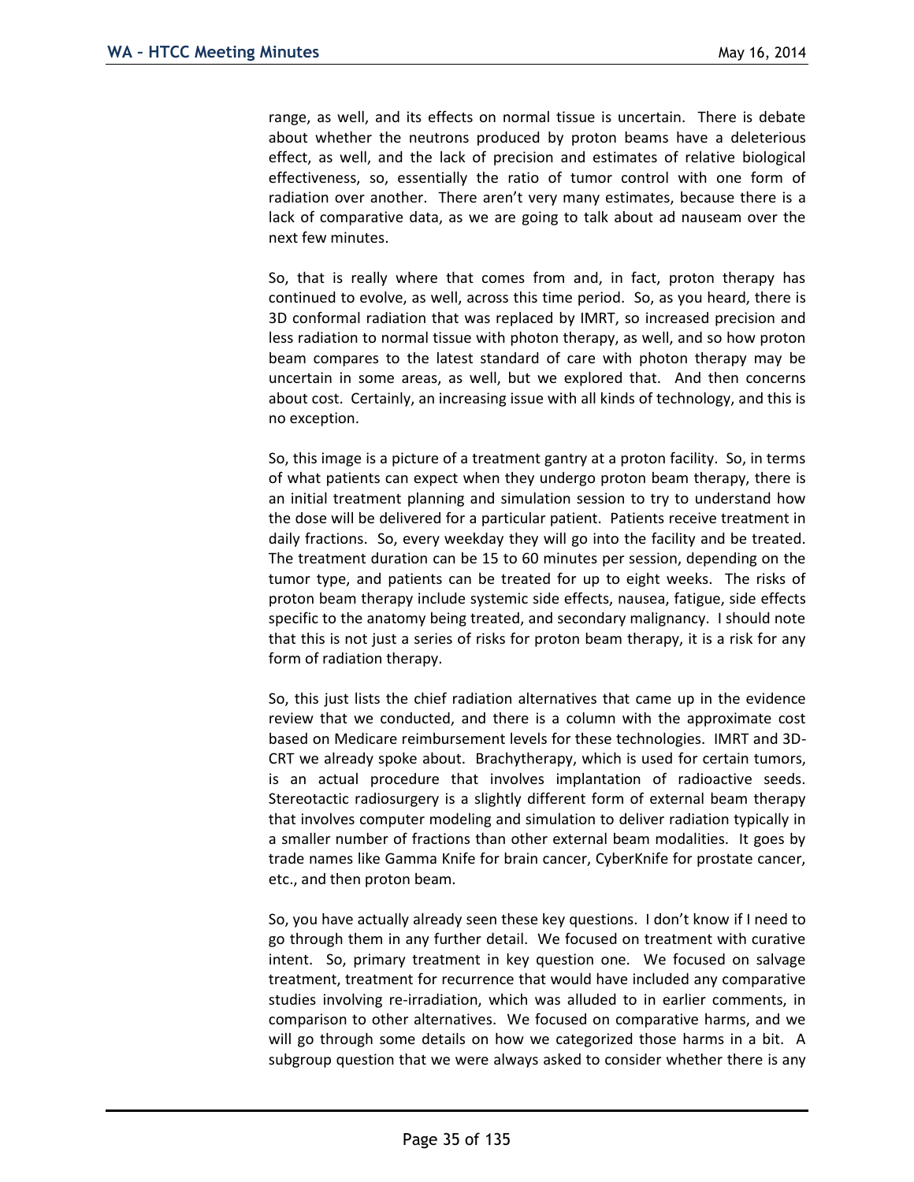range, as well, and its effects on normal tissue is uncertain. There is debate about whether the neutrons produced by proton beams have a deleterious effect, as well, and the lack of precision and estimates of relative biological effectiveness, so, essentially the ratio of tumor control with one form of radiation over another. There aren't very many estimates, because there is a lack of comparative data, as we are going to talk about ad nauseam over the next few minutes.

So, that is really where that comes from and, in fact, proton therapy has continued to evolve, as well, across this time period. So, as you heard, there is 3D conformal radiation that was replaced by IMRT, so increased precision and less radiation to normal tissue with photon therapy, as well, and so how proton beam compares to the latest standard of care with photon therapy may be uncertain in some areas, as well, but we explored that. And then concerns about cost. Certainly, an increasing issue with all kinds of technology, and this is no exception.

So, this image is a picture of a treatment gantry at a proton facility. So, in terms of what patients can expect when they undergo proton beam therapy, there is an initial treatment planning and simulation session to try to understand how the dose will be delivered for a particular patient. Patients receive treatment in daily fractions. So, every weekday they will go into the facility and be treated. The treatment duration can be 15 to 60 minutes per session, depending on the tumor type, and patients can be treated for up to eight weeks. The risks of proton beam therapy include systemic side effects, nausea, fatigue, side effects specific to the anatomy being treated, and secondary malignancy. I should note that this is not just a series of risks for proton beam therapy, it is a risk for any form of radiation therapy.

So, this just lists the chief radiation alternatives that came up in the evidence review that we conducted, and there is a column with the approximate cost based on Medicare reimbursement levels for these technologies. IMRT and 3D-CRT we already spoke about. Brachytherapy, which is used for certain tumors, is an actual procedure that involves implantation of radioactive seeds. Stereotactic radiosurgery is a slightly different form of external beam therapy that involves computer modeling and simulation to deliver radiation typically in a smaller number of fractions than other external beam modalities. It goes by trade names like Gamma Knife for brain cancer, CyberKnife for prostate cancer, etc., and then proton beam.

So, you have actually already seen these key questions. I don't know if I need to go through them in any further detail. We focused on treatment with curative intent. So, primary treatment in key question one. We focused on salvage treatment, treatment for recurrence that would have included any comparative studies involving re-irradiation, which was alluded to in earlier comments, in comparison to other alternatives. We focused on comparative harms, and we will go through some details on how we categorized those harms in a bit. A subgroup question that we were always asked to consider whether there is any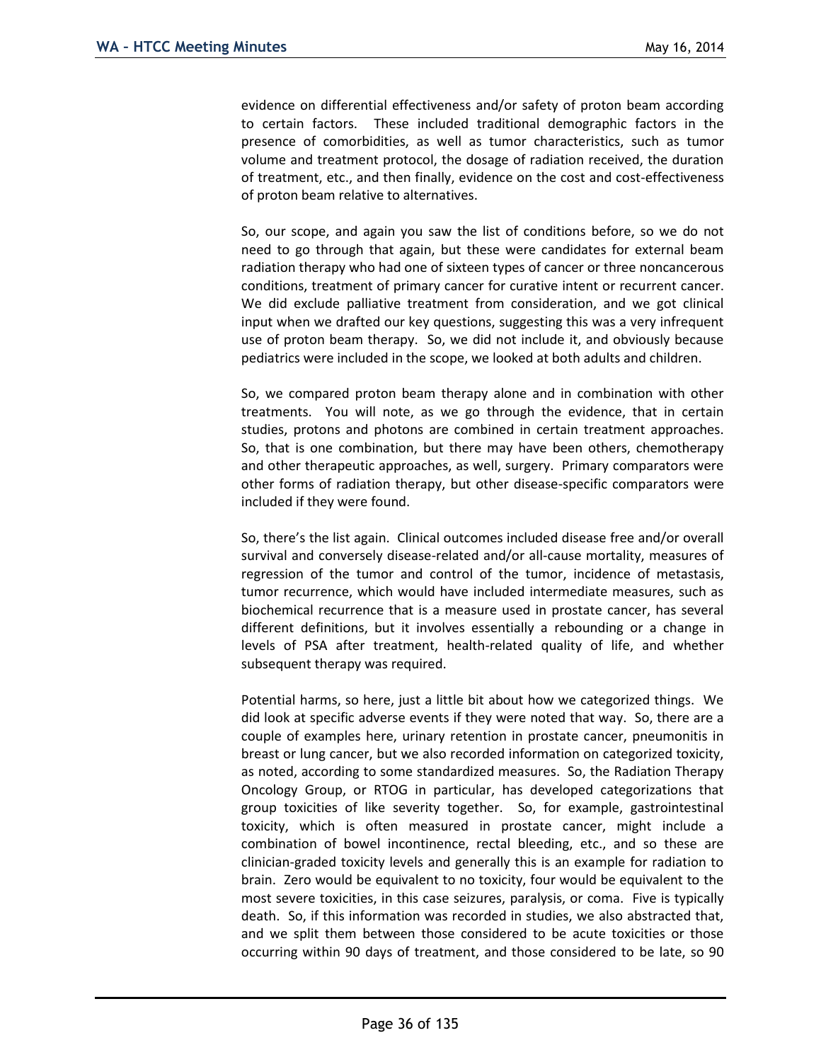evidence on differential effectiveness and/or safety of proton beam according to certain factors. These included traditional demographic factors in the presence of comorbidities, as well as tumor characteristics, such as tumor volume and treatment protocol, the dosage of radiation received, the duration of treatment, etc., and then finally, evidence on the cost and cost-effectiveness of proton beam relative to alternatives.

So, our scope, and again you saw the list of conditions before, so we do not need to go through that again, but these were candidates for external beam radiation therapy who had one of sixteen types of cancer or three noncancerous conditions, treatment of primary cancer for curative intent or recurrent cancer. We did exclude palliative treatment from consideration, and we got clinical input when we drafted our key questions, suggesting this was a very infrequent use of proton beam therapy. So, we did not include it, and obviously because pediatrics were included in the scope, we looked at both adults and children.

So, we compared proton beam therapy alone and in combination with other treatments. You will note, as we go through the evidence, that in certain studies, protons and photons are combined in certain treatment approaches. So, that is one combination, but there may have been others, chemotherapy and other therapeutic approaches, as well, surgery. Primary comparators were other forms of radiation therapy, but other disease-specific comparators were included if they were found.

So, there's the list again. Clinical outcomes included disease free and/or overall survival and conversely disease-related and/or all-cause mortality, measures of regression of the tumor and control of the tumor, incidence of metastasis, tumor recurrence, which would have included intermediate measures, such as biochemical recurrence that is a measure used in prostate cancer, has several different definitions, but it involves essentially a rebounding or a change in levels of PSA after treatment, health-related quality of life, and whether subsequent therapy was required.

Potential harms, so here, just a little bit about how we categorized things. We did look at specific adverse events if they were noted that way. So, there are a couple of examples here, urinary retention in prostate cancer, pneumonitis in breast or lung cancer, but we also recorded information on categorized toxicity, as noted, according to some standardized measures. So, the Radiation Therapy Oncology Group, or RTOG in particular, has developed categorizations that group toxicities of like severity together. So, for example, gastrointestinal toxicity, which is often measured in prostate cancer, might include a combination of bowel incontinence, rectal bleeding, etc., and so these are clinician-graded toxicity levels and generally this is an example for radiation to brain. Zero would be equivalent to no toxicity, four would be equivalent to the most severe toxicities, in this case seizures, paralysis, or coma. Five is typically death. So, if this information was recorded in studies, we also abstracted that, and we split them between those considered to be acute toxicities or those occurring within 90 days of treatment, and those considered to be late, so 90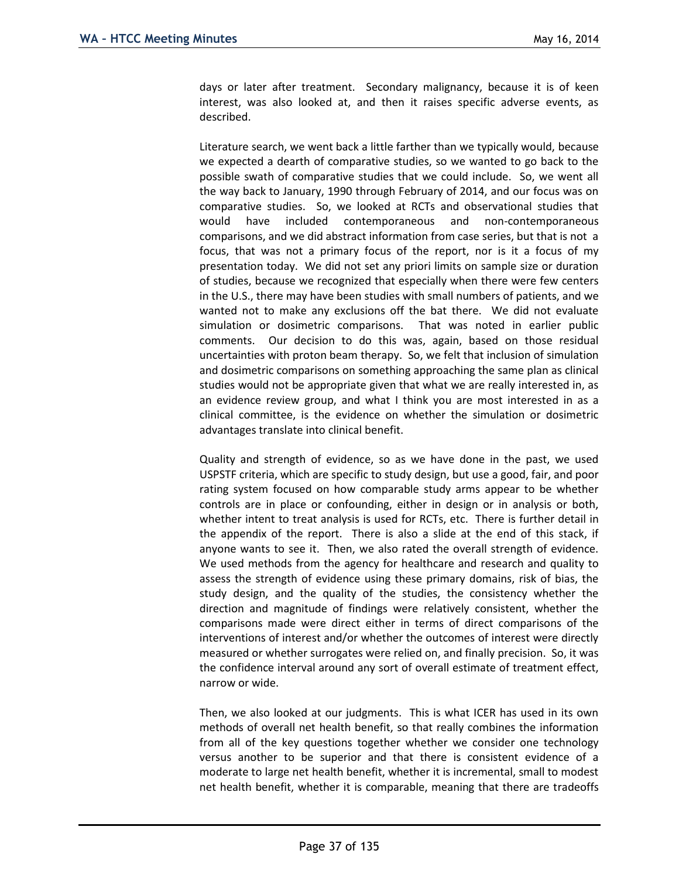days or later after treatment. Secondary malignancy, because it is of keen interest, was also looked at, and then it raises specific adverse events, as described.

Literature search, we went back a little farther than we typically would, because we expected a dearth of comparative studies, so we wanted to go back to the possible swath of comparative studies that we could include. So, we went all the way back to January, 1990 through February of 2014, and our focus was on comparative studies. So, we looked at RCTs and observational studies that would have included contemporaneous and non-contemporaneous comparisons, and we did abstract information from case series, but that is not a focus, that was not a primary focus of the report, nor is it a focus of my presentation today. We did not set any priori limits on sample size or duration of studies, because we recognized that especially when there were few centers in the U.S., there may have been studies with small numbers of patients, and we wanted not to make any exclusions off the bat there. We did not evaluate simulation or dosimetric comparisons. That was noted in earlier public comments. Our decision to do this was, again, based on those residual uncertainties with proton beam therapy. So, we felt that inclusion of simulation and dosimetric comparisons on something approaching the same plan as clinical studies would not be appropriate given that what we are really interested in, as an evidence review group, and what I think you are most interested in as a clinical committee, is the evidence on whether the simulation or dosimetric advantages translate into clinical benefit.

Quality and strength of evidence, so as we have done in the past, we used USPSTF criteria, which are specific to study design, but use a good, fair, and poor rating system focused on how comparable study arms appear to be whether controls are in place or confounding, either in design or in analysis or both, whether intent to treat analysis is used for RCTs, etc. There is further detail in the appendix of the report. There is also a slide at the end of this stack, if anyone wants to see it. Then, we also rated the overall strength of evidence. We used methods from the agency for healthcare and research and quality to assess the strength of evidence using these primary domains, risk of bias, the study design, and the quality of the studies, the consistency whether the direction and magnitude of findings were relatively consistent, whether the comparisons made were direct either in terms of direct comparisons of the interventions of interest and/or whether the outcomes of interest were directly measured or whether surrogates were relied on, and finally precision. So, it was the confidence interval around any sort of overall estimate of treatment effect, narrow or wide.

Then, we also looked at our judgments. This is what ICER has used in its own methods of overall net health benefit, so that really combines the information from all of the key questions together whether we consider one technology versus another to be superior and that there is consistent evidence of a moderate to large net health benefit, whether it is incremental, small to modest net health benefit, whether it is comparable, meaning that there are tradeoffs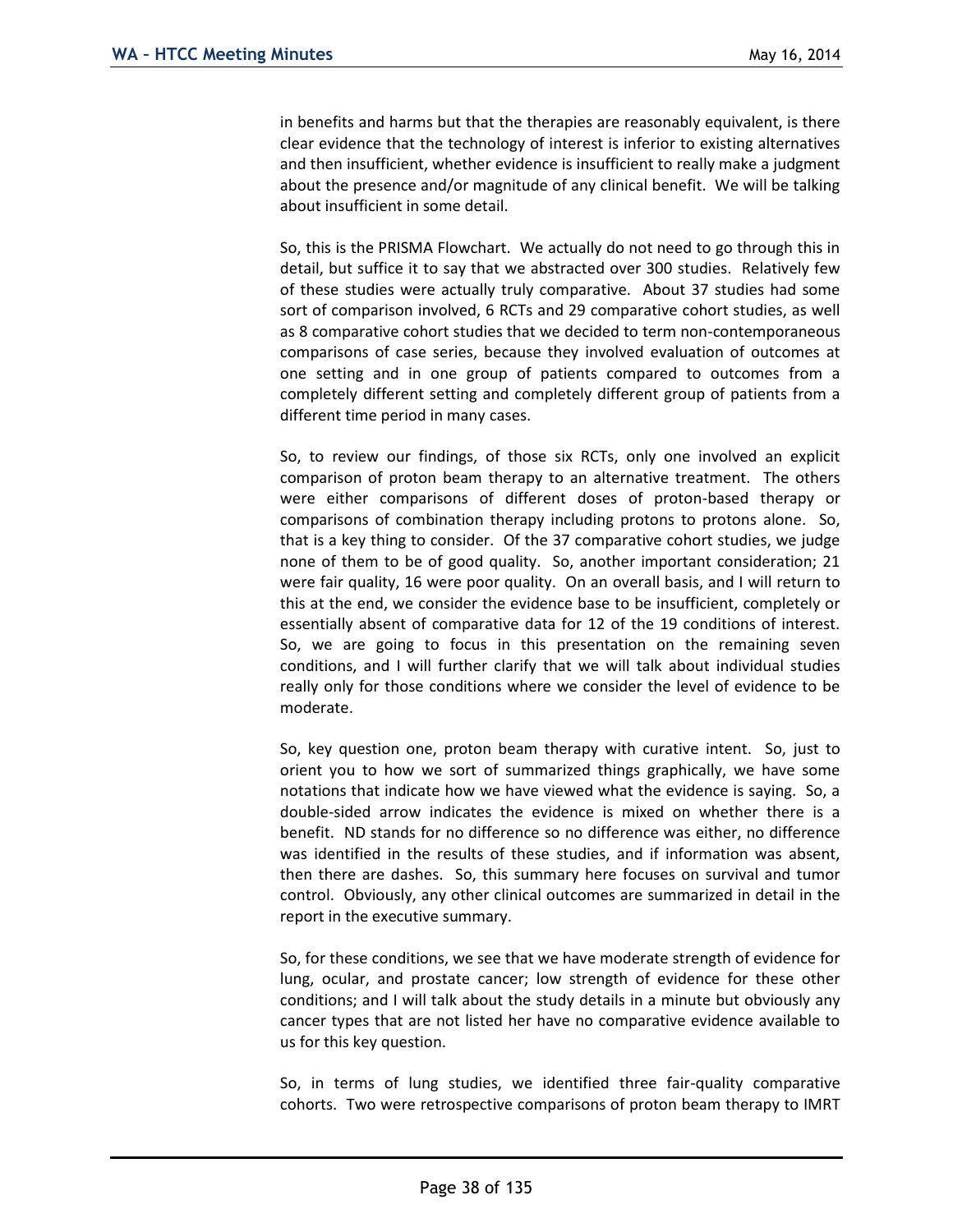in benefits and harms but that the therapies are reasonably equivalent, is there clear evidence that the technology of interest is inferior to existing alternatives and then insufficient, whether evidence is insufficient to really make a judgment about the presence and/or magnitude of any clinical benefit. We will be talking about insufficient in some detail.

So, this is the PRISMA Flowchart. We actually do not need to go through this in detail, but suffice it to say that we abstracted over 300 studies. Relatively few of these studies were actually truly comparative. About 37 studies had some sort of comparison involved, 6 RCTs and 29 comparative cohort studies, as well as 8 comparative cohort studies that we decided to term non-contemporaneous comparisons of case series, because they involved evaluation of outcomes at one setting and in one group of patients compared to outcomes from a completely different setting and completely different group of patients from a different time period in many cases.

So, to review our findings, of those six RCTs, only one involved an explicit comparison of proton beam therapy to an alternative treatment. The others were either comparisons of different doses of proton-based therapy or comparisons of combination therapy including protons to protons alone. So, that is a key thing to consider. Of the 37 comparative cohort studies, we judge none of them to be of good quality. So, another important consideration; 21 were fair quality, 16 were poor quality. On an overall basis, and I will return to this at the end, we consider the evidence base to be insufficient, completely or essentially absent of comparative data for 12 of the 19 conditions of interest. So, we are going to focus in this presentation on the remaining seven conditions, and I will further clarify that we will talk about individual studies really only for those conditions where we consider the level of evidence to be moderate.

So, key question one, proton beam therapy with curative intent. So, just to orient you to how we sort of summarized things graphically, we have some notations that indicate how we have viewed what the evidence is saying. So, a double-sided arrow indicates the evidence is mixed on whether there is a benefit. ND stands for no difference so no difference was either, no difference was identified in the results of these studies, and if information was absent, then there are dashes. So, this summary here focuses on survival and tumor control. Obviously, any other clinical outcomes are summarized in detail in the report in the executive summary.

So, for these conditions, we see that we have moderate strength of evidence for lung, ocular, and prostate cancer; low strength of evidence for these other conditions; and I will talk about the study details in a minute but obviously any cancer types that are not listed her have no comparative evidence available to us for this key question.

So, in terms of lung studies, we identified three fair-quality comparative cohorts. Two were retrospective comparisons of proton beam therapy to IMRT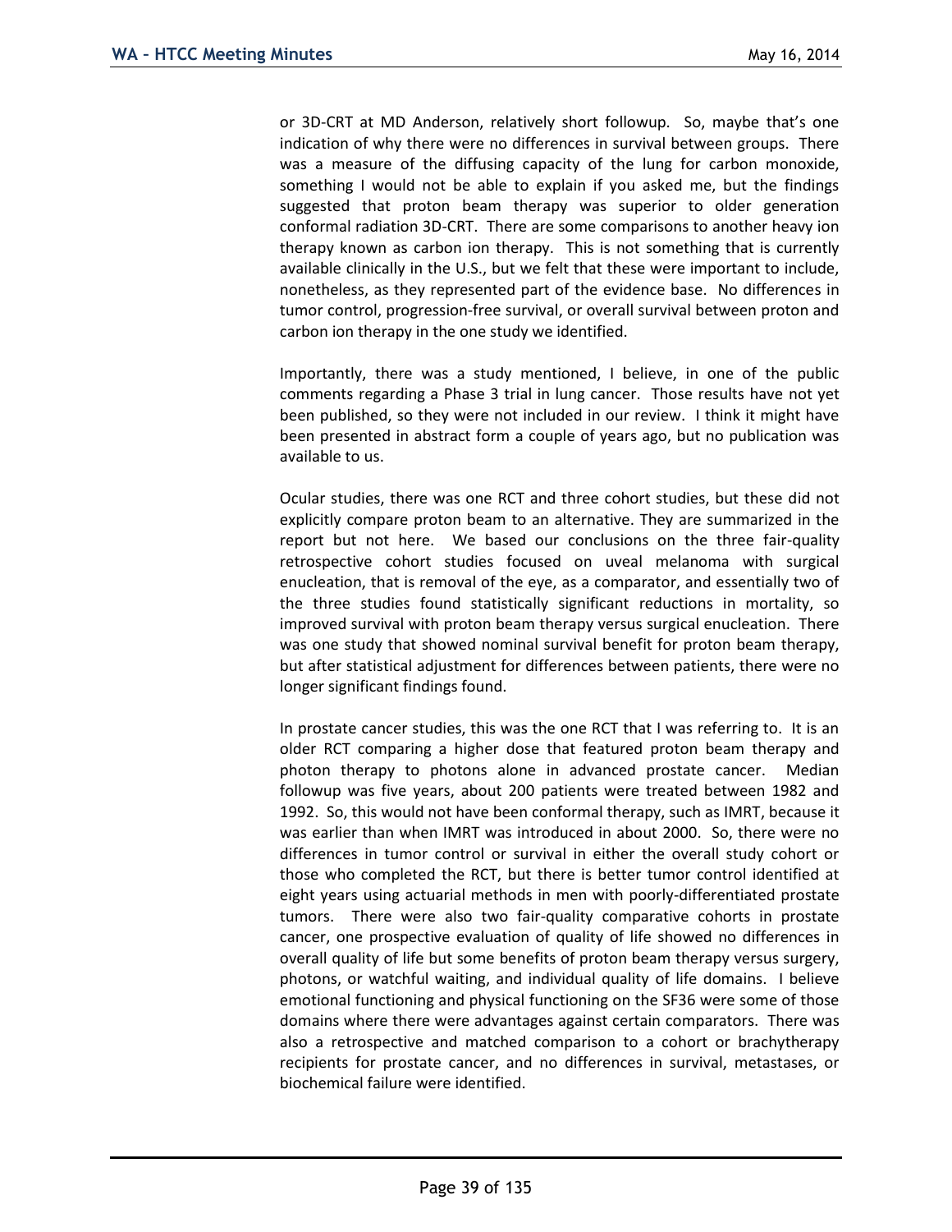or 3D-CRT at MD Anderson, relatively short followup. So, maybe that's one indication of why there were no differences in survival between groups. There was a measure of the diffusing capacity of the lung for carbon monoxide, something I would not be able to explain if you asked me, but the findings suggested that proton beam therapy was superior to older generation conformal radiation 3D-CRT. There are some comparisons to another heavy ion therapy known as carbon ion therapy. This is not something that is currently available clinically in the U.S., but we felt that these were important to include, nonetheless, as they represented part of the evidence base. No differences in tumor control, progression-free survival, or overall survival between proton and carbon ion therapy in the one study we identified.

Importantly, there was a study mentioned, I believe, in one of the public comments regarding a Phase 3 trial in lung cancer. Those results have not yet been published, so they were not included in our review. I think it might have been presented in abstract form a couple of years ago, but no publication was available to us.

Ocular studies, there was one RCT and three cohort studies, but these did not explicitly compare proton beam to an alternative. They are summarized in the report but not here. We based our conclusions on the three fair-quality retrospective cohort studies focused on uveal melanoma with surgical enucleation, that is removal of the eye, as a comparator, and essentially two of the three studies found statistically significant reductions in mortality, so improved survival with proton beam therapy versus surgical enucleation. There was one study that showed nominal survival benefit for proton beam therapy, but after statistical adjustment for differences between patients, there were no longer significant findings found.

In prostate cancer studies, this was the one RCT that I was referring to. It is an older RCT comparing a higher dose that featured proton beam therapy and photon therapy to photons alone in advanced prostate cancer. Median followup was five years, about 200 patients were treated between 1982 and 1992. So, this would not have been conformal therapy, such as IMRT, because it was earlier than when IMRT was introduced in about 2000. So, there were no differences in tumor control or survival in either the overall study cohort or those who completed the RCT, but there is better tumor control identified at eight years using actuarial methods in men with poorly-differentiated prostate tumors. There were also two fair-quality comparative cohorts in prostate cancer, one prospective evaluation of quality of life showed no differences in overall quality of life but some benefits of proton beam therapy versus surgery, photons, or watchful waiting, and individual quality of life domains. I believe emotional functioning and physical functioning on the SF36 were some of those domains where there were advantages against certain comparators. There was also a retrospective and matched comparison to a cohort or brachytherapy recipients for prostate cancer, and no differences in survival, metastases, or biochemical failure were identified.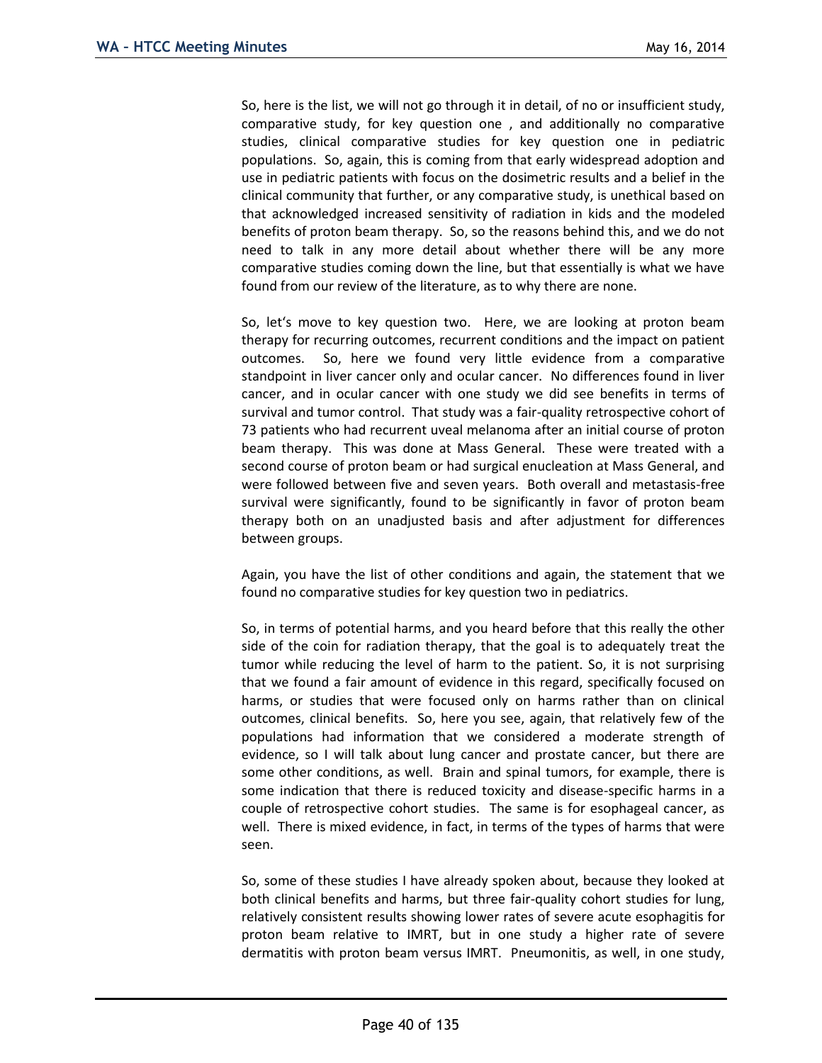So, here is the list, we will not go through it in detail, of no or insufficient study, comparative study, for key question one , and additionally no comparative studies, clinical comparative studies for key question one in pediatric populations. So, again, this is coming from that early widespread adoption and use in pediatric patients with focus on the dosimetric results and a belief in the clinical community that further, or any comparative study, is unethical based on that acknowledged increased sensitivity of radiation in kids and the modeled benefits of proton beam therapy. So, so the reasons behind this, and we do not need to talk in any more detail about whether there will be any more comparative studies coming down the line, but that essentially is what we have found from our review of the literature, as to why there are none.

So, let's move to key question two. Here, we are looking at proton beam therapy for recurring outcomes, recurrent conditions and the impact on patient outcomes. So, here we found very little evidence from a comparative standpoint in liver cancer only and ocular cancer. No differences found in liver cancer, and in ocular cancer with one study we did see benefits in terms of survival and tumor control. That study was a fair-quality retrospective cohort of 73 patients who had recurrent uveal melanoma after an initial course of proton beam therapy. This was done at Mass General. These were treated with a second course of proton beam or had surgical enucleation at Mass General, and were followed between five and seven years. Both overall and metastasis-free survival were significantly, found to be significantly in favor of proton beam therapy both on an unadjusted basis and after adjustment for differences between groups.

Again, you have the list of other conditions and again, the statement that we found no comparative studies for key question two in pediatrics.

So, in terms of potential harms, and you heard before that this really the other side of the coin for radiation therapy, that the goal is to adequately treat the tumor while reducing the level of harm to the patient. So, it is not surprising that we found a fair amount of evidence in this regard, specifically focused on harms, or studies that were focused only on harms rather than on clinical outcomes, clinical benefits. So, here you see, again, that relatively few of the populations had information that we considered a moderate strength of evidence, so I will talk about lung cancer and prostate cancer, but there are some other conditions, as well. Brain and spinal tumors, for example, there is some indication that there is reduced toxicity and disease-specific harms in a couple of retrospective cohort studies. The same is for esophageal cancer, as well. There is mixed evidence, in fact, in terms of the types of harms that were seen.

So, some of these studies I have already spoken about, because they looked at both clinical benefits and harms, but three fair-quality cohort studies for lung, relatively consistent results showing lower rates of severe acute esophagitis for proton beam relative to IMRT, but in one study a higher rate of severe dermatitis with proton beam versus IMRT. Pneumonitis, as well, in one study,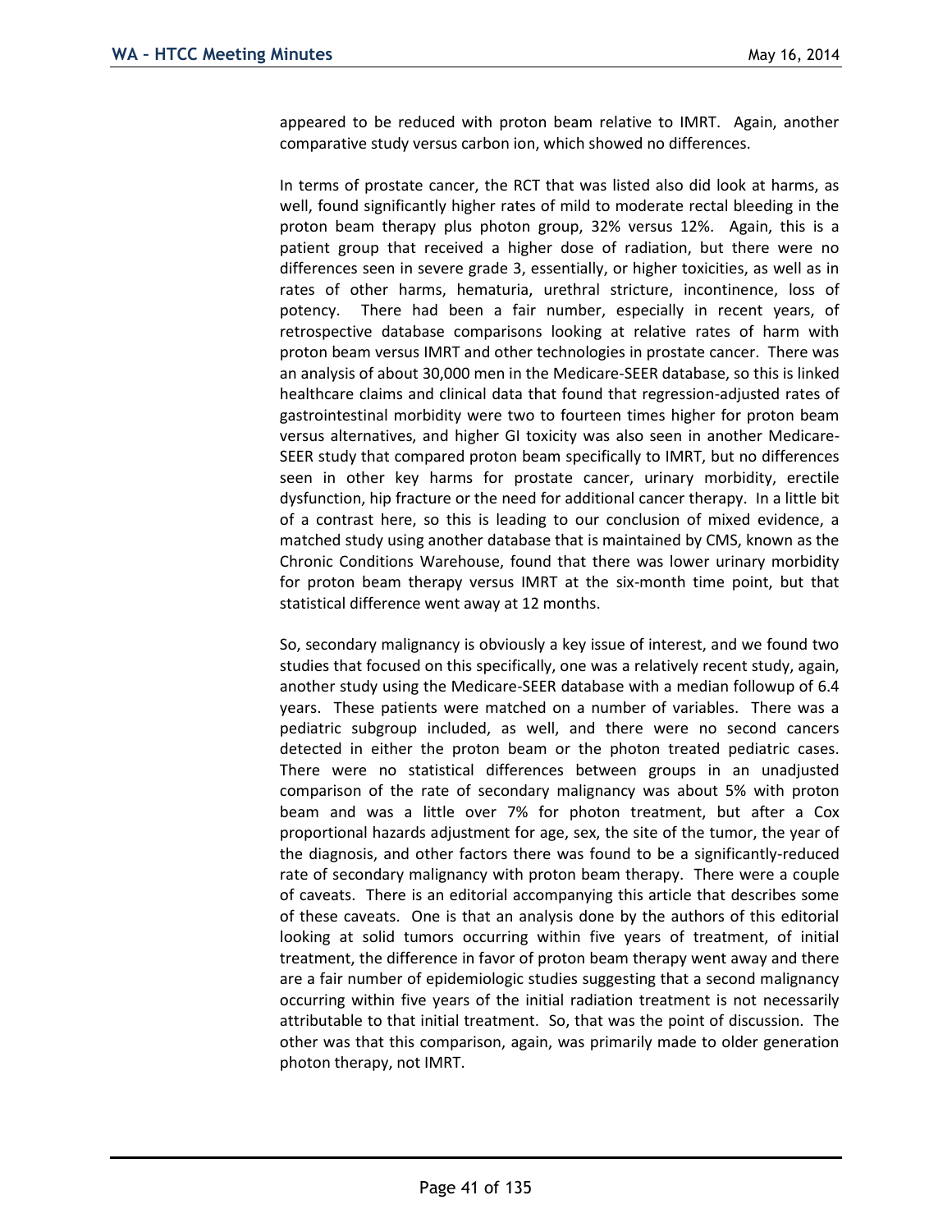appeared to be reduced with proton beam relative to IMRT. Again, another comparative study versus carbon ion, which showed no differences.

In terms of prostate cancer, the RCT that was listed also did look at harms, as well, found significantly higher rates of mild to moderate rectal bleeding in the proton beam therapy plus photon group, 32% versus 12%. Again, this is a patient group that received a higher dose of radiation, but there were no differences seen in severe grade 3, essentially, or higher toxicities, as well as in rates of other harms, hematuria, urethral stricture, incontinence, loss of potency. There had been a fair number, especially in recent years, of retrospective database comparisons looking at relative rates of harm with proton beam versus IMRT and other technologies in prostate cancer. There was an analysis of about 30,000 men in the Medicare-SEER database, so this is linked healthcare claims and clinical data that found that regression-adjusted rates of gastrointestinal morbidity were two to fourteen times higher for proton beam versus alternatives, and higher GI toxicity was also seen in another Medicare-SEER study that compared proton beam specifically to IMRT, but no differences seen in other key harms for prostate cancer, urinary morbidity, erectile dysfunction, hip fracture or the need for additional cancer therapy. In a little bit of a contrast here, so this is leading to our conclusion of mixed evidence, a matched study using another database that is maintained by CMS, known as the Chronic Conditions Warehouse, found that there was lower urinary morbidity for proton beam therapy versus IMRT at the six-month time point, but that statistical difference went away at 12 months.

So, secondary malignancy is obviously a key issue of interest, and we found two studies that focused on this specifically, one was a relatively recent study, again, another study using the Medicare-SEER database with a median followup of 6.4 years. These patients were matched on a number of variables. There was a pediatric subgroup included, as well, and there were no second cancers detected in either the proton beam or the photon treated pediatric cases. There were no statistical differences between groups in an unadjusted comparison of the rate of secondary malignancy was about 5% with proton beam and was a little over 7% for photon treatment, but after a Cox proportional hazards adjustment for age, sex, the site of the tumor, the year of the diagnosis, and other factors there was found to be a significantly-reduced rate of secondary malignancy with proton beam therapy. There were a couple of caveats. There is an editorial accompanying this article that describes some of these caveats. One is that an analysis done by the authors of this editorial looking at solid tumors occurring within five years of treatment, of initial treatment, the difference in favor of proton beam therapy went away and there are a fair number of epidemiologic studies suggesting that a second malignancy occurring within five years of the initial radiation treatment is not necessarily attributable to that initial treatment. So, that was the point of discussion. The other was that this comparison, again, was primarily made to older generation photon therapy, not IMRT.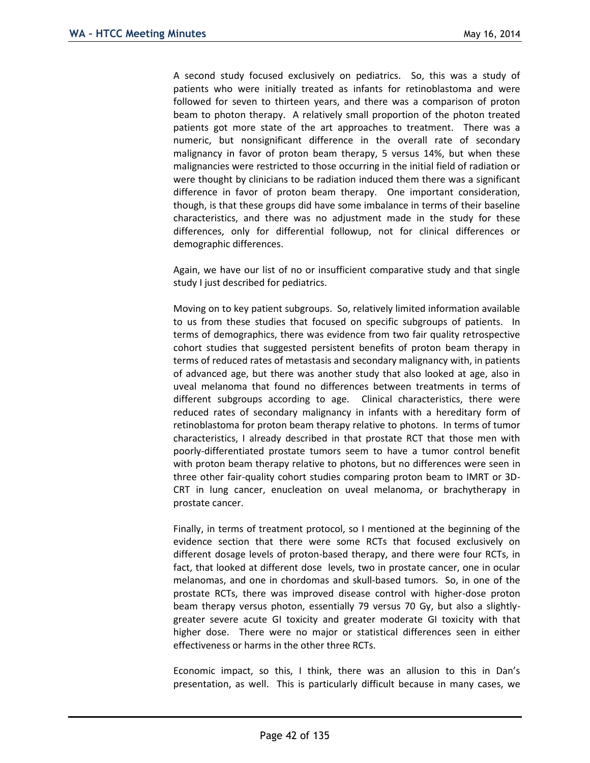A second study focused exclusively on pediatrics. So, this was a study of patients who were initially treated as infants for retinoblastoma and were followed for seven to thirteen years, and there was a comparison of proton beam to photon therapy. A relatively small proportion of the photon treated patients got more state of the art approaches to treatment. There was a numeric, but nonsignificant difference in the overall rate of secondary malignancy in favor of proton beam therapy, 5 versus 14%, but when these malignancies were restricted to those occurring in the initial field of radiation or were thought by clinicians to be radiation induced them there was a significant difference in favor of proton beam therapy. One important consideration, though, is that these groups did have some imbalance in terms of their baseline characteristics, and there was no adjustment made in the study for these differences, only for differential followup, not for clinical differences or demographic differences.

Again, we have our list of no or insufficient comparative study and that single study I just described for pediatrics.

Moving on to key patient subgroups. So, relatively limited information available to us from these studies that focused on specific subgroups of patients. In terms of demographics, there was evidence from two fair quality retrospective cohort studies that suggested persistent benefits of proton beam therapy in terms of reduced rates of metastasis and secondary malignancy with, in patients of advanced age, but there was another study that also looked at age, also in uveal melanoma that found no differences between treatments in terms of different subgroups according to age. Clinical characteristics, there were reduced rates of secondary malignancy in infants with a hereditary form of retinoblastoma for proton beam therapy relative to photons. In terms of tumor characteristics, I already described in that prostate RCT that those men with poorly-differentiated prostate tumors seem to have a tumor control benefit with proton beam therapy relative to photons, but no differences were seen in three other fair-quality cohort studies comparing proton beam to IMRT or 3D-CRT in lung cancer, enucleation on uveal melanoma, or brachytherapy in prostate cancer.

Finally, in terms of treatment protocol, so I mentioned at the beginning of the evidence section that there were some RCTs that focused exclusively on different dosage levels of proton-based therapy, and there were four RCTs, in fact, that looked at different dose levels, two in prostate cancer, one in ocular melanomas, and one in chordomas and skull-based tumors. So, in one of the prostate RCTs, there was improved disease control with higher-dose proton beam therapy versus photon, essentially 79 versus 70 Gy, but also a slightly-greater severe acute GI toxicity and greater moderate GI toxicity with that higher dose. There were no major or statistical differences seen in either effectiveness or harms in the other three RCTs.

Economic impact, so this, I think, there was an allusion to this in Dan's presentation, as well. This is particularly difficult because in many cases, we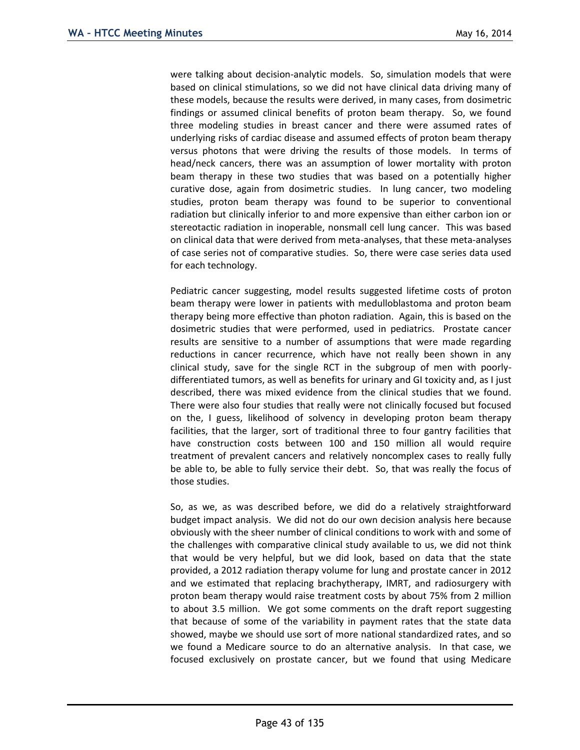were talking about decision-analytic models. So, simulation models that were based on clinical stimulations, so we did not have clinical data driving many of these models, because the results were derived, in many cases, from dosimetric findings or assumed clinical benefits of proton beam therapy. So, we found three modeling studies in breast cancer and there were assumed rates of underlying risks of cardiac disease and assumed effects of proton beam therapy versus photons that were driving the results of those models. In terms of head/neck cancers, there was an assumption of lower mortality with proton beam therapy in these two studies that was based on a potentially higher curative dose, again from dosimetric studies. In lung cancer, two modeling studies, proton beam therapy was found to be superior to conventional radiation but clinically inferior to and more expensive than either carbon ion or stereotactic radiation in inoperable, nonsmall cell lung cancer. This was based on clinical data that were derived from meta-analyses, that these meta-analyses of case series not of comparative studies. So, there were case series data used for each technology.

Pediatric cancer suggesting, model results suggested lifetime costs of proton beam therapy were lower in patients with medulloblastoma and proton beam therapy being more effective than photon radiation. Again, this is based on the dosimetric studies that were performed, used in pediatrics. Prostate cancer results are sensitive to a number of assumptions that were made regarding reductions in cancer recurrence, which have not really been shown in any clinical study, save for the single RCT in the subgroup of men with poorly-differentiated tumors, as well as benefits for urinary and GI toxicity and, as I just described, there was mixed evidence from the clinical studies that we found. There were also four studies that really were not clinically focused but focused on the, I guess, likelihood of solvency in developing proton beam therapy facilities, that the larger, sort of traditional three to four gantry facilities that have construction costs between 100 and 150 million all would require treatment of prevalent cancers and relatively noncomplex cases to really fully be able to, be able to fully service their debt. So, that was really the focus of those studies.

So, as we, as was described before, we did do a relatively straightforward budget impact analysis. We did not do our own decision analysis here because obviously with the sheer number of clinical conditions to work with and some of the challenges with comparative clinical study available to us, we did not think that would be very helpful, but we did look, based on data that the state provided, a 2012 radiation therapy volume for lung and prostate cancer in 2012 and we estimated that replacing brachytherapy, IMRT, and radiosurgery with proton beam therapy would raise treatment costs by about 75% from 2 million to about 3.5 million. We got some comments on the draft report suggesting that because of some of the variability in payment rates that the state data showed, maybe we should use sort of more national standardized rates, and so we found a Medicare source to do an alternative analysis. In that case, we focused exclusively on prostate cancer, but we found that using Medicare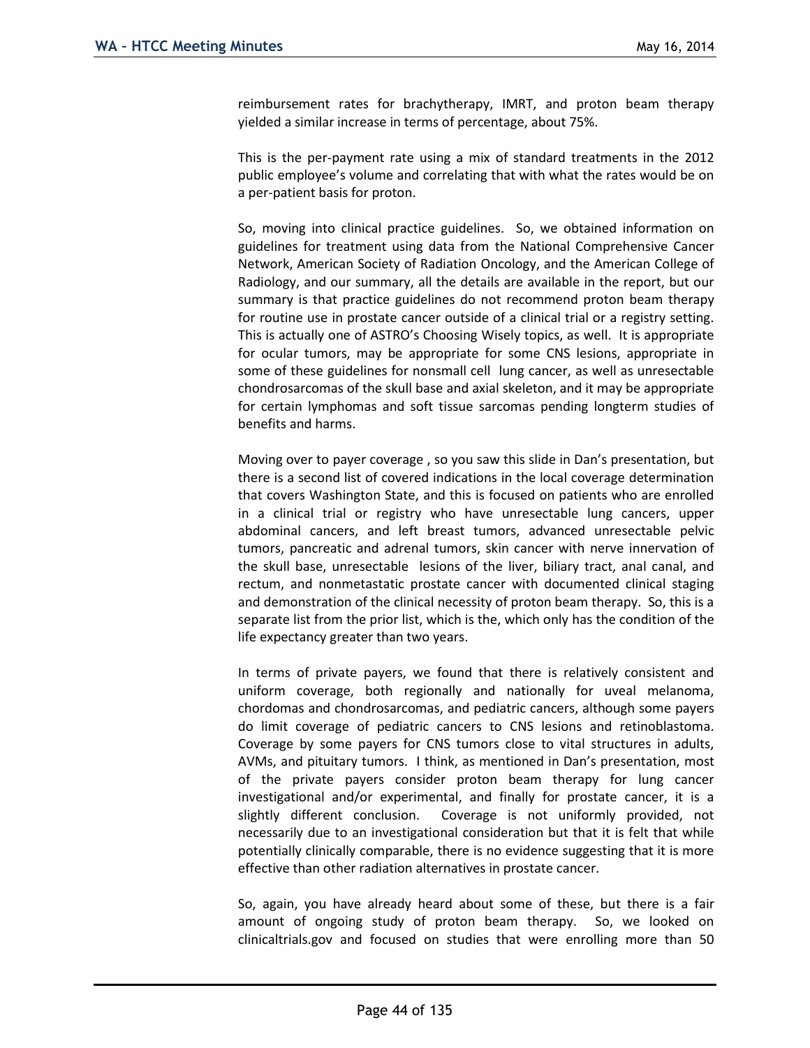reimbursement rates for brachytherapy, IMRT, and proton beam therapy yielded a similar increase in terms of percentage, about 75%.

This is the per-payment rate using a mix of standard treatments in the 2012 public employee's volume and correlating that with what the rates would be on a per-patient basis for proton.

So, moving into clinical practice guidelines. So, we obtained information on guidelines for treatment using data from the National Comprehensive Cancer Network, American Society of Radiation Oncology, and the American College of Radiology, and our summary, all the details are available in the report, but our summary is that practice guidelines do not recommend proton beam therapy for routine use in prostate cancer outside of a clinical trial or a registry setting. This is actually one of ASTRO's Choosing Wisely topics, as well. It is appropriate for ocular tumors, may be appropriate for some CNS lesions, appropriate in some of these guidelines for nonsmall cell lung cancer, as well as unresectable chondrosarcomas of the skull base and axial skeleton, and it may be appropriate for certain lymphomas and soft tissue sarcomas pending longterm studies of benefits and harms.

Moving over to payer coverage , so you saw this slide in Dan's presentation, but there is a second list of covered indications in the local coverage determination that covers Washington State, and this is focused on patients who are enrolled in a clinical trial or registry who have unresectable lung cancers, upper abdominal cancers, and left breast tumors, advanced unresectable pelvic tumors, pancreatic and adrenal tumors, skin cancer with nerve innervation of the skull base, unresectable lesions of the liver, biliary tract, anal canal, and rectum, and nonmetastatic prostate cancer with documented clinical staging and demonstration of the clinical necessity of proton beam therapy. So, this is a separate list from the prior list, which is the, which only has the condition of the life expectancy greater than two years.

In terms of private payers, we found that there is relatively consistent and uniform coverage, both regionally and nationally for uveal melanoma, chordomas and chondrosarcomas, and pediatric cancers, although some payers do limit coverage of pediatric cancers to CNS lesions and retinoblastoma. Coverage by some payers for CNS tumors close to vital structures in adults, AVMs, and pituitary tumors. I think, as mentioned in Dan's presentation, most of the private payers consider proton beam therapy for lung cancer investigational and/or experimental, and finally for prostate cancer, it is a slightly different conclusion. Coverage is not uniformly provided, not necessarily due to an investigational consideration but that it is felt that while potentially clinically comparable, there is no evidence suggesting that it is more effective than other radiation alternatives in prostate cancer.

So, again, you have already heard about some of these, but there is a fair amount of ongoing study of proton beam therapy. So, we looked on clinicaltrials.gov and focused on studies that were enrolling more than 50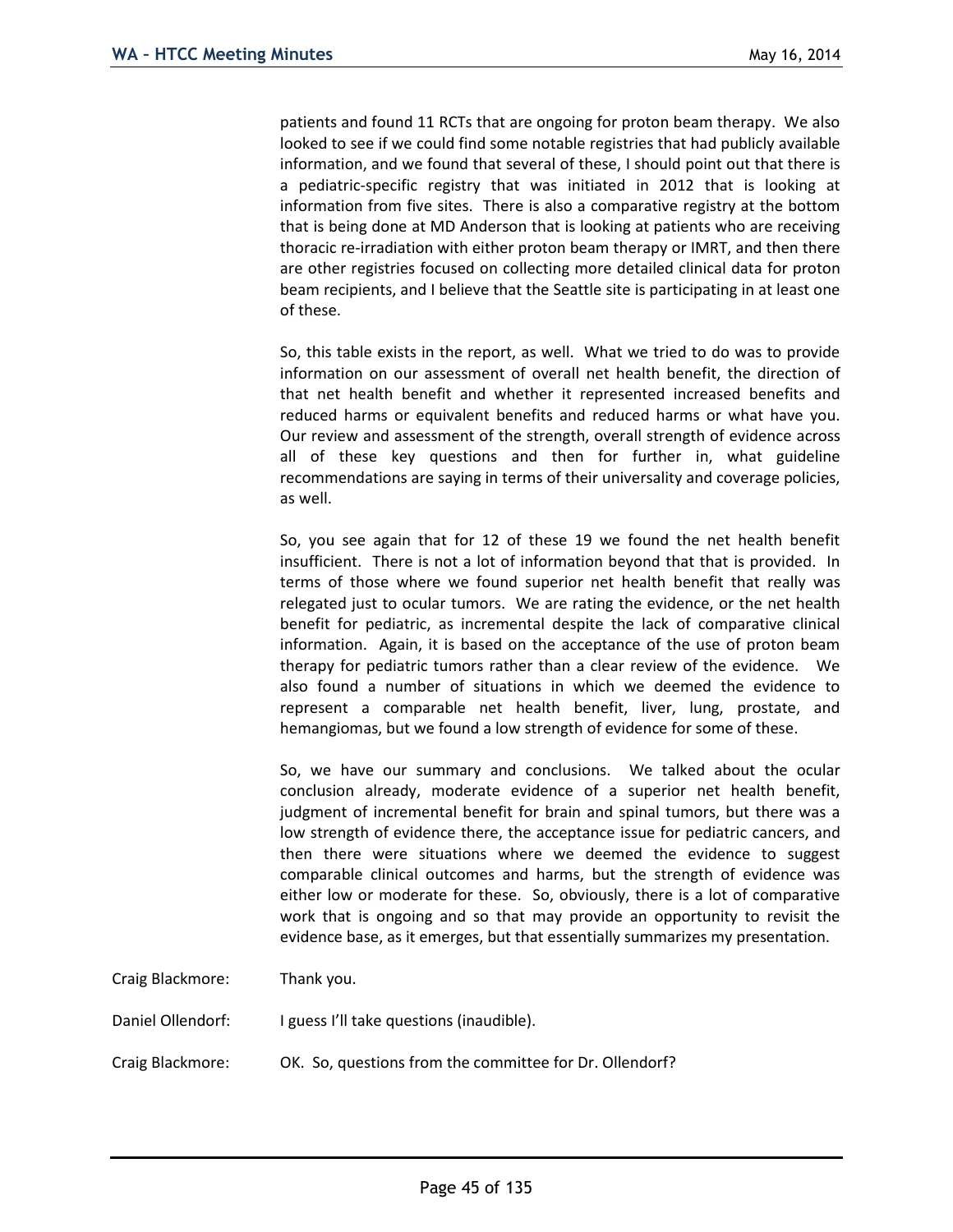patients and found 11 RCTs that are ongoing for proton beam therapy. We also looked to see if we could find some notable registries that had publicly available information, and we found that several of these, I should point out that there is a pediatric-specific registry that was initiated in 2012 that is looking at information from five sites. There is also a comparative registry at the bottom that is being done at MD Anderson that is looking at patients who are receiving thoracic re-irradiation with either proton beam therapy or IMRT, and then there are other registries focused on collecting more detailed clinical data for proton beam recipients, and I believe that the Seattle site is participating in at least one of these.

So, this table exists in the report, as well. What we tried to do was to provide information on our assessment of overall net health benefit, the direction of that net health benefit and whether it represented increased benefits and reduced harms or equivalent benefits and reduced harms or what have you. Our review and assessment of the strength, overall strength of evidence across all of these key questions and then for further in, what guideline recommendations are saying in terms of their universality and coverage policies, as well.

So, you see again that for 12 of these 19 we found the net health benefit insufficient. There is not a lot of information beyond that that is provided. In terms of those where we found superior net health benefit that really was relegated just to ocular tumors. We are rating the evidence, or the net health benefit for pediatric, as incremental despite the lack of comparative clinical information. Again, it is based on the acceptance of the use of proton beam therapy for pediatric tumors rather than a clear review of the evidence. We also found a number of situations in which we deemed the evidence to represent a comparable net health benefit, liver, lung, prostate, and hemangiomas, but we found a low strength of evidence for some of these.

So, we have our summary and conclusions. We talked about the ocular conclusion already, moderate evidence of a superior net health benefit, judgment of incremental benefit for brain and spinal tumors, but there was a low strength of evidence there, the acceptance issue for pediatric cancers, and then there were situations where we deemed the evidence to suggest comparable clinical outcomes and harms, but the strength of evidence was either low or moderate for these. So, obviously, there is a lot of comparative work that is ongoing and so that may provide an opportunity to revisit the evidence base, as it emerges, but that essentially summarizes my presentation.

Craig Blackmore: Thank you.

Daniel Ollendorf: I guess I'll take questions (inaudible).

Craig Blackmore: OK. So, questions from the committee for Dr. Ollendorf?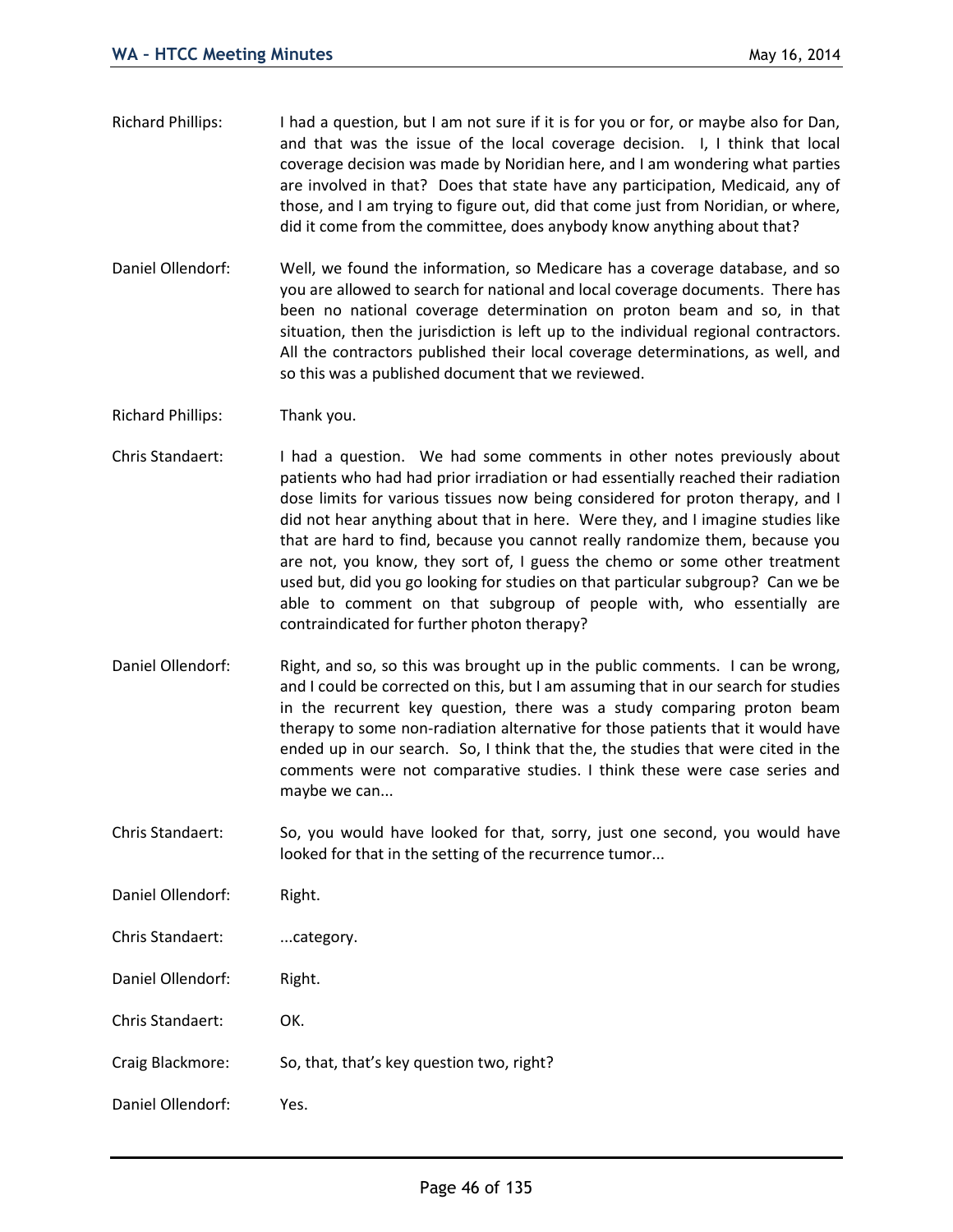Richard Phillips: I had a question, but I am not sure if it is for you or for, or maybe also for Dan, and that was the issue of the local coverage decision. I, I think that local coverage decision was made by Noridian here, and I am wondering what parties are involved in that? Does that state have any participation, Medicaid, any of those, and I am trying to figure out, did that come just from Noridian, or where, did it come from the committee, does anybody know anything about that?

Daniel Ollendorf: Well, we found the information, so Medicare has a coverage database, and so you are allowed to search for national and local coverage documents. There has been no national coverage determination on proton beam and so, in that situation, then the jurisdiction is left up to the individual regional contractors. All the contractors published their local coverage determinations, as well, and so this was a published document that we reviewed.

Richard Phillips: Thank you.

Chris Standaert: I had a question. We had some comments in other notes previously about patients who had had prior irradiation or had essentially reached their radiation dose limits for various tissues now being considered for proton therapy, and I did not hear anything about that in here. Were they, and I imagine studies like that are hard to find, because you cannot really randomize them, because you are not, you know, they sort of, I guess the chemo or some other treatment used but, did you go looking for studies on that particular subgroup? Can we be able to comment on that subgroup of people with, who essentially are contraindicated for further photon therapy?

Daniel Ollendorf: Right, and so, so this was brought up in the public comments. I can be wrong, and I could be corrected on this, but I am assuming that in our search for studies in the recurrent key question, there was a study comparing proton beam therapy to some non-radiation alternative for those patients that it would have ended up in our search. So, I think that the, the studies that were cited in the comments were not comparative studies. I think these were case series and maybe we can...

Chris Standaert: So, you would have looked for that, sorry, just one second, you would have looked for that in the setting of the recurrence tumor...

Daniel Ollendorf: Right.

Chris Standaert: ...category.

Daniel Ollendorf: Right.

Chris Standaert: OK.

Craig Blackmore: So, that, that's key question two, right?

Daniel Ollendorf: Yes.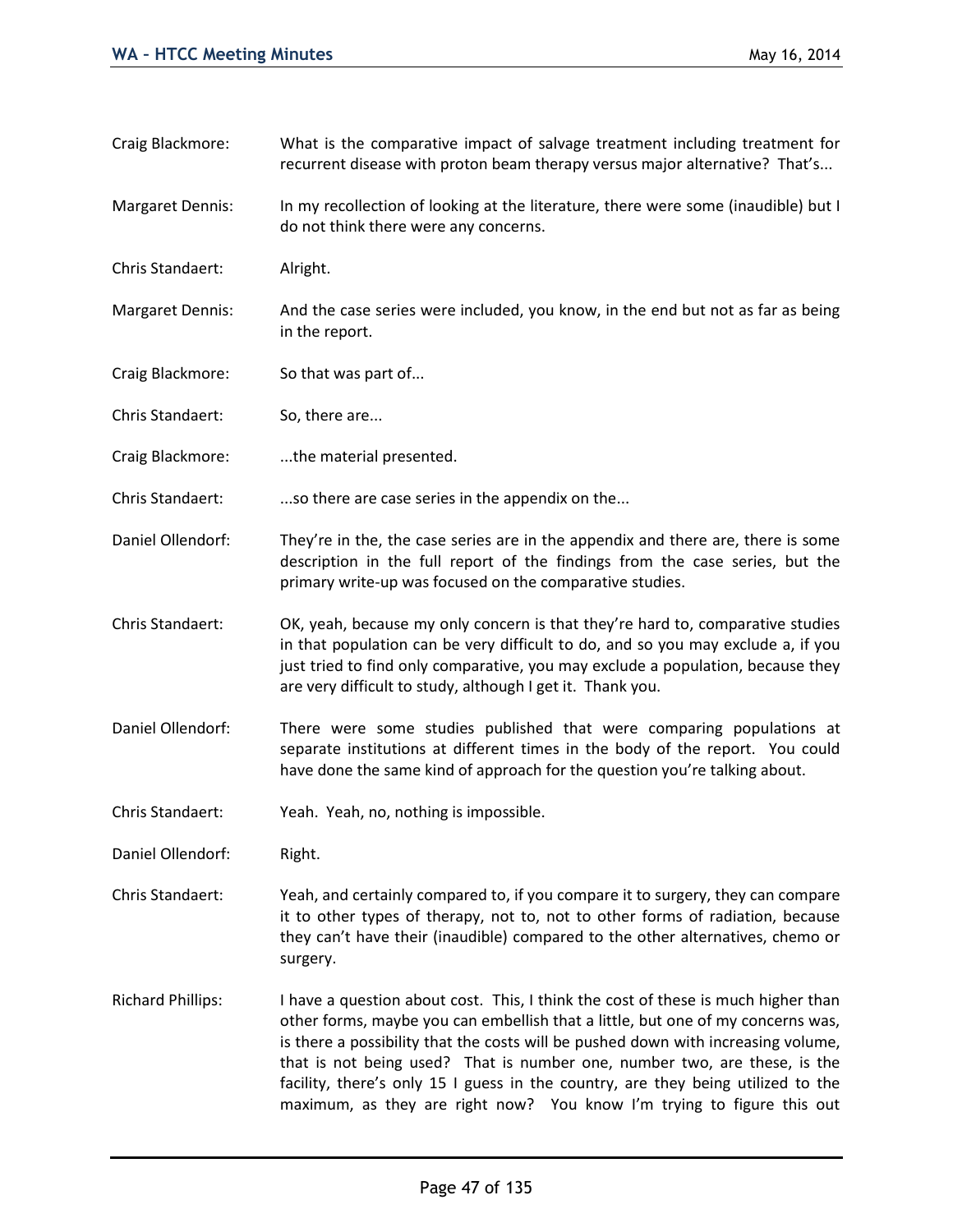Craig Blackmore: What is the comparative impact of salvage treatment including treatment for recurrent disease with proton beam therapy versus major alternative? That's...

Margaret Dennis: In my recollection of looking at the literature, there were some (inaudible) but I do not think there were any concerns.

Chris Standaert: Alright.

Margaret Dennis: And the case series were included, you know, in the end but not as far as being in the report.

Craig Blackmore: So that was part of...

Chris Standaert: So, there are...

Craig Blackmore: ...the material presented.

Chris Standaert: ...so there are case series in the appendix on the...

Daniel Ollendorf: They're in the, the case series are in the appendix and there are, there is some description in the full report of the findings from the case series, but the primary write-up was focused on the comparative studies.

Chris Standaert: OK, yeah, because my only concern is that they're hard to, comparative studies in that population can be very difficult to do, and so you may exclude a, if you just tried to find only comparative, you may exclude a population, because they are very difficult to study, although I get it. Thank you.

Daniel Ollendorf: There were some studies published that were comparing populations at separate institutions at different times in the body of the report. You could have done the same kind of approach for the question you're talking about.

Chris Standaert: Yeah. Yeah, no, nothing is impossible.

Daniel Ollendorf: Right.

Chris Standaert: Yeah, and certainly compared to, if you compare it to surgery, they can compare it to other types of therapy, not to, not to other forms of radiation, because they can't have their (inaudible) compared to the other alternatives, chemo or surgery.

Richard Phillips: I have a question about cost. This, I think the cost of these is much higher than other forms, maybe you can embellish that a little, but one of my concerns was, is there a possibility that the costs will be pushed down with increasing volume, that is not being used? That is number one, number two, are these, is the facility, there's only 15 I guess in the country, are they being utilized to the maximum, as they are right now? You know I'm trying to figure this out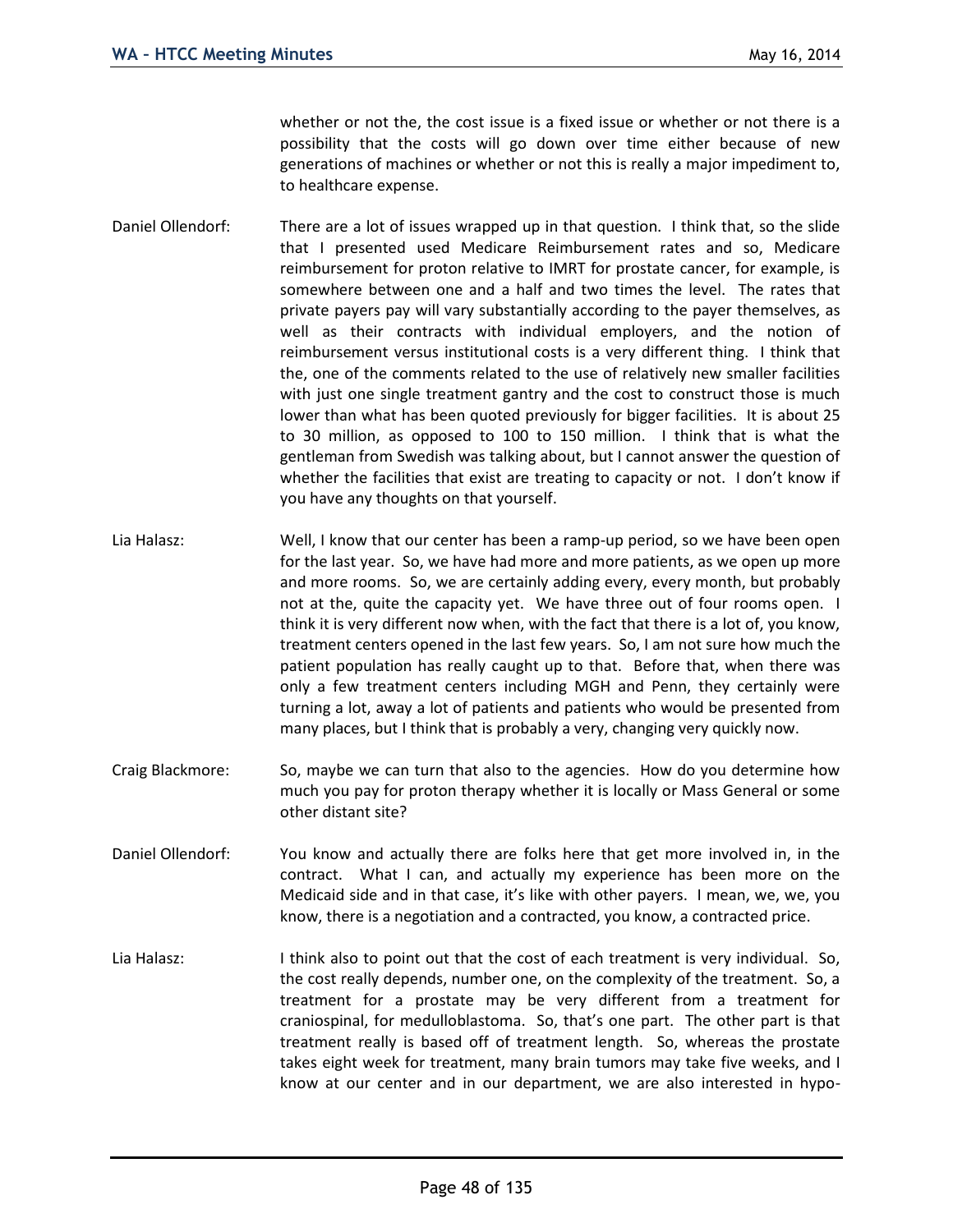whether or not the, the cost issue is a fixed issue or whether or not there is a possibility that the costs will go down over time either because of new generations of machines or whether or not this is really a major impediment to, to healthcare expense.

Daniel Ollendorf: There are a lot of issues wrapped up in that question. I think that, so the slide that I presented used Medicare Reimbursement rates and so, Medicare reimbursement for proton relative to IMRT for prostate cancer, for example, is somewhere between one and a half and two times the level. The rates that private payers pay will vary substantially according to the payer themselves, as well as their contracts with individual employers, and the notion of reimbursement versus institutional costs is a very different thing. I think that the, one of the comments related to the use of relatively new smaller facilities with just one single treatment gantry and the cost to construct those is much lower than what has been quoted previously for bigger facilities. It is about 25 to 30 million, as opposed to 100 to 150 million. I think that is what the gentleman from Swedish was talking about, but I cannot answer the question of whether the facilities that exist are treating to capacity or not. I don't know if you have any thoughts on that yourself.

Lia Halasz: Well, I know that our center has been a ramp-up period, so we have been open for the last year. So, we have had more and more patients, as we open up more and more rooms. So, we are certainly adding every, every month, but probably not at the, quite the capacity yet. We have three out of four rooms open. I think it is very different now when, with the fact that there is a lot of, you know, treatment centers opened in the last few years. So, I am not sure how much the patient population has really caught up to that. Before that, when there was only a few treatment centers including MGH and Penn, they certainly were turning a lot, away a lot of patients and patients who would be presented from many places, but I think that is probably a very, changing very quickly now.

Craig Blackmore: So, maybe we can turn that also to the agencies. How do you determine how much you pay for proton therapy whether it is locally or Mass General or some other distant site?

Daniel Ollendorf: You know and actually there are folks here that get more involved in, in the contract. What I can, and actually my experience has been more on the Medicaid side and in that case, it's like with other payers. I mean, we, we, you know, there is a negotiation and a contracted, you know, a contracted price.

Lia Halasz: I think also to point out that the cost of each treatment is very individual. So, the cost really depends, number one, on the complexity of the treatment. So, a treatment for a prostate may be very different from a treatment for craniospinal, for medulloblastoma. So, that's one part. The other part is that treatment really is based off of treatment length. So, whereas the prostate takes eight week for treatment, many brain tumors may take five weeks, and I know at our center and in our department, we are also interested in hypo-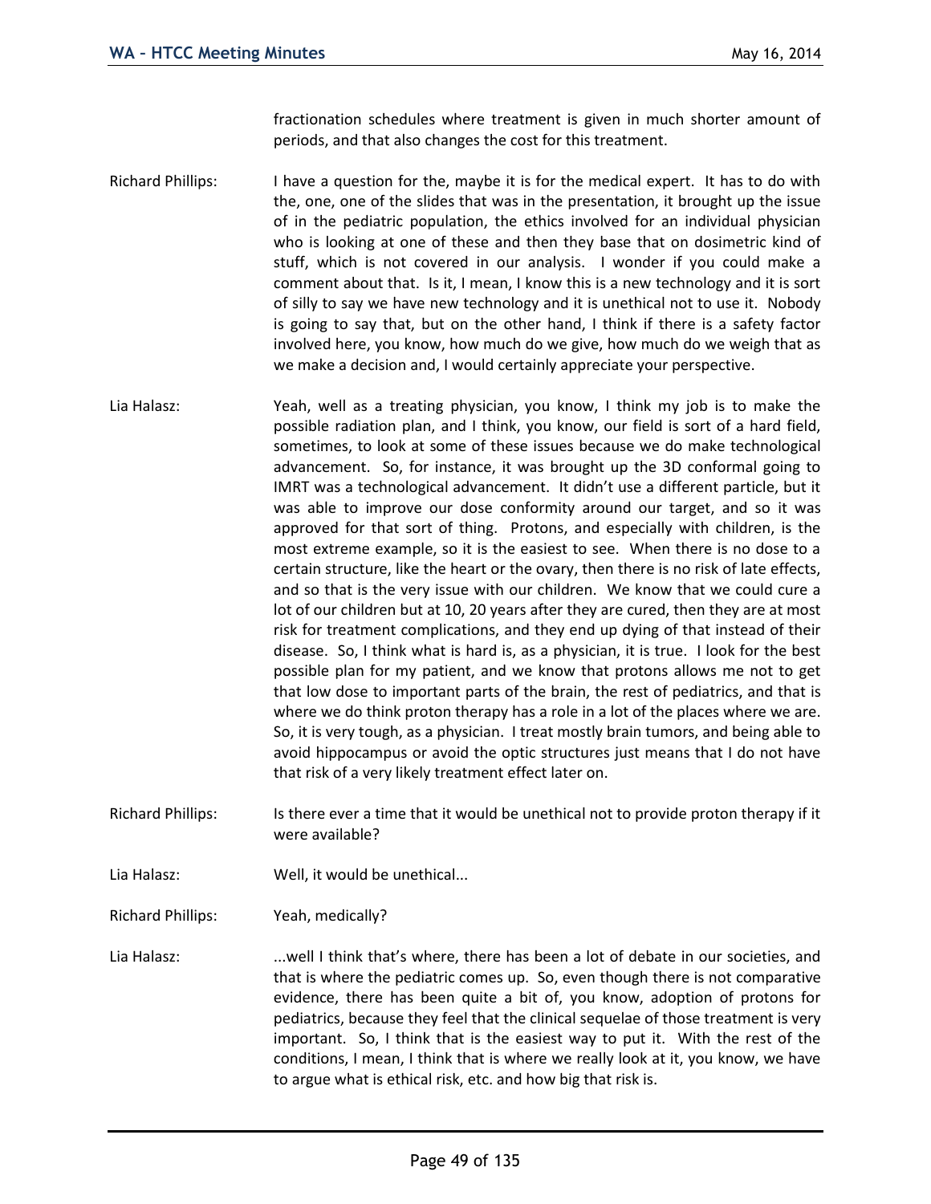fractionation schedules where treatment is given in much shorter amount of periods, and that also changes the cost for this treatment.

Richard Phillips: I have a question for the, maybe it is for the medical expert. It has to do with the, one, one of the slides that was in the presentation, it brought up the issue of in the pediatric population, the ethics involved for an individual physician who is looking at one of these and then they base that on dosimetric kind of stuff, which is not covered in our analysis. I wonder if you could make a comment about that. Is it, I mean, I know this is a new technology and it is sort of silly to say we have new technology and it is unethical not to use it. Nobody is going to say that, but on the other hand, I think if there is a safety factor involved here, you know, how much do we give, how much do we weigh that as we make a decision and, I would certainly appreciate your perspective.

Lia Halasz: Yeah, well as a treating physician, you know, I think my job is to make the possible radiation plan, and I think, you know, our field is sort of a hard field, sometimes, to look at some of these issues because we do make technological advancement. So, for instance, it was brought up the 3D conformal going to IMRT was a technological advancement. It didn't use a different particle, but it was able to improve our dose conformity around our target, and so it was approved for that sort of thing. Protons, and especially with children, is the most extreme example, so it is the easiest to see. When there is no dose to a certain structure, like the heart or the ovary, then there is no risk of late effects, and so that is the very issue with our children. We know that we could cure a lot of our children but at 10, 20 years after they are cured, then they are at most risk for treatment complications, and they end up dying of that instead of their disease. So, I think what is hard is, as a physician, it is true. I look for the best possible plan for my patient, and we know that protons allows me not to get that low dose to important parts of the brain, the rest of pediatrics, and that is where we do think proton therapy has a role in a lot of the places where we are. So, it is very tough, as a physician. I treat mostly brain tumors, and being able to avoid hippocampus or avoid the optic structures just means that I do not have that risk of a very likely treatment effect later on.

Richard Phillips: Is there ever a time that it would be unethical not to provide proton therapy if it were available?

Lia Halasz: Well, it would be unethical...

Richard Phillips: Yeah, medically?

Lia Halasz: ...well I think that's where, there has been a lot of debate in our societies, and that is where the pediatric comes up. So, even though there is not comparative evidence, there has been quite a bit of, you know, adoption of protons for pediatrics, because they feel that the clinical sequelae of those treatment is very important. So, I think that is the easiest way to put it. With the rest of the conditions, I mean, I think that is where we really look at it, you know, we have to argue what is ethical risk, etc. and how big that risk is.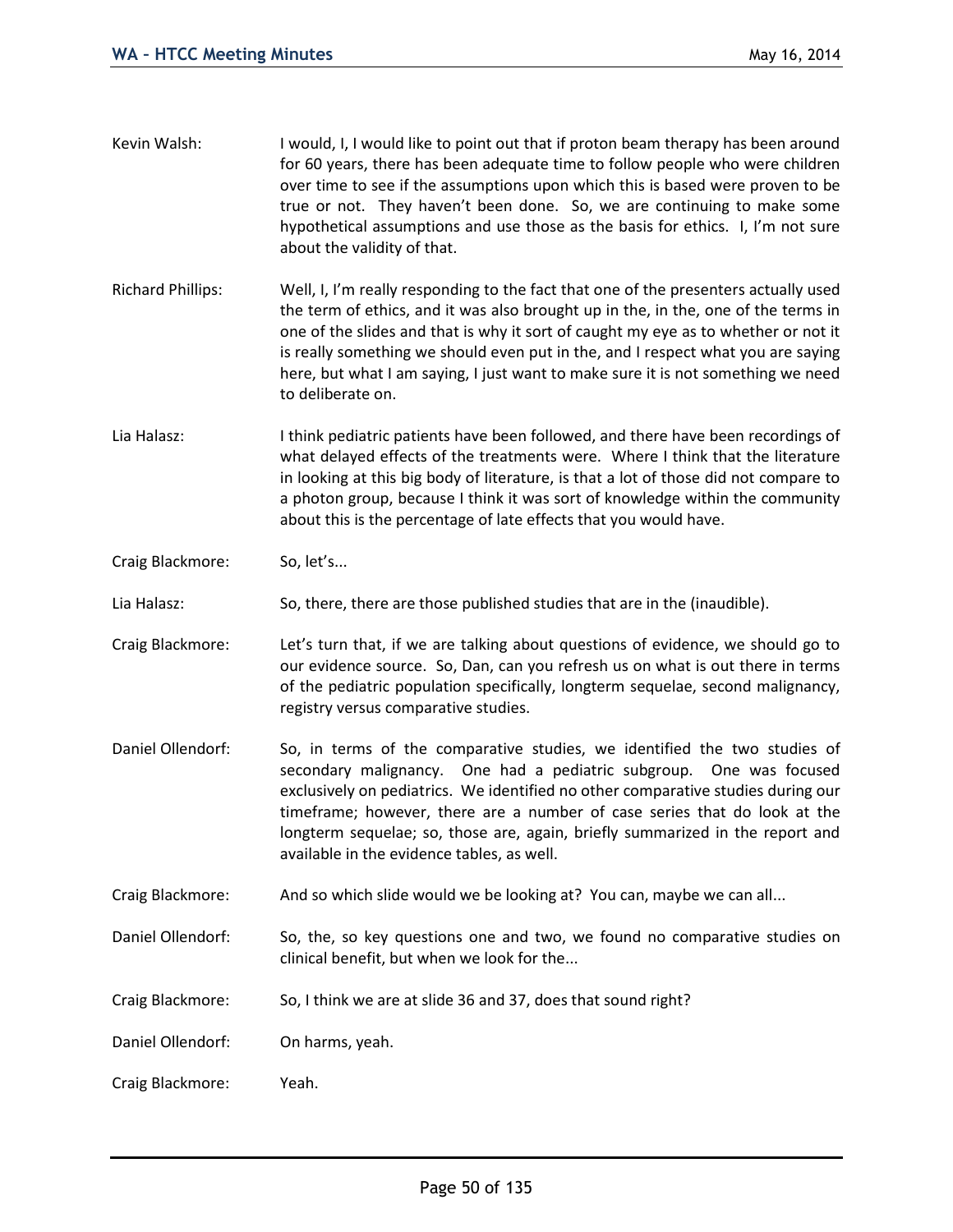Kevin Walsh: I would, I, I would like to point out that if proton beam therapy has been around for 60 years, there has been adequate time to follow people who were children over time to see if the assumptions upon which this is based were proven to be true or not. They haven't been done. So, we are continuing to make some hypothetical assumptions and use those as the basis for ethics. I, I'm not sure about the validity of that.

Richard Phillips: Well, I, I'm really responding to the fact that one of the presenters actually used the term of ethics, and it was also brought up in the, in the, one of the terms in one of the slides and that is why it sort of caught my eye as to whether or not it is really something we should even put in the, and I respect what you are saying here, but what I am saying, I just want to make sure it is not something we need to deliberate on.

Lia Halasz: I think pediatric patients have been followed, and there have been recordings of what delayed effects of the treatments were. Where I think that the literature in looking at this big body of literature, is that a lot of those did not compare to a photon group, because I think it was sort of knowledge within the community about this is the percentage of late effects that you would have.

Craig Blackmore: So, let's...

Lia Halasz: So, there, there are those published studies that are in the (inaudible).

Craig Blackmore: Let's turn that, if we are talking about questions of evidence, we should go to our evidence source. So, Dan, can you refresh us on what is out there in terms of the pediatric population specifically, longterm sequelae, second malignancy, registry versus comparative studies.

Daniel Ollendorf: So, in terms of the comparative studies, we identified the two studies of secondary malignancy. One had a pediatric subgroup. One was focused exclusively on pediatrics. We identified no other comparative studies during our timeframe; however, there are a number of case series that do look at the longterm sequelae; so, those are, again, briefly summarized in the report and available in the evidence tables, as well.

Craig Blackmore: And so which slide would we be looking at? You can, maybe we can all...

Daniel Ollendorf: So, the, so key questions one and two, we found no comparative studies on clinical benefit, but when we look for the...

Craig Blackmore: So, I think we are at slide 36 and 37, does that sound right?

Daniel Ollendorf: On harms, yeah.

Craig Blackmore: Yeah.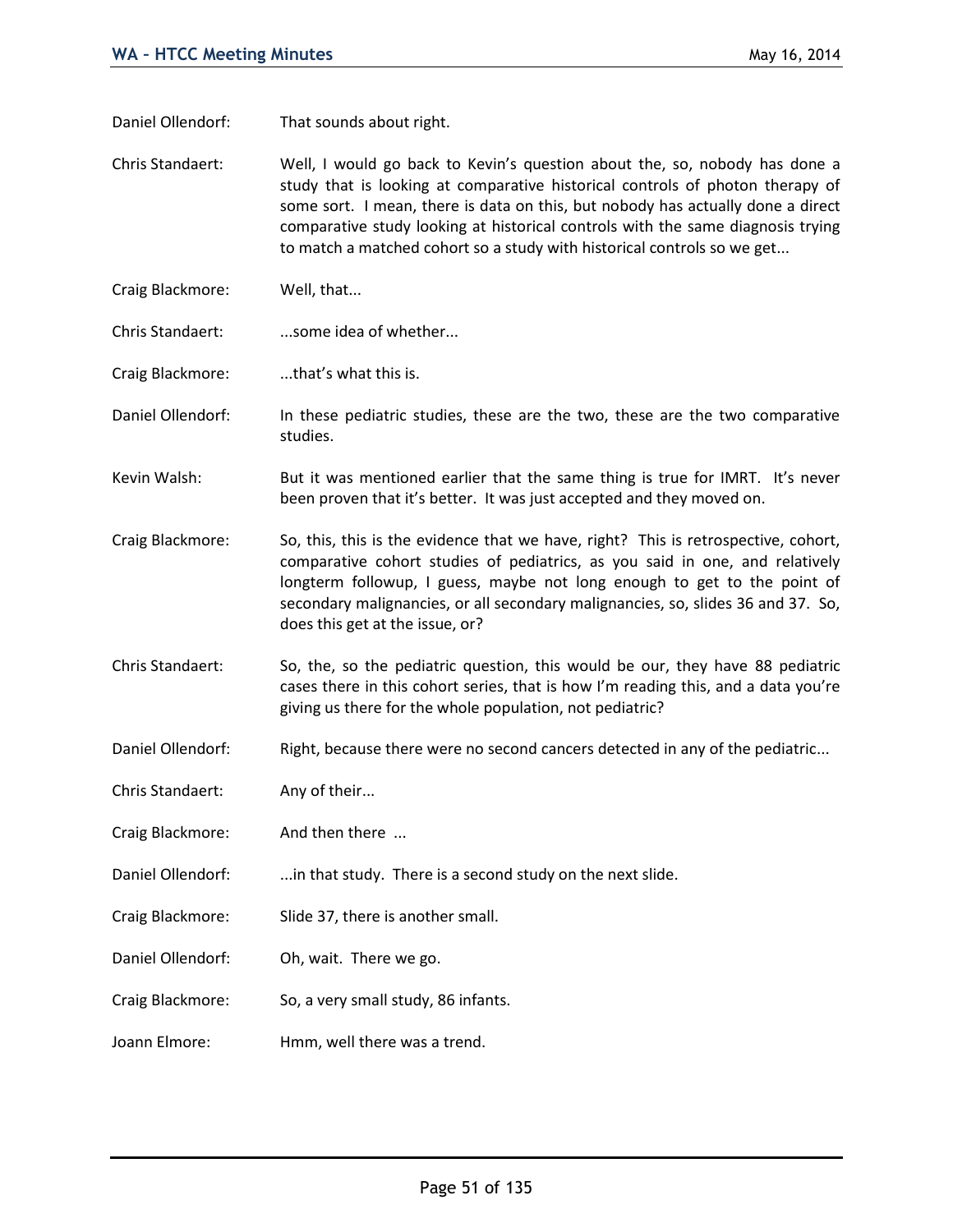Daniel Ollendorf: That sounds about right.

Chris Standaert: Well, I would go back to Kevin's question about the, so, nobody has done a study that is looking at comparative historical controls of photon therapy of some sort. I mean, there is data on this, but nobody has actually done a direct comparative study looking at historical controls with the same diagnosis trying to match a matched cohort so a study with historical controls so we get...

Craig Blackmore: Well, that...

Chris Standaert: ...some idea of whether...

Craig Blackmore: ...that's what this is.

Daniel Ollendorf: In these pediatric studies, these are the two, these are the two comparative studies.

Kevin Walsh: But it was mentioned earlier that the same thing is true for IMRT. It's never been proven that it's better. It was just accepted and they moved on.

Craig Blackmore: So, this, this is the evidence that we have, right? This is retrospective, cohort, comparative cohort studies of pediatrics, as you said in one, and relatively longterm followup, I guess, maybe not long enough to get to the point of secondary malignancies, or all secondary malignancies, so, slides 36 and 37. So, does this get at the issue, or?

Chris Standaert: So, the, so the pediatric question, this would be our, they have 88 pediatric cases there in this cohort series, that is how I'm reading this, and a data you're giving us there for the whole population, not pediatric?

Daniel Ollendorf: Right, because there were no second cancers detected in any of the pediatric...

Chris Standaert: Any of their...

Craig Blackmore: And then there ...

Daniel Ollendorf: ...in that study. There is a second study on the next slide.

Craig Blackmore: Slide 37, there is another small.

Daniel Ollendorf: Oh, wait. There we go.

Craig Blackmore: So, a very small study, 86 infants.

Joann Elmore: Hmm, well there was a trend.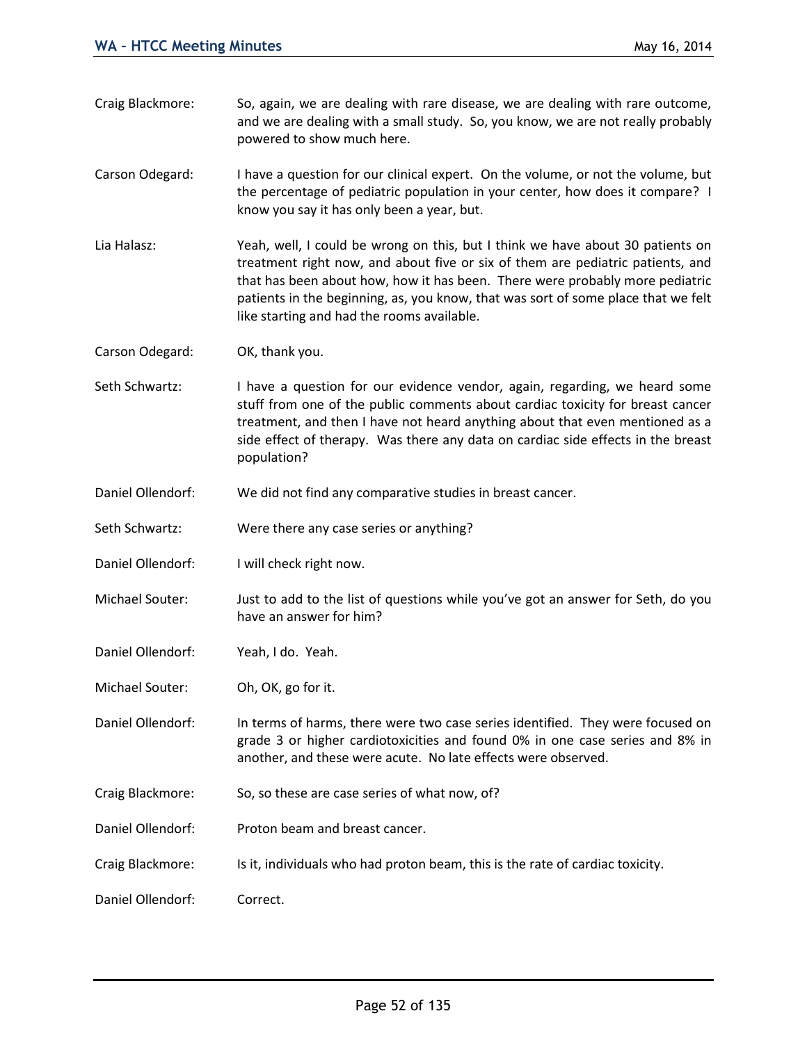Craig Blackmore: So, again, we are dealing with rare disease, we are dealing with rare outcome, and we are dealing with a small study. So, you know, we are not really probably powered to show much here.

Carson Odegard: I have a question for our clinical expert. On the volume, or not the volume, but the percentage of pediatric population in your center, how does it compare? I know you say it has only been a year, but.

Lia Halasz: Yeah, well, I could be wrong on this, but I think we have about 30 patients on treatment right now, and about five or six of them are pediatric patients, and that has been about how, how it has been. There were probably more pediatric patients in the beginning, as, you know, that was sort of some place that we felt like starting and had the rooms available.

Carson Odegard: OK, thank you.

Seth Schwartz: I have a question for our evidence vendor, again, regarding, we heard some stuff from one of the public comments about cardiac toxicity for breast cancer treatment, and then I have not heard anything about that even mentioned as a side effect of therapy. Was there any data on cardiac side effects in the breast population?

Daniel Ollendorf: We did not find any comparative studies in breast cancer.

Seth Schwartz: Were there any case series or anything?

Daniel Ollendorf: I will check right now.

Michael Souter: Just to add to the list of questions while you've got an answer for Seth, do you have an answer for him?

Daniel Ollendorf: Yeah, I do. Yeah.

Michael Souter: Oh, OK, go for it.

Daniel Ollendorf: In terms of harms, there were two case series identified. They were focused on grade 3 or higher cardiotoxicities and found 0% in one case series and 8% in another, and these were acute. No late effects were observed.

Craig Blackmore: So, so these are case series of what now, of?

Daniel Ollendorf: Proton beam and breast cancer.

Craig Blackmore: Is it, individuals who had proton beam, this is the rate of cardiac toxicity.

Daniel Ollendorf: Correct.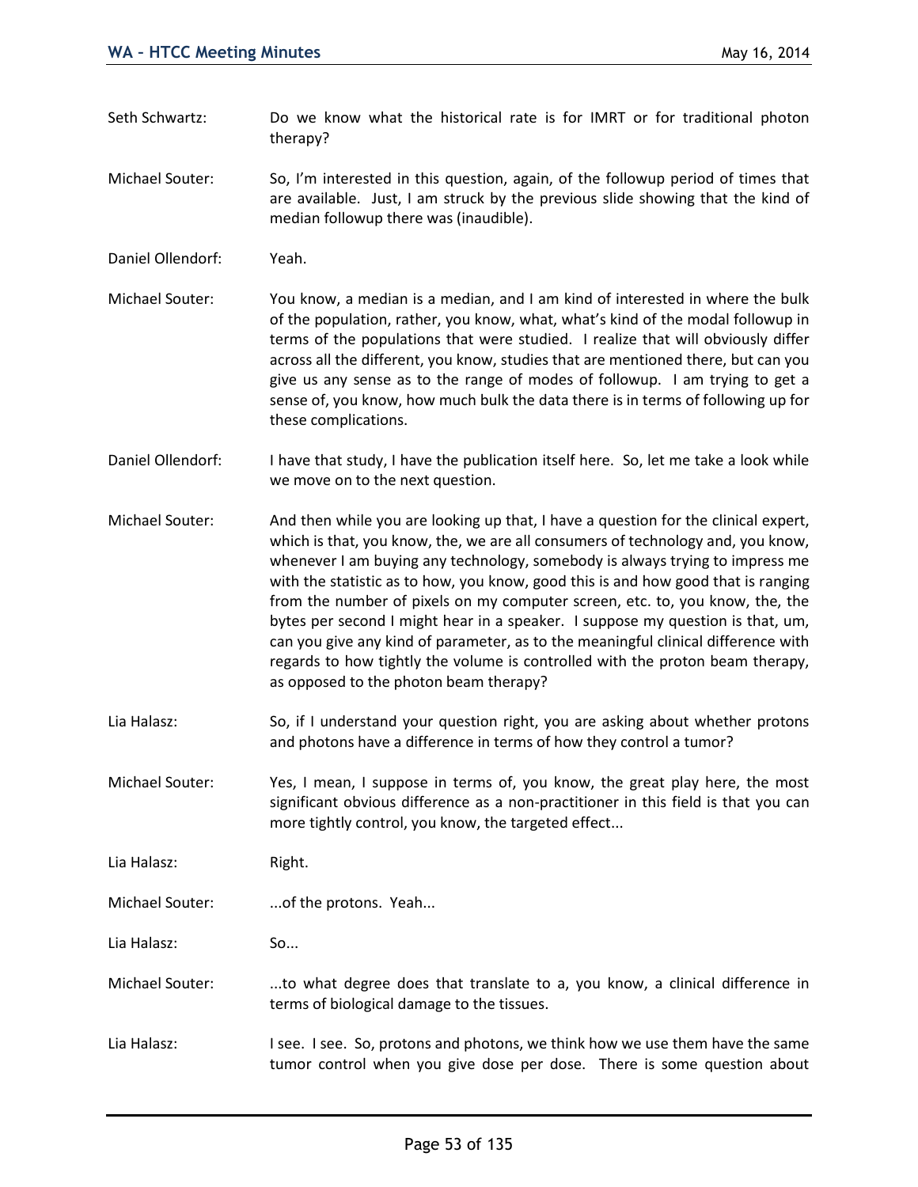Seth Schwartz: Do we know what the historical rate is for IMRT or for traditional photon therapy?

Michael Souter: So, I'm interested in this question, again, of the followup period of times that are available. Just, I am struck by the previous slide showing that the kind of median followup there was (inaudible).

Daniel Ollendorf: Yeah.

Michael Souter: You know, a median is a median, and I am kind of interested in where the bulk of the population, rather, you know, what, what's kind of the modal followup in terms of the populations that were studied. I realize that will obviously differ across all the different, you know, studies that are mentioned there, but can you give us any sense as to the range of modes of followup. I am trying to get a sense of, you know, how much bulk the data there is in terms of following up for these complications.

Daniel Ollendorf: I have that study, I have the publication itself here. So, let me take a look while we move on to the next question.

Michael Souter: And then while you are looking up that, I have a question for the clinical expert, which is that, you know, the, we are all consumers of technology and, you know, whenever I am buying any technology, somebody is always trying to impress me with the statistic as to how, you know, good this is and how good that is ranging from the number of pixels on my computer screen, etc. to, you know, the, the bytes per second I might hear in a speaker. I suppose my question is that, um, can you give any kind of parameter, as to the meaningful clinical difference with regards to how tightly the volume is controlled with the proton beam therapy, as opposed to the photon beam therapy?

Lia Halasz: So, if I understand your question right, you are asking about whether protons and photons have a difference in terms of how they control a tumor?

Michael Souter: Yes, I mean, I suppose in terms of, you know, the great play here, the most significant obvious difference as a non-practitioner in this field is that you can more tightly control, you know, the targeted effect...

Lia Halasz: Right.

Michael Souter: ...of the protons. Yeah...

Lia Halasz: So...

Michael Souter: ...to what degree does that translate to a, you know, a clinical difference in terms of biological damage to the tissues.

Lia Halasz: I see. I see. So, protons and photons, we think how we use them have the same tumor control when you give dose per dose. There is some question about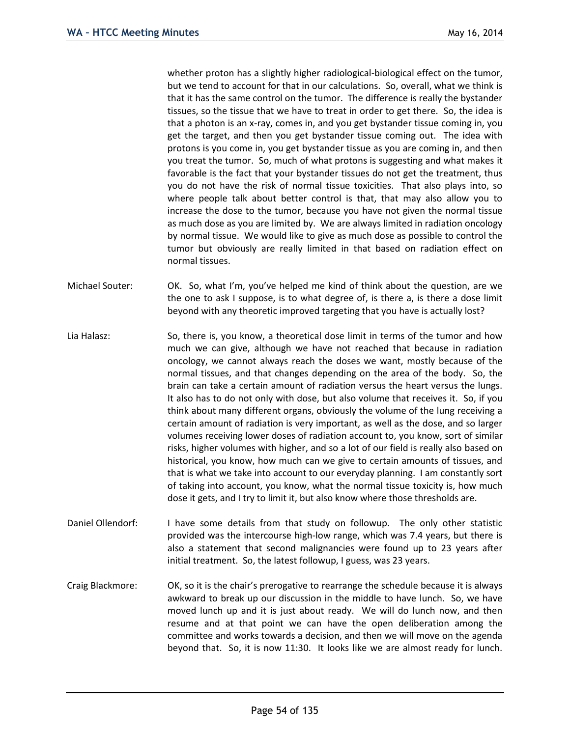whether proton has a slightly higher radiological-biological effect on the tumor, but we tend to account for that in our calculations. So, overall, what we think is that it has the same control on the tumor. The difference is really the bystander tissues, so the tissue that we have to treat in order to get there. So, the idea is that a photon is an x-ray, comes in, and you get bystander tissue coming in, you get the target, and then you get bystander tissue coming out. The idea with protons is you come in, you get bystander tissue as you are coming in, and then you treat the tumor. So, much of what protons is suggesting and what makes it favorable is the fact that your bystander tissues do not get the treatment, thus you do not have the risk of normal tissue toxicities. That also plays into, so where people talk about better control is that, that may also allow you to increase the dose to the tumor, because you have not given the normal tissue as much dose as you are limited by. We are always limited in radiation oncology by normal tissue. We would like to give as much dose as possible to control the tumor but obviously are really limited in that based on radiation effect on normal tissues.

Michael Souter: OK. So, what I'm, you've helped me kind of think about the question, are we the one to ask I suppose, is to what degree of, is there a, is there a dose limit beyond with any theoretic improved targeting that you have is actually lost?

Lia Halasz: So, there is, you know, a theoretical dose limit in terms of the tumor and how much we can give, although we have not reached that because in radiation oncology, we cannot always reach the doses we want, mostly because of the normal tissues, and that changes depending on the area of the body. So, the brain can take a certain amount of radiation versus the heart versus the lungs. It also has to do not only with dose, but also volume that receives it. So, if you think about many different organs, obviously the volume of the lung receiving a certain amount of radiation is very important, as well as the dose, and so larger volumes receiving lower doses of radiation account to, you know, sort of similar risks, higher volumes with higher, and so a lot of our field is really also based on historical, you know, how much can we give to certain amounts of tissues, and that is what we take into account to our everyday planning. I am constantly sort of taking into account, you know, what the normal tissue toxicity is, how much dose it gets, and I try to limit it, but also know where those thresholds are.

Daniel Ollendorf: I have some details from that study on followup. The only other statistic provided was the intercourse high-low range, which was 7.4 years, but there is also a statement that second malignancies were found up to 23 years after initial treatment. So, the latest followup, I guess, was 23 years.

Craig Blackmore: OK, so it is the chair's prerogative to rearrange the schedule because it is always awkward to break up our discussion in the middle to have lunch. So, we have moved lunch up and it is just about ready. We will do lunch now, and then resume and at that point we can have the open deliberation among the committee and works towards a decision, and then we will move on the agenda beyond that. So, it is now 11:30. It looks like we are almost ready for lunch.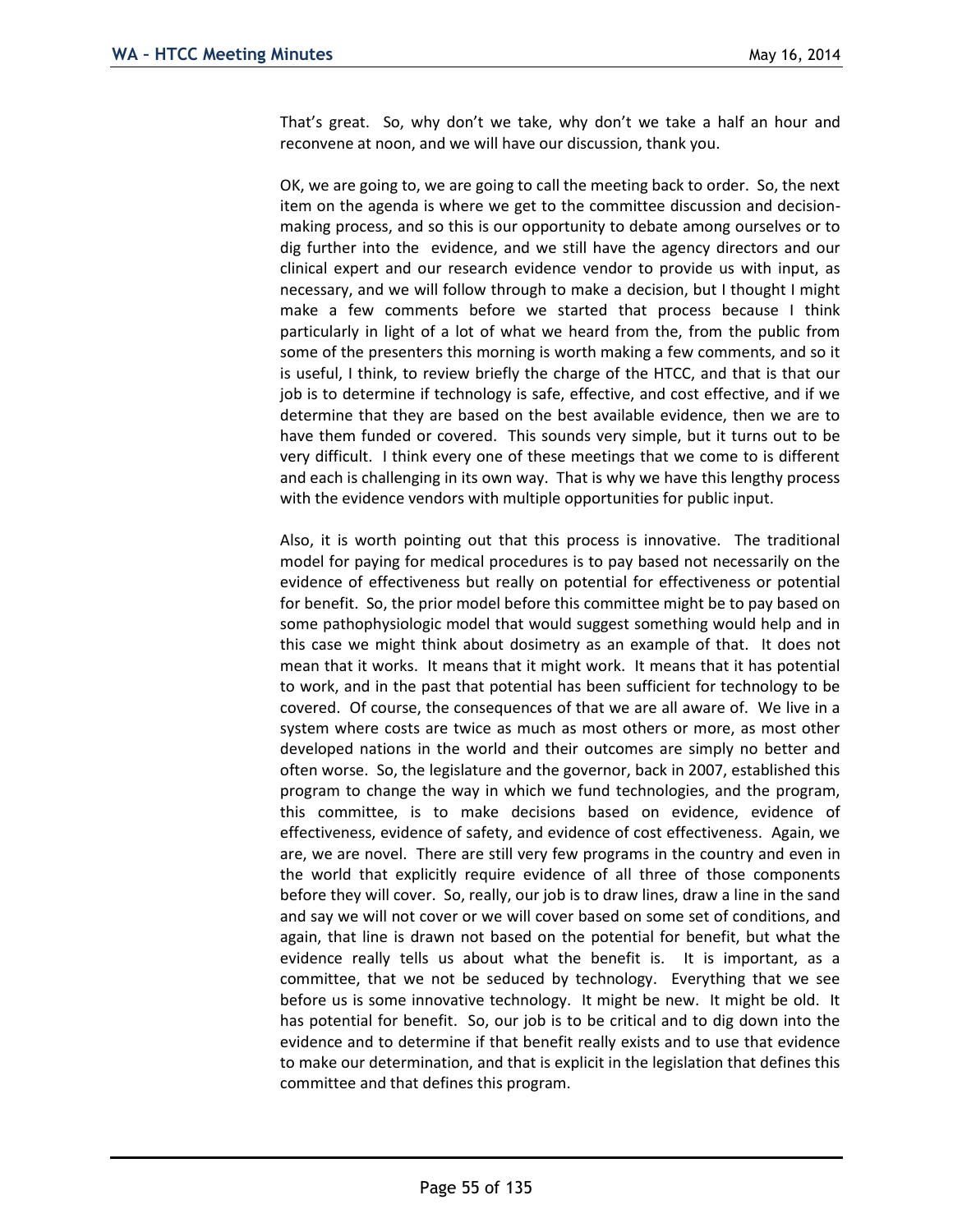That's great. So, why don't we take, why don't we take a half an hour and reconvene at noon, and we will have our discussion, thank you.

OK, we are going to, we are going to call the meeting back to order. So, the next item on the agenda is where we get to the committee discussion and decision-making process, and so this is our opportunity to debate among ourselves or to dig further into the evidence, and we still have the agency directors and our clinical expert and our research evidence vendor to provide us with input, as necessary, and we will follow through to make a decision, but I thought I might make a few comments before we started that process because I think particularly in light of a lot of what we heard from the, from the public from some of the presenters this morning is worth making a few comments, and so it is useful, I think, to review briefly the charge of the HTCC, and that is that our job is to determine if technology is safe, effective, and cost effective, and if we determine that they are based on the best available evidence, then we are to have them funded or covered. This sounds very simple, but it turns out to be very difficult. I think every one of these meetings that we come to is different and each is challenging in its own way. That is why we have this lengthy process with the evidence vendors with multiple opportunities for public input.

Also, it is worth pointing out that this process is innovative. The traditional model for paying for medical procedures is to pay based not necessarily on the evidence of effectiveness but really on potential for effectiveness or potential for benefit. So, the prior model before this committee might be to pay based on some pathophysiologic model that would suggest something would help and in this case we might think about dosimetry as an example of that. It does not mean that it works. It means that it might work. It means that it has potential to work, and in the past that potential has been sufficient for technology to be covered. Of course, the consequences of that we are all aware of. We live in a system where costs are twice as much as most others or more, as most other developed nations in the world and their outcomes are simply no better and often worse. So, the legislature and the governor, back in 2007, established this program to change the way in which we fund technologies, and the program, this committee, is to make decisions based on evidence, evidence of effectiveness, evidence of safety, and evidence of cost effectiveness. Again, we are, we are novel. There are still very few programs in the country and even in the world that explicitly require evidence of all three of those components before they will cover. So, really, our job is to draw lines, draw a line in the sand and say we will not cover or we will cover based on some set of conditions, and again, that line is drawn not based on the potential for benefit, but what the evidence really tells us about what the benefit is. It is important, as a committee, that we not be seduced by technology. Everything that we see before us is some innovative technology. It might be new. It might be old. It has potential for benefit. So, our job is to be critical and to dig down into the evidence and to determine if that benefit really exists and to use that evidence to make our determination, and that is explicit in the legislation that defines this committee and that defines this program.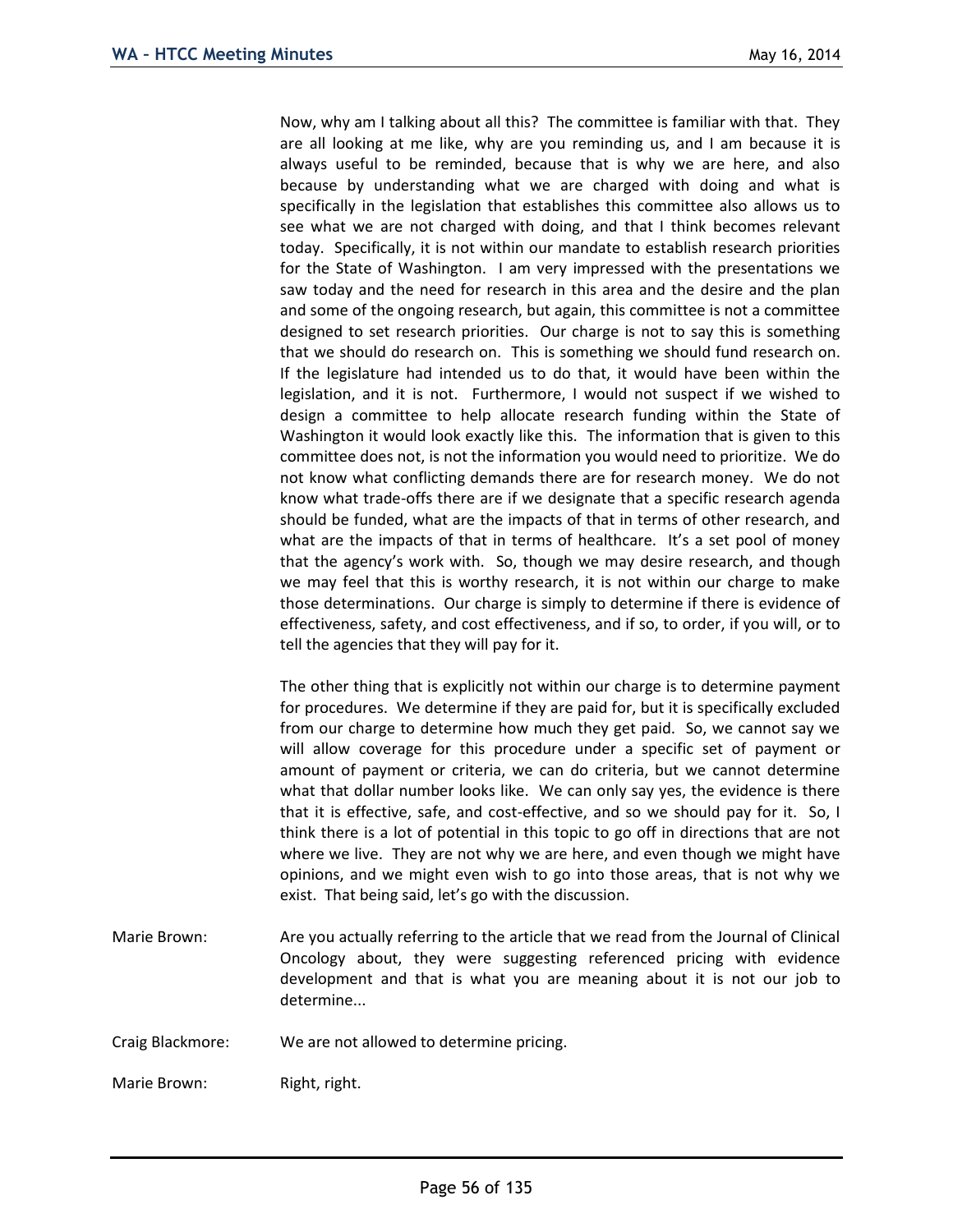Now, why am I talking about all this? The committee is familiar with that. They are all looking at me like, why are you reminding us, and I am because it is always useful to be reminded, because that is why we are here, and also because by understanding what we are charged with doing and what is specifically in the legislation that establishes this committee also allows us to see what we are not charged with doing, and that I think becomes relevant today. Specifically, it is not within our mandate to establish research priorities for the State of Washington. I am very impressed with the presentations we saw today and the need for research in this area and the desire and the plan and some of the ongoing research, but again, this committee is not a committee designed to set research priorities. Our charge is not to say this is something that we should do research on. This is something we should fund research on. If the legislature had intended us to do that, it would have been within the legislation, and it is not. Furthermore, I would not suspect if we wished to design a committee to help allocate research funding within the State of Washington it would look exactly like this. The information that is given to this committee does not, is not the information you would need to prioritize. We do not know what conflicting demands there are for research money. We do not know what trade-offs there are if we designate that a specific research agenda should be funded, what are the impacts of that in terms of other research, and what are the impacts of that in terms of healthcare. It's a set pool of money that the agency's work with. So, though we may desire research, and though we may feel that this is worthy research, it is not within our charge to make those determinations. Our charge is simply to determine if there is evidence of effectiveness, safety, and cost effectiveness, and if so, to order, if you will, or to tell the agencies that they will pay for it.

The other thing that is explicitly not within our charge is to determine payment for procedures. We determine if they are paid for, but it is specifically excluded from our charge to determine how much they get paid. So, we cannot say we will allow coverage for this procedure under a specific set of payment or amount of payment or criteria, we can do criteria, but we cannot determine what that dollar number looks like. We can only say yes, the evidence is there that it is effective, safe, and cost-effective, and so we should pay for it. So, I think there is a lot of potential in this topic to go off in directions that are not where we live. They are not why we are here, and even though we might have opinions, and we might even wish to go into those areas, that is not why we exist. That being said, let's go with the discussion.

Marie Brown: Are you actually referring to the article that we read from the Journal of Clinical Oncology about, they were suggesting referenced pricing with evidence development and that is what you are meaning about it is not our job to determine...

Craig Blackmore: We are not allowed to determine pricing.

Marie Brown: Right, right.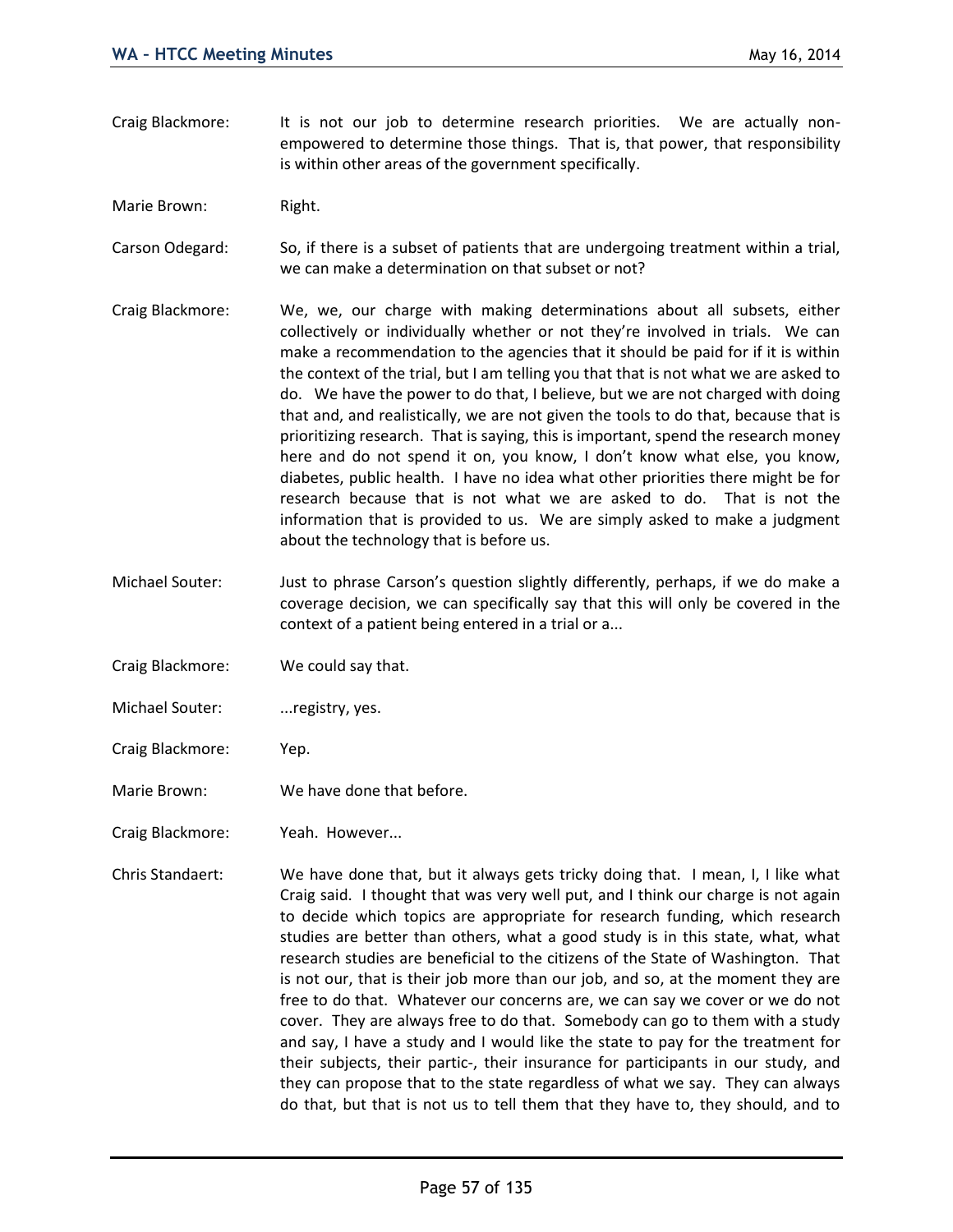Craig Blackmore: It is not our job to determine research priorities. We are actually non-empowered to determine those things. That is, that power, that responsibility is within other areas of the government specifically.

Marie Brown: Right.

Carson Odegard: So, if there is a subset of patients that are undergoing treatment within a trial, we can make a determination on that subset or not?

Craig Blackmore: We, we, our charge with making determinations about all subsets, either collectively or individually whether or not they're involved in trials. We can make a recommendation to the agencies that it should be paid for if it is within the context of the trial, but I am telling you that that is not what we are asked to do. We have the power to do that, I believe, but we are not charged with doing that and, and realistically, we are not given the tools to do that, because that is prioritizing research. That is saying, this is important, spend the research money here and do not spend it on, you know, I don't know what else, you know, diabetes, public health. I have no idea what other priorities there might be for research because that is not what we are asked to do. That is not the information that is provided to us. We are simply asked to make a judgment about the technology that is before us.

Michael Souter: Just to phrase Carson's question slightly differently, perhaps, if we do make a coverage decision, we can specifically say that this will only be covered in the context of a patient being entered in a trial or a...

Craig Blackmore: We could say that.

Michael Souter: ...registry, yes.

Craig Blackmore: Yep.

Marie Brown: We have done that before.

Craig Blackmore: Yeah. However...

Chris Standaert: We have done that, but it always gets tricky doing that. I mean, I, I like what Craig said. I thought that was very well put, and I think our charge is not again to decide which topics are appropriate for research funding, which research studies are better than others, what a good study is in this state, what, what research studies are beneficial to the citizens of the State of Washington. That is not our, that is their job more than our job, and so, at the moment they are free to do that. Whatever our concerns are, we can say we cover or we do not cover. They are always free to do that. Somebody can go to them with a study and say, I have a study and I would like the state to pay for the treatment for their subjects, their partic-, their insurance for participants in our study, and they can propose that to the state regardless of what we say. They can always do that, but that is not us to tell them that they have to, they should, and to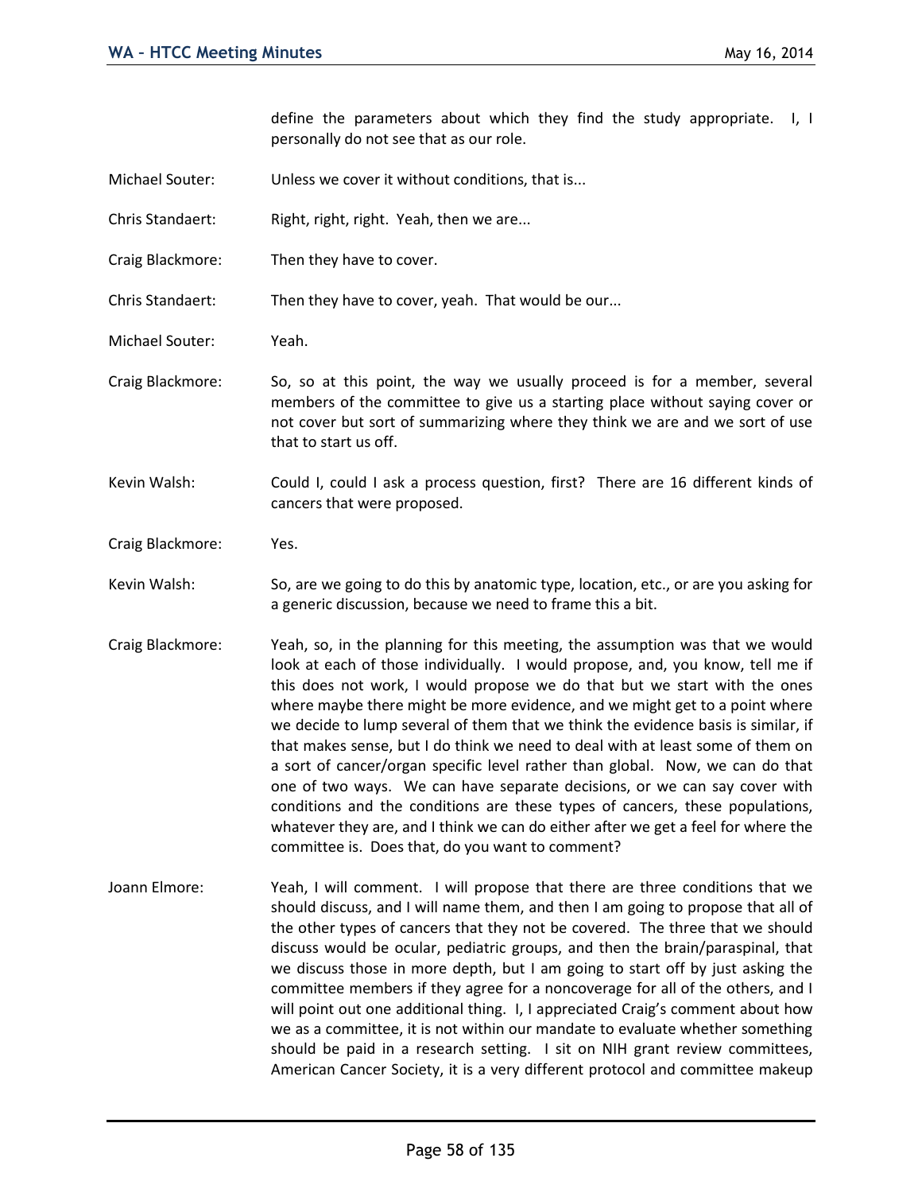define the parameters about which they find the study appropriate. I, I personally do not see that as our role.

Michael Souter: Unless we cover it without conditions, that is...

Chris Standaert: Right, right, right. Yeah, then we are...

Craig Blackmore: Then they have to cover.

Chris Standaert: Then they have to cover, yeah. That would be our...

Michael Souter: Yeah.

Craig Blackmore: So, so at this point, the way we usually proceed is for a member, several members of the committee to give us a starting place without saying cover or not cover but sort of summarizing where they think we are and we sort of use that to start us off.

Kevin Walsh: Could I, could I ask a process question, first? There are 16 different kinds of cancers that were proposed.

Craig Blackmore: Yes.

Kevin Walsh: So, are we going to do this by anatomic type, location, etc., or are you asking for a generic discussion, because we need to frame this a bit.

Craig Blackmore: Yeah, so, in the planning for this meeting, the assumption was that we would look at each of those individually. I would propose, and, you know, tell me if this does not work, I would propose we do that but we start with the ones where maybe there might be more evidence, and we might get to a point where we decide to lump several of them that we think the evidence basis is similar, if that makes sense, but I do think we need to deal with at least some of them on a sort of cancer/organ specific level rather than global. Now, we can do that one of two ways. We can have separate decisions, or we can say cover with conditions and the conditions are these types of cancers, these populations, whatever they are, and I think we can do either after we get a feel for where the committee is. Does that, do you want to comment?

Joann Elmore: Yeah, I will comment. I will propose that there are three conditions that we should discuss, and I will name them, and then I am going to propose that all of the other types of cancers that they not be covered. The three that we should discuss would be ocular, pediatric groups, and then the brain/paraspinal, that we discuss those in more depth, but I am going to start off by just asking the committee members if they agree for a noncoverage for all of the others, and I will point out one additional thing. I, I appreciated Craig's comment about how we as a committee, it is not within our mandate to evaluate whether something should be paid in a research setting. I sit on NIH grant review committees, American Cancer Society, it is a very different protocol and committee makeup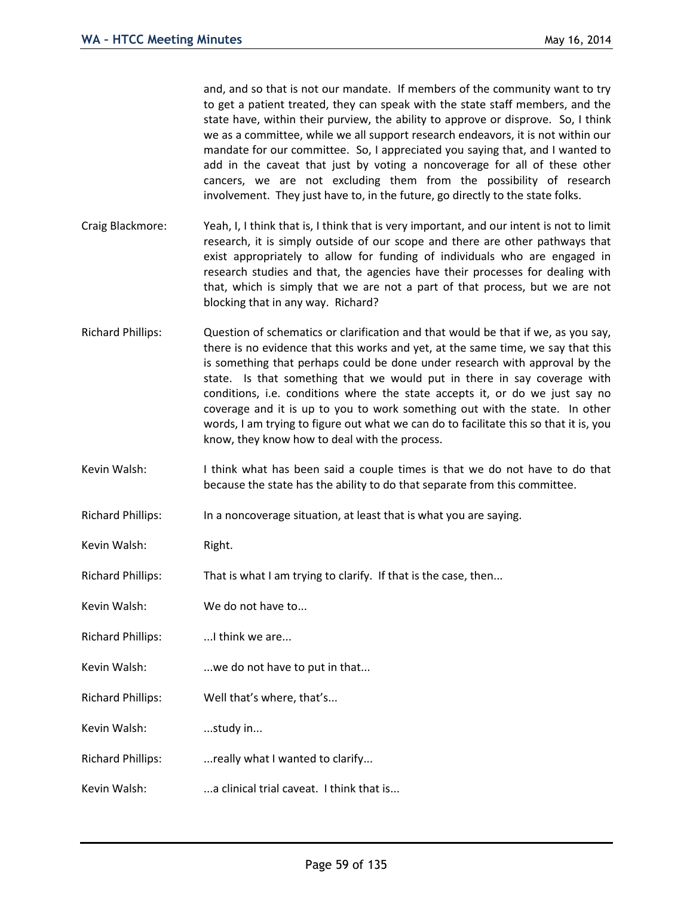and, and so that is not our mandate. If members of the community want to try to get a patient treated, they can speak with the state staff members, and the state have, within their purview, the ability to approve or disprove. So, I think we as a committee, while we all support research endeavors, it is not within our mandate for our committee. So, I appreciated you saying that, and I wanted to add in the caveat that just by voting a noncoverage for all of these other cancers, we are not excluding them from the possibility of research involvement. They just have to, in the future, go directly to the state folks.

Craig Blackmore: Yeah, I, I think that is, I think that is very important, and our intent is not to limit research, it is simply outside of our scope and there are other pathways that exist appropriately to allow for funding of individuals who are engaged in research studies and that, the agencies have their processes for dealing with that, which is simply that we are not a part of that process, but we are not blocking that in any way. Richard?

Richard Phillips: Question of schematics or clarification and that would be that if we, as you say, there is no evidence that this works and yet, at the same time, we say that this is something that perhaps could be done under research with approval by the state. Is that something that we would put in there in say coverage with conditions, i.e. conditions where the state accepts it, or do we just say no coverage and it is up to you to work something out with the state. In other words, I am trying to figure out what we can do to facilitate this so that it is, you know, they know how to deal with the process.

Kevin Walsh: I think what has been said a couple times is that we do not have to do that because the state has the ability to do that separate from this committee.

Richard Phillips: In a noncoverage situation, at least that is what you are saying.

Kevin Walsh: Right.

Richard Phillips: That is what I am trying to clarify. If that is the case, then...

Kevin Walsh: We do not have to...

Richard Phillips: ...I think we are...

Kevin Walsh: ...we do not have to put in that...

Richard Phillips: Well that's where, that's...

Kevin Walsh: ...study in...

Richard Phillips: ...really what I wanted to clarify...

Kevin Walsh: ...a clinical trial caveat. I think that is...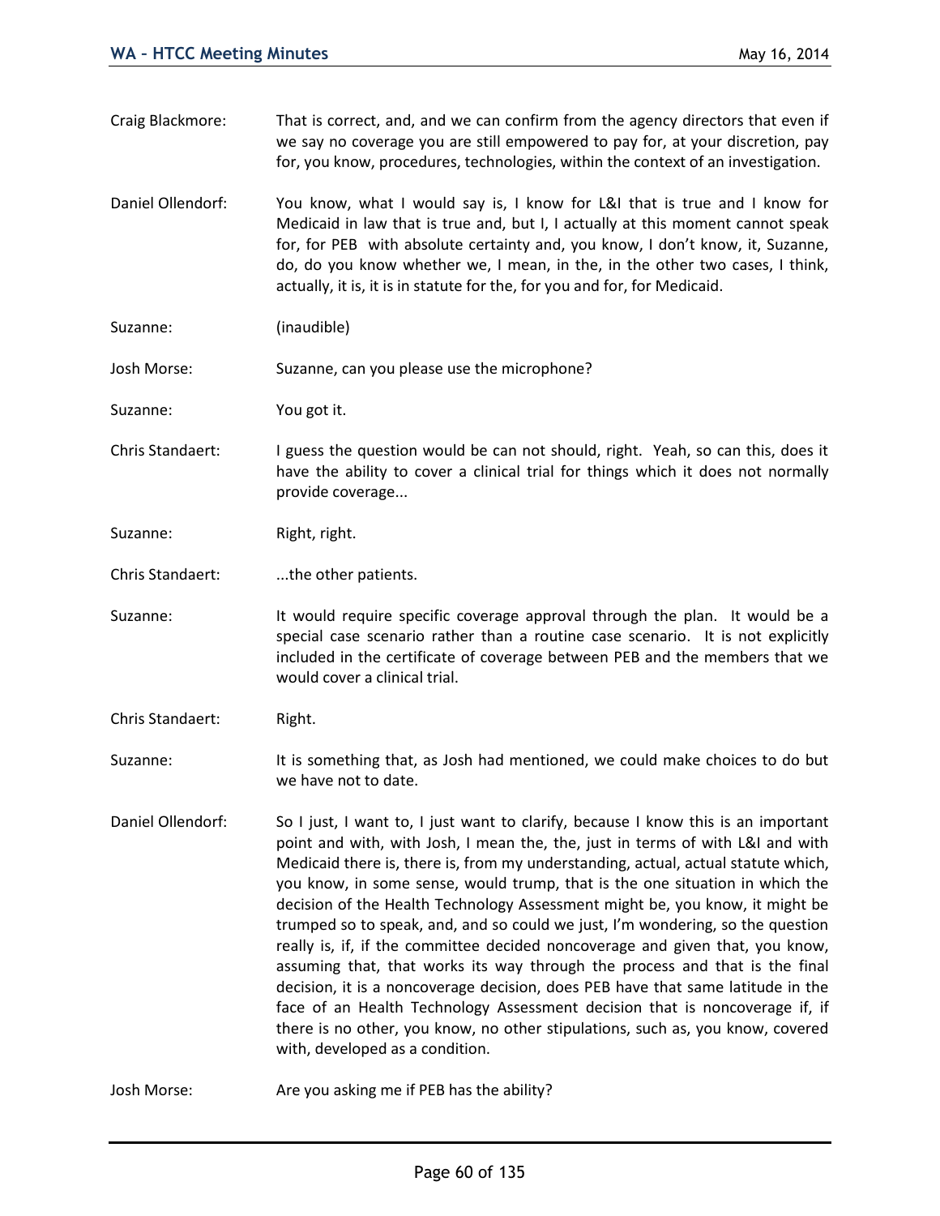Craig Blackmore: That is correct, and, and we can confirm from the agency directors that even if we say no coverage you are still empowered to pay for, at your discretion, pay for, you know, procedures, technologies, within the context of an investigation.

Daniel Ollendorf: You know, what I would say is, I know for L&I that is true and I know for Medicaid in law that is true and, but I, I actually at this moment cannot speak for, for PEB with absolute certainty and, you know, I don't know, it, Suzanne, do, do you know whether we, I mean, in the, in the other two cases, I think, actually, it is, it is in statute for the, for you and for, for Medicaid.

Suzanne: (inaudible)

Josh Morse: Suzanne, can you please use the microphone?

Suzanne: You got it.

Chris Standaert: I guess the question would be can not should, right. Yeah, so can this, does it have the ability to cover a clinical trial for things which it does not normally provide coverage...

Suzanne: Right, right.

Chris Standaert: ...the other patients.

Suzanne: It would require specific coverage approval through the plan. It would be a special case scenario rather than a routine case scenario. It is not explicitly included in the certificate of coverage between PEB and the members that we would cover a clinical trial.

Chris Standaert: Right.

Suzanne: It is something that, as Josh had mentioned, we could make choices to do but we have not to date.

Daniel Ollendorf: So I just, I want to, I just want to clarify, because I know this is an important point and with, with Josh, I mean the, the, just in terms of with L&I and with Medicaid there is, there is, from my understanding, actual, actual statute which, you know, in some sense, would trump, that is the one situation in which the decision of the Health Technology Assessment might be, you know, it might be trumped so to speak, and, and so could we just, I'm wondering, so the question really is, if, if the committee decided noncoverage and given that, you know, assuming that, that works its way through the process and that is the final decision, it is a noncoverage decision, does PEB have that same latitude in the face of an Health Technology Assessment decision that is noncoverage if, if there is no other, you know, no other stipulations, such as, you know, covered with, developed as a condition.

Josh Morse: Are you asking me if PEB has the ability?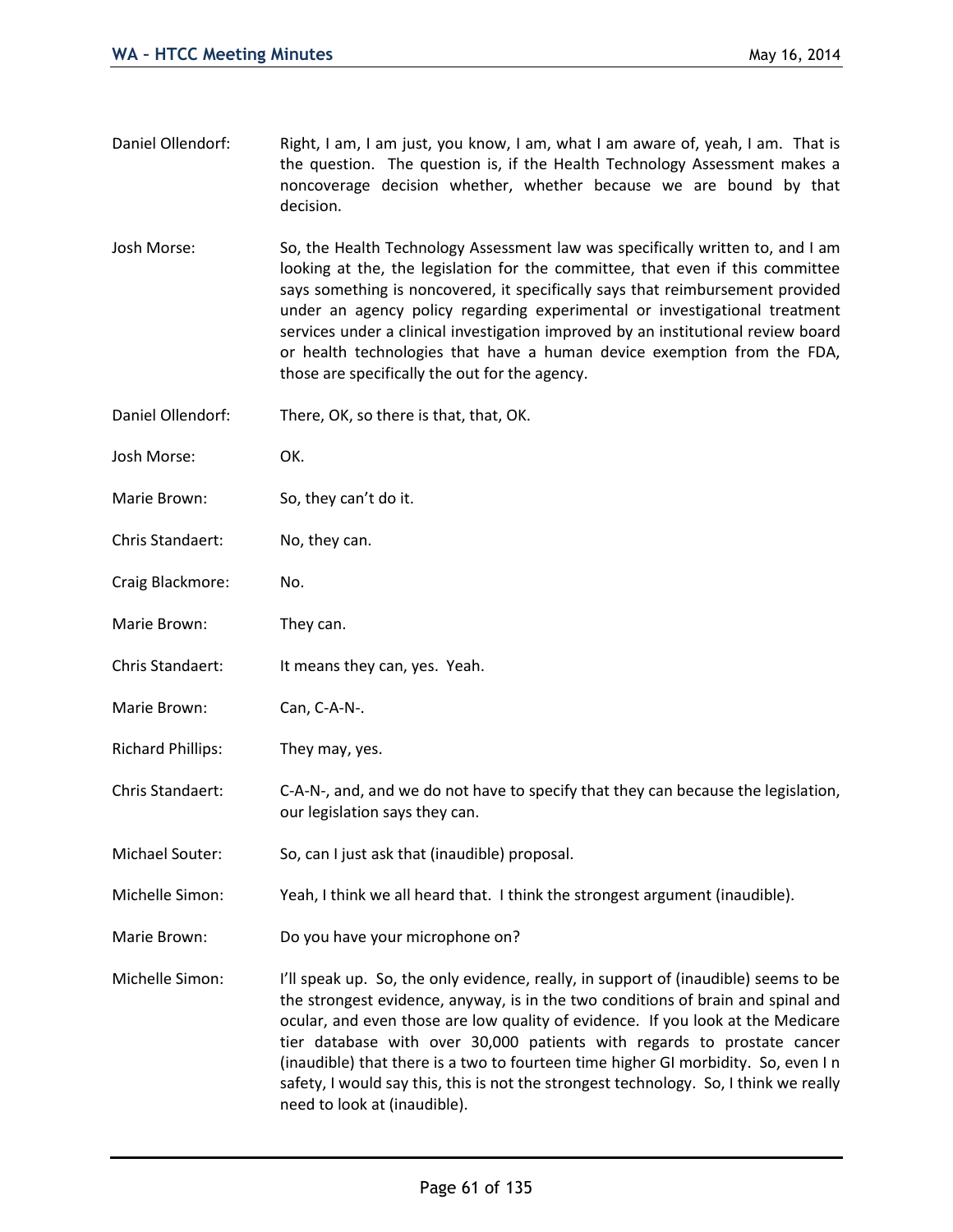Daniel Ollendorf: Right, I am, I am just, you know, I am, what I am aware of, yeah, I am. That is the question. The question is, if the Health Technology Assessment makes a noncoverage decision whether, whether because we are bound by that decision.

Josh Morse: So, the Health Technology Assessment law was specifically written to, and I am looking at the, the legislation for the committee, that even if this committee says something is noncovered, it specifically says that reimbursement provided under an agency policy regarding experimental or investigational treatment services under a clinical investigation improved by an institutional review board or health technologies that have a human device exemption from the FDA, those are specifically the out for the agency.

Daniel Ollendorf: There, OK, so there is that, that, OK.

Josh Morse: OK.

Marie Brown: So, they can't do it.

Chris Standaert: No, they can.

Craig Blackmore: No.

Marie Brown: They can.

Chris Standaert: It means they can, yes. Yeah.

Marie Brown: Can, C-A-N-.

Richard Phillips: They may, yes.

Chris Standaert: C-A-N-, and, and we do not have to specify that they can because the legislation, our legislation says they can.

Michael Souter: So, can I just ask that (inaudible) proposal.

Michelle Simon: Yeah, I think we all heard that. I think the strongest argument (inaudible).

Marie Brown: Do you have your microphone on?

Michelle Simon: I'll speak up. So, the only evidence, really, in support of (inaudible) seems to be the strongest evidence, anyway, is in the two conditions of brain and spinal and ocular, and even those are low quality of evidence. If you look at the Medicare tier database with over 30,000 patients with regards to prostate cancer (inaudible) that there is a two to fourteen time higher GI morbidity. So, even I n safety, I would say this, this is not the strongest technology. So, I think we really need to look at (inaudible).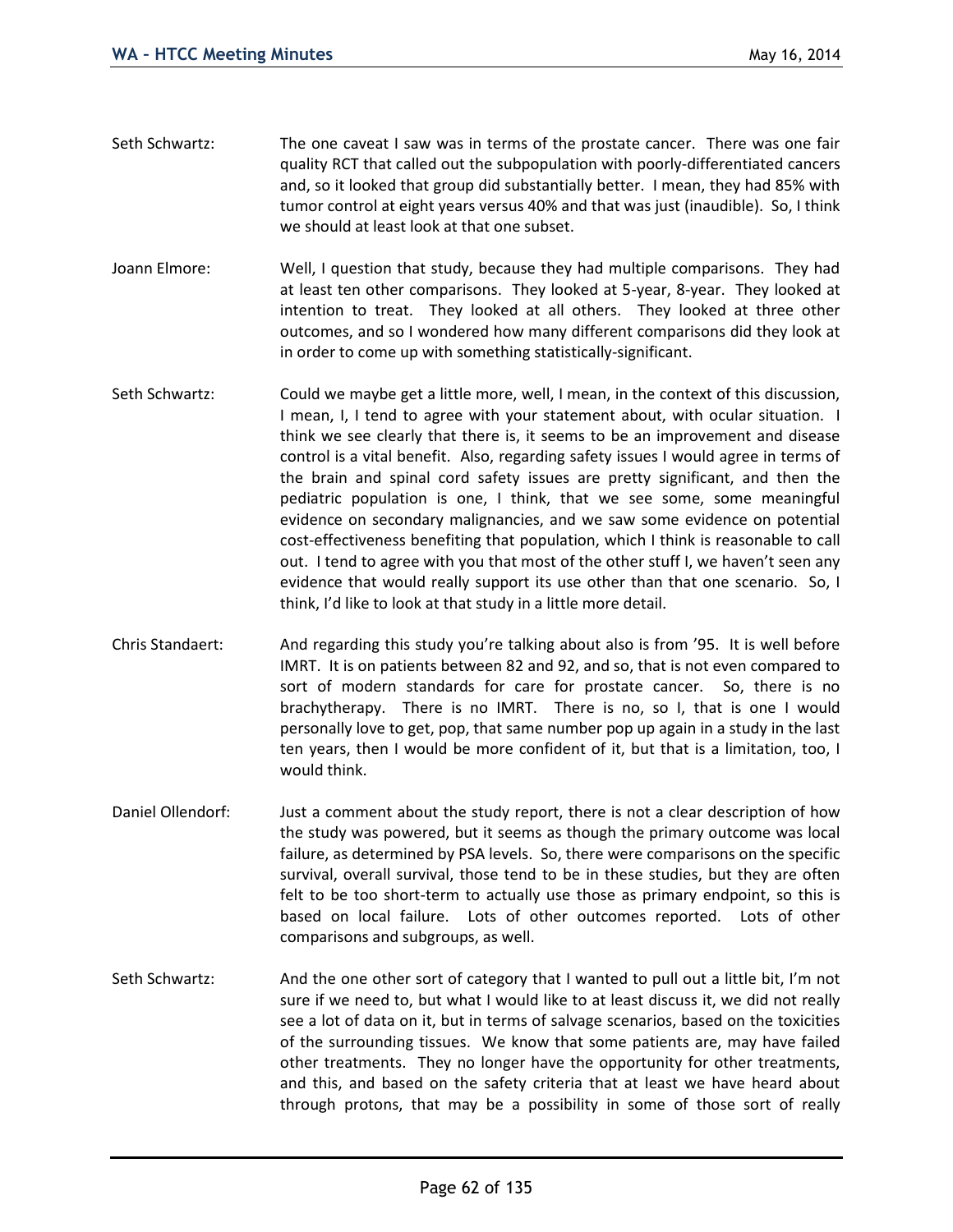Seth Schwartz: The one caveat I saw was in terms of the prostate cancer. There was one fair quality RCT that called out the subpopulation with poorly-differentiated cancers and, so it looked that group did substantially better. I mean, they had 85% with tumor control at eight years versus 40% and that was just (inaudible). So, I think we should at least look at that one subset.

Joann Elmore: Well, I question that study, because they had multiple comparisons. They had at least ten other comparisons. They looked at 5-year, 8-year. They looked at intention to treat. They looked at all others. They looked at three other outcomes, and so I wondered how many different comparisons did they look at in order to come up with something statistically-significant.

Seth Schwartz: Could we maybe get a little more, well, I mean, in the context of this discussion, I mean, I, I tend to agree with your statement about, with ocular situation. I think we see clearly that there is, it seems to be an improvement and disease control is a vital benefit. Also, regarding safety issues I would agree in terms of the brain and spinal cord safety issues are pretty significant, and then the pediatric population is one, I think, that we see some, some meaningful evidence on secondary malignancies, and we saw some evidence on potential cost-effectiveness benefiting that population, which I think is reasonable to call out. I tend to agree with you that most of the other stuff I, we haven't seen any evidence that would really support its use other than that one scenario. So, I think, I'd like to look at that study in a little more detail.

Chris Standaert: And regarding this study you're talking about also is from '95. It is well before IMRT. It is on patients between 82 and 92, and so, that is not even compared to sort of modern standards for care for prostate cancer. So, there is no brachytherapy. There is no IMRT. There is no, so I, that is one I would personally love to get, pop, that same number pop up again in a study in the last ten years, then I would be more confident of it, but that is a limitation, too, I would think.

Daniel Ollendorf: Just a comment about the study report, there is not a clear description of how the study was powered, but it seems as though the primary outcome was local failure, as determined by PSA levels. So, there were comparisons on the specific survival, overall survival, those tend to be in these studies, but they are often felt to be too short-term to actually use those as primary endpoint, so this is based on local failure. Lots of other outcomes reported. Lots of other comparisons and subgroups, as well.

Seth Schwartz: And the one other sort of category that I wanted to pull out a little bit, I'm not sure if we need to, but what I would like to at least discuss it, we did not really see a lot of data on it, but in terms of salvage scenarios, based on the toxicities of the surrounding tissues. We know that some patients are, may have failed other treatments. They no longer have the opportunity for other treatments, and this, and based on the safety criteria that at least we have heard about through protons, that may be a possibility in some of those sort of really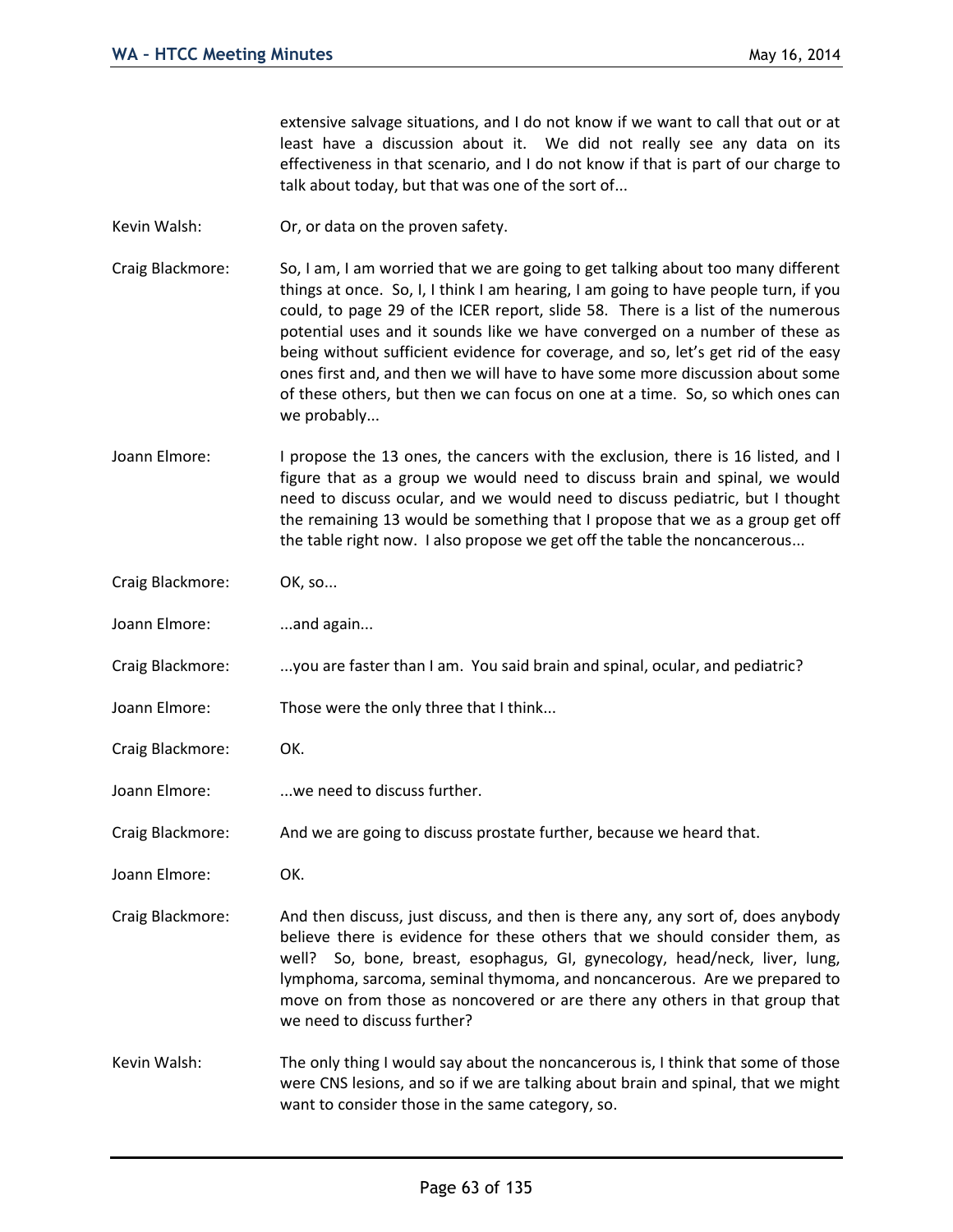extensive salvage situations, and I do not know if we want to call that out or at least have a discussion about it. We did not really see any data on its effectiveness in that scenario, and I do not know if that is part of our charge to talk about today, but that was one of the sort of...

Kevin Walsh: Or, or data on the proven safety.

Craig Blackmore: So, I am, I am worried that we are going to get talking about too many different things at once. So, I, I think I am hearing, I am going to have people turn, if you could, to page 29 of the ICER report, slide 58. There is a list of the numerous potential uses and it sounds like we have converged on a number of these as being without sufficient evidence for coverage, and so, let's get rid of the easy ones first and, and then we will have to have some more discussion about some of these others, but then we can focus on one at a time. So, so which ones can we probably...

Joann Elmore: I propose the 13 ones, the cancers with the exclusion, there is 16 listed, and I figure that as a group we would need to discuss brain and spinal, we would need to discuss ocular, and we would need to discuss pediatric, but I thought the remaining 13 would be something that I propose that we as a group get off the table right now. I also propose we get off the table the noncancerous...

Craig Blackmore: OK, so...

Joann Elmore: ...and again...

Craig Blackmore: ...you are faster than I am. You said brain and spinal, ocular, and pediatric?

Joann Elmore: Those were the only three that I think...

Craig Blackmore: OK.

Joann Elmore: ...we need to discuss further.

Craig Blackmore: And we are going to discuss prostate further, because we heard that.

Joann Elmore: OK.

Craig Blackmore: And then discuss, just discuss, and then is there any, any sort of, does anybody believe there is evidence for these others that we should consider them, as well? So, bone, breast, esophagus, GI, gynecology, head/neck, liver, lung, lymphoma, sarcoma, seminal thymoma, and noncancerous. Are we prepared to move on from those as noncovered or are there any others in that group that we need to discuss further?

Kevin Walsh: The only thing I would say about the noncancerous is, I think that some of those were CNS lesions, and so if we are talking about brain and spinal, that we might want to consider those in the same category, so.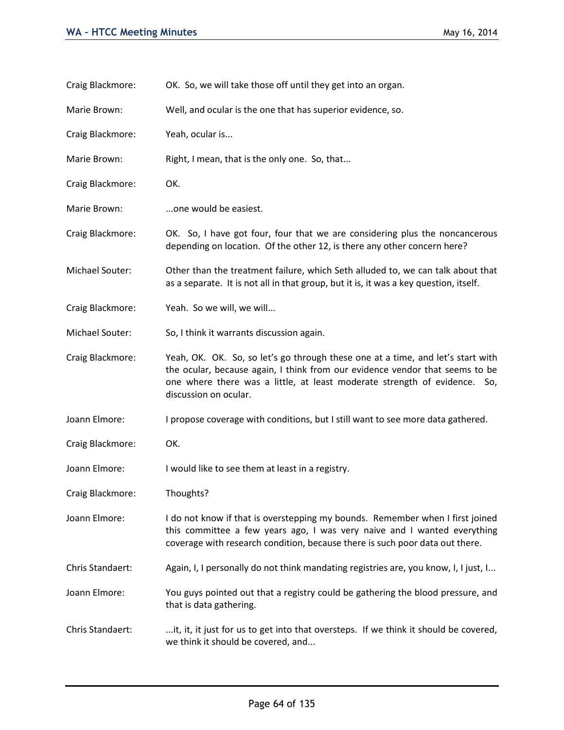Craig Blackmore: OK. So, we will take those off until they get into an organ.

Marie Brown: Well, and ocular is the one that has superior evidence, so.

Craig Blackmore: Yeah, ocular is...

Marie Brown: Right, I mean, that is the only one. So, that...

Craig Blackmore: OK.

Marie Brown: ...one would be easiest.

Craig Blackmore: OK. So, I have got four, four that we are considering plus the noncancerous depending on location. Of the other 12, is there any other concern here?

Michael Souter: Other than the treatment failure, which Seth alluded to, we can talk about that as a separate. It is not all in that group, but it is, it was a key question, itself.

Craig Blackmore: Yeah. So we will, we will...

Michael Souter: So, I think it warrants discussion again.

Craig Blackmore: Yeah, OK. OK. So, so let's go through these one at a time, and let's start with the ocular, because again, I think from our evidence vendor that seems to be one where there was a little, at least moderate strength of evidence. So, discussion on ocular.

Joann Elmore: I propose coverage with conditions, but I still want to see more data gathered.

Craig Blackmore: OK.

Joann Elmore: I would like to see them at least in a registry.

Craig Blackmore: Thoughts?

Joann Elmore: I do not know if that is overstepping my bounds. Remember when I first joined this committee a few years ago, I was very naive and I wanted everything coverage with research condition, because there is such poor data out there.

Chris Standaert: Again, I, I personally do not think mandating registries are, you know, I, I just, I...

Joann Elmore: You guys pointed out that a registry could be gathering the blood pressure, and that is data gathering.

Chris Standaert: ...it, it, it just for us to get into that oversteps. If we think it should be covered, we think it should be covered, and...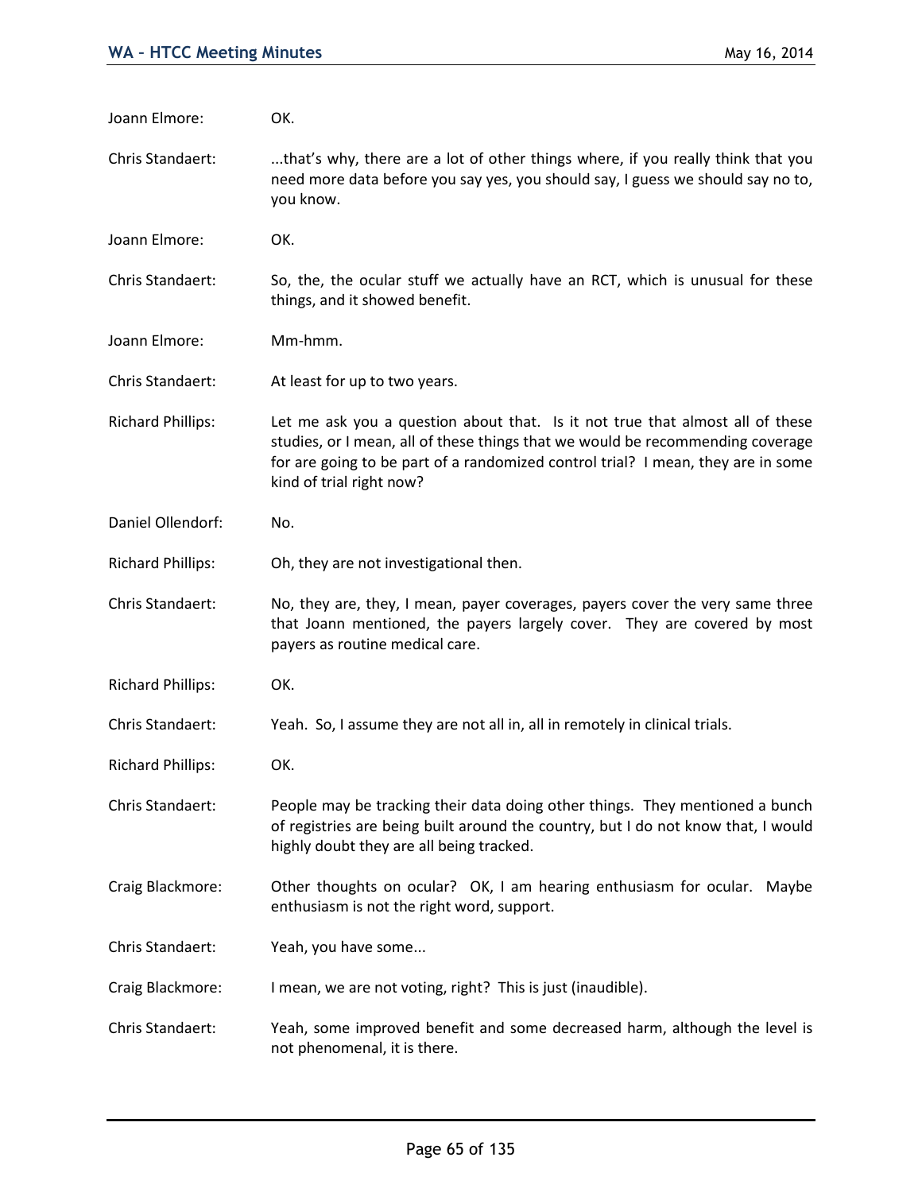Joann Elmore: OK.

Chris Standaert: ...that's why, there are a lot of other things where, if you really think that you need more data before you say yes, you should say, I guess we should say no to, you know.

Joann Elmore: OK.

Chris Standaert: So, the, the ocular stuff we actually have an RCT, which is unusual for these things, and it showed benefit.

Joann Elmore: Mm-hmm.

Chris Standaert: At least for up to two years.

Richard Phillips: Let me ask you a question about that. Is it not true that almost all of these studies, or I mean, all of these things that we would be recommending coverage for are going to be part of a randomized control trial? I mean, they are in some kind of trial right now?

Daniel Ollendorf: No.

Richard Phillips: Oh, they are not investigational then.

Chris Standaert: No, they are, they, I mean, payer coverages, payers cover the very same three that Joann mentioned, the payers largely cover. They are covered by most payers as routine medical care.

Richard Phillips: OK.

Chris Standaert: Yeah. So, I assume they are not all in, all in remotely in clinical trials.

Richard Phillips: OK.

Chris Standaert: People may be tracking their data doing other things. They mentioned a bunch of registries are being built around the country, but I do not know that, I would highly doubt they are all being tracked.

Craig Blackmore: Other thoughts on ocular? OK, I am hearing enthusiasm for ocular. Maybe enthusiasm is not the right word, support.

Chris Standaert: Yeah, you have some...

Craig Blackmore: I mean, we are not voting, right? This is just (inaudible).

Chris Standaert: Yeah, some improved benefit and some decreased harm, although the level is not phenomenal, it is there.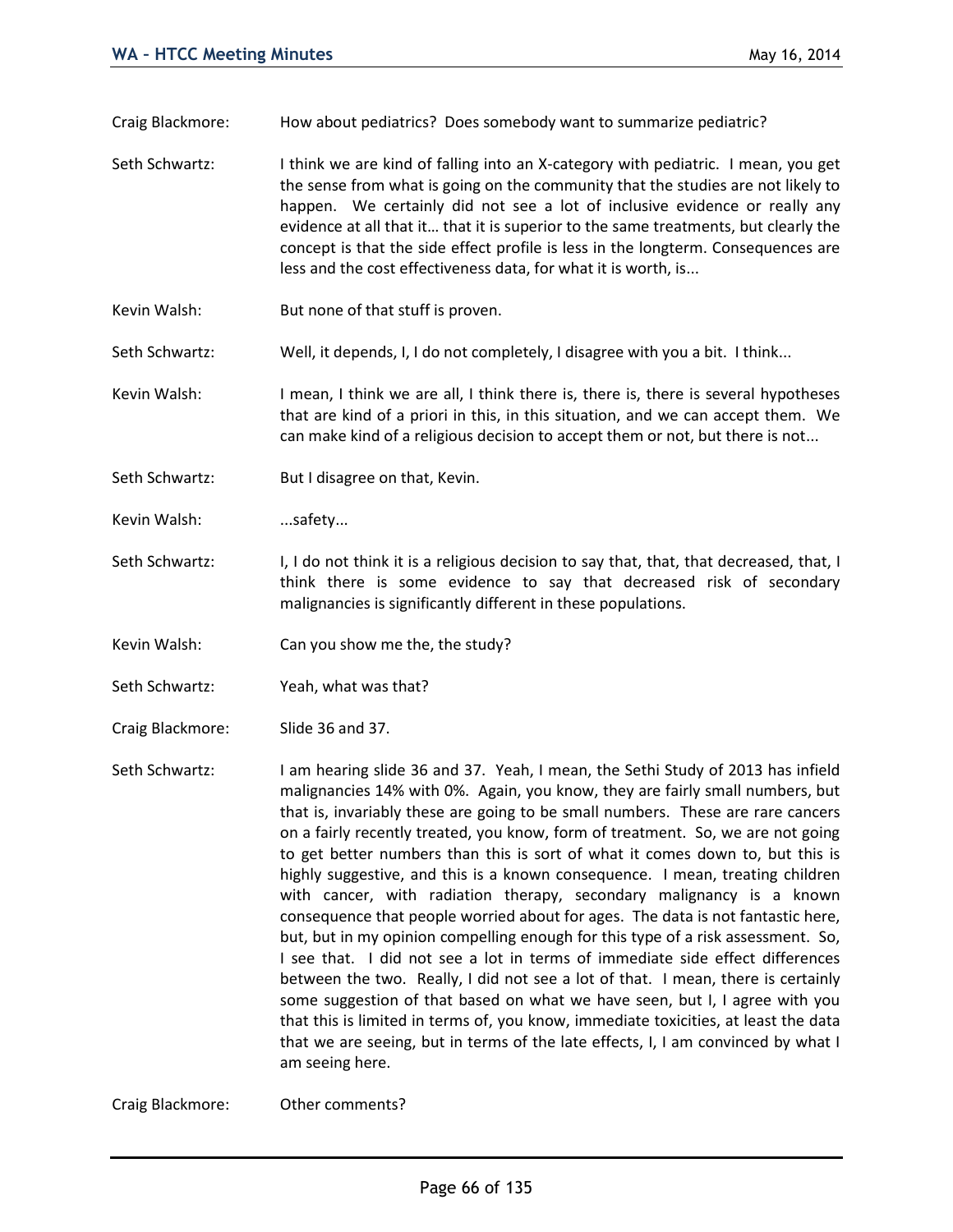Craig Blackmore: How about pediatrics? Does somebody want to summarize pediatric?

Seth Schwartz: I think we are kind of falling into an X-category with pediatric. I mean, you get the sense from what is going on the community that the studies are not likely to happen. We certainly did not see a lot of inclusive evidence or really any evidence at all that it… that it is superior to the same treatments, but clearly the concept is that the side effect profile is less in the longterm. Consequences are less and the cost effectiveness data, for what it is worth, is...

Kevin Walsh: But none of that stuff is proven.

Seth Schwartz: Well, it depends, I, I do not completely, I disagree with you a bit. I think...

Kevin Walsh: I mean, I think we are all, I think there is, there is, there is several hypotheses that are kind of a priori in this, in this situation, and we can accept them. We can make kind of a religious decision to accept them or not, but there is not...

Seth Schwartz: But I disagree on that, Kevin.

Kevin Walsh: ...safety...

Seth Schwartz: I, I do not think it is a religious decision to say that, that, that decreased, that, I think there is some evidence to say that decreased risk of secondary malignancies is significantly different in these populations.

Kevin Walsh: Can you show me the, the study?

Seth Schwartz: Yeah, what was that?

Craig Blackmore: Slide 36 and 37.

Seth Schwartz: I am hearing slide 36 and 37. Yeah, I mean, the Sethi Study of 2013 has infield malignancies 14% with 0%. Again, you know, they are fairly small numbers, but that is, invariably these are going to be small numbers. These are rare cancers on a fairly recently treated, you know, form of treatment. So, we are not going to get better numbers than this is sort of what it comes down to, but this is highly suggestive, and this is a known consequence. I mean, treating children with cancer, with radiation therapy, secondary malignancy is a known consequence that people worried about for ages. The data is not fantastic here, but, but in my opinion compelling enough for this type of a risk assessment. So, I see that. I did not see a lot in terms of immediate side effect differences between the two. Really, I did not see a lot of that. I mean, there is certainly some suggestion of that based on what we have seen, but I, I agree with you that this is limited in terms of, you know, immediate toxicities, at least the data that we are seeing, but in terms of the late effects, I, I am convinced by what I am seeing here.

Craig Blackmore: Other comments?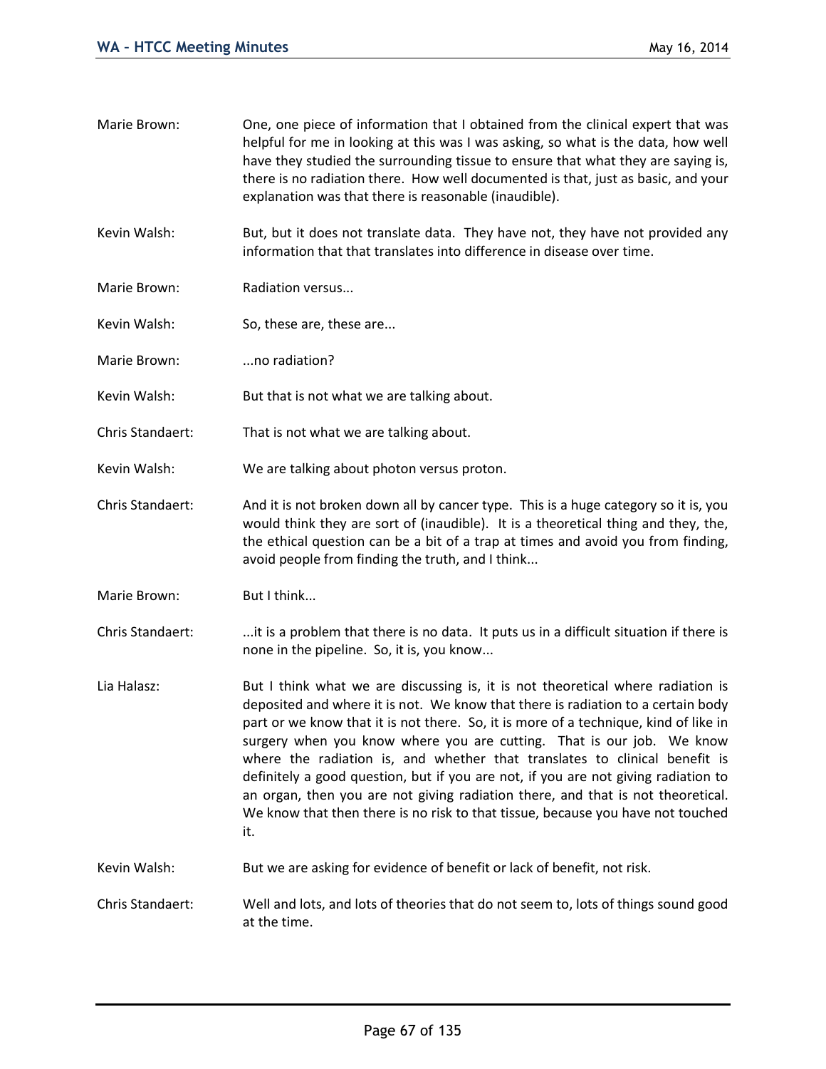Marie Brown: One, one piece of information that I obtained from the clinical expert that was helpful for me in looking at this was I was asking, so what is the data, how well have they studied the surrounding tissue to ensure that what they are saying is, there is no radiation there. How well documented is that, just as basic, and your explanation was that there is reasonable (inaudible).

Kevin Walsh: But, but it does not translate data. They have not, they have not provided any information that that translates into difference in disease over time.

Marie Brown: Radiation versus...

Kevin Walsh: So, these are, these are...

Marie Brown: ...no radiation?

Kevin Walsh: But that is not what we are talking about.

Chris Standaert: That is not what we are talking about.

Kevin Walsh: We are talking about photon versus proton.

Chris Standaert: And it is not broken down all by cancer type. This is a huge category so it is, you would think they are sort of (inaudible). It is a theoretical thing and they, the, the ethical question can be a bit of a trap at times and avoid you from finding, avoid people from finding the truth, and I think...

Marie Brown: But I think...

Chris Standaert: ...it is a problem that there is no data. It puts us in a difficult situation if there is none in the pipeline. So, it is, you know...

Lia Halasz: But I think what we are discussing is, it is not theoretical where radiation is deposited and where it is not. We know that there is radiation to a certain body part or we know that it is not there. So, it is more of a technique, kind of like in surgery when you know where you are cutting. That is our job. We know where the radiation is, and whether that translates to clinical benefit is definitely a good question, but if you are not, if you are not giving radiation to an organ, then you are not giving radiation there, and that is not theoretical. We know that then there is no risk to that tissue, because you have not touched it.

Kevin Walsh: But we are asking for evidence of benefit or lack of benefit, not risk.

Chris Standaert: Well and lots, and lots of theories that do not seem to, lots of things sound good at the time.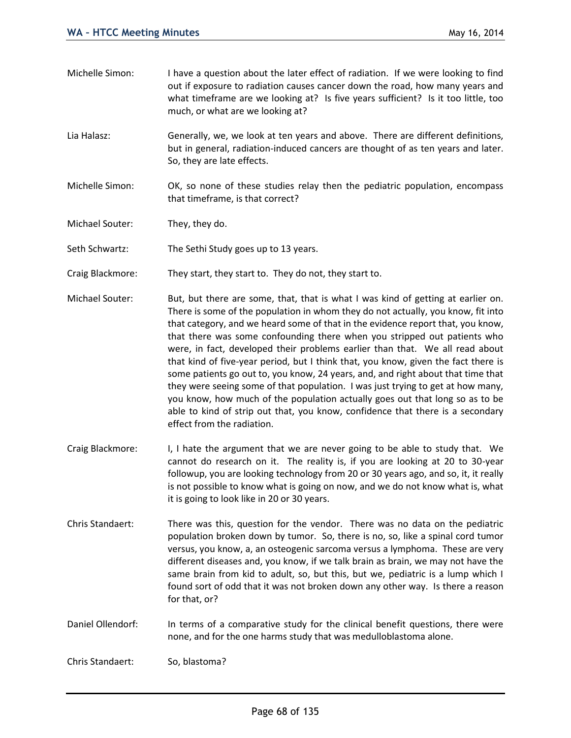Michelle Simon: I have a question about the later effect of radiation. If we were looking to find out if exposure to radiation causes cancer down the road, how many years and what timeframe are we looking at? Is five years sufficient? Is it too little, too much, or what are we looking at?

Lia Halasz: Generally, we, we look at ten years and above. There are different definitions, but in general, radiation-induced cancers are thought of as ten years and later. So, they are late effects.

Michelle Simon: OK, so none of these studies relay then the pediatric population, encompass that timeframe, is that correct?

Michael Souter: They, they do.

Seth Schwartz: The Sethi Study goes up to 13 years.

Craig Blackmore: They start, they start to. They do not, they start to.

Michael Souter: But, but there are some, that, that is what I was kind of getting at earlier on. There is some of the population in whom they do not actually, you know, fit into that category, and we heard some of that in the evidence report that, you know, that there was some confounding there when you stripped out patients who were, in fact, developed their problems earlier than that. We all read about that kind of five-year period, but I think that, you know, given the fact there is some patients go out to, you know, 24 years, and, and right about that time that they were seeing some of that population. I was just trying to get at how many, you know, how much of the population actually goes out that long so as to be able to kind of strip out that, you know, confidence that there is a secondary effect from the radiation.

Craig Blackmore: I, I hate the argument that we are never going to be able to study that. We cannot do research on it. The reality is, if you are looking at 20 to 30-year followup, you are looking technology from 20 or 30 years ago, and so, it, it really is not possible to know what is going on now, and we do not know what is, what it is going to look like in 20 or 30 years.

Chris Standaert: There was this, question for the vendor. There was no data on the pediatric population broken down by tumor. So, there is no, so, like a spinal cord tumor versus, you know, a, an osteogenic sarcoma versus a lymphoma. These are very different diseases and, you know, if we talk brain as brain, we may not have the same brain from kid to adult, so, but this, but we, pediatric is a lump which I found sort of odd that it was not broken down any other way. Is there a reason for that, or?

Daniel Ollendorf: In terms of a comparative study for the clinical benefit questions, there were none, and for the one harms study that was medulloblastoma alone.

Chris Standaert: So, blastoma?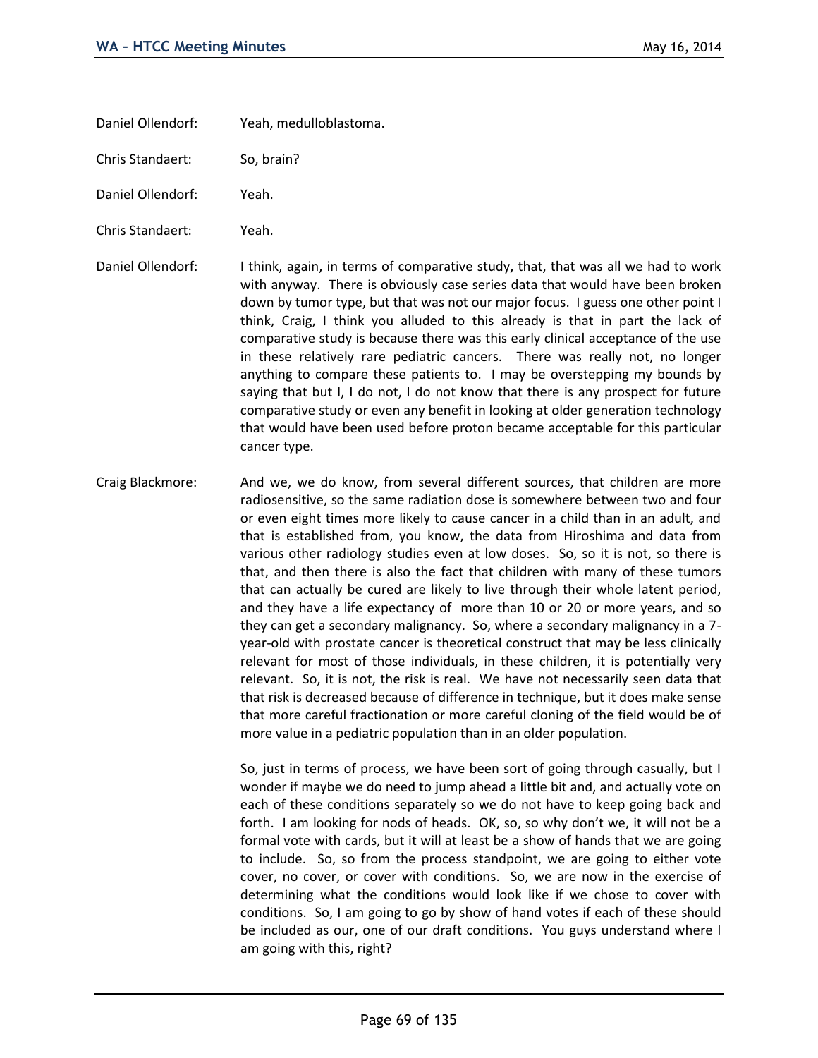Daniel Ollendorf: Yeah, medulloblastoma.

Chris Standaert: So, brain?

Daniel Ollendorf: Yeah.

Chris Standaert: Yeah.

Daniel Ollendorf: I think, again, in terms of comparative study, that, that was all we had to work with anyway. There is obviously case series data that would have been broken down by tumor type, but that was not our major focus. I guess one other point I think, Craig, I think you alluded to this already is that in part the lack of comparative study is because there was this early clinical acceptance of the use in these relatively rare pediatric cancers. There was really not, no longer anything to compare these patients to. I may be overstepping my bounds by saying that but I, I do not, I do not know that there is any prospect for future comparative study or even any benefit in looking at older generation technology that would have been used before proton became acceptable for this particular cancer type.

Craig Blackmore: And we, we do know, from several different sources, that children are more radiosensitive, so the same radiation dose is somewhere between two and four or even eight times more likely to cause cancer in a child than in an adult, and that is established from, you know, the data from Hiroshima and data from various other radiology studies even at low doses. So, so it is not, so there is that, and then there is also the fact that children with many of these tumors that can actually be cured are likely to live through their whole latent period, and they have a life expectancy of more than 10 or 20 or more years, and so they can get a secondary malignancy. So, where a secondary malignancy in a 7-year-old with prostate cancer is theoretical construct that may be less clinically relevant for most of those individuals, in these children, it is potentially very relevant. So, it is not, the risk is real. We have not necessarily seen data that that risk is decreased because of difference in technique, but it does make sense that more careful fractionation or more careful cloning of the field would be of more value in a pediatric population than in an older population.

So, just in terms of process, we have been sort of going through casually, but I wonder if maybe we do need to jump ahead a little bit and, and actually vote on each of these conditions separately so we do not have to keep going back and forth. I am looking for nods of heads. OK, so, so why don't we, it will not be a formal vote with cards, but it will at least be a show of hands that we are going to include. So, so from the process standpoint, we are going to either vote cover, no cover, or cover with conditions. So, we are now in the exercise of determining what the conditions would look like if we chose to cover with conditions. So, I am going to go by show of hand votes if each of these should be included as our, one of our draft conditions. You guys understand where I am going with this, right?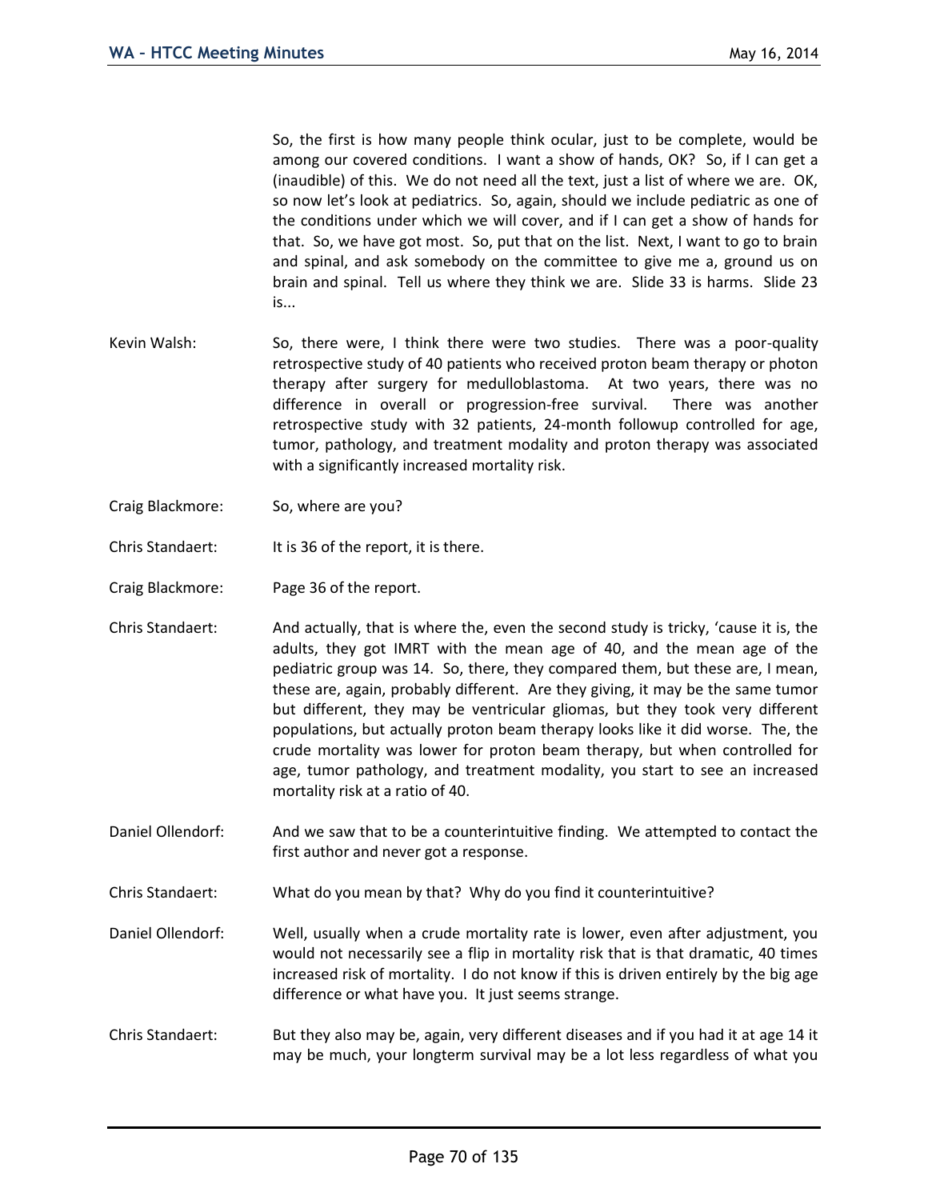So, the first is how many people think ocular, just to be complete, would be among our covered conditions. I want a show of hands, OK? So, if I can get a (inaudible) of this. We do not need all the text, just a list of where we are. OK, so now let's look at pediatrics. So, again, should we include pediatric as one of the conditions under which we will cover, and if I can get a show of hands for that. So, we have got most. So, put that on the list. Next, I want to go to brain and spinal, and ask somebody on the committee to give me a, ground us on brain and spinal. Tell us where they think we are. Slide 33 is harms. Slide 23 is...

Kevin Walsh: So, there were, I think there were two studies. There was a poor-quality retrospective study of 40 patients who received proton beam therapy or photon therapy after surgery for medulloblastoma. At two years, there was no difference in overall or progression-free survival. There was another retrospective study with 32 patients, 24-month followup controlled for age, tumor, pathology, and treatment modality and proton therapy was associated with a significantly increased mortality risk.

Craig Blackmore: So, where are you?

Chris Standaert: It is 36 of the report, it is there.

Craig Blackmore: Page 36 of the report.

Chris Standaert: And actually, that is where the, even the second study is tricky, 'cause it is, the adults, they got IMRT with the mean age of 40, and the mean age of the pediatric group was 14. So, there, they compared them, but these are, I mean, these are, again, probably different. Are they giving, it may be the same tumor but different, they may be ventricular gliomas, but they took very different populations, but actually proton beam therapy looks like it did worse. The, the crude mortality was lower for proton beam therapy, but when controlled for age, tumor pathology, and treatment modality, you start to see an increased mortality risk at a ratio of 40.

Daniel Ollendorf: And we saw that to be a counterintuitive finding. We attempted to contact the first author and never got a response.

Chris Standaert: What do you mean by that? Why do you find it counterintuitive?

Daniel Ollendorf: Well, usually when a crude mortality rate is lower, even after adjustment, you would not necessarily see a flip in mortality risk that is that dramatic, 40 times increased risk of mortality. I do not know if this is driven entirely by the big age difference or what have you. It just seems strange.

Chris Standaert: But they also may be, again, very different diseases and if you had it at age 14 it may be much, your longterm survival may be a lot less regardless of what you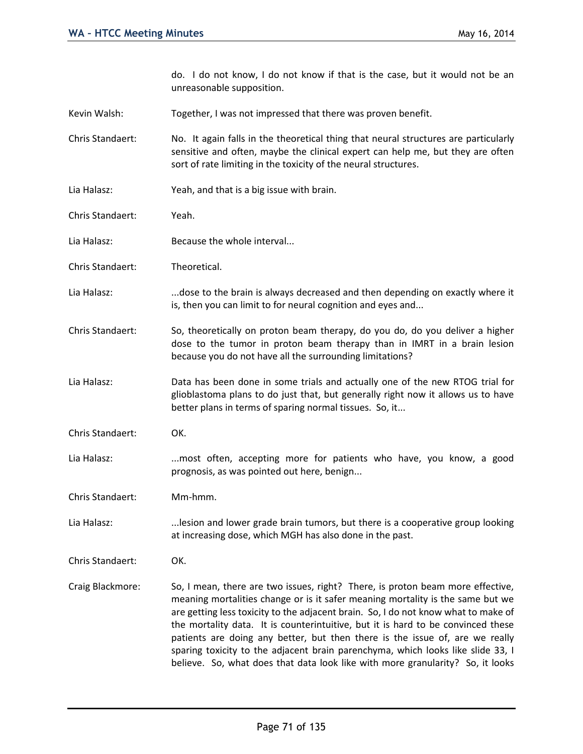do. I do not know, I do not know if that is the case, but it would not be an unreasonable supposition.

Kevin Walsh: Together, I was not impressed that there was proven benefit.

Chris Standaert: No. It again falls in the theoretical thing that neural structures are particularly sensitive and often, maybe the clinical expert can help me, but they are often sort of rate limiting in the toxicity of the neural structures.

Lia Halasz: Yeah, and that is a big issue with brain.

Chris Standaert: Yeah.

Lia Halasz: Because the whole interval...

Chris Standaert: Theoretical.

Lia Halasz: ...dose to the brain is always decreased and then depending on exactly where it is, then you can limit to for neural cognition and eyes and...

Chris Standaert: So, theoretically on proton beam therapy, do you do, do you deliver a higher dose to the tumor in proton beam therapy than in IMRT in a brain lesion because you do not have all the surrounding limitations?

Lia Halasz: Data has been done in some trials and actually one of the new RTOG trial for glioblastoma plans to do just that, but generally right now it allows us to have better plans in terms of sparing normal tissues. So, it...

Chris Standaert: OK.

Lia Halasz: ...most often, accepting more for patients who have, you know, a good prognosis, as was pointed out here, benign...

Chris Standaert: Mm-hmm.

Lia Halasz: ...lesion and lower grade brain tumors, but there is a cooperative group looking at increasing dose, which MGH has also done in the past.

Chris Standaert: OK.

Craig Blackmore: So, I mean, there are two issues, right? There, is proton beam more effective, meaning mortalities change or is it safer meaning mortality is the same but we are getting less toxicity to the adjacent brain. So, I do not know what to make of the mortality data. It is counterintuitive, but it is hard to be convinced these patients are doing any better, but then there is the issue of, are we really sparing toxicity to the adjacent brain parenchyma, which looks like slide 33, I believe. So, what does that data look like with more granularity? So, it looks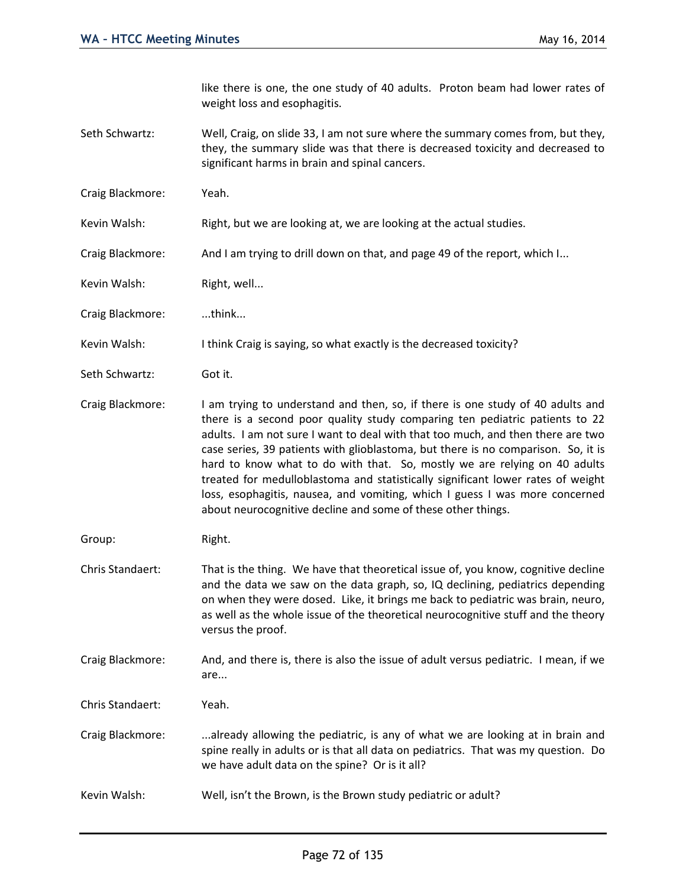like there is one, the one study of 40 adults. Proton beam had lower rates of weight loss and esophagitis.

Seth Schwartz: Well, Craig, on slide 33, I am not sure where the summary comes from, but they, they, the summary slide was that there is decreased toxicity and decreased to significant harms in brain and spinal cancers.

Craig Blackmore: Yeah.

Kevin Walsh: Right, but we are looking at, we are looking at the actual studies.

Craig Blackmore: And I am trying to drill down on that, and page 49 of the report, which I...

Kevin Walsh: Right, well...

Craig Blackmore: ...think...

Kevin Walsh: I think Craig is saying, so what exactly is the decreased toxicity?

Seth Schwartz: Got it.

Craig Blackmore: I am trying to understand and then, so, if there is one study of 40 adults and there is a second poor quality study comparing ten pediatric patients to 22 adults. I am not sure I want to deal with that too much, and then there are two case series, 39 patients with glioblastoma, but there is no comparison. So, it is hard to know what to do with that. So, mostly we are relying on 40 adults treated for medulloblastoma and statistically significant lower rates of weight loss, esophagitis, nausea, and vomiting, which I guess I was more concerned about neurocognitive decline and some of these other things.

Group: Right.

Chris Standaert: That is the thing. We have that theoretical issue of, you know, cognitive decline and the data we saw on the data graph, so, IQ declining, pediatrics depending on when they were dosed. Like, it brings me back to pediatric was brain, neuro, as well as the whole issue of the theoretical neurocognitive stuff and the theory versus the proof.

Craig Blackmore: And, and there is, there is also the issue of adult versus pediatric. I mean, if we are...

Chris Standaert: Yeah.

Craig Blackmore: ...already allowing the pediatric, is any of what we are looking at in brain and spine really in adults or is that all data on pediatrics. That was my question. Do we have adult data on the spine? Or is it all?

Kevin Walsh: Well, isn't the Brown, is the Brown study pediatric or adult?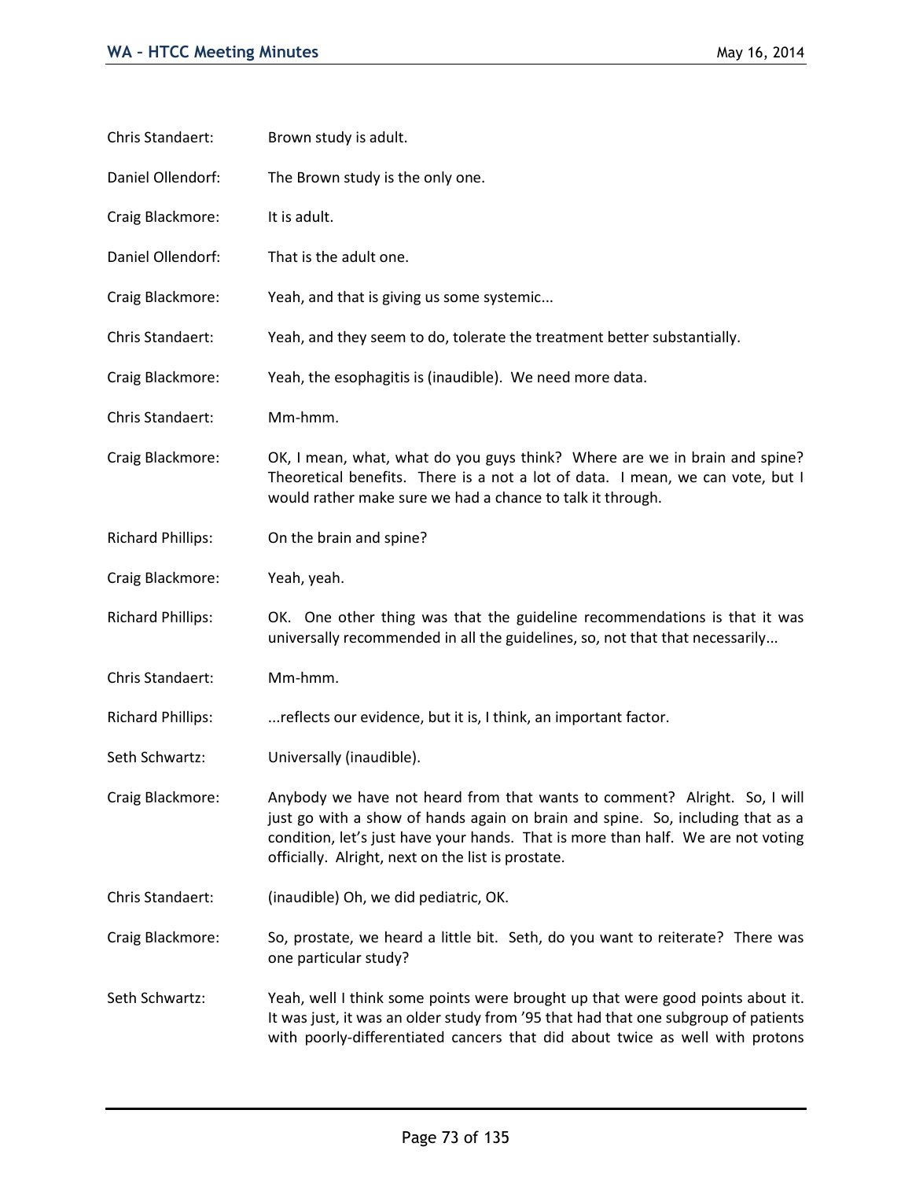Chris Standaert: Brown study is adult.

Daniel Ollendorf: The Brown study is the only one.

Craig Blackmore: It is adult.

Daniel Ollendorf: That is the adult one.

Craig Blackmore: Yeah, and that is giving us some systemic...

Chris Standaert: Yeah, and they seem to do, tolerate the treatment better substantially.

Craig Blackmore: Yeah, the esophagitis is (inaudible). We need more data.

Chris Standaert: Mm-hmm.

Craig Blackmore: OK, I mean, what, what do you guys think? Where are we in brain and spine? Theoretical benefits. There is a not a lot of data. I mean, we can vote, but I would rather make sure we had a chance to talk it through.

Richard Phillips: On the brain and spine?

Craig Blackmore: Yeah, yeah.

Richard Phillips: OK. One other thing was that the guideline recommendations is that it was universally recommended in all the guidelines, so, not that that necessarily...

Chris Standaert: Mm-hmm.

Richard Phillips: ...reflects our evidence, but it is, I think, an important factor.

Seth Schwartz: Universally (inaudible).

Craig Blackmore: Anybody we have not heard from that wants to comment? Alright. So, I will just go with a show of hands again on brain and spine. So, including that as a condition, let's just have your hands. That is more than half. We are not voting officially. Alright, next on the list is prostate.

Chris Standaert: (inaudible) Oh, we did pediatric, OK.

Craig Blackmore: So, prostate, we heard a little bit. Seth, do you want to reiterate? There was one particular study?

Seth Schwartz: Yeah, well I think some points were brought up that were good points about it. It was just, it was an older study from '95 that had that one subgroup of patients with poorly-differentiated cancers that did about twice as well with protons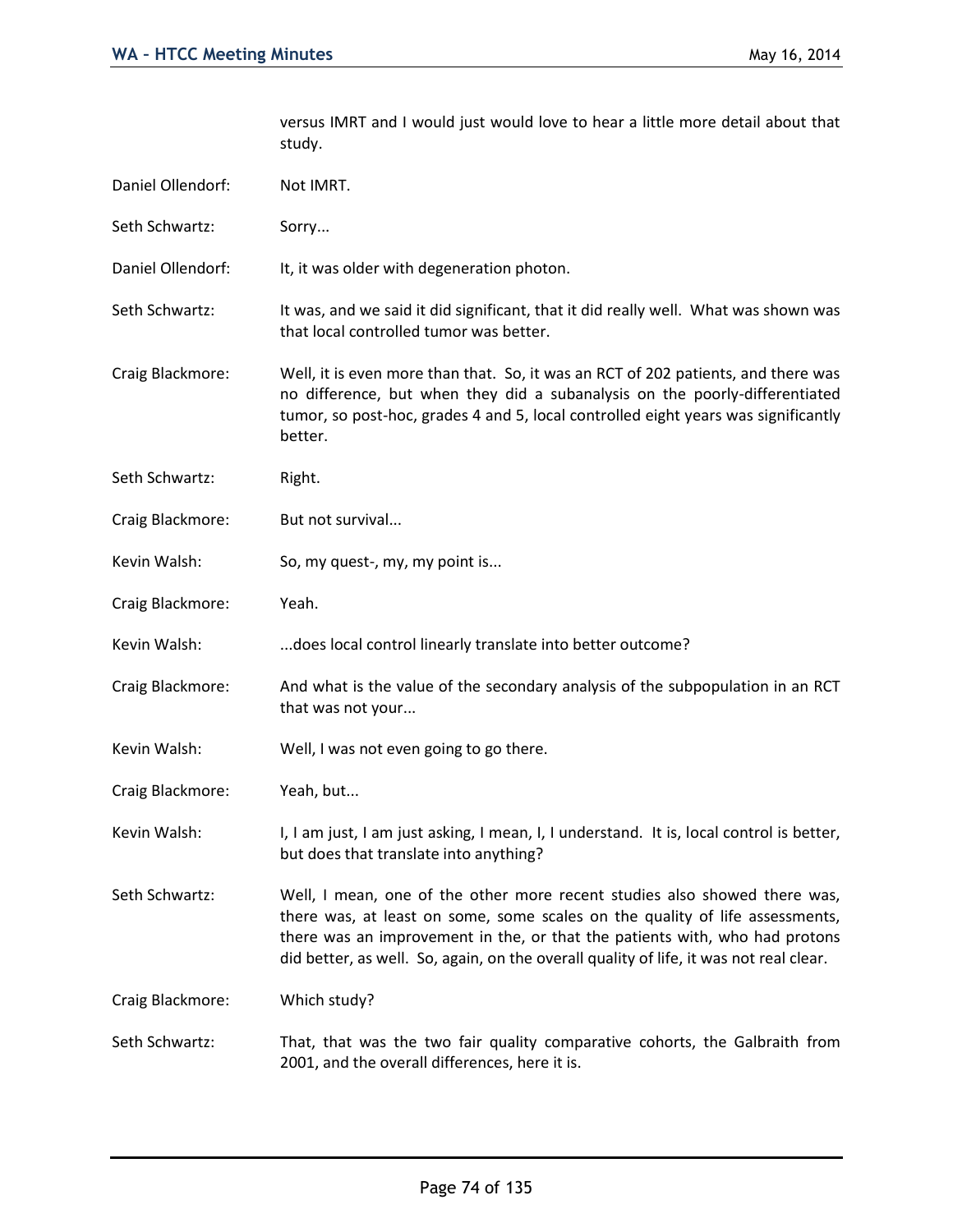versus IMRT and I would just would love to hear a little more detail about that study.

Daniel Ollendorf: Not IMRT.

Seth Schwartz: Sorry...

Daniel Ollendorf: It, it was older with degeneration photon.

Seth Schwartz: It was, and we said it did significant, that it did really well. What was shown was that local controlled tumor was better.

Craig Blackmore: Well, it is even more than that. So, it was an RCT of 202 patients, and there was no difference, but when they did a subanalysis on the poorly-differentiated tumor, so post-hoc, grades 4 and 5, local controlled eight years was significantly better.

Seth Schwartz: Right.

Craig Blackmore: But not survival...

Kevin Walsh: So, my quest-, my, my point is...

Craig Blackmore: Yeah.

Kevin Walsh: ...does local control linearly translate into better outcome?

Craig Blackmore: And what is the value of the secondary analysis of the subpopulation in an RCT that was not your...

Kevin Walsh: Well, I was not even going to go there.

Craig Blackmore: Yeah, but...

Kevin Walsh: I, I am just, I am just asking, I mean, I, I understand. It is, local control is better, but does that translate into anything?

Seth Schwartz: Well, I mean, one of the other more recent studies also showed there was, there was, at least on some, some scales on the quality of life assessments, there was an improvement in the, or that the patients with, who had protons did better, as well. So, again, on the overall quality of life, it was not real clear.

Craig Blackmore: Which study?

Seth Schwartz: That, that was the two fair quality comparative cohorts, the Galbraith from 2001, and the overall differences, here it is.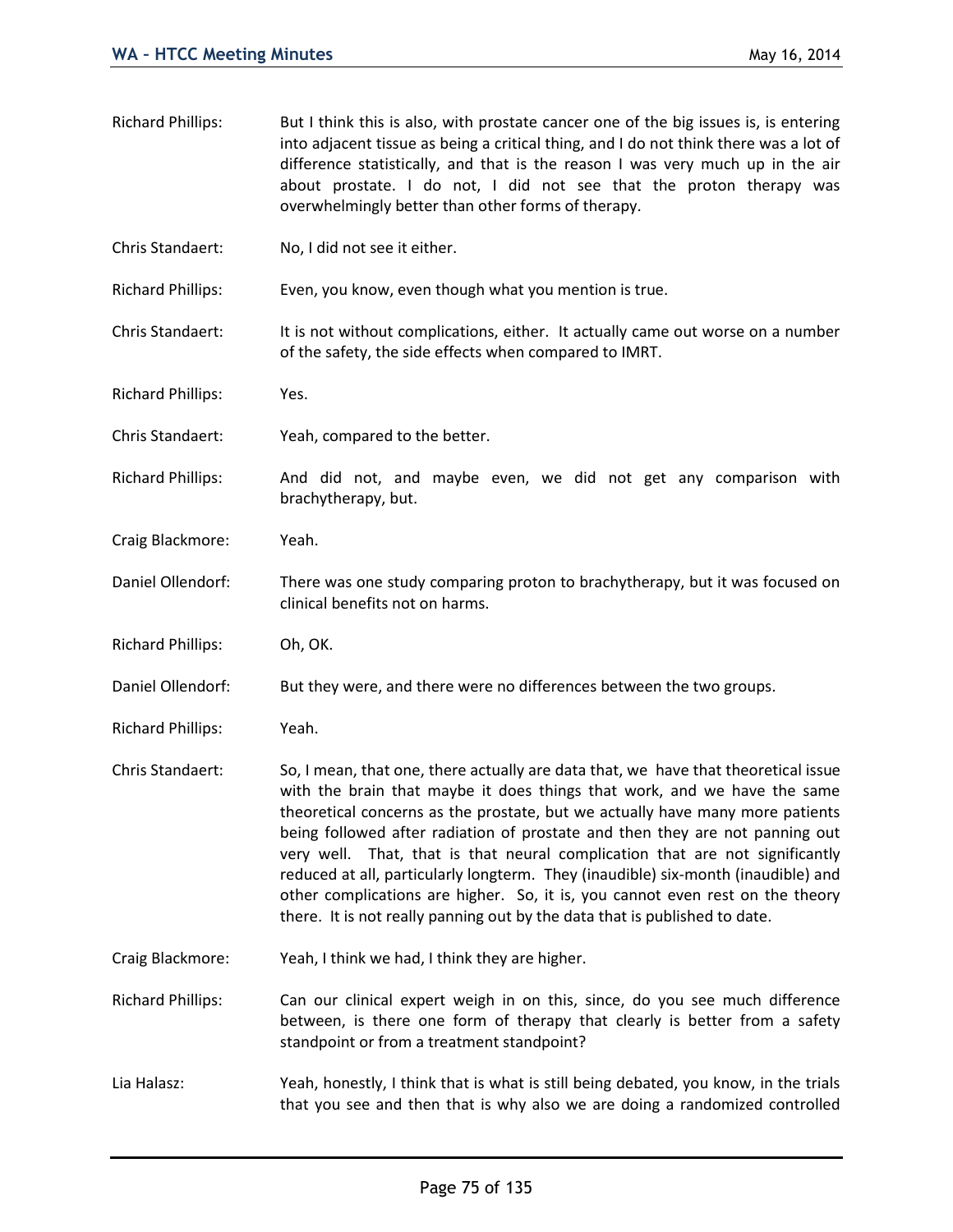Richard Phillips: But I think this is also, with prostate cancer one of the big issues is, is entering into adjacent tissue as being a critical thing, and I do not think there was a lot of difference statistically, and that is the reason I was very much up in the air about prostate. I do not, I did not see that the proton therapy was overwhelmingly better than other forms of therapy.

Chris Standaert: No, I did not see it either.

Richard Phillips: Even, you know, even though what you mention is true.

Chris Standaert: It is not without complications, either. It actually came out worse on a number of the safety, the side effects when compared to IMRT.

Richard Phillips: Yes.

Chris Standaert: Yeah, compared to the better.

Richard Phillips: And did not, and maybe even, we did not get any comparison with brachytherapy, but.

Craig Blackmore: Yeah.

Daniel Ollendorf: There was one study comparing proton to brachytherapy, but it was focused on clinical benefits not on harms.

Richard Phillips: Oh, OK.

Daniel Ollendorf: But they were, and there were no differences between the two groups.

Richard Phillips: Yeah.

Chris Standaert: So, I mean, that one, there actually are data that, we have that theoretical issue with the brain that maybe it does things that work, and we have the same theoretical concerns as the prostate, but we actually have many more patients being followed after radiation of prostate and then they are not panning out very well. That, that is that neural complication that are not significantly reduced at all, particularly longterm. They (inaudible) six-month (inaudible) and other complications are higher. So, it is, you cannot even rest on the theory there. It is not really panning out by the data that is published to date.

Craig Blackmore: Yeah, I think we had, I think they are higher.

Richard Phillips: Can our clinical expert weigh in on this, since, do you see much difference between, is there one form of therapy that clearly is better from a safety standpoint or from a treatment standpoint?

Lia Halasz: Yeah, honestly, I think that is what is still being debated, you know, in the trials that you see and then that is why also we are doing a randomized controlled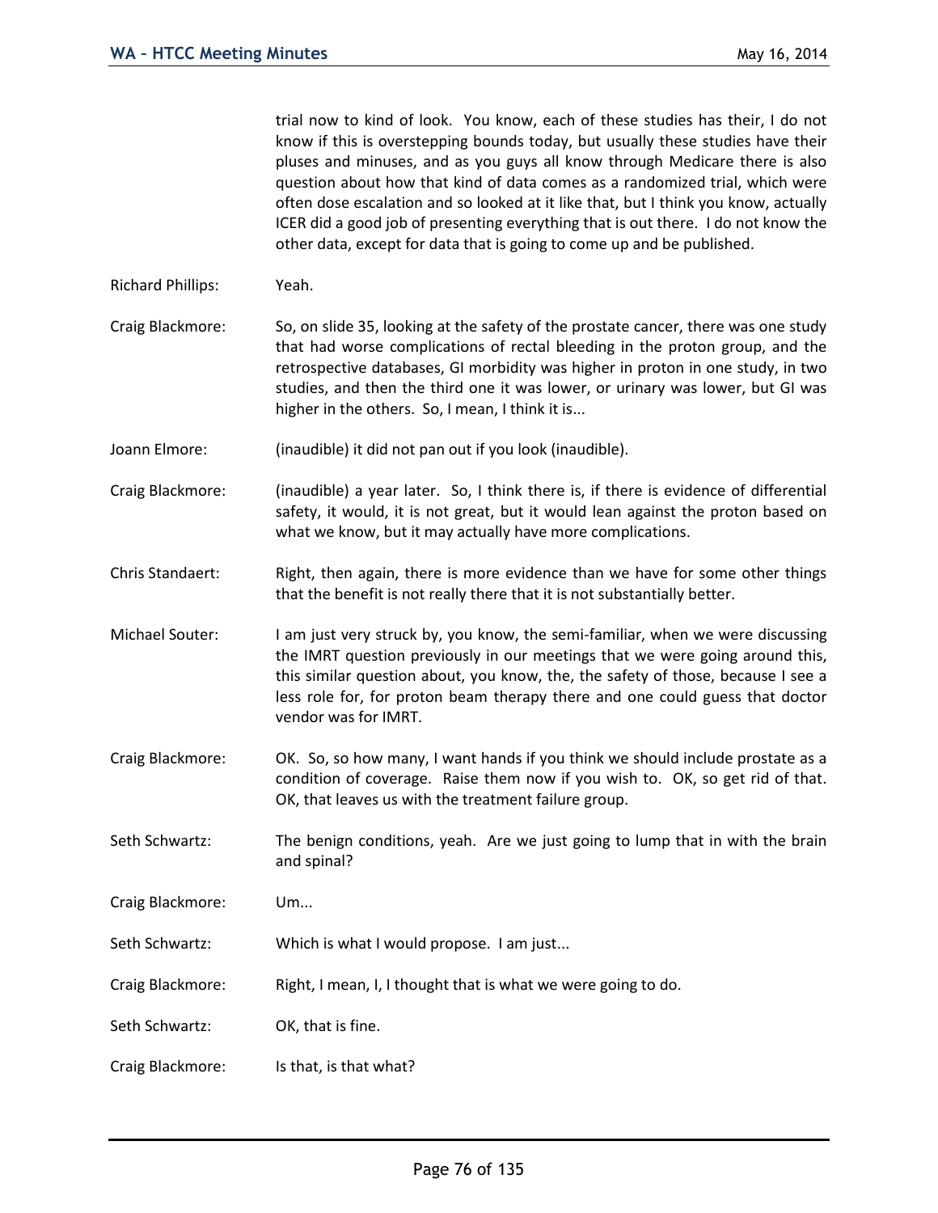trial now to kind of look. You know, each of these studies has their, I do not know if this is overstepping bounds today, but usually these studies have their pluses and minuses, and as you guys all know through Medicare there is also question about how that kind of data comes as a randomized trial, which were often dose escalation and so looked at it like that, but I think you know, actually ICER did a good job of presenting everything that is out there. I do not know the other data, except for data that is going to come up and be published.

Richard Phillips: Yeah.

Craig Blackmore: So, on slide 35, looking at the safety of the prostate cancer, there was one study that had worse complications of rectal bleeding in the proton group, and the retrospective databases, GI morbidity was higher in proton in one study, in two studies, and then the third one it was lower, or urinary was lower, but GI was higher in the others. So, I mean, I think it is...

Joann Elmore: (inaudible) it did not pan out if you look (inaudible).

Craig Blackmore: (inaudible) a year later. So, I think there is, if there is evidence of differential safety, it would, it is not great, but it would lean against the proton based on what we know, but it may actually have more complications.

Chris Standaert: Right, then again, there is more evidence than we have for some other things that the benefit is not really there that it is not substantially better.

Michael Souter: I am just very struck by, you know, the semi-familiar, when we were discussing the IMRT question previously in our meetings that we were going around this, this similar question about, you know, the, the safety of those, because I see a less role for, for proton beam therapy there and one could guess that doctor vendor was for IMRT.

Craig Blackmore: OK. So, so how many, I want hands if you think we should include prostate as a condition of coverage. Raise them now if you wish to. OK, so get rid of that. OK, that leaves us with the treatment failure group.

Seth Schwartz: The benign conditions, yeah. Are we just going to lump that in with the brain and spinal?

Craig Blackmore: Um...

Seth Schwartz: Which is what I would propose. I am just...

Craig Blackmore: Right, I mean, I, I thought that is what we were going to do.

Seth Schwartz: OK, that is fine.

Craig Blackmore: Is that, is that what?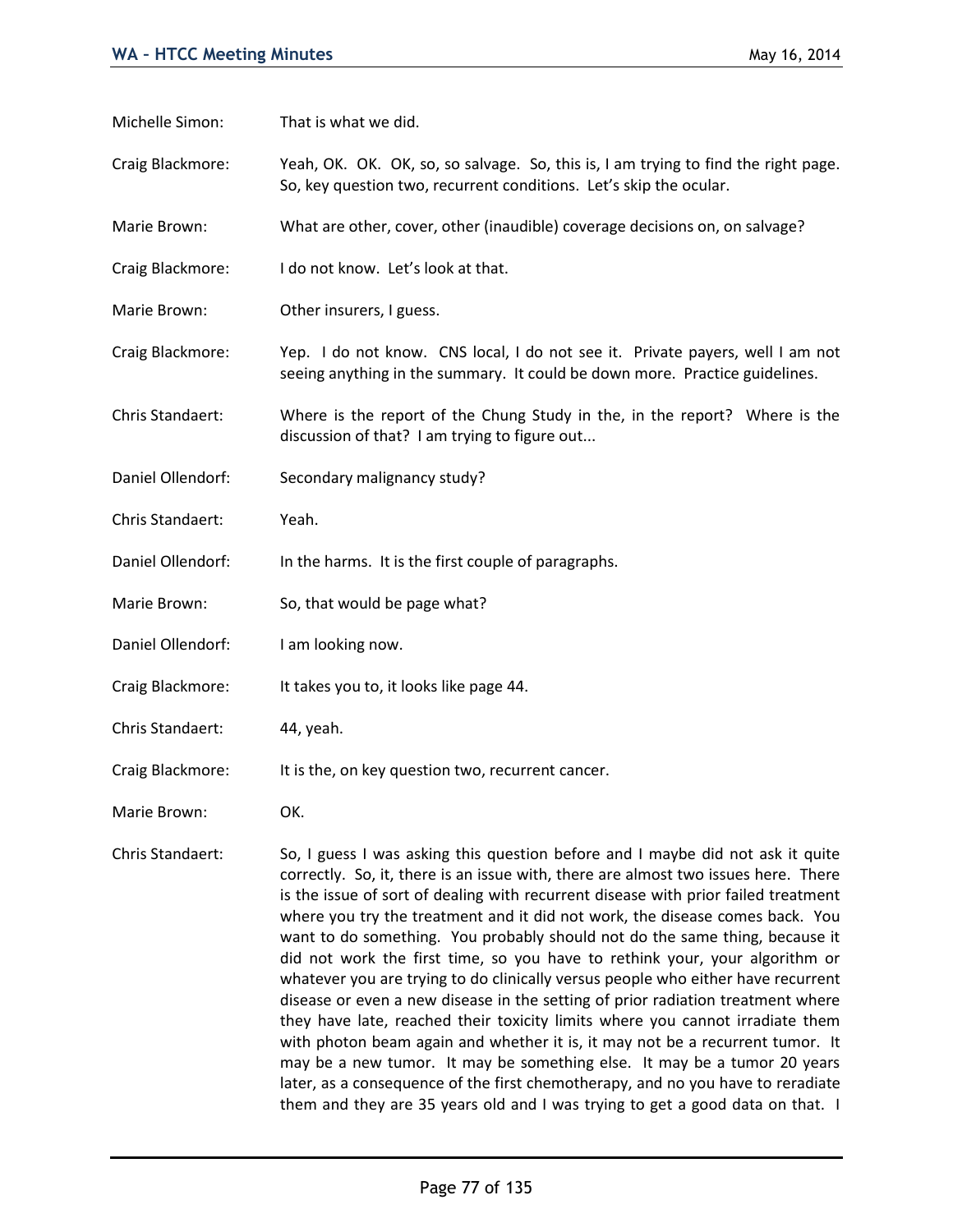Michelle Simon: That is what we did.

Craig Blackmore: Yeah, OK. OK. OK, so, so salvage. So, this is, I am trying to find the right page. So, key question two, recurrent conditions. Let's skip the ocular.

Marie Brown: What are other, cover, other (inaudible) coverage decisions on, on salvage?

Craig Blackmore: I do not know. Let's look at that.

Marie Brown: Other insurers, I guess.

Craig Blackmore: Yep. I do not know. CNS local, I do not see it. Private payers, well I am not seeing anything in the summary. It could be down more. Practice guidelines.

Chris Standaert: Where is the report of the Chung Study in the, in the report? Where is the discussion of that? I am trying to figure out...

Daniel Ollendorf: Secondary malignancy study?

Chris Standaert: Yeah.

Daniel Ollendorf: In the harms. It is the first couple of paragraphs.

Marie Brown: So, that would be page what?

Daniel Ollendorf: I am looking now.

Craig Blackmore: It takes you to, it looks like page 44.

Chris Standaert: 44, yeah.

Craig Blackmore: It is the, on key question two, recurrent cancer.

Marie Brown: OK.

Chris Standaert: So, I guess I was asking this question before and I maybe did not ask it quite correctly. So, it, there is an issue with, there are almost two issues here. There is the issue of sort of dealing with recurrent disease with prior failed treatment where you try the treatment and it did not work, the disease comes back. You want to do something. You probably should not do the same thing, because it did not work the first time, so you have to rethink your, your algorithm or whatever you are trying to do clinically versus people who either have recurrent disease or even a new disease in the setting of prior radiation treatment where they have late, reached their toxicity limits where you cannot irradiate them with photon beam again and whether it is, it may not be a recurrent tumor. It may be a new tumor. It may be something else. It may be a tumor 20 years later, as a consequence of the first chemotherapy, and no you have to reradiate them and they are 35 years old and I was trying to get a good data on that. I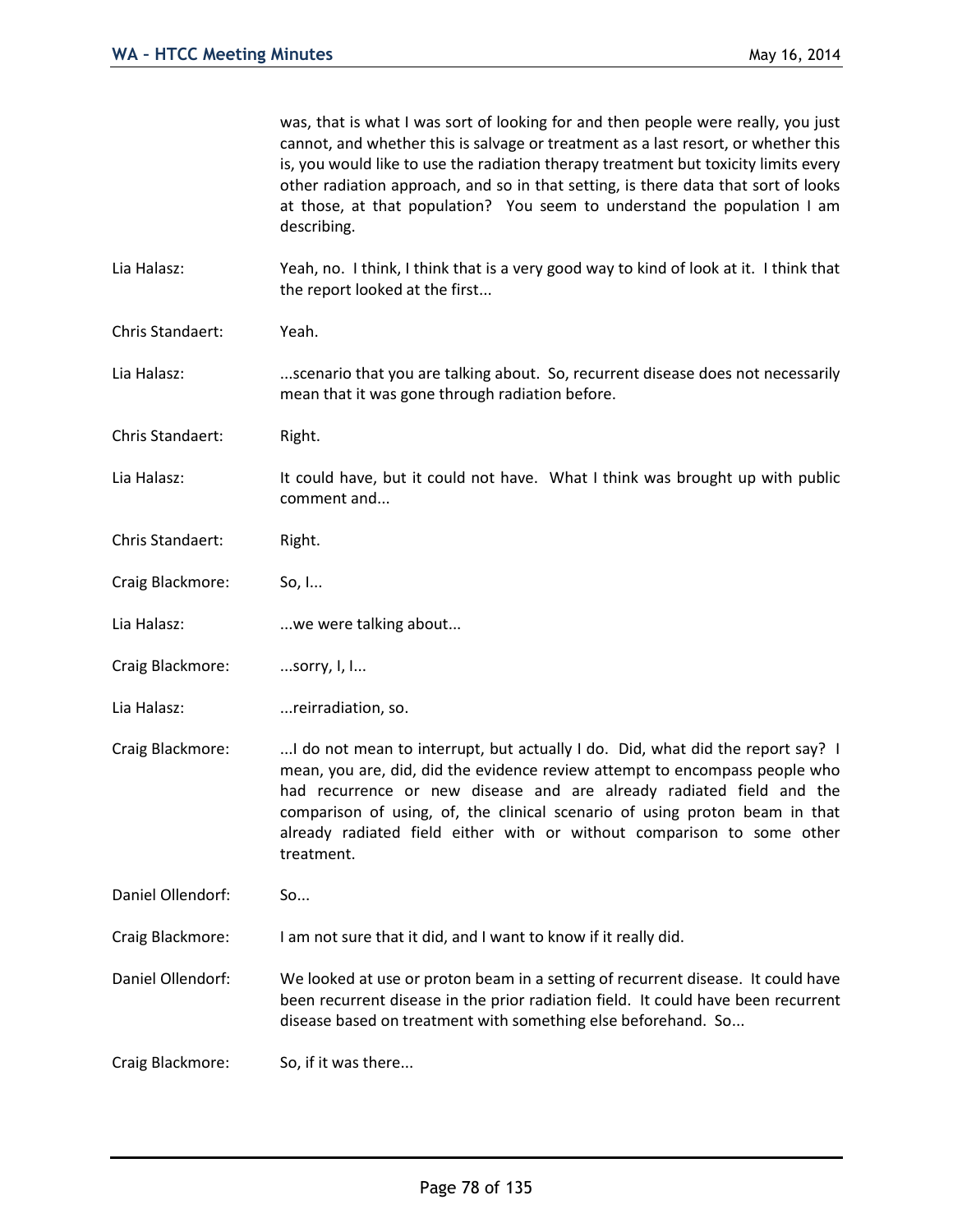was, that is what I was sort of looking for and then people were really, you just cannot, and whether this is salvage or treatment as a last resort, or whether this is, you would like to use the radiation therapy treatment but toxicity limits every other radiation approach, and so in that setting, is there data that sort of looks at those, at that population? You seem to understand the population I am describing.

Lia Halasz: Yeah, no. I think, I think that is a very good way to kind of look at it. I think that the report looked at the first...

Chris Standaert: Yeah.

Lia Halasz: ...scenario that you are talking about. So, recurrent disease does not necessarily mean that it was gone through radiation before.

Chris Standaert: Right.

Lia Halasz: It could have, but it could not have. What I think was brought up with public comment and...

Chris Standaert: Right.

Craig Blackmore: So, I...

Lia Halasz: ...we were talking about...

Craig Blackmore: ...sorry, I, I...

Lia Halasz: ...reirradiation, so.

Craig Blackmore: ...I do not mean to interrupt, but actually I do. Did, what did the report say? I mean, you are, did, did the evidence review attempt to encompass people who had recurrence or new disease and are already radiated field and the comparison of using, of, the clinical scenario of using proton beam in that already radiated field either with or without comparison to some other treatment.

Daniel Ollendorf: So...

Craig Blackmore: I am not sure that it did, and I want to know if it really did.

Daniel Ollendorf: We looked at use or proton beam in a setting of recurrent disease. It could have been recurrent disease in the prior radiation field. It could have been recurrent disease based on treatment with something else beforehand. So...

Craig Blackmore: So, if it was there...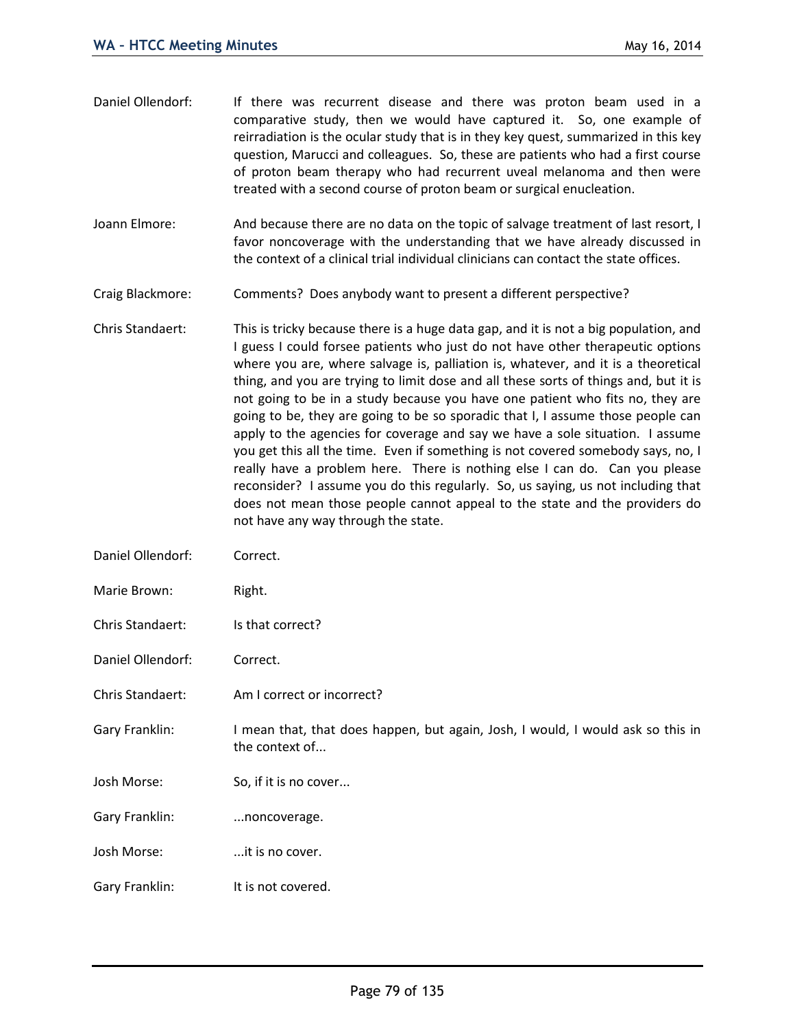Daniel Ollendorf: If there was recurrent disease and there was proton beam used in a comparative study, then we would have captured it. So, one example of reirradiation is the ocular study that is in they key quest, summarized in this key question, Marucci and colleagues. So, these are patients who had a first course of proton beam therapy who had recurrent uveal melanoma and then were treated with a second course of proton beam or surgical enucleation.

Joann Elmore: And because there are no data on the topic of salvage treatment of last resort, I favor noncoverage with the understanding that we have already discussed in the context of a clinical trial individual clinicians can contact the state offices.

Craig Blackmore: Comments? Does anybody want to present a different perspective?

Chris Standaert: This is tricky because there is a huge data gap, and it is not a big population, and I guess I could forsee patients who just do not have other therapeutic options where you are, where salvage is, palliation is, whatever, and it is a theoretical thing, and you are trying to limit dose and all these sorts of things and, but it is not going to be in a study because you have one patient who fits no, they are going to be, they are going to be so sporadic that I, I assume those people can apply to the agencies for coverage and say we have a sole situation. I assume you get this all the time. Even if something is not covered somebody says, no, I really have a problem here. There is nothing else I can do. Can you please reconsider? I assume you do this regularly. So, us saying, us not including that does not mean those people cannot appeal to the state and the providers do not have any way through the state.

Daniel Ollendorf: Correct.

Marie Brown: Right.

Chris Standaert: Is that correct?

Daniel Ollendorf: Correct.

Chris Standaert: Am I correct or incorrect?

Gary Franklin: I mean that, that does happen, but again, Josh, I would, I would ask so this in the context of...

Josh Morse: So, if it is no cover...

Gary Franklin: ...noncoverage.

Josh Morse: ...it is no cover.

Gary Franklin: It is not covered.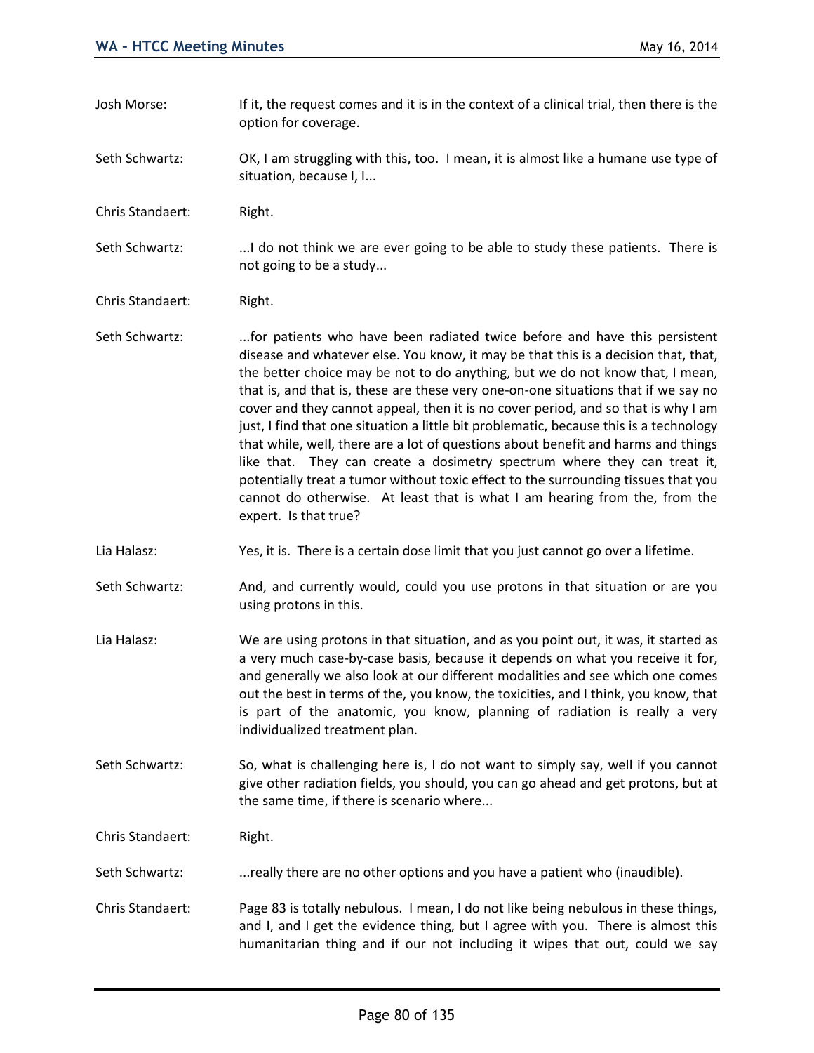Josh Morse: If it, the request comes and it is in the context of a clinical trial, then there is the option for coverage.

Seth Schwartz: OK, I am struggling with this, too. I mean, it is almost like a humane use type of situation, because I, I...

Chris Standaert: Right.

Seth Schwartz: ...I do not think we are ever going to be able to study these patients. There is not going to be a study...

Chris Standaert: Right.

Seth Schwartz: ...for patients who have been radiated twice before and have this persistent disease and whatever else. You know, it may be that this is a decision that, that, the better choice may be not to do anything, but we do not know that, I mean, that is, and that is, these are these very one-on-one situations that if we say no cover and they cannot appeal, then it is no cover period, and so that is why I am just, I find that one situation a little bit problematic, because this is a technology that while, well, there are a lot of questions about benefit and harms and things like that. They can create a dosimetry spectrum where they can treat it, potentially treat a tumor without toxic effect to the surrounding tissues that you cannot do otherwise. At least that is what I am hearing from the, from the expert. Is that true?

Lia Halasz: Yes, it is. There is a certain dose limit that you just cannot go over a lifetime.

Seth Schwartz: And, and currently would, could you use protons in that situation or are you using protons in this.

Lia Halasz: We are using protons in that situation, and as you point out, it was, it started as a very much case-by-case basis, because it depends on what you receive it for, and generally we also look at our different modalities and see which one comes out the best in terms of the, you know, the toxicities, and I think, you know, that is part of the anatomic, you know, planning of radiation is really a very individualized treatment plan.

Seth Schwartz: So, what is challenging here is, I do not want to simply say, well if you cannot give other radiation fields, you should, you can go ahead and get protons, but at the same time, if there is scenario where...

Chris Standaert: Right.

Seth Schwartz: ...really there are no other options and you have a patient who (inaudible).

Chris Standaert: Page 83 is totally nebulous. I mean, I do not like being nebulous in these things, and I, and I get the evidence thing, but I agree with you. There is almost this humanitarian thing and if our not including it wipes that out, could we say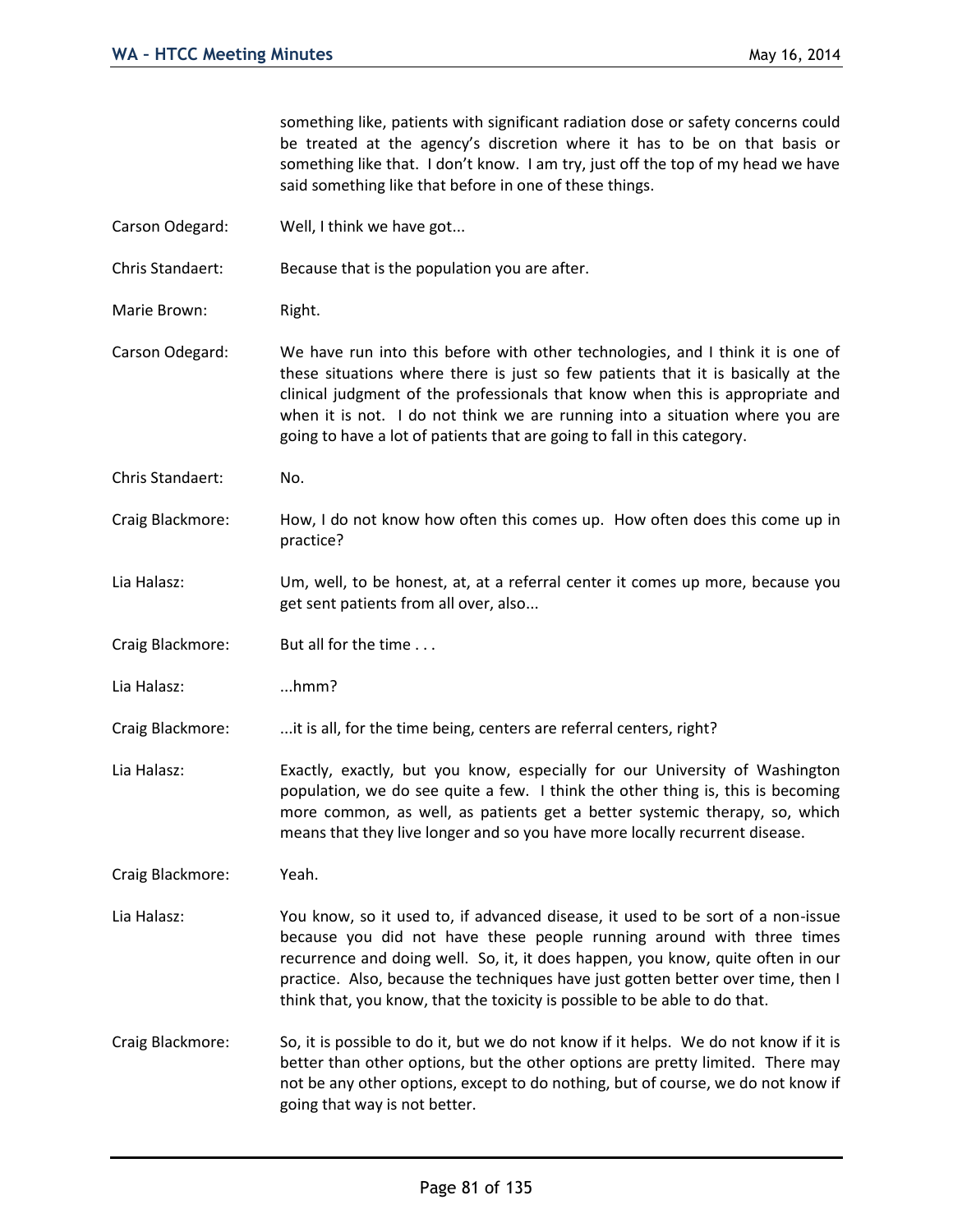something like, patients with significant radiation dose or safety concerns could be treated at the agency's discretion where it has to be on that basis or something like that. I don't know. I am try, just off the top of my head we have said something like that before in one of these things.

Carson Odegard: Well, I think we have got...

Chris Standaert: Because that is the population you are after.

Marie Brown: Right.

Carson Odegard: We have run into this before with other technologies, and I think it is one of these situations where there is just so few patients that it is basically at the clinical judgment of the professionals that know when this is appropriate and when it is not. I do not think we are running into a situation where you are going to have a lot of patients that are going to fall in this category.

Chris Standaert: No.

Craig Blackmore: How, I do not know how often this comes up. How often does this come up in practice?

Lia Halasz: Um, well, to be honest, at, at a referral center it comes up more, because you get sent patients from all over, also...

Craig Blackmore: But all for the time . . .

Lia Halasz: ...hmm?

Craig Blackmore: ...it is all, for the time being, centers are referral centers, right?

Lia Halasz: Exactly, exactly, but you know, especially for our University of Washington population, we do see quite a few. I think the other thing is, this is becoming more common, as well, as patients get a better systemic therapy, so, which means that they live longer and so you have more locally recurrent disease.

Craig Blackmore: Yeah.

Lia Halasz: You know, so it used to, if advanced disease, it used to be sort of a non-issue because you did not have these people running around with three times recurrence and doing well. So, it, it does happen, you know, quite often in our practice. Also, because the techniques have just gotten better over time, then I think that, you know, that the toxicity is possible to be able to do that.

Craig Blackmore: So, it is possible to do it, but we do not know if it helps. We do not know if it is better than other options, but the other options are pretty limited. There may not be any other options, except to do nothing, but of course, we do not know if going that way is not better.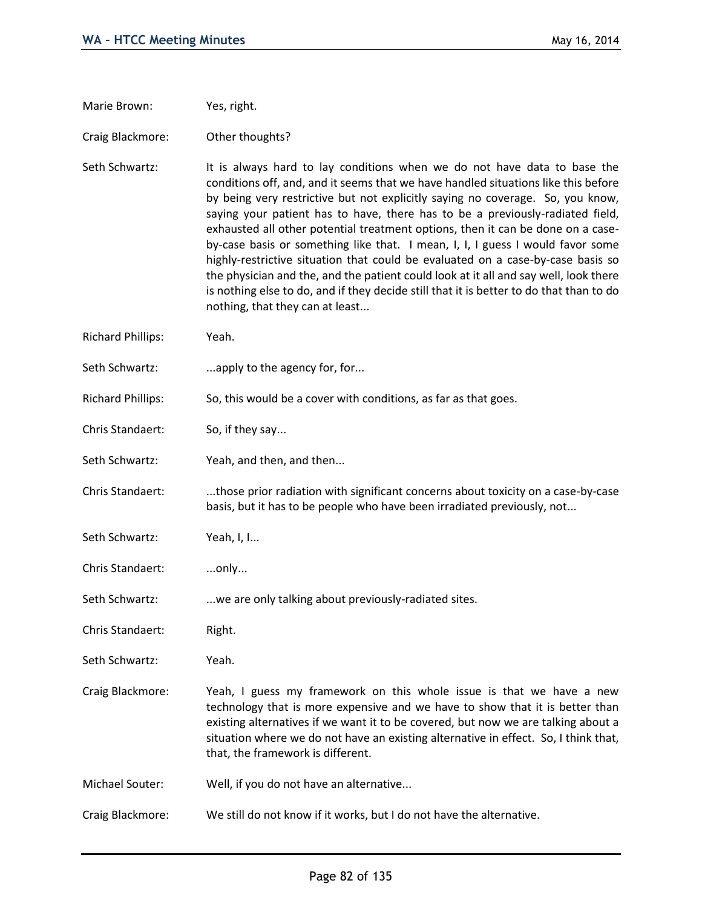Marie Brown: Yes, right.

Craig Blackmore: Other thoughts?

Seth Schwartz: It is always hard to lay conditions when we do not have data to base the conditions off, and, and it seems that we have handled situations like this before by being very restrictive but not explicitly saying no coverage. So, you know, saying your patient has to have, there has to be a previously-radiated field, exhausted all other potential treatment options, then it can be done on a case-by-case basis or something like that. I mean, I, I, I guess I would favor some highly-restrictive situation that could be evaluated on a case-by-case basis so the physician and the, and the patient could look at it all and say well, look there is nothing else to do, and if they decide still that it is better to do that than to do nothing, that they can at least...

Richard Phillips: Yeah.

Seth Schwartz: ...apply to the agency for, for...

Richard Phillips: So, this would be a cover with conditions, as far as that goes.

Chris Standaert: So, if they say...

Seth Schwartz: Yeah, and then, and then...

Chris Standaert: ...those prior radiation with significant concerns about toxicity on a case-by-case basis, but it has to be people who have been irradiated previously, not...

Seth Schwartz: Yeah, I, I...

Chris Standaert: ...only...

Seth Schwartz: ...we are only talking about previously-radiated sites.

Chris Standaert: Right.

Seth Schwartz: Yeah.

Craig Blackmore: Yeah, I guess my framework on this whole issue is that we have a new technology that is more expensive and we have to show that it is better than existing alternatives if we want it to be covered, but now we are talking about a situation where we do not have an existing alternative in effect. So, I think that, that, the framework is different.

Michael Souter: Well, if you do not have an alternative...

Craig Blackmore: We still do not know if it works, but I do not have the alternative.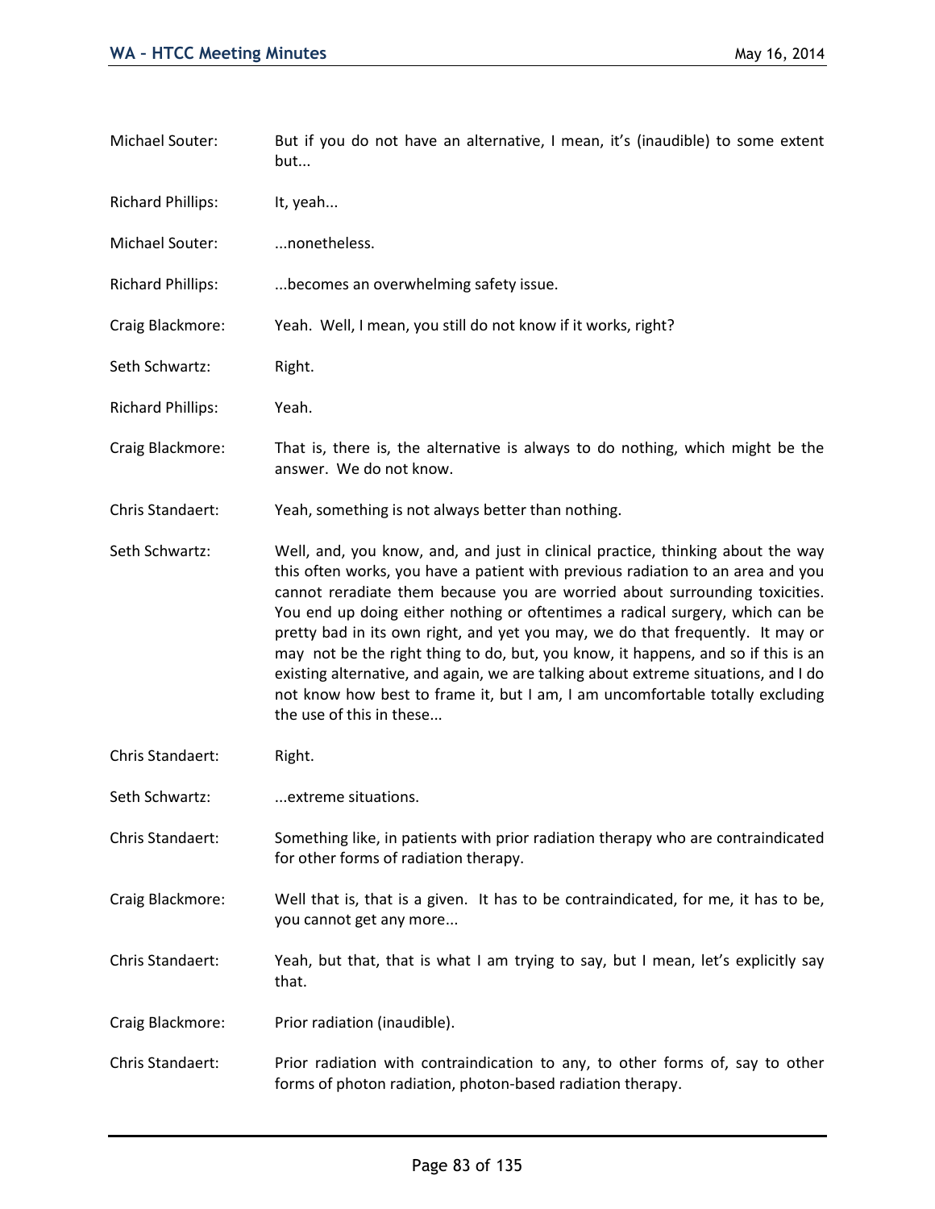Michael Souter: But if you do not have an alternative, I mean, it's (inaudible) to some extent but...

Richard Phillips: It, yeah...

Michael Souter: ...nonetheless.

Richard Phillips: ...becomes an overwhelming safety issue.

Craig Blackmore: Yeah. Well, I mean, you still do not know if it works, right?

Seth Schwartz: Right.

Richard Phillips: Yeah.

Craig Blackmore: That is, there is, the alternative is always to do nothing, which might be the answer. We do not know.

Chris Standaert: Yeah, something is not always better than nothing.

Seth Schwartz: Well, and, you know, and, and just in clinical practice, thinking about the way this often works, you have a patient with previous radiation to an area and you cannot reradiate them because you are worried about surrounding toxicities. You end up doing either nothing or oftentimes a radical surgery, which can be pretty bad in its own right, and yet you may, we do that frequently. It may or may not be the right thing to do, but, you know, it happens, and so if this is an existing alternative, and again, we are talking about extreme situations, and I do not know how best to frame it, but I am, I am uncomfortable totally excluding the use of this in these...

Chris Standaert: Right.

Seth Schwartz: ...extreme situations.

Chris Standaert: Something like, in patients with prior radiation therapy who are contraindicated for other forms of radiation therapy.

Craig Blackmore: Well that is, that is a given. It has to be contraindicated, for me, it has to be, you cannot get any more...

Chris Standaert: Yeah, but that, that is what I am trying to say, but I mean, let's explicitly say that.

Craig Blackmore: Prior radiation (inaudible).

Chris Standaert: Prior radiation with contraindication to any, to other forms of, say to other forms of photon radiation, photon-based radiation therapy.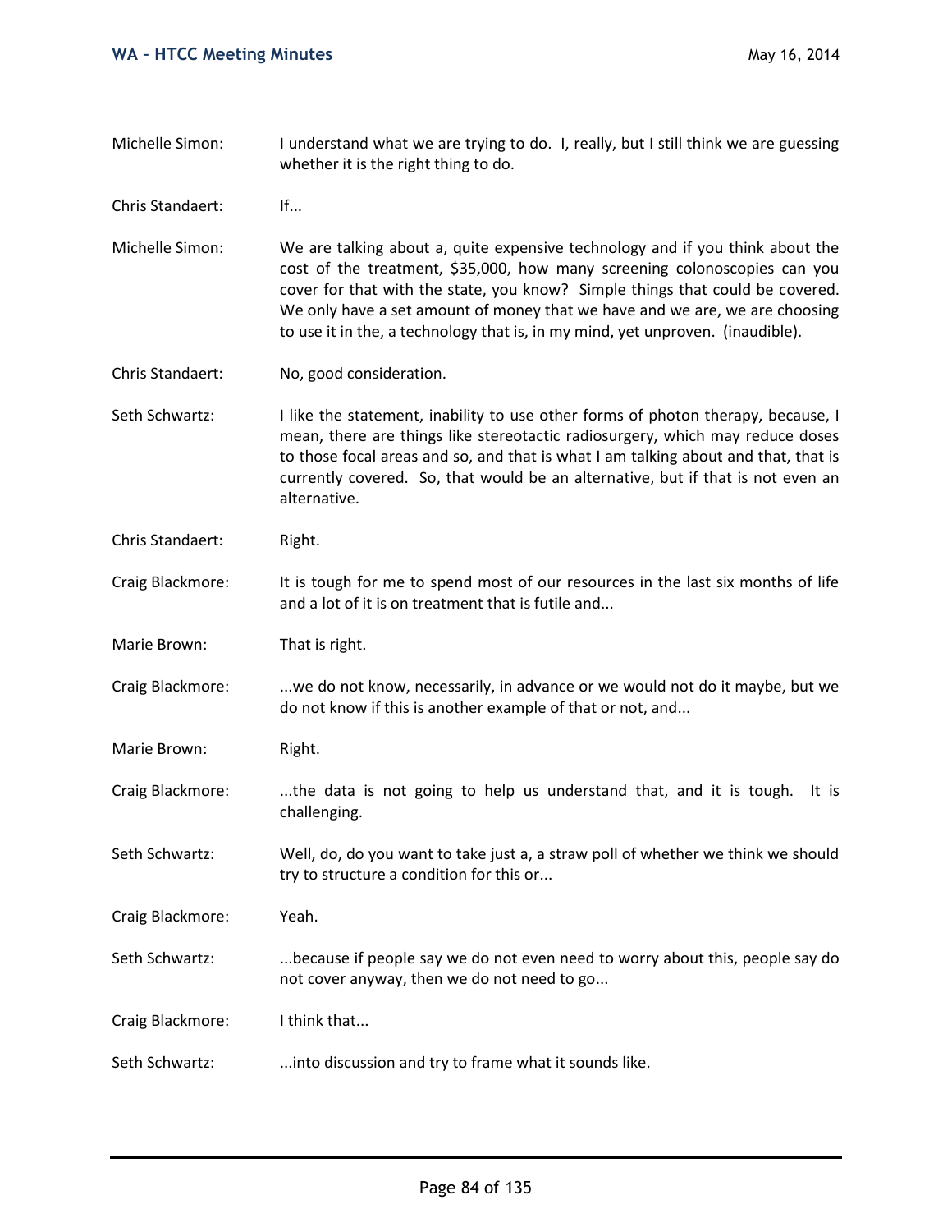Michelle Simon: I understand what we are trying to do. I, really, but I still think we are guessing whether it is the right thing to do.

Chris Standaert: If...

Michelle Simon: We are talking about a, quite expensive technology and if you think about the cost of the treatment, $35,000, how many screening colonoscopies can you cover for that with the state, you know? Simple things that could be covered. We only have a set amount of money that we have and we are, we are choosing to use it in the, a technology that is, in my mind, yet unproven. (inaudible).

Chris Standaert: No, good consideration.

Seth Schwartz: I like the statement, inability to use other forms of photon therapy, because, I mean, there are things like stereotactic radiosurgery, which may reduce doses to those focal areas and so, and that is what I am talking about and that, that is currently covered. So, that would be an alternative, but if that is not even an alternative.

Chris Standaert: Right.

Craig Blackmore: It is tough for me to spend most of our resources in the last six months of life and a lot of it is on treatment that is futile and...

Marie Brown: That is right.

Craig Blackmore: ...we do not know, necessarily, in advance or we would not do it maybe, but we do not know if this is another example of that or not, and...

Marie Brown: Right.

Craig Blackmore: ...the data is not going to help us understand that, and it is tough. It is challenging.

Seth Schwartz: Well, do, do you want to take just a, a straw poll of whether we think we should try to structure a condition for this or...

Craig Blackmore: Yeah.

Seth Schwartz: ...because if people say we do not even need to worry about this, people say do not cover anyway, then we do not need to go...

Craig Blackmore: I think that...

Seth Schwartz: ...into discussion and try to frame what it sounds like.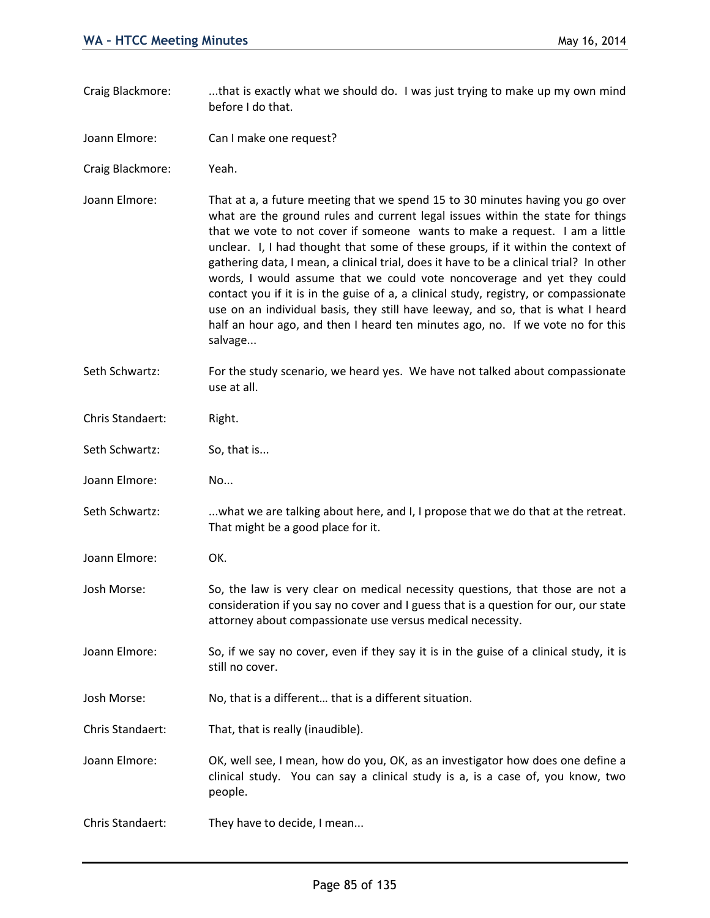Craig Blackmore: ...that is exactly what we should do. I was just trying to make up my own mind before I do that.

Joann Elmore: Can I make one request?

Craig Blackmore: Yeah.

Joann Elmore: That at a, a future meeting that we spend 15 to 30 minutes having you go over what are the ground rules and current legal issues within the state for things that we vote to not cover if someone wants to make a request. I am a little unclear. I, I had thought that some of these groups, if it within the context of gathering data, I mean, a clinical trial, does it have to be a clinical trial? In other words, I would assume that we could vote noncoverage and yet they could contact you if it is in the guise of a, a clinical study, registry, or compassionate use on an individual basis, they still have leeway, and so, that is what I heard half an hour ago, and then I heard ten minutes ago, no. If we vote no for this salvage...

Seth Schwartz: For the study scenario, we heard yes. We have not talked about compassionate use at all.

Chris Standaert: Right.

Seth Schwartz: So, that is...

Joann Elmore: No...

Seth Schwartz: ...what we are talking about here, and I, I propose that we do that at the retreat. That might be a good place for it.

Joann Elmore: OK.

Josh Morse: So, the law is very clear on medical necessity questions, that those are not a consideration if you say no cover and I guess that is a question for our, our state attorney about compassionate use versus medical necessity.

Joann Elmore: So, if we say no cover, even if they say it is in the guise of a clinical study, it is still no cover.

Josh Morse: No, that is a different… that is a different situation.

Chris Standaert: That, that is really (inaudible).

Joann Elmore: OK, well see, I mean, how do you, OK, as an investigator how does one define a clinical study. You can say a clinical study is a, is a case of, you know, two people.

Chris Standaert: They have to decide, I mean...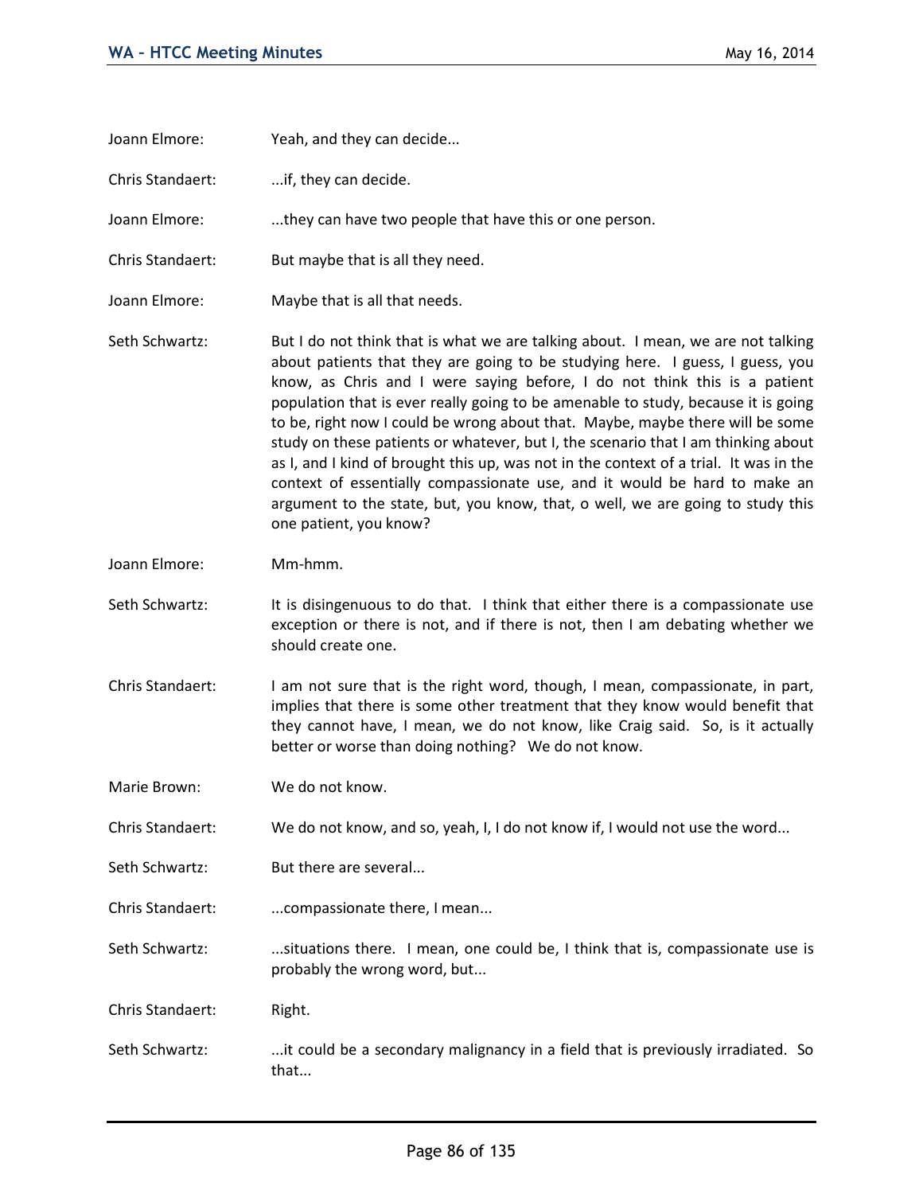Joann Elmore: Yeah, and they can decide...

Chris Standaert: ...if, they can decide.

Joann Elmore: ...they can have two people that have this or one person.

Chris Standaert: But maybe that is all they need.

Joann Elmore: Maybe that is all that needs.

Seth Schwartz: But I do not think that is what we are talking about. I mean, we are not talking about patients that they are going to be studying here. I guess, I guess, you know, as Chris and I were saying before, I do not think this is a patient population that is ever really going to be amenable to study, because it is going to be, right now I could be wrong about that. Maybe, maybe there will be some study on these patients or whatever, but I, the scenario that I am thinking about as I, and I kind of brought this up, was not in the context of a trial. It was in the context of essentially compassionate use, and it would be hard to make an argument to the state, but, you know, that, o well, we are going to study this one patient, you know?

Joann Elmore: Mm-hmm.

Seth Schwartz: It is disingenuous to do that. I think that either there is a compassionate use exception or there is not, and if there is not, then I am debating whether we should create one.

Chris Standaert: I am not sure that is the right word, though, I mean, compassionate, in part, implies that there is some other treatment that they know would benefit that they cannot have, I mean, we do not know, like Craig said. So, is it actually better or worse than doing nothing? We do not know.

Marie Brown: We do not know.

Chris Standaert: We do not know, and so, yeah, I, I do not know if, I would not use the word...

Seth Schwartz: But there are several...

Chris Standaert: ...compassionate there, I mean...

Seth Schwartz: ...situations there. I mean, one could be, I think that is, compassionate use is probably the wrong word, but...

Chris Standaert: Right.

Seth Schwartz: ...it could be a secondary malignancy in a field that is previously irradiated. So that...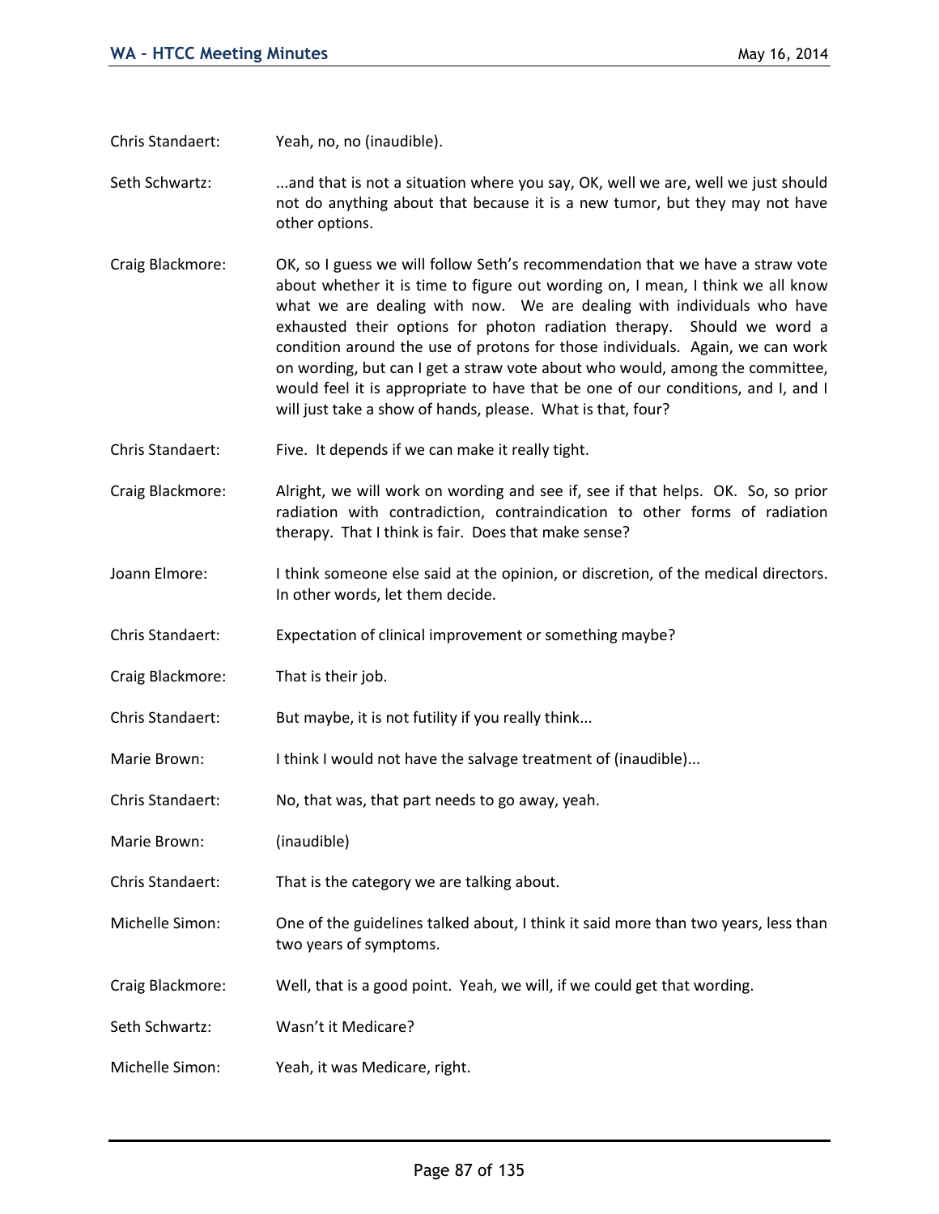Chris Standaert: Yeah, no, no (inaudible).

Seth Schwartz: ...and that is not a situation where you say, OK, well we are, well we just should not do anything about that because it is a new tumor, but they may not have other options.

Craig Blackmore: OK, so I guess we will follow Seth's recommendation that we have a straw vote about whether it is time to figure out wording on, I mean, I think we all know what we are dealing with now. We are dealing with individuals who have exhausted their options for photon radiation therapy. Should we word a condition around the use of protons for those individuals. Again, we can work on wording, but can I get a straw vote about who would, among the committee, would feel it is appropriate to have that be one of our conditions, and I, and I will just take a show of hands, please. What is that, four?

Chris Standaert: Five. It depends if we can make it really tight.

Craig Blackmore: Alright, we will work on wording and see if, see if that helps. OK. So, so prior radiation with contradiction, contraindication to other forms of radiation therapy. That I think is fair. Does that make sense?

Joann Elmore: I think someone else said at the opinion, or discretion, of the medical directors. In other words, let them decide.

Chris Standaert: Expectation of clinical improvement or something maybe?

Craig Blackmore: That is their job.

Chris Standaert: But maybe, it is not futility if you really think...

Marie Brown: I think I would not have the salvage treatment of (inaudible)...

Chris Standaert: No, that was, that part needs to go away, yeah.

Marie Brown: (inaudible)

Chris Standaert: That is the category we are talking about.

Michelle Simon: One of the guidelines talked about, I think it said more than two years, less than two years of symptoms.

Craig Blackmore: Well, that is a good point. Yeah, we will, if we could get that wording.

Seth Schwartz: Wasn't it Medicare?

Michelle Simon: Yeah, it was Medicare, right.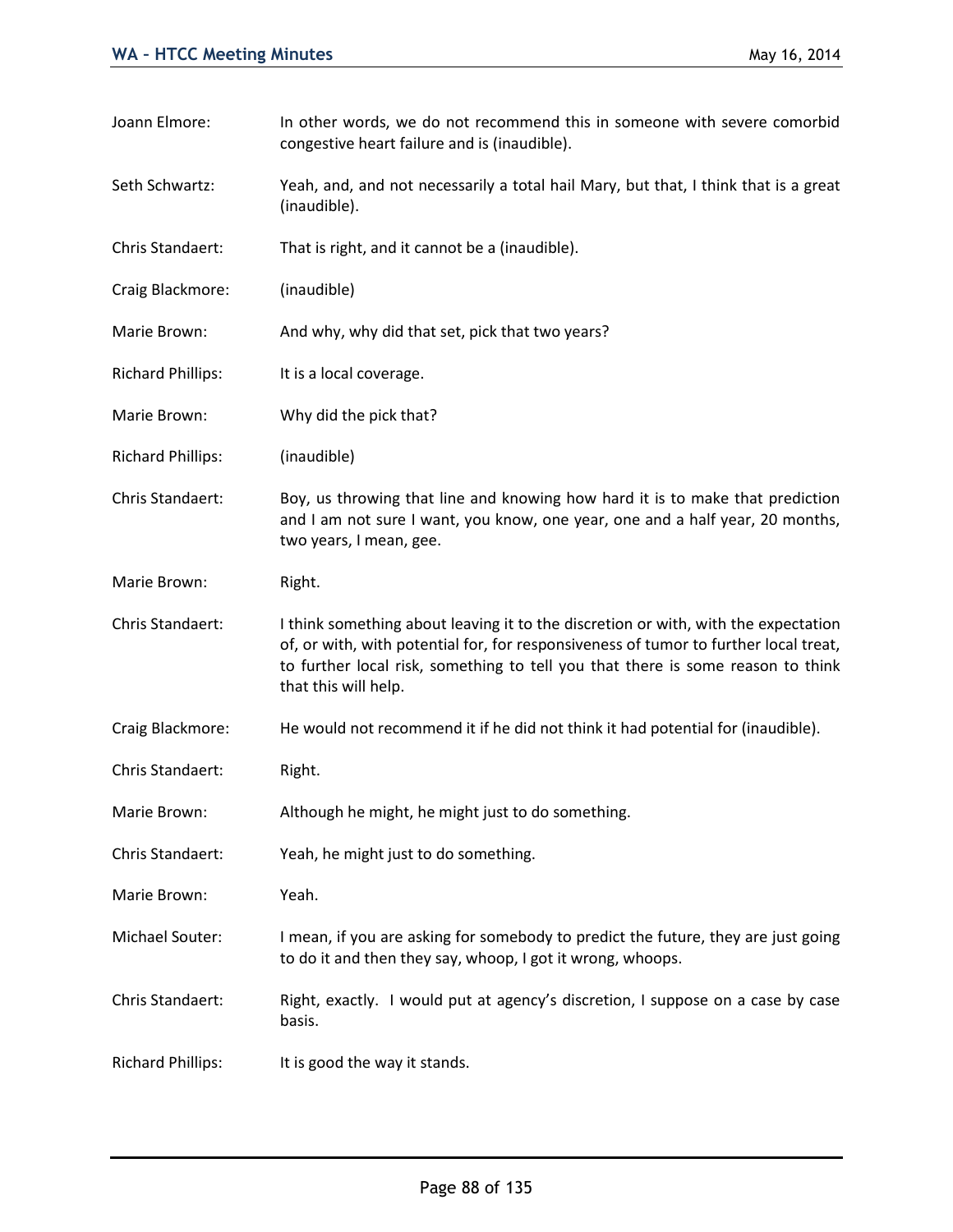Joann Elmore: In other words, we do not recommend this in someone with severe comorbid congestive heart failure and is (inaudible).

Seth Schwartz: Yeah, and, and not necessarily a total hail Mary, but that, I think that is a great (inaudible).

Chris Standaert: That is right, and it cannot be a (inaudible).

Craig Blackmore: (inaudible)

Marie Brown: And why, why did that set, pick that two years?

Richard Phillips: It is a local coverage.

Marie Brown: Why did the pick that?

Richard Phillips: (inaudible)

Chris Standaert: Boy, us throwing that line and knowing how hard it is to make that prediction and I am not sure I want, you know, one year, one and a half year, 20 months, two years, I mean, gee.

Marie Brown: Right.

Chris Standaert: I think something about leaving it to the discretion or with, with the expectation of, or with, with potential for, for responsiveness of tumor to further local treat, to further local risk, something to tell you that there is some reason to think that this will help.

Craig Blackmore: He would not recommend it if he did not think it had potential for (inaudible).

Chris Standaert: Right.

Marie Brown: Although he might, he might just to do something.

Chris Standaert: Yeah, he might just to do something.

Marie Brown: Yeah.

Michael Souter: I mean, if you are asking for somebody to predict the future, they are just going to do it and then they say, whoop, I got it wrong, whoops.

Chris Standaert: Right, exactly. I would put at agency's discretion, I suppose on a case by case basis.

Richard Phillips: It is good the way it stands.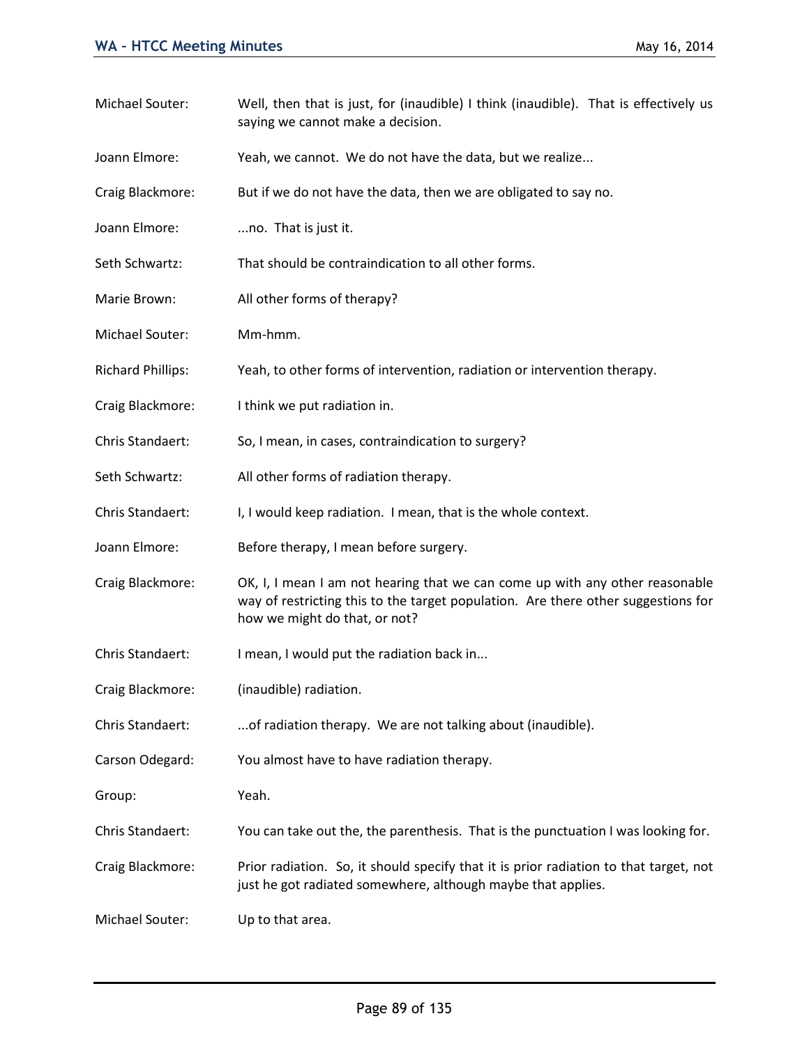Michael Souter: Well, then that is just, for (inaudible) I think (inaudible). That is effectively us saying we cannot make a decision.

Joann Elmore: Yeah, we cannot. We do not have the data, but we realize...

Craig Blackmore: But if we do not have the data, then we are obligated to say no.

Joann Elmore: ...no. That is just it.

Seth Schwartz: That should be contraindication to all other forms.

Marie Brown: All other forms of therapy?

Michael Souter: Mm-hmm.

Richard Phillips: Yeah, to other forms of intervention, radiation or intervention therapy.

Craig Blackmore: I think we put radiation in.

Chris Standaert: So, I mean, in cases, contraindication to surgery?

Seth Schwartz: All other forms of radiation therapy.

Chris Standaert: I, I would keep radiation. I mean, that is the whole context.

Joann Elmore: Before therapy, I mean before surgery.

Craig Blackmore: OK, I, I mean I am not hearing that we can come up with any other reasonable way of restricting this to the target population. Are there other suggestions for how we might do that, or not?

Chris Standaert: I mean, I would put the radiation back in...

Craig Blackmore: (inaudible) radiation.

Chris Standaert: ...of radiation therapy. We are not talking about (inaudible).

Carson Odegard: You almost have to have radiation therapy.

Group: Yeah.

Chris Standaert: You can take out the, the parenthesis. That is the punctuation I was looking for.

Craig Blackmore: Prior radiation. So, it should specify that it is prior radiation to that target, not just he got radiated somewhere, although maybe that applies.

Michael Souter: Up to that area.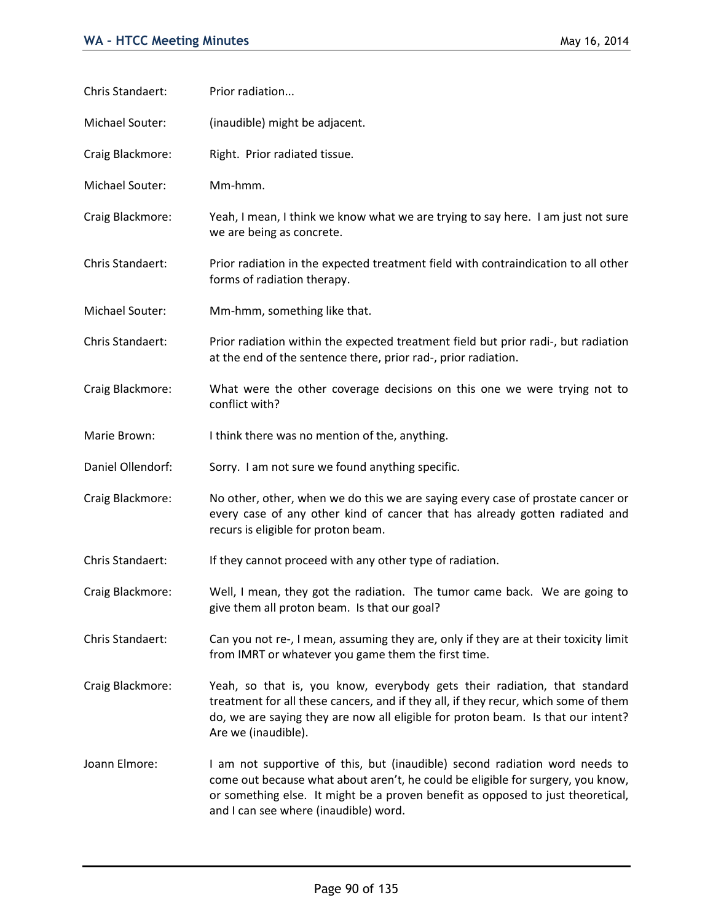Chris Standaert: Prior radiation...

Michael Souter: (inaudible) might be adjacent.

Craig Blackmore: Right. Prior radiated tissue.

Michael Souter: Mm-hmm.

Craig Blackmore: Yeah, I mean, I think we know what we are trying to say here. I am just not sure we are being as concrete.

Chris Standaert: Prior radiation in the expected treatment field with contraindication to all other forms of radiation therapy.

Michael Souter: Mm-hmm, something like that.

Chris Standaert: Prior radiation within the expected treatment field but prior radi-, but radiation at the end of the sentence there, prior rad-, prior radiation.

Craig Blackmore: What were the other coverage decisions on this one we were trying not to conflict with?

Marie Brown: I think there was no mention of the, anything.

Daniel Ollendorf: Sorry. I am not sure we found anything specific.

Craig Blackmore: No other, other, when we do this we are saying every case of prostate cancer or every case of any other kind of cancer that has already gotten radiated and recurs is eligible for proton beam.

Chris Standaert: If they cannot proceed with any other type of radiation.

Craig Blackmore: Well, I mean, they got the radiation. The tumor came back. We are going to give them all proton beam. Is that our goal?

Chris Standaert: Can you not re-, I mean, assuming they are, only if they are at their toxicity limit from IMRT or whatever you game them the first time.

Craig Blackmore: Yeah, so that is, you know, everybody gets their radiation, that standard treatment for all these cancers, and if they all, if they recur, which some of them do, we are saying they are now all eligible for proton beam. Is that our intent? Are we (inaudible).

Joann Elmore: I am not supportive of this, but (inaudible) second radiation word needs to come out because what about aren't, he could be eligible for surgery, you know, or something else. It might be a proven benefit as opposed to just theoretical, and I can see where (inaudible) word.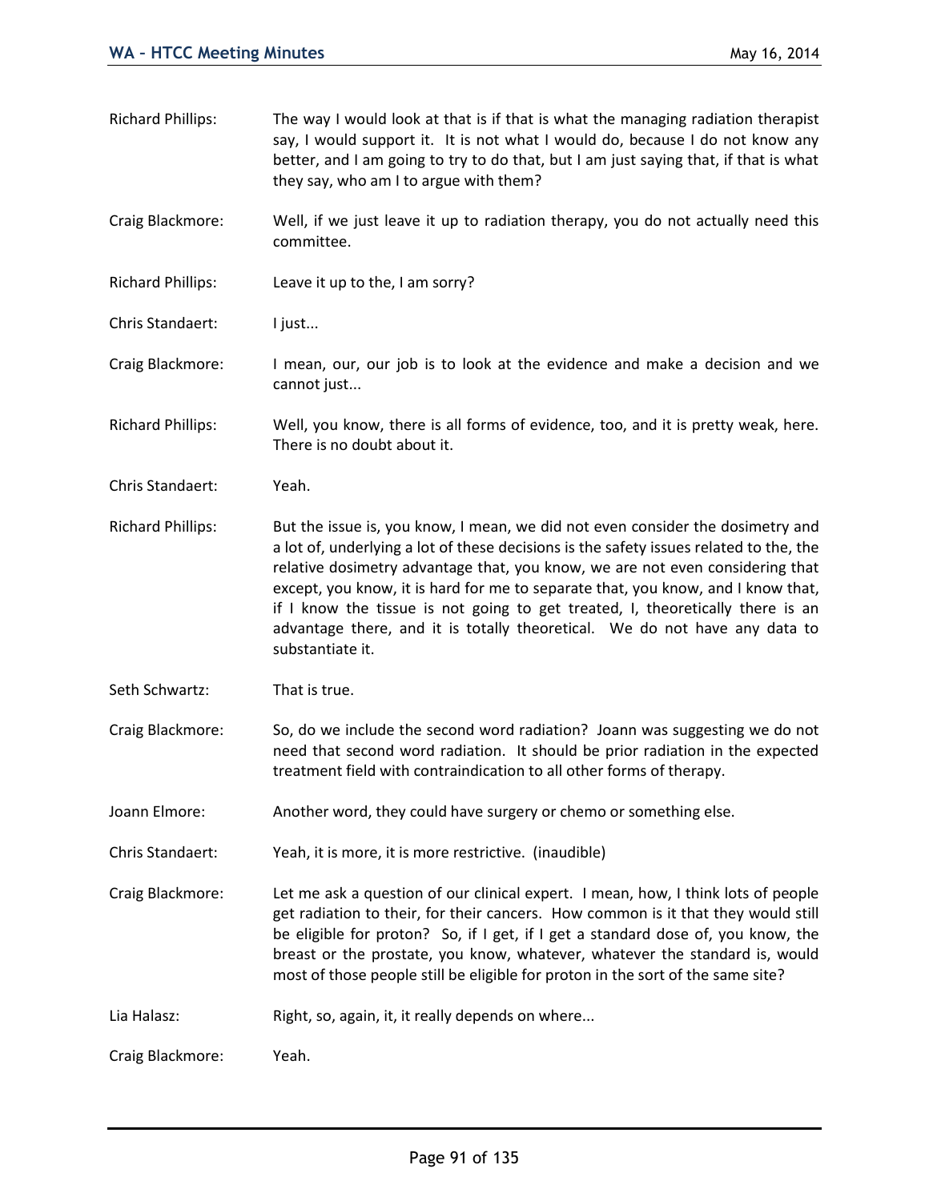Richard Phillips: The way I would look at that is if that is what the managing radiation therapist say, I would support it. It is not what I would do, because I do not know any better, and I am going to try to do that, but I am just saying that, if that is what they say, who am I to argue with them?

Craig Blackmore: Well, if we just leave it up to radiation therapy, you do not actually need this committee.

Richard Phillips: Leave it up to the, I am sorry?

Chris Standaert: I just...

Craig Blackmore: I mean, our, our job is to look at the evidence and make a decision and we cannot just...

Richard Phillips: Well, you know, there is all forms of evidence, too, and it is pretty weak, here. There is no doubt about it.

Chris Standaert: Yeah.

Richard Phillips: But the issue is, you know, I mean, we did not even consider the dosimetry and a lot of, underlying a lot of these decisions is the safety issues related to the, the relative dosimetry advantage that, you know, we are not even considering that except, you know, it is hard for me to separate that, you know, and I know that, if I know the tissue is not going to get treated, I, theoretically there is an advantage there, and it is totally theoretical. We do not have any data to substantiate it.

Seth Schwartz: That is true.

Craig Blackmore: So, do we include the second word radiation? Joann was suggesting we do not need that second word radiation. It should be prior radiation in the expected treatment field with contraindication to all other forms of therapy.

Joann Elmore: Another word, they could have surgery or chemo or something else.

Chris Standaert: Yeah, it is more, it is more restrictive. (inaudible)

Craig Blackmore: Let me ask a question of our clinical expert. I mean, how, I think lots of people get radiation to their, for their cancers. How common is it that they would still be eligible for proton? So, if I get, if I get a standard dose of, you know, the breast or the prostate, you know, whatever, whatever the standard is, would most of those people still be eligible for proton in the sort of the same site?

Lia Halasz: Right, so, again, it, it really depends on where...

Craig Blackmore: Yeah.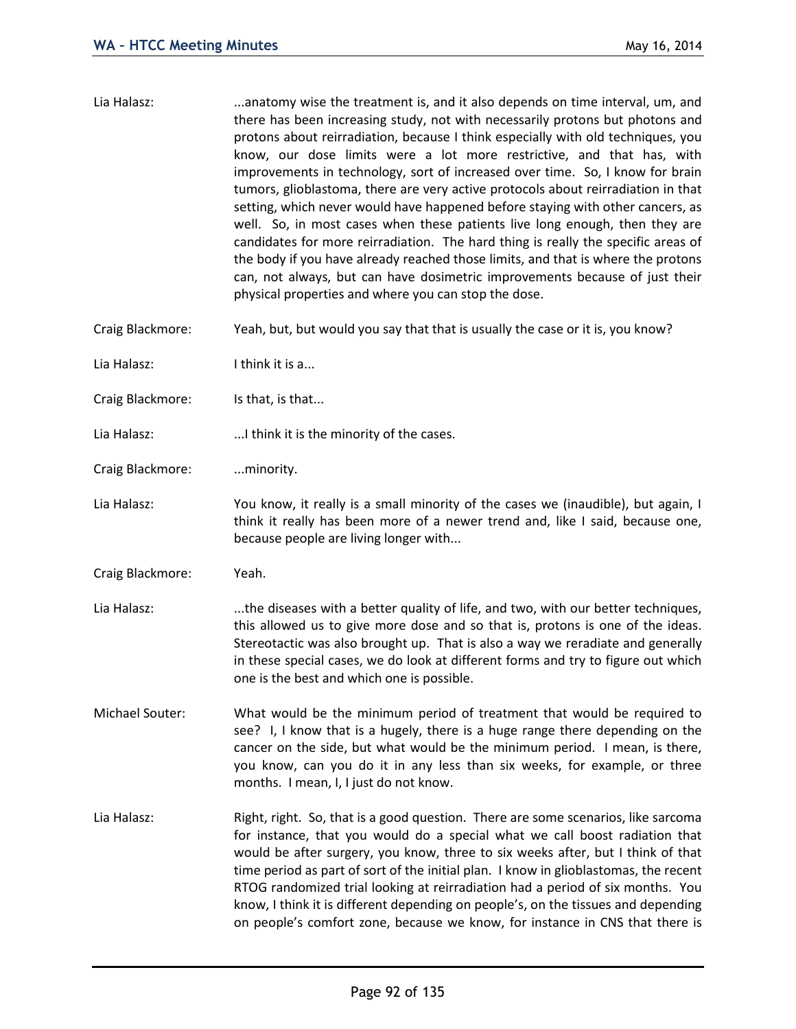Lia Halasz: ...anatomy wise the treatment is, and it also depends on time interval, um, and there has been increasing study, not with necessarily protons but photons and protons about reirradiation, because I think especially with old techniques, you know, our dose limits were a lot more restrictive, and that has, with improvements in technology, sort of increased over time. So, I know for brain tumors, glioblastoma, there are very active protocols about reirradiation in that setting, which never would have happened before staying with other cancers, as well. So, in most cases when these patients live long enough, then they are candidates for more reirradiation. The hard thing is really the specific areas of the body if you have already reached those limits, and that is where the protons can, not always, but can have dosimetric improvements because of just their physical properties and where you can stop the dose.

Craig Blackmore: Yeah, but, but would you say that that is usually the case or it is, you know?

Lia Halasz: I think it is a...

Craig Blackmore: Is that, is that...

Lia Halasz: ...I think it is the minority of the cases.

Craig Blackmore: ...minority.

Lia Halasz: You know, it really is a small minority of the cases we (inaudible), but again, I think it really has been more of a newer trend and, like I said, because one, because people are living longer with...

Craig Blackmore: Yeah.

Lia Halasz: ...the diseases with a better quality of life, and two, with our better techniques, this allowed us to give more dose and so that is, protons is one of the ideas. Stereotactic was also brought up. That is also a way we reradiate and generally in these special cases, we do look at different forms and try to figure out which one is the best and which one is possible.

Michael Souter: What would be the minimum period of treatment that would be required to see? I, I know that is a hugely, there is a huge range there depending on the cancer on the side, but what would be the minimum period. I mean, is there, you know, can you do it in any less than six weeks, for example, or three months. I mean, I, I just do not know.

Lia Halasz: Right, right. So, that is a good question. There are some scenarios, like sarcoma for instance, that you would do a special what we call boost radiation that would be after surgery, you know, three to six weeks after, but I think of that time period as part of sort of the initial plan. I know in glioblastomas, the recent RTOG randomized trial looking at reirradiation had a period of six months. You know, I think it is different depending on people's, on the tissues and depending on people's comfort zone, because we know, for instance in CNS that there is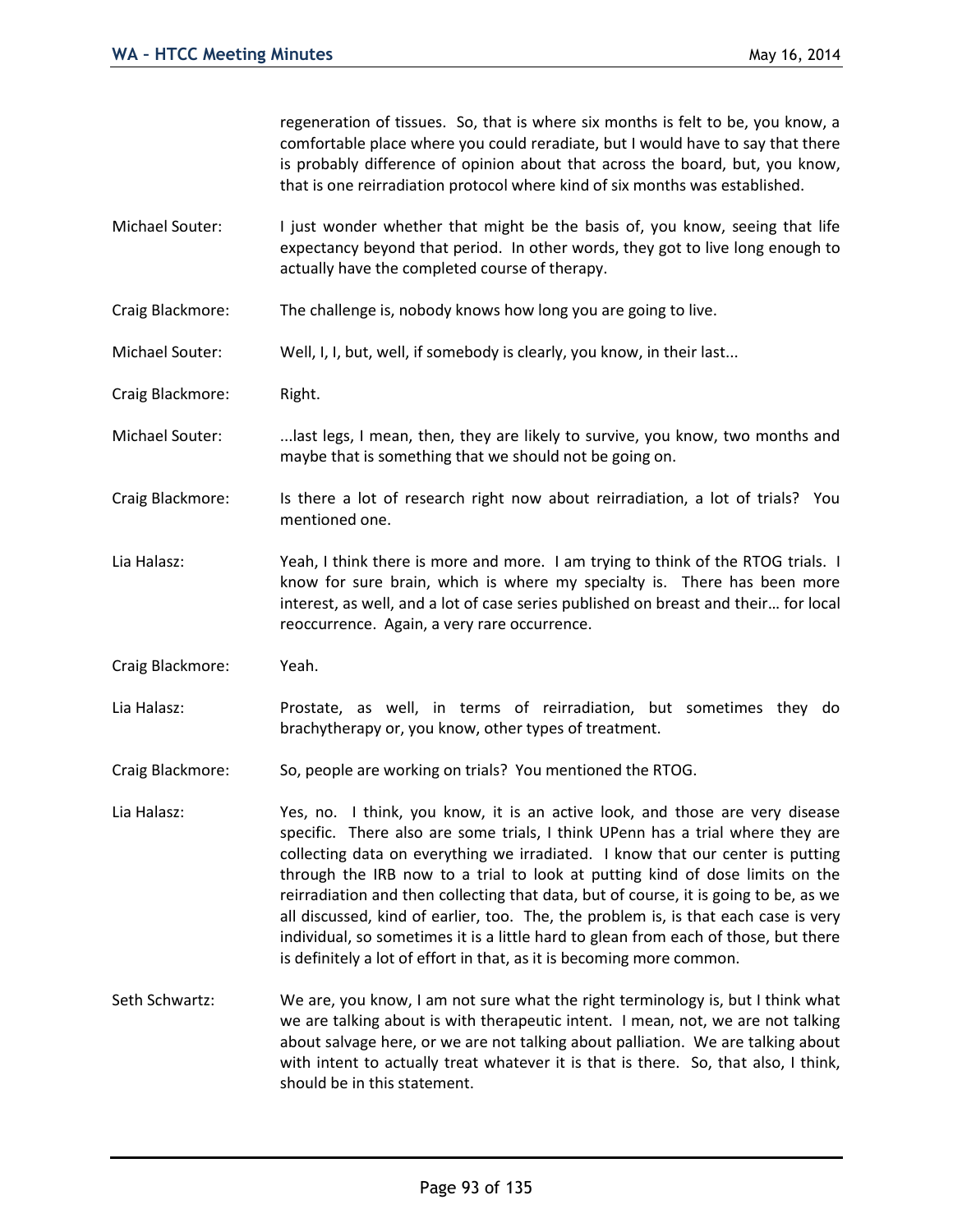regeneration of tissues. So, that is where six months is felt to be, you know, a comfortable place where you could reradiate, but I would have to say that there is probably difference of opinion about that across the board, but, you know, that is one reirradiation protocol where kind of six months was established.

Michael Souter: I just wonder whether that might be the basis of, you know, seeing that life expectancy beyond that period. In other words, they got to live long enough to actually have the completed course of therapy.

Craig Blackmore: The challenge is, nobody knows how long you are going to live.

Michael Souter: Well, I, I, but, well, if somebody is clearly, you know, in their last...

Craig Blackmore: Right.

Michael Souter: ...last legs, I mean, then, they are likely to survive, you know, two months and maybe that is something that we should not be going on.

Craig Blackmore: Is there a lot of research right now about reirradiation, a lot of trials? You mentioned one.

Lia Halasz: Yeah, I think there is more and more. I am trying to think of the RTOG trials. I know for sure brain, which is where my specialty is. There has been more interest, as well, and a lot of case series published on breast and their… for local reoccurrence. Again, a very rare occurrence.

Craig Blackmore: Yeah.

Lia Halasz: Prostate, as well, in terms of reirradiation, but sometimes they do brachytherapy or, you know, other types of treatment.

Craig Blackmore: So, people are working on trials? You mentioned the RTOG.

Lia Halasz: Yes, no. I think, you know, it is an active look, and those are very disease specific. There also are some trials, I think UPenn has a trial where they are collecting data on everything we irradiated. I know that our center is putting through the IRB now to a trial to look at putting kind of dose limits on the reirradiation and then collecting that data, but of course, it is going to be, as we all discussed, kind of earlier, too. The, the problem is, is that each case is very individual, so sometimes it is a little hard to glean from each of those, but there is definitely a lot of effort in that, as it is becoming more common.

Seth Schwartz: We are, you know, I am not sure what the right terminology is, but I think what we are talking about is with therapeutic intent. I mean, not, we are not talking about salvage here, or we are not talking about palliation. We are talking about with intent to actually treat whatever it is that is there. So, that also, I think, should be in this statement.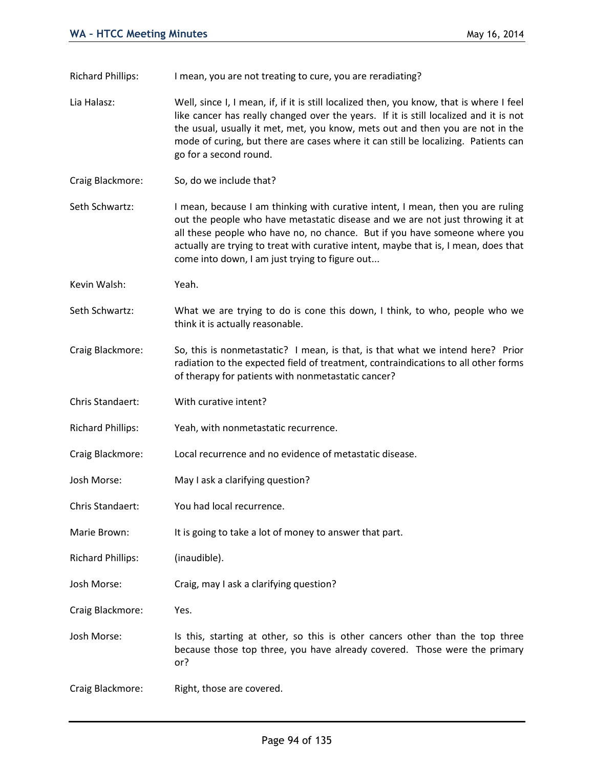Richard Phillips: I mean, you are not treating to cure, you are reradiating?

Lia Halasz: Well, since I, I mean, if, if it is still localized then, you know, that is where I feel like cancer has really changed over the years. If it is still localized and it is not the usual, usually it met, met, you know, mets out and then you are not in the mode of curing, but there are cases where it can still be localizing. Patients can go for a second round.

Craig Blackmore: So, do we include that?

Seth Schwartz: I mean, because I am thinking with curative intent, I mean, then you are ruling out the people who have metastatic disease and we are not just throwing it at all these people who have no, no chance. But if you have someone where you actually are trying to treat with curative intent, maybe that is, I mean, does that come into down, I am just trying to figure out...

Kevin Walsh: Yeah.

Seth Schwartz: What we are trying to do is cone this down, I think, to who, people who we think it is actually reasonable.

Craig Blackmore: So, this is nonmetastatic? I mean, is that, is that what we intend here? Prior radiation to the expected field of treatment, contraindications to all other forms of therapy for patients with nonmetastatic cancer?

Chris Standaert: With curative intent?

Richard Phillips: Yeah, with nonmetastatic recurrence.

Craig Blackmore: Local recurrence and no evidence of metastatic disease.

Josh Morse: May I ask a clarifying question?

Chris Standaert: You had local recurrence.

Marie Brown: It is going to take a lot of money to answer that part.

Richard Phillips: (inaudible).

Josh Morse: Craig, may I ask a clarifying question?

Craig Blackmore: Yes.

Josh Morse: Is this, starting at other, so this is other cancers other than the top three because those top three, you have already covered. Those were the primary or?

Craig Blackmore: Right, those are covered.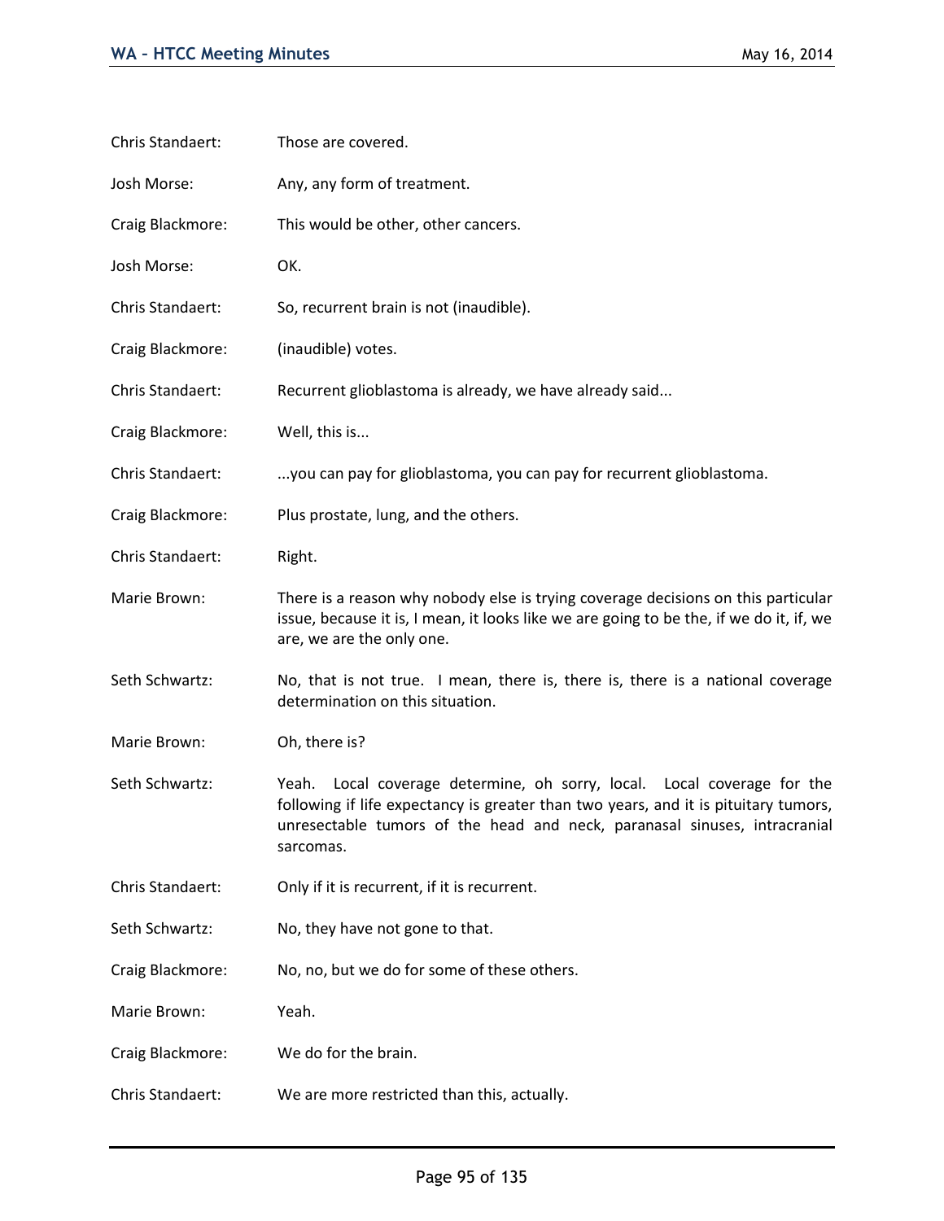Chris Standaert: Those are covered.

Josh Morse: Any, any form of treatment.

Craig Blackmore: This would be other, other cancers.

Josh Morse: OK.

Chris Standaert: So, recurrent brain is not (inaudible).

Craig Blackmore: (inaudible) votes.

Chris Standaert: Recurrent glioblastoma is already, we have already said...

Craig Blackmore: Well, this is...

Chris Standaert: ...you can pay for glioblastoma, you can pay for recurrent glioblastoma.

Craig Blackmore: Plus prostate, lung, and the others.

Chris Standaert: Right.

Marie Brown: There is a reason why nobody else is trying coverage decisions on this particular issue, because it is, I mean, it looks like we are going to be the, if we do it, if, we are, we are the only one.

Seth Schwartz: No, that is not true. I mean, there is, there is, there is a national coverage determination on this situation.

Marie Brown: Oh, there is?

Seth Schwartz: Yeah. Local coverage determine, oh sorry, local. Local coverage for the following if life expectancy is greater than two years, and it is pituitary tumors, unresectable tumors of the head and neck, paranasal sinuses, intracranial sarcomas.

Chris Standaert: Only if it is recurrent, if it is recurrent.

Seth Schwartz: No, they have not gone to that.

Craig Blackmore: No, no, but we do for some of these others.

Marie Brown: Yeah.

Craig Blackmore: We do for the brain.

Chris Standaert: We are more restricted than this, actually.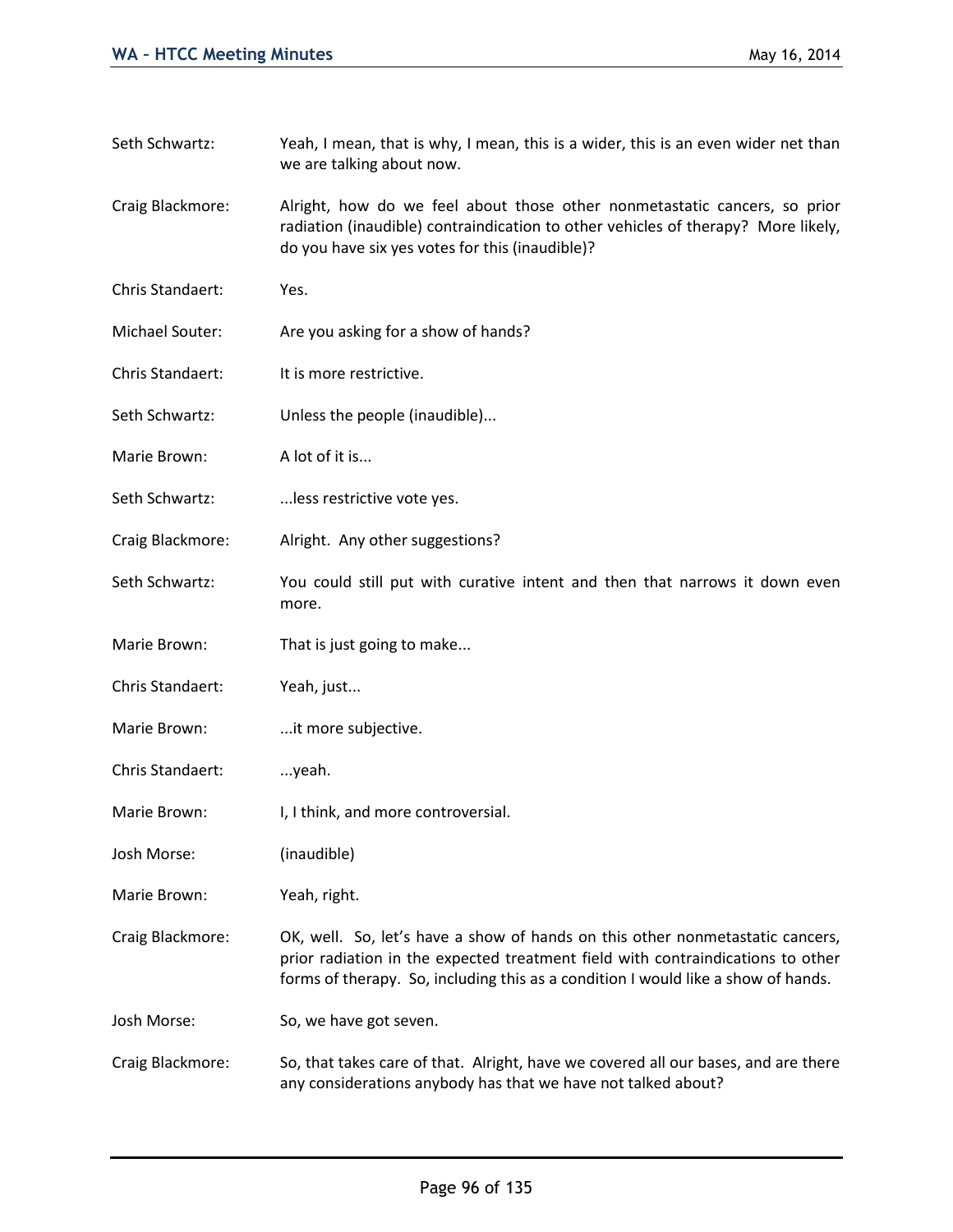Seth Schwartz: Yeah, I mean, that is why, I mean, this is a wider, this is an even wider net than we are talking about now.

Craig Blackmore: Alright, how do we feel about those other nonmetastatic cancers, so prior radiation (inaudible) contraindication to other vehicles of therapy? More likely, do you have six yes votes for this (inaudible)?

Chris Standaert: Yes.

Michael Souter: Are you asking for a show of hands?

Chris Standaert: It is more restrictive.

Seth Schwartz: Unless the people (inaudible)...

Marie Brown: A lot of it is...

Seth Schwartz: ...less restrictive vote yes.

Craig Blackmore: Alright. Any other suggestions?

Seth Schwartz: You could still put with curative intent and then that narrows it down even more.

Marie Brown: That is just going to make...

Chris Standaert: Yeah, just...

Marie Brown: ...it more subjective.

Chris Standaert: ...yeah.

Marie Brown: I, I think, and more controversial.

Josh Morse: (inaudible)

Marie Brown: Yeah, right.

Craig Blackmore: OK, well. So, let's have a show of hands on this other nonmetastatic cancers, prior radiation in the expected treatment field with contraindications to other forms of therapy. So, including this as a condition I would like a show of hands.

Josh Morse: So, we have got seven.

Craig Blackmore: So, that takes care of that. Alright, have we covered all our bases, and are there any considerations anybody has that we have not talked about?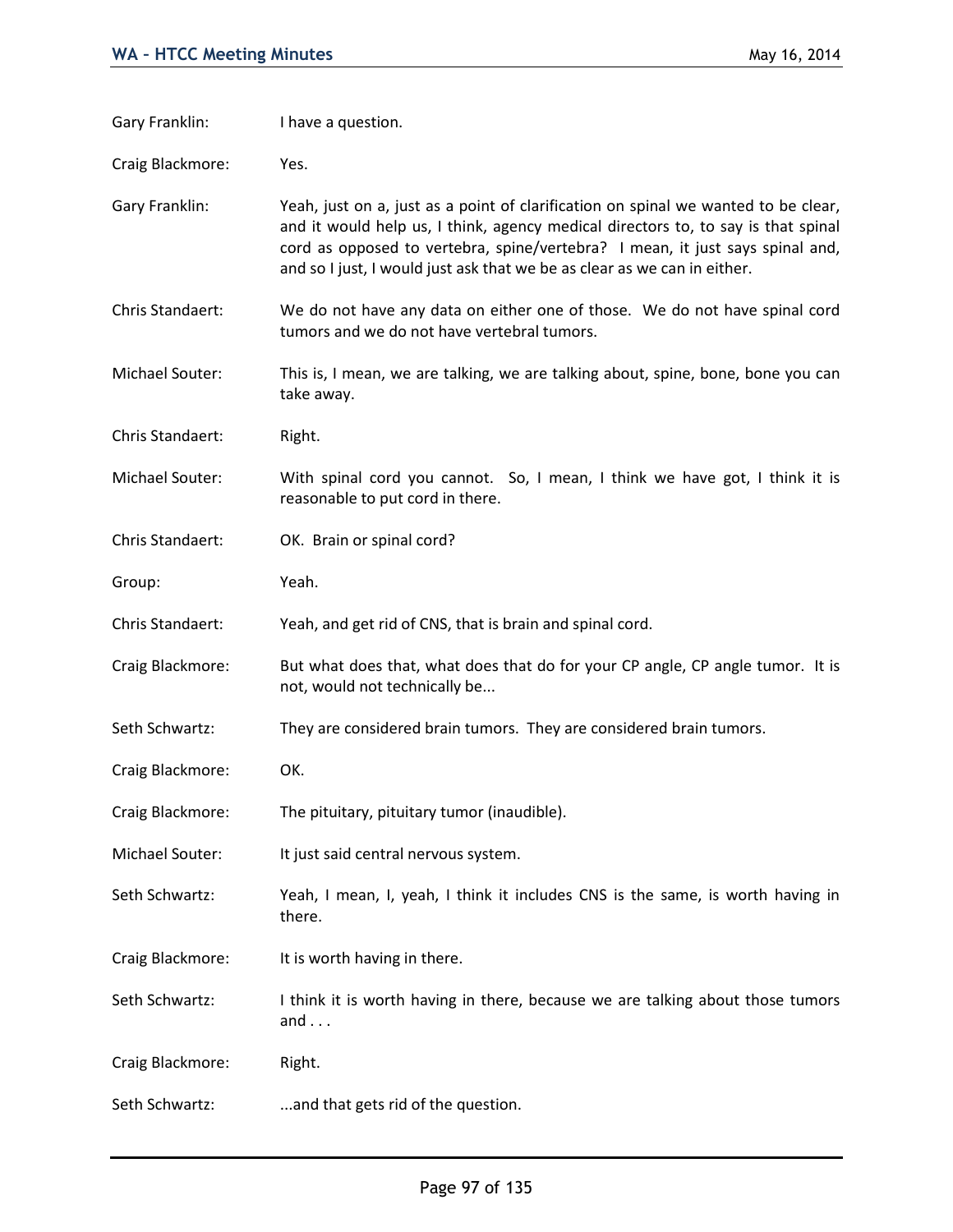Gary Franklin: I have a question.

Craig Blackmore: Yes.

Gary Franklin: Yeah, just on a, just as a point of clarification on spinal we wanted to be clear, and it would help us, I think, agency medical directors to, to say is that spinal cord as opposed to vertebra, spine/vertebra? I mean, it just says spinal and, and so I just, I would just ask that we be as clear as we can in either.

Chris Standaert: We do not have any data on either one of those. We do not have spinal cord tumors and we do not have vertebral tumors.

Michael Souter: This is, I mean, we are talking, we are talking about, spine, bone, bone you can take away.

Chris Standaert: Right.

Michael Souter: With spinal cord you cannot. So, I mean, I think we have got, I think it is reasonable to put cord in there.

Chris Standaert: OK. Brain or spinal cord?

Group: Yeah.

Chris Standaert: Yeah, and get rid of CNS, that is brain and spinal cord.

Craig Blackmore: But what does that, what does that do for your CP angle, CP angle tumor. It is not, would not technically be...

Seth Schwartz: They are considered brain tumors. They are considered brain tumors.

Craig Blackmore: OK.

Craig Blackmore: The pituitary, pituitary tumor (inaudible).

Michael Souter: It just said central nervous system.

Seth Schwartz: Yeah, I mean, I, yeah, I think it includes CNS is the same, is worth having in there.

Craig Blackmore: It is worth having in there.

Seth Schwartz: I think it is worth having in there, because we are talking about those tumors and . . .

Craig Blackmore: Right.

Seth Schwartz: ...and that gets rid of the question.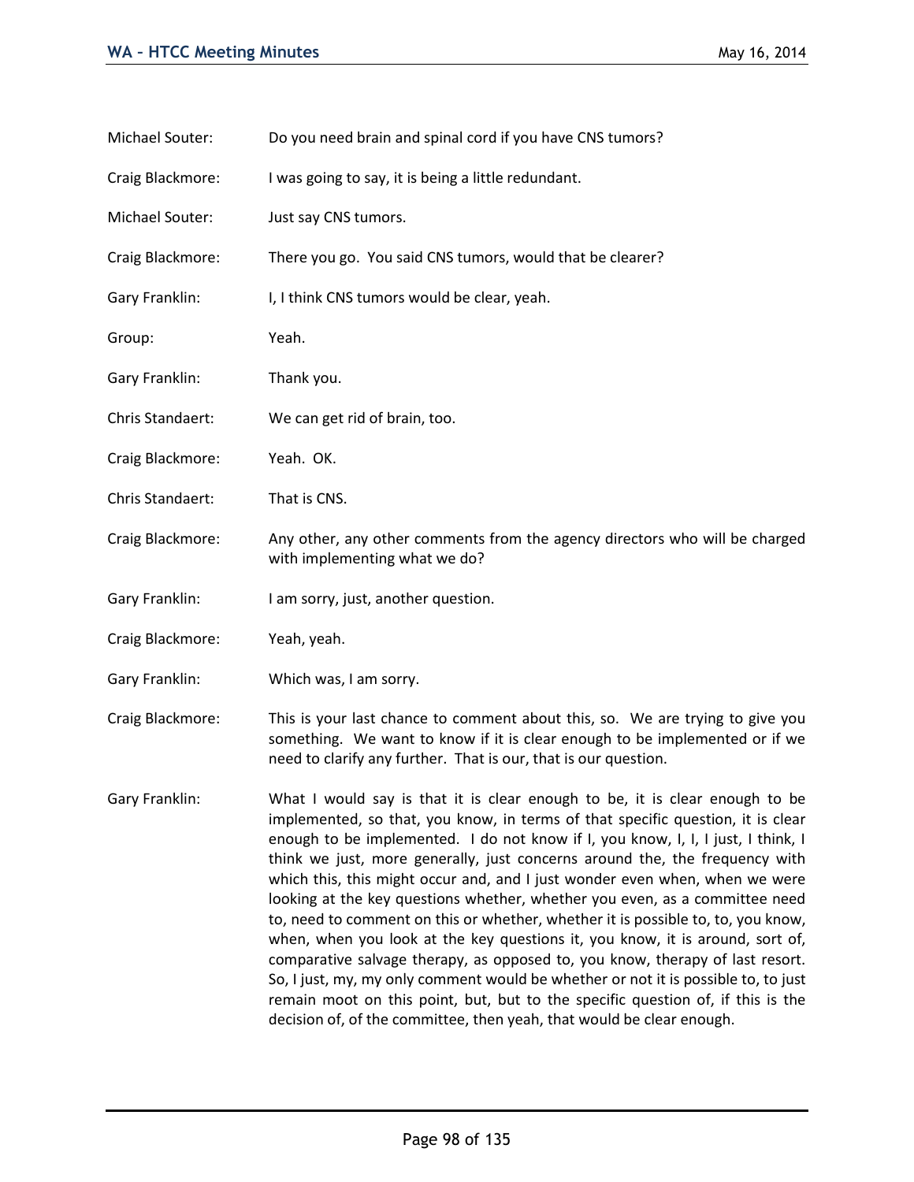Michael Souter: Do you need brain and spinal cord if you have CNS tumors?

Craig Blackmore: I was going to say, it is being a little redundant.

Michael Souter: Just say CNS tumors.

Craig Blackmore: There you go. You said CNS tumors, would that be clearer?

Gary Franklin: I, I think CNS tumors would be clear, yeah.

Group: Yeah.

Gary Franklin: Thank you.

Chris Standaert: We can get rid of brain, too.

Craig Blackmore: Yeah. OK.

Chris Standaert: That is CNS.

Craig Blackmore: Any other, any other comments from the agency directors who will be charged with implementing what we do?

Gary Franklin: I am sorry, just, another question.

Craig Blackmore: Yeah, yeah.

Gary Franklin: Which was, I am sorry.

Craig Blackmore: This is your last chance to comment about this, so. We are trying to give you something. We want to know if it is clear enough to be implemented or if we need to clarify any further. That is our, that is our question.

Gary Franklin: What I would say is that it is clear enough to be, it is clear enough to be implemented, so that, you know, in terms of that specific question, it is clear enough to be implemented. I do not know if I, you know, I, I, I just, I think, I think we just, more generally, just concerns around the, the frequency with which this, this might occur and, and I just wonder even when, when we were looking at the key questions whether, whether you even, as a committee need to, need to comment on this or whether, whether it is possible to, to, you know, when, when you look at the key questions it, you know, it is around, sort of, comparative salvage therapy, as opposed to, you know, therapy of last resort. So, I just, my, my only comment would be whether or not it is possible to, to just remain moot on this point, but, but to the specific question of, if this is the decision of, of the committee, then yeah, that would be clear enough.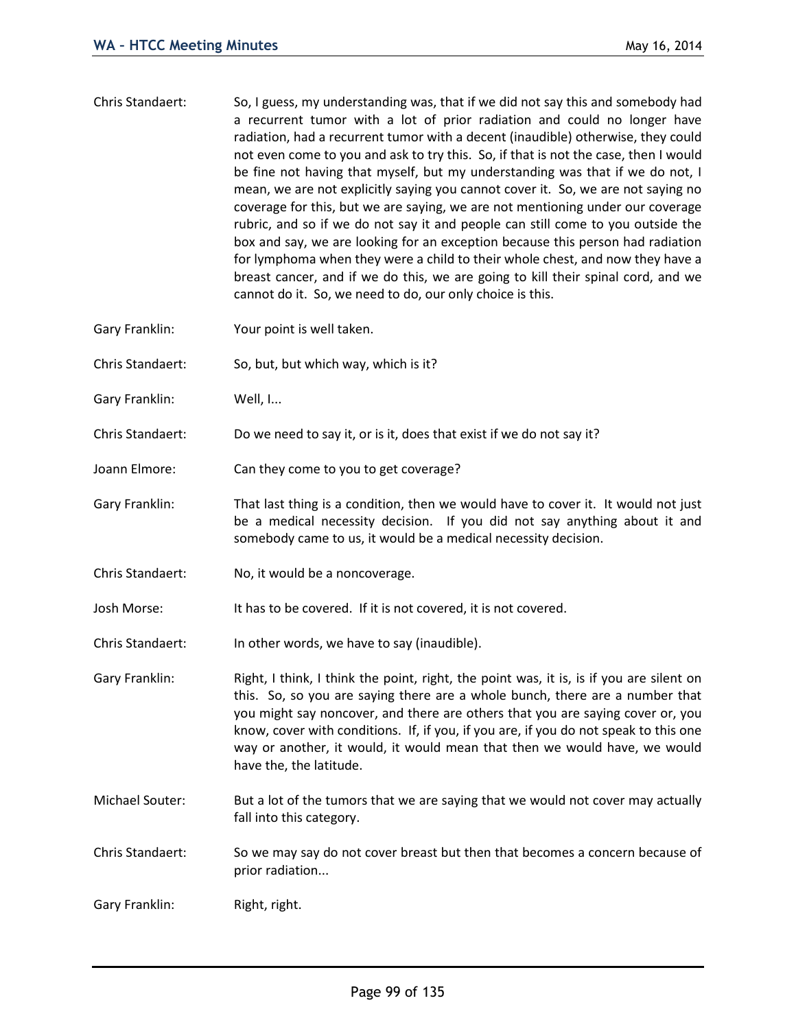Chris Standaert: So, I guess, my understanding was, that if we did not say this and somebody had a recurrent tumor with a lot of prior radiation and could no longer have radiation, had a recurrent tumor with a decent (inaudible) otherwise, they could not even come to you and ask to try this. So, if that is not the case, then I would be fine not having that myself, but my understanding was that if we do not, I mean, we are not explicitly saying you cannot cover it. So, we are not saying no coverage for this, but we are saying, we are not mentioning under our coverage rubric, and so if we do not say it and people can still come to you outside the box and say, we are looking for an exception because this person had radiation for lymphoma when they were a child to their whole chest, and now they have a breast cancer, and if we do this, we are going to kill their spinal cord, and we cannot do it. So, we need to do, our only choice is this.

Gary Franklin: Your point is well taken.

Chris Standaert: So, but, but which way, which is it?

Gary Franklin: Well, I...

Chris Standaert: Do we need to say it, or is it, does that exist if we do not say it?

Joann Elmore: Can they come to you to get coverage?

Gary Franklin: That last thing is a condition, then we would have to cover it. It would not just be a medical necessity decision. If you did not say anything about it and somebody came to us, it would be a medical necessity decision.

Chris Standaert: No, it would be a noncoverage.

Josh Morse: It has to be covered. If it is not covered, it is not covered.

Chris Standaert: In other words, we have to say (inaudible).

Gary Franklin: Right, I think, I think the point, right, the point was, it is, is if you are silent on this. So, so you are saying there are a whole bunch, there are a number that you might say noncover, and there are others that you are saying cover or, you know, cover with conditions. If, if you, if you are, if you do not speak to this one way or another, it would, it would mean that then we would have, we would have the, the latitude.

Michael Souter: But a lot of the tumors that we are saying that we would not cover may actually fall into this category.

Chris Standaert: So we may say do not cover breast but then that becomes a concern because of prior radiation...

Gary Franklin: Right, right.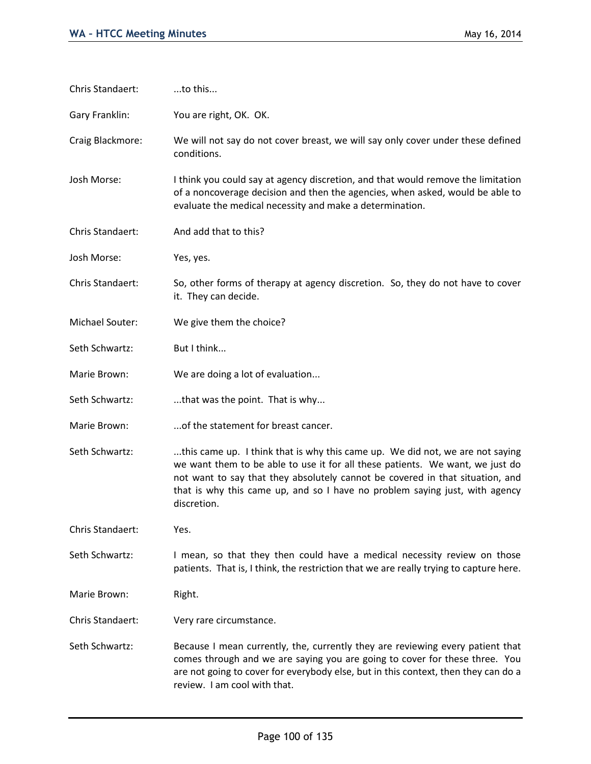Chris Standaert: ...to this...

Gary Franklin: You are right, OK. OK.

Craig Blackmore: We will not say do not cover breast, we will say only cover under these defined conditions.

Josh Morse: I think you could say at agency discretion, and that would remove the limitation of a noncoverage decision and then the agencies, when asked, would be able to evaluate the medical necessity and make a determination.

Chris Standaert: And add that to this?

Josh Morse: Yes, yes.

Chris Standaert: So, other forms of therapy at agency discretion. So, they do not have to cover it. They can decide.

Michael Souter: We give them the choice?

Seth Schwartz: But I think...

Marie Brown: We are doing a lot of evaluation...

Seth Schwartz: ...that was the point. That is why...

Marie Brown: ...of the statement for breast cancer.

Seth Schwartz: ...this came up. I think that is why this came up. We did not, we are not saying we want them to be able to use it for all these patients. We want, we just do not want to say that they absolutely cannot be covered in that situation, and that is why this came up, and so I have no problem saying just, with agency discretion.

Chris Standaert: Yes.

Seth Schwartz: I mean, so that they then could have a medical necessity review on those patients. That is, I think, the restriction that we are really trying to capture here.

Marie Brown: Right.

Chris Standaert: Very rare circumstance.

Seth Schwartz: Because I mean currently, the, currently they are reviewing every patient that comes through and we are saying you are going to cover for these three. You are not going to cover for everybody else, but in this context, then they can do a review. I am cool with that.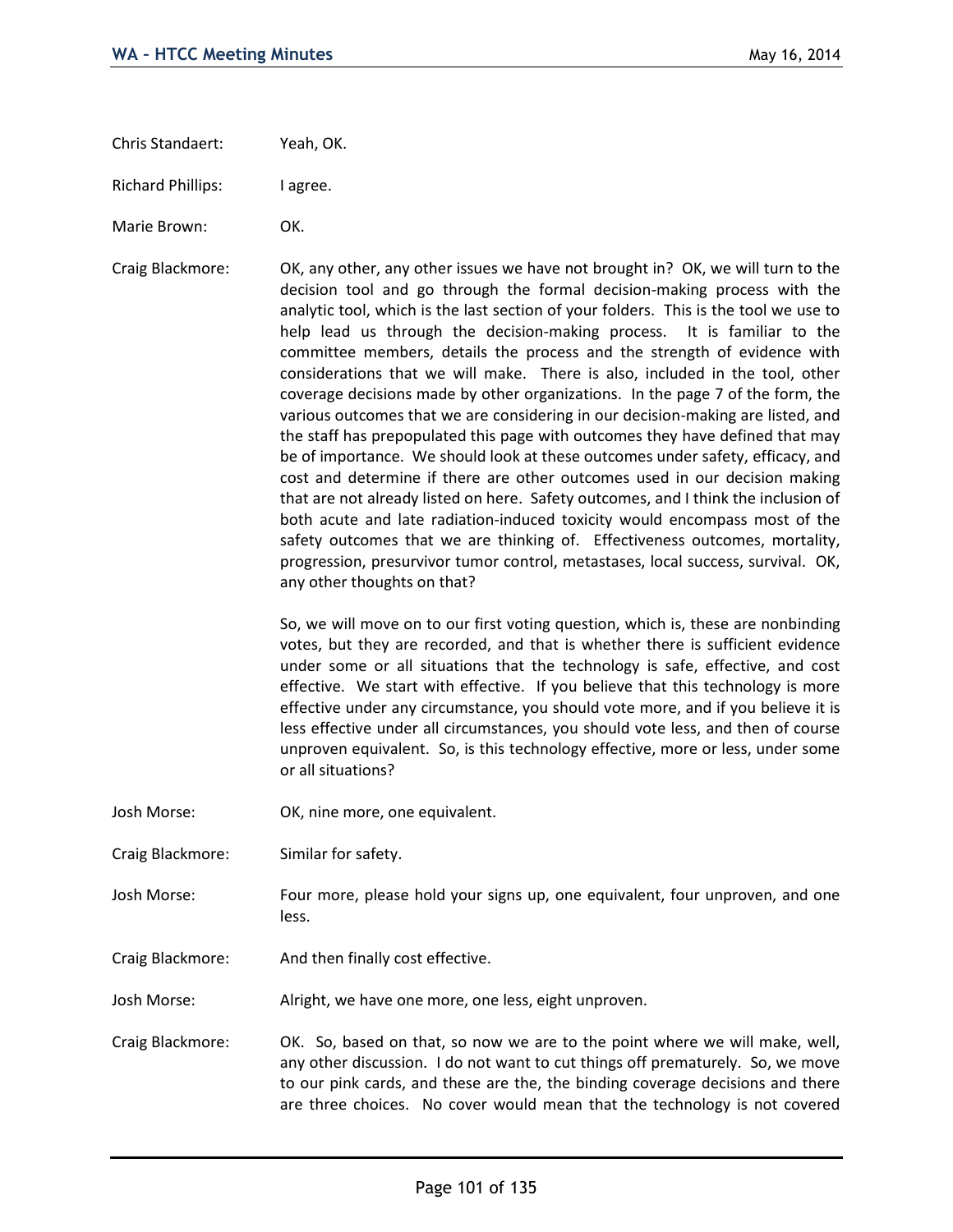Chris Standaert: Yeah, OK.

Richard Phillips: I agree.

Marie Brown: OK.

Craig Blackmore: OK, any other, any other issues we have not brought in? OK, we will turn to the decision tool and go through the formal decision-making process with the analytic tool, which is the last section of your folders. This is the tool we use to help lead us through the decision-making process. It is familiar to the committee members, details the process and the strength of evidence with considerations that we will make. There is also, included in the tool, other coverage decisions made by other organizations. In the page 7 of the form, the various outcomes that we are considering in our decision-making are listed, and the staff has prepopulated this page with outcomes they have defined that may be of importance. We should look at these outcomes under safety, efficacy, and cost and determine if there are other outcomes used in our decision making that are not already listed on here. Safety outcomes, and I think the inclusion of both acute and late radiation-induced toxicity would encompass most of the safety outcomes that we are thinking of. Effectiveness outcomes, mortality, progression, presurvivor tumor control, metastases, local success, survival. OK, any other thoughts on that?

So, we will move on to our first voting question, which is, these are nonbinding votes, but they are recorded, and that is whether there is sufficient evidence under some or all situations that the technology is safe, effective, and cost effective. We start with effective. If you believe that this technology is more effective under any circumstance, you should vote more, and if you believe it is less effective under all circumstances, you should vote less, and then of course unproven equivalent. So, is this technology effective, more or less, under some or all situations?

Josh Morse: OK, nine more, one equivalent.

Craig Blackmore: Similar for safety.

Josh Morse: Four more, please hold your signs up, one equivalent, four unproven, and one less.

Craig Blackmore: And then finally cost effective.

Josh Morse: Alright, we have one more, one less, eight unproven.

Craig Blackmore: OK. So, based on that, so now we are to the point where we will make, well, any other discussion. I do not want to cut things off prematurely. So, we move to our pink cards, and these are the, the binding coverage decisions and there are three choices. No cover would mean that the technology is not covered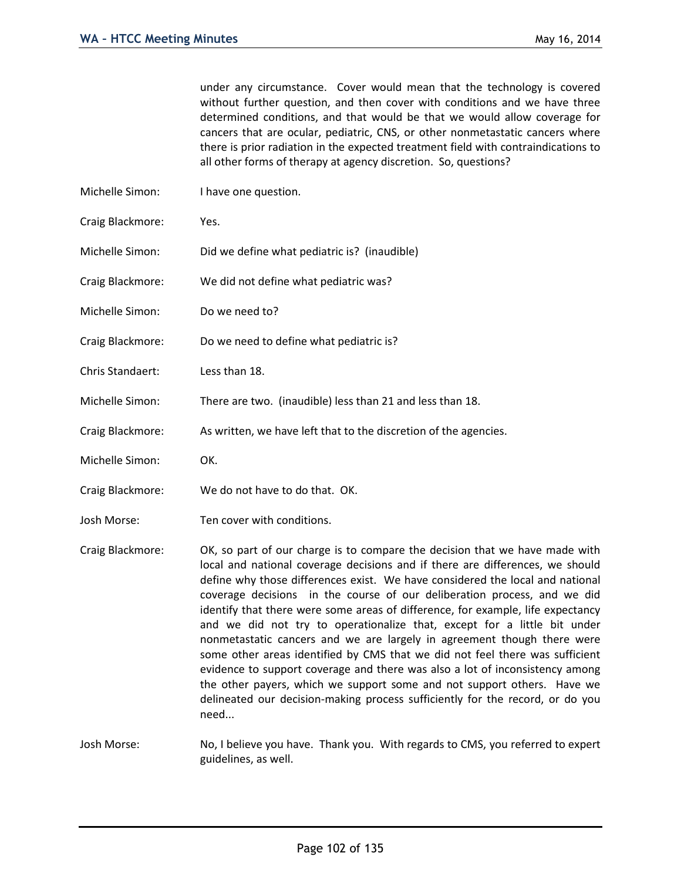under any circumstance. Cover would mean that the technology is covered without further question, and then cover with conditions and we have three determined conditions, and that would be that we would allow coverage for cancers that are ocular, pediatric, CNS, or other nonmetastatic cancers where there is prior radiation in the expected treatment field with contraindications to all other forms of therapy at agency discretion. So, questions?

Michelle Simon: I have one question.

Craig Blackmore: Yes.

Michelle Simon: Did we define what pediatric is? (inaudible)

Craig Blackmore: We did not define what pediatric was?

Michelle Simon: Do we need to?

Craig Blackmore: Do we need to define what pediatric is?

Chris Standaert: Less than 18.

Michelle Simon: There are two. (inaudible) less than 21 and less than 18.

Craig Blackmore: As written, we have left that to the discretion of the agencies.

Michelle Simon: OK.

Craig Blackmore: We do not have to do that. OK.

Josh Morse: Ten cover with conditions.

Craig Blackmore: OK, so part of our charge is to compare the decision that we have made with local and national coverage decisions and if there are differences, we should define why those differences exist. We have considered the local and national coverage decisions in the course of our deliberation process, and we did identify that there were some areas of difference, for example, life expectancy and we did not try to operationalize that, except for a little bit under nonmetastatic cancers and we are largely in agreement though there were some other areas identified by CMS that we did not feel there was sufficient evidence to support coverage and there was also a lot of inconsistency among the other payers, which we support some and not support others. Have we delineated our decision-making process sufficiently for the record, or do you need...

Josh Morse: No, I believe you have. Thank you. With regards to CMS, you referred to expert guidelines, as well.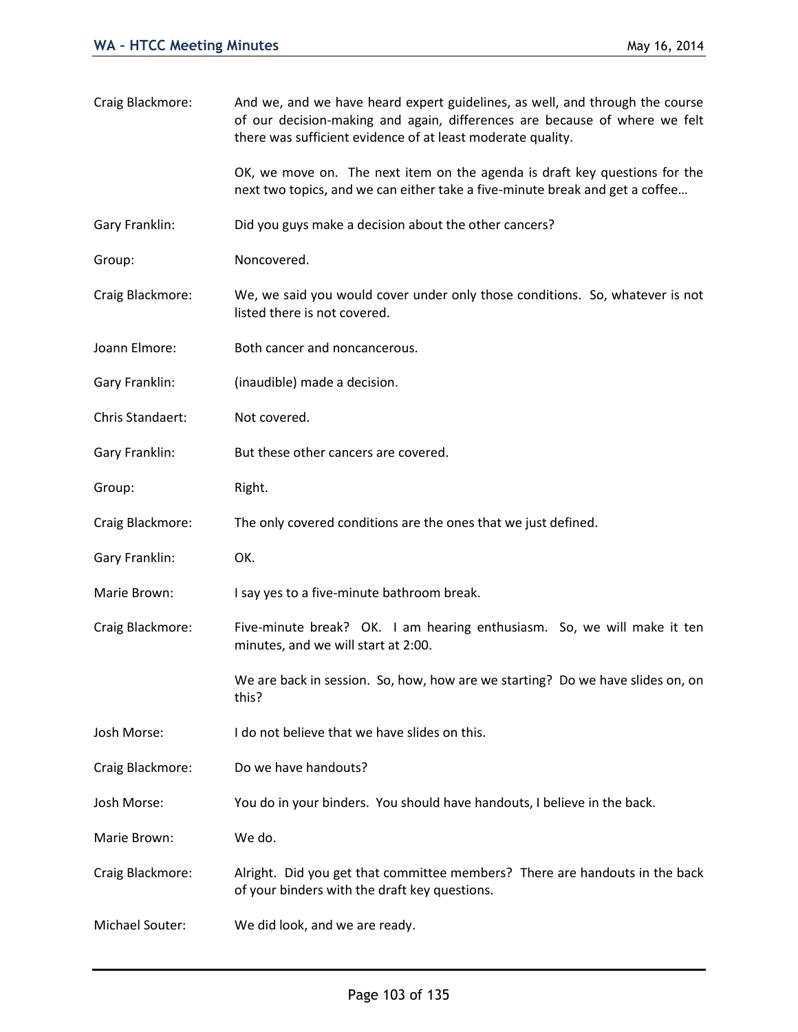Craig Blackmore: And we, and we have heard expert guidelines, as well, and through the course of our decision-making and again, differences are because of where we felt there was sufficient evidence of at least moderate quality.

OK, we move on. The next item on the agenda is draft key questions for the next two topics, and we can either take a five-minute break and get a coffee…

Gary Franklin: Did you guys make a decision about the other cancers?

Group: Noncovered.

Craig Blackmore: We, we said you would cover under only those conditions. So, whatever is not listed there is not covered.

Joann Elmore: Both cancer and noncancerous.

Gary Franklin: (inaudible) made a decision.

Chris Standaert: Not covered.

Gary Franklin: But these other cancers are covered.

Group: Right.

Craig Blackmore: The only covered conditions are the ones that we just defined.

Gary Franklin: OK.

Marie Brown: I say yes to a five-minute bathroom break.

Craig Blackmore: Five-minute break? OK. I am hearing enthusiasm. So, we will make it ten minutes, and we will start at 2:00.

We are back in session. So, how, how are we starting? Do we have slides on, on this?

Josh Morse: I do not believe that we have slides on this.

Craig Blackmore: Do we have handouts?

Josh Morse: You do in your binders. You should have handouts, I believe in the back.

Marie Brown: We do.

Craig Blackmore: Alright. Did you get that committee members? There are handouts in the back of your binders with the draft key questions.

Michael Souter: We did look, and we are ready.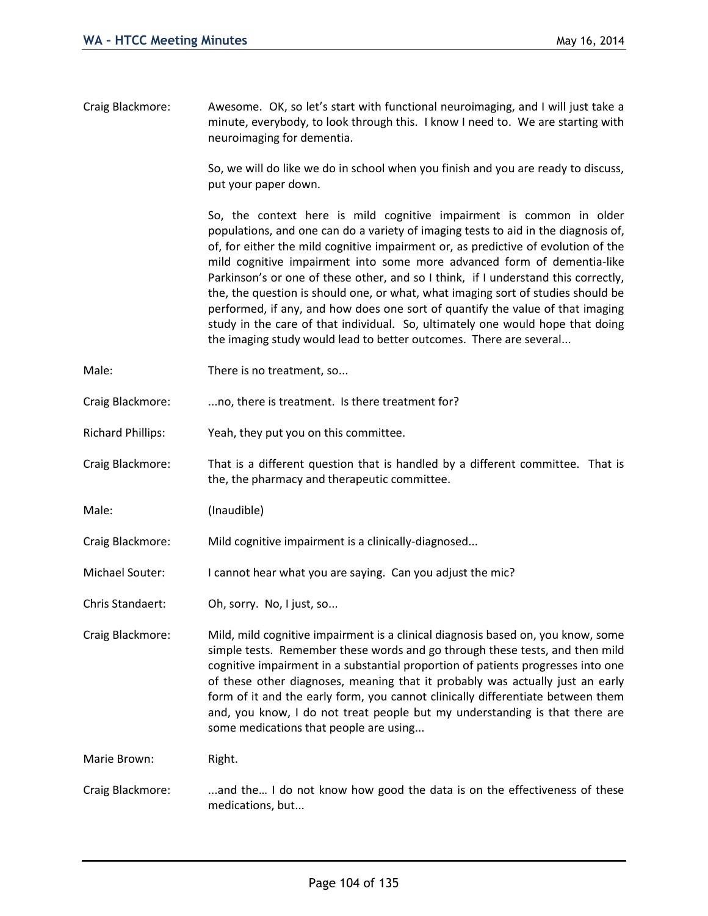Craig Blackmore: Awesome. OK, so let's start with functional neuroimaging, and I will just take a minute, everybody, to look through this. I know I need to. We are starting with neuroimaging for dementia.

So, we will do like we do in school when you finish and you are ready to discuss, put your paper down.

So, the context here is mild cognitive impairment is common in older populations, and one can do a variety of imaging tests to aid in the diagnosis of, of, for either the mild cognitive impairment or, as predictive of evolution of the mild cognitive impairment into some more advanced form of dementia-like Parkinson's or one of these other, and so I think, if I understand this correctly, the, the question is should one, or what, what imaging sort of studies should be performed, if any, and how does one sort of quantify the value of that imaging study in the care of that individual. So, ultimately one would hope that doing the imaging study would lead to better outcomes. There are several...

Male: There is no treatment, so...

Craig Blackmore: ...no, there is treatment. Is there treatment for?

Richard Phillips: Yeah, they put you on this committee.

Craig Blackmore: That is a different question that is handled by a different committee. That is the, the pharmacy and therapeutic committee.

Male: (Inaudible)

Craig Blackmore: Mild cognitive impairment is a clinically-diagnosed...

Michael Souter: I cannot hear what you are saying. Can you adjust the mic?

Chris Standaert: Oh, sorry. No, I just, so...

Craig Blackmore: Mild, mild cognitive impairment is a clinical diagnosis based on, you know, some simple tests. Remember these words and go through these tests, and then mild cognitive impairment in a substantial proportion of patients progresses into one of these other diagnoses, meaning that it probably was actually just an early form of it and the early form, you cannot clinically differentiate between them and, you know, I do not treat people but my understanding is that there are some medications that people are using...

Marie Brown: Right.

Craig Blackmore: ...and the… I do not know how good the data is on the effectiveness of these medications, but...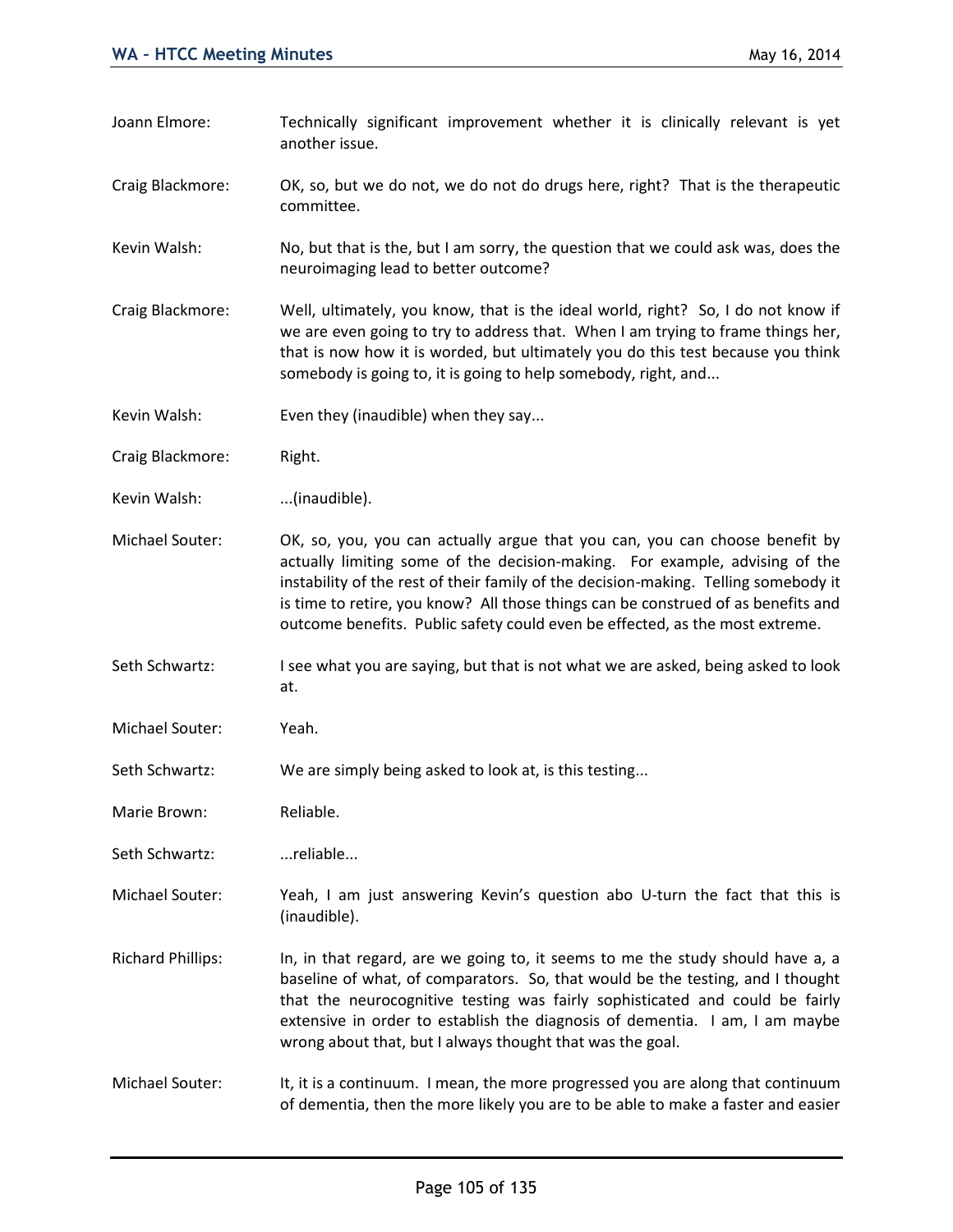Joann Elmore: Technically significant improvement whether it is clinically relevant is yet another issue.

Craig Blackmore: OK, so, but we do not, we do not do drugs here, right? That is the therapeutic committee.

Kevin Walsh: No, but that is the, but I am sorry, the question that we could ask was, does the neuroimaging lead to better outcome?

Craig Blackmore: Well, ultimately, you know, that is the ideal world, right? So, I do not know if we are even going to try to address that. When I am trying to frame things her, that is now how it is worded, but ultimately you do this test because you think somebody is going to, it is going to help somebody, right, and...

Kevin Walsh: Even they (inaudible) when they say...

Craig Blackmore: Right.

Kevin Walsh: ...(inaudible).

Michael Souter: OK, so, you, you can actually argue that you can, you can choose benefit by actually limiting some of the decision-making. For example, advising of the instability of the rest of their family of the decision-making. Telling somebody it is time to retire, you know? All those things can be construed of as benefits and outcome benefits. Public safety could even be effected, as the most extreme.

Seth Schwartz: I see what you are saying, but that is not what we are asked, being asked to look at.

Michael Souter: Yeah.

Seth Schwartz: We are simply being asked to look at, is this testing...

Marie Brown: Reliable.

Seth Schwartz: ...reliable...

Michael Souter: Yeah, I am just answering Kevin's question abo U-turn the fact that this is (inaudible).

Richard Phillips: In, in that regard, are we going to, it seems to me the study should have a, a baseline of what, of comparators. So, that would be the testing, and I thought that the neurocognitive testing was fairly sophisticated and could be fairly extensive in order to establish the diagnosis of dementia. I am, I am maybe wrong about that, but I always thought that was the goal.

Michael Souter: It, it is a continuum. I mean, the more progressed you are along that continuum of dementia, then the more likely you are to be able to make a faster and easier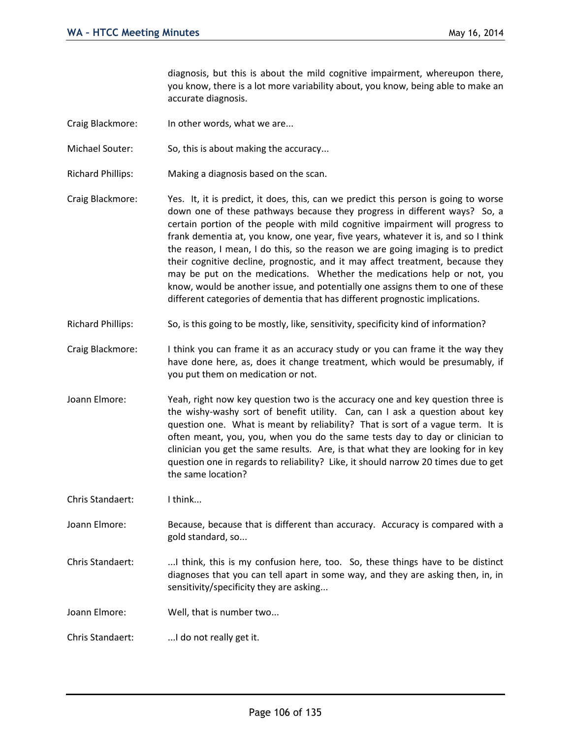diagnosis, but this is about the mild cognitive impairment, whereupon there, you know, there is a lot more variability about, you know, being able to make an accurate diagnosis.

Craig Blackmore: In other words, what we are...

Michael Souter: So, this is about making the accuracy...

Richard Phillips: Making a diagnosis based on the scan.

Craig Blackmore: Yes. It, it is predict, it does, this, can we predict this person is going to worse down one of these pathways because they progress in different ways? So, a certain portion of the people with mild cognitive impairment will progress to frank dementia at, you know, one year, five years, whatever it is, and so I think the reason, I mean, I do this, so the reason we are going imaging is to predict their cognitive decline, prognostic, and it may affect treatment, because they may be put on the medications. Whether the medications help or not, you know, would be another issue, and potentially one assigns them to one of these different categories of dementia that has different prognostic implications.

Richard Phillips: So, is this going to be mostly, like, sensitivity, specificity kind of information?

Craig Blackmore: I think you can frame it as an accuracy study or you can frame it the way they have done here, as, does it change treatment, which would be presumably, if you put them on medication or not.

Joann Elmore: Yeah, right now key question two is the accuracy one and key question three is the wishy-washy sort of benefit utility. Can, can I ask a question about key question one. What is meant by reliability? That is sort of a vague term. It is often meant, you, you, when you do the same tests day to day or clinician to clinician you get the same results. Are, is that what they are looking for in key question one in regards to reliability? Like, it should narrow 20 times due to get the same location?

Chris Standaert: I think...

Joann Elmore: Because, because that is different than accuracy. Accuracy is compared with a gold standard, so...

Chris Standaert: ...I think, this is my confusion here, too. So, these things have to be distinct diagnoses that you can tell apart in some way, and they are asking then, in, in sensitivity/specificity they are asking...

Joann Elmore: Well, that is number two...

Chris Standaert: ...I do not really get it.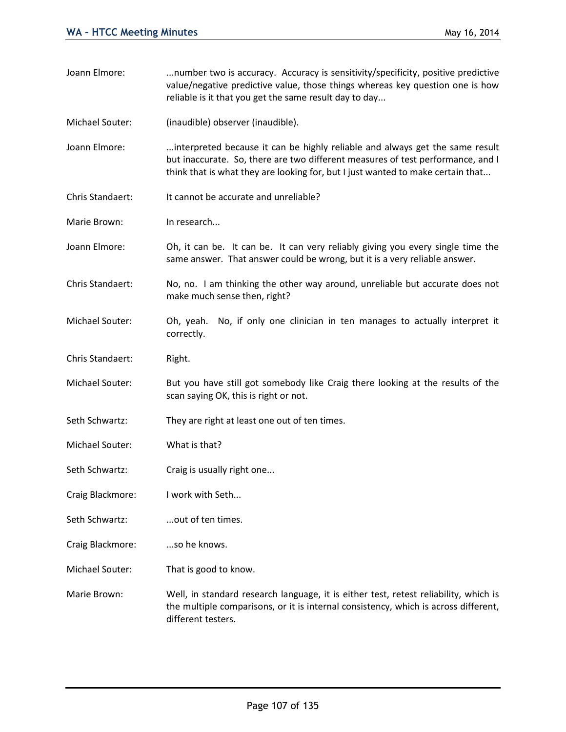Joann Elmore: ...number two is accuracy. Accuracy is sensitivity/specificity, positive predictive value/negative predictive value, those things whereas key question one is how reliable is it that you get the same result day to day...

Michael Souter: (inaudible) observer (inaudible).

Joann Elmore: ...interpreted because it can be highly reliable and always get the same result but inaccurate. So, there are two different measures of test performance, and I think that is what they are looking for, but I just wanted to make certain that...

Chris Standaert: It cannot be accurate and unreliable?

Marie Brown: In research...

Joann Elmore: Oh, it can be. It can be. It can very reliably giving you every single time the same answer. That answer could be wrong, but it is a very reliable answer.

Chris Standaert: No, no. I am thinking the other way around, unreliable but accurate does not make much sense then, right?

Michael Souter: Oh, yeah. No, if only one clinician in ten manages to actually interpret it correctly.

Chris Standaert: Right.

Michael Souter: But you have still got somebody like Craig there looking at the results of the scan saying OK, this is right or not.

Seth Schwartz: They are right at least one out of ten times.

Michael Souter: What is that?

Seth Schwartz: Craig is usually right one...

Craig Blackmore: I work with Seth...

Seth Schwartz: ...out of ten times.

Craig Blackmore: ...so he knows.

Michael Souter: That is good to know.

Marie Brown: Well, in standard research language, it is either test, retest reliability, which is the multiple comparisons, or it is internal consistency, which is across different, different testers.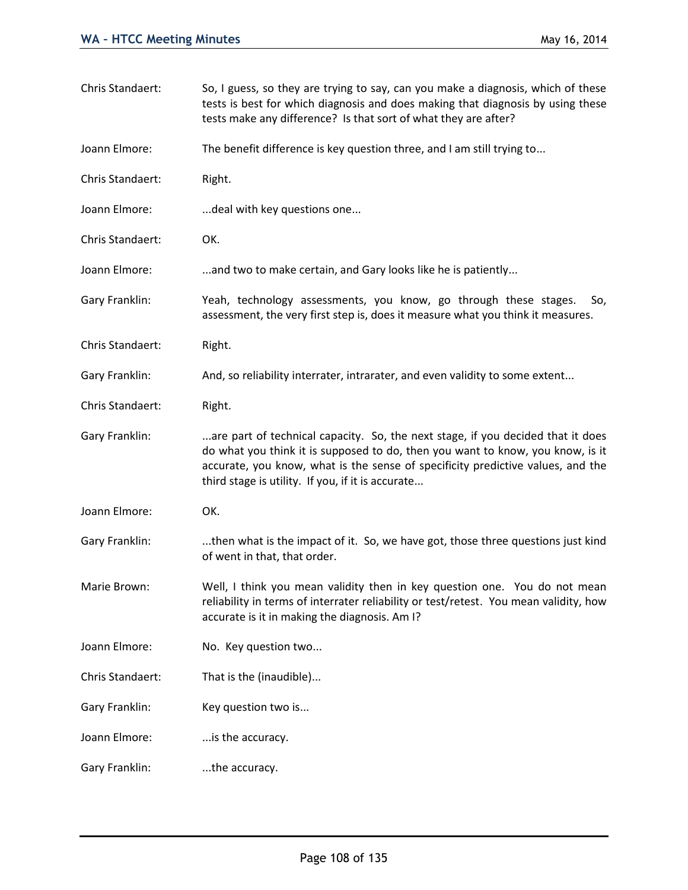Chris Standaert: So, I guess, so they are trying to say, can you make a diagnosis, which of these tests is best for which diagnosis and does making that diagnosis by using these tests make any difference? Is that sort of what they are after?

Joann Elmore: The benefit difference is key question three, and I am still trying to...

Chris Standaert: Right.

Joann Elmore: ...deal with key questions one...

Chris Standaert: OK.

Joann Elmore: ...and two to make certain, and Gary looks like he is patiently...

Gary Franklin: Yeah, technology assessments, you know, go through these stages. So, assessment, the very first step is, does it measure what you think it measures.

Chris Standaert: Right.

Gary Franklin: And, so reliability interrater, intrarater, and even validity to some extent...

Chris Standaert: Right.

Gary Franklin: ...are part of technical capacity. So, the next stage, if you decided that it does do what you think it is supposed to do, then you want to know, you know, is it accurate, you know, what is the sense of specificity predictive values, and the third stage is utility. If you, if it is accurate...

Joann Elmore: OK.

Gary Franklin: ...then what is the impact of it. So, we have got, those three questions just kind of went in that, that order.

Marie Brown: Well, I think you mean validity then in key question one. You do not mean reliability in terms of interrater reliability or test/retest. You mean validity, how accurate is it in making the diagnosis. Am I?

Joann Elmore: No. Key question two...

Chris Standaert: That is the (inaudible)...

Gary Franklin: Key question two is...

Joann Elmore: ...is the accuracy.

Gary Franklin: ...the accuracy.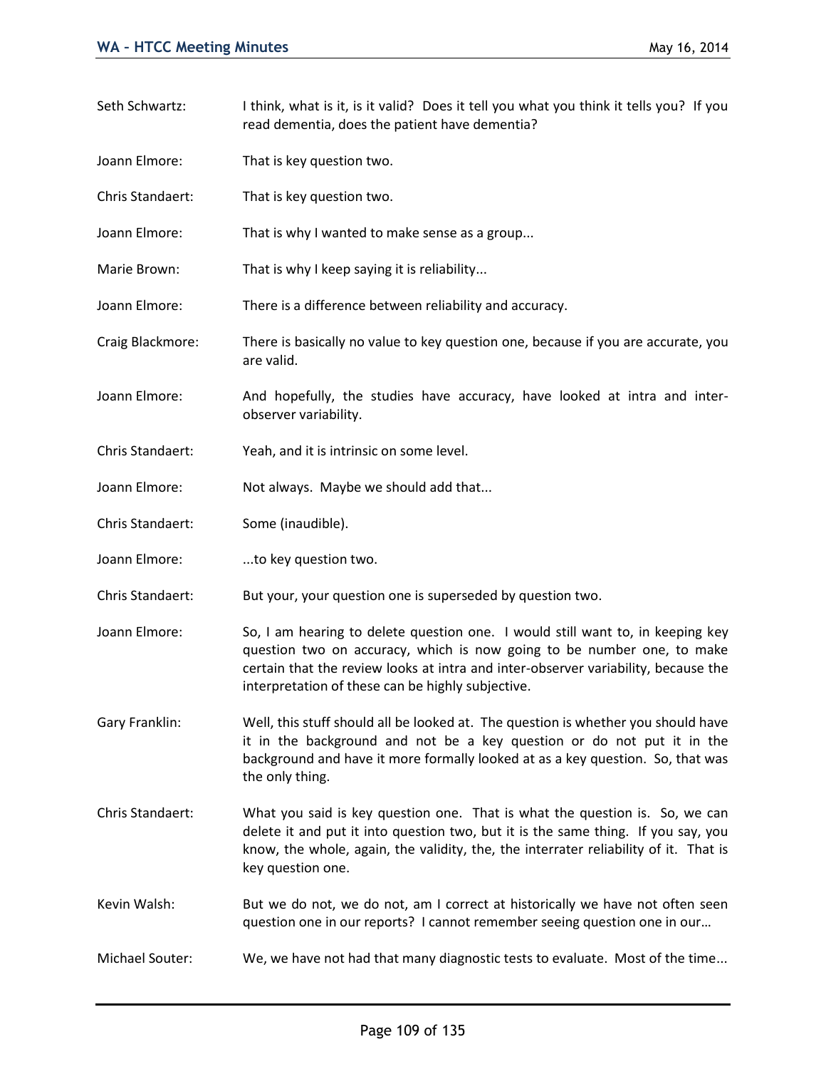Seth Schwartz: I think, what is it, is it valid? Does it tell you what you think it tells you? If you read dementia, does the patient have dementia?

Joann Elmore: That is key question two.

Chris Standaert: That is key question two.

Joann Elmore: That is why I wanted to make sense as a group...

Marie Brown: That is why I keep saying it is reliability...

Joann Elmore: There is a difference between reliability and accuracy.

Craig Blackmore: There is basically no value to key question one, because if you are accurate, you are valid.

Joann Elmore: And hopefully, the studies have accuracy, have looked at intra and inter-observer variability.

Chris Standaert: Yeah, and it is intrinsic on some level.

Joann Elmore: Not always. Maybe we should add that...

Chris Standaert: Some (inaudible).

Joann Elmore: ...to key question two.

Chris Standaert: But your, your question one is superseded by question two.

Joann Elmore: So, I am hearing to delete question one. I would still want to, in keeping key question two on accuracy, which is now going to be number one, to make certain that the review looks at intra and inter-observer variability, because the interpretation of these can be highly subjective.

Gary Franklin: Well, this stuff should all be looked at. The question is whether you should have it in the background and not be a key question or do not put it in the background and have it more formally looked at as a key question. So, that was the only thing.

Chris Standaert: What you said is key question one. That is what the question is. So, we can delete it and put it into question two, but it is the same thing. If you say, you know, the whole, again, the validity, the, the interrater reliability of it. That is key question one.

Kevin Walsh: But we do not, we do not, am I correct at historically we have not often seen question one in our reports? I cannot remember seeing question one in our…

Michael Souter: We, we have not had that many diagnostic tests to evaluate. Most of the time...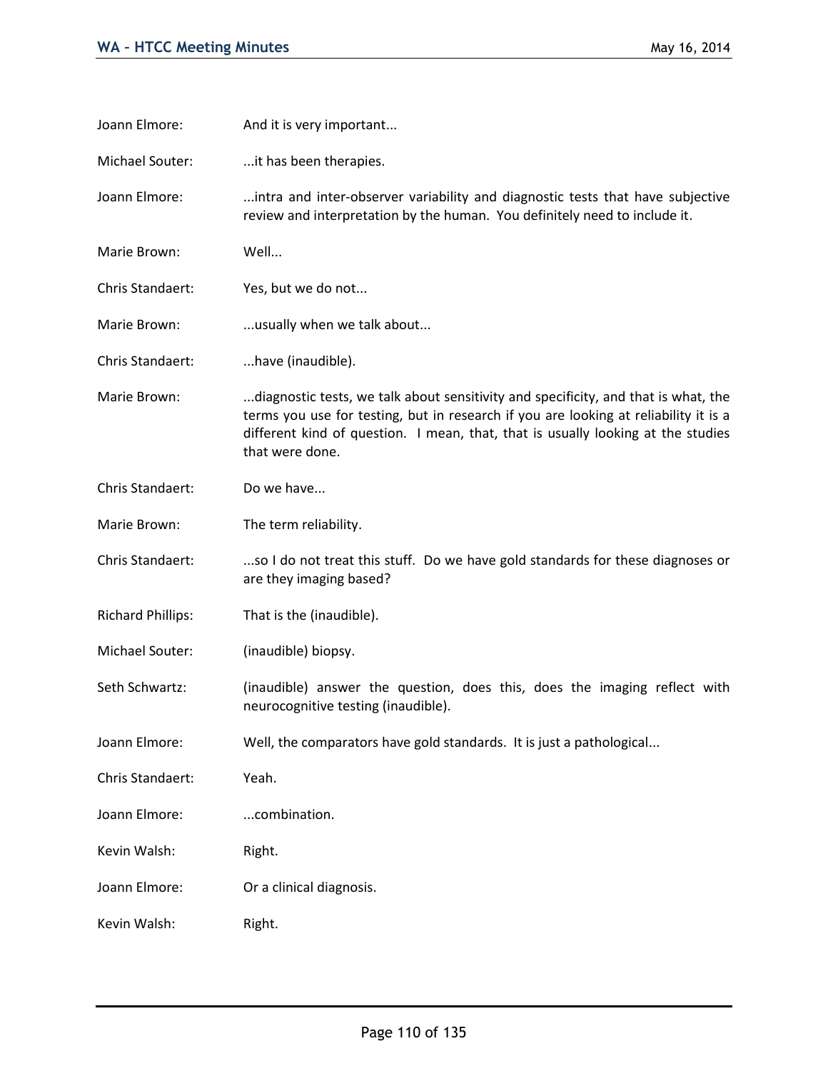Joann Elmore: And it is very important...

Michael Souter: ...it has been therapies.

Joann Elmore: ...intra and inter-observer variability and diagnostic tests that have subjective review and interpretation by the human. You definitely need to include it.

Marie Brown: Well...

Chris Standaert: Yes, but we do not...

Marie Brown: ...usually when we talk about...

Chris Standaert: ...have (inaudible).

Marie Brown: ...diagnostic tests, we talk about sensitivity and specificity, and that is what, the terms you use for testing, but in research if you are looking at reliability it is a different kind of question. I mean, that, that is usually looking at the studies that were done.

Chris Standaert: Do we have...

Marie Brown: The term reliability.

Chris Standaert: ...so I do not treat this stuff. Do we have gold standards for these diagnoses or are they imaging based?

Richard Phillips: That is the (inaudible).

Michael Souter: (inaudible) biopsy.

Seth Schwartz: (inaudible) answer the question, does this, does the imaging reflect with neurocognitive testing (inaudible).

Joann Elmore: Well, the comparators have gold standards. It is just a pathological...

Chris Standaert: Yeah.

Joann Elmore: ...combination.

Kevin Walsh: Right.

Joann Elmore: Or a clinical diagnosis.

Kevin Walsh: Right.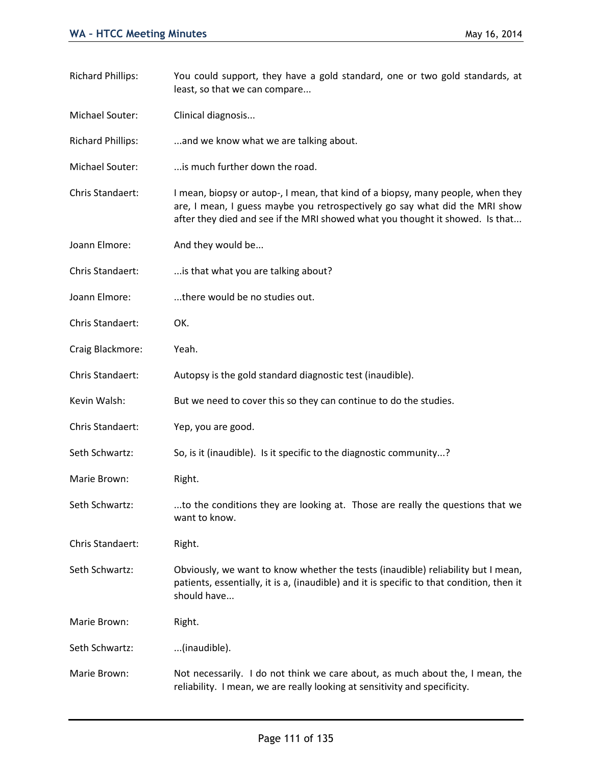Richard Phillips: You could support, they have a gold standard, one or two gold standards, at least, so that we can compare...

Michael Souter: Clinical diagnosis...

Richard Phillips: ...and we know what we are talking about.

Michael Souter: ...is much further down the road.

Chris Standaert: I mean, biopsy or autop-, I mean, that kind of a biopsy, many people, when they are, I mean, I guess maybe you retrospectively go say what did the MRI show after they died and see if the MRI showed what you thought it showed. Is that...

Joann Elmore: And they would be...

Chris Standaert: ...is that what you are talking about?

Joann Elmore: ...there would be no studies out.

Chris Standaert: OK.

Craig Blackmore: Yeah.

Chris Standaert: Autopsy is the gold standard diagnostic test (inaudible).

Kevin Walsh: But we need to cover this so they can continue to do the studies.

Chris Standaert: Yep, you are good.

Seth Schwartz: So, is it (inaudible). Is it specific to the diagnostic community...?

Marie Brown: Right.

Seth Schwartz: ...to the conditions they are looking at. Those are really the questions that we want to know.

Chris Standaert: Right.

Seth Schwartz: Obviously, we want to know whether the tests (inaudible) reliability but I mean, patients, essentially, it is a, (inaudible) and it is specific to that condition, then it should have...

Marie Brown: Right.

Seth Schwartz: ...(inaudible).

Marie Brown: Not necessarily. I do not think we care about, as much about the, I mean, the reliability. I mean, we are really looking at sensitivity and specificity.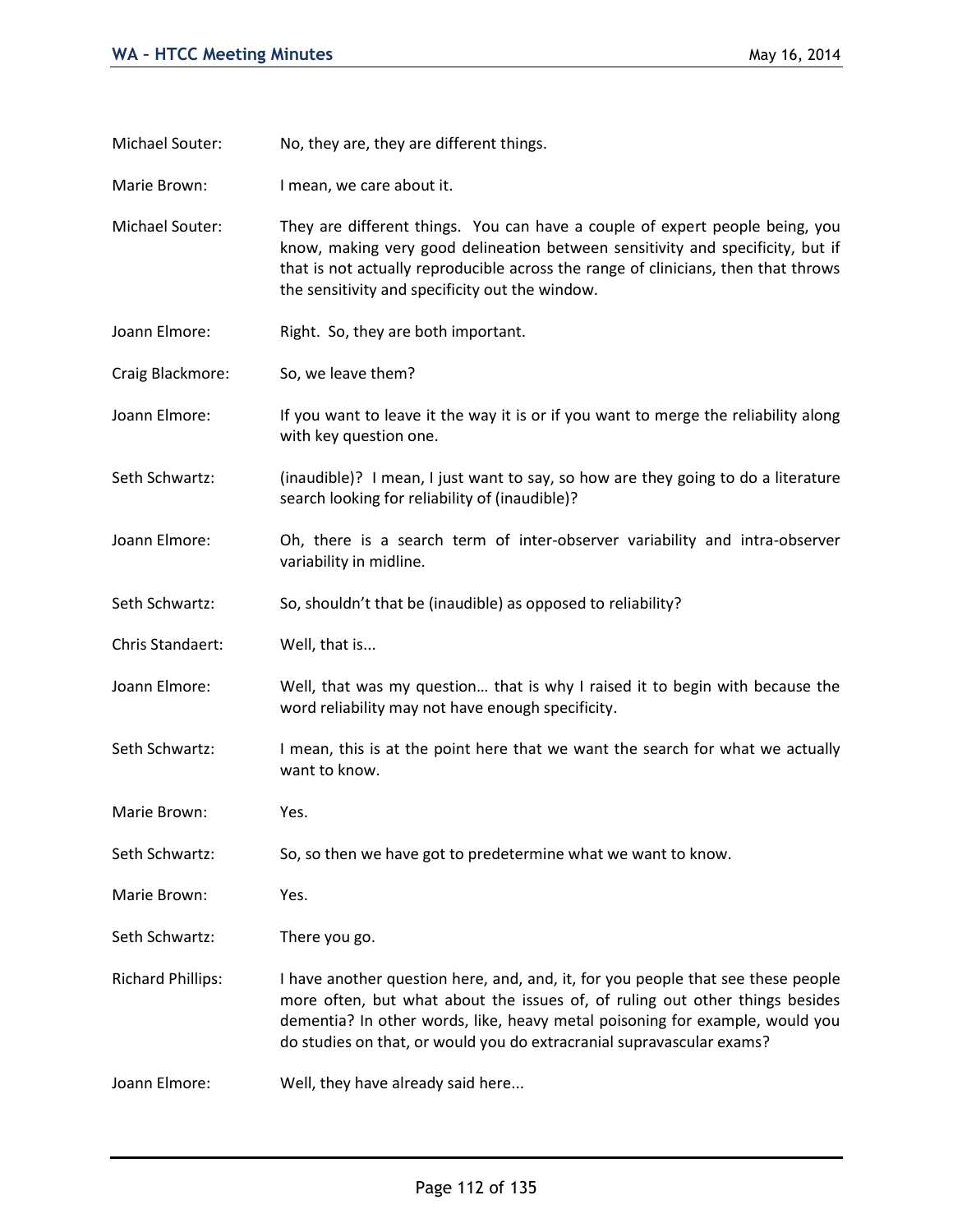Michael Souter: No, they are, they are different things.

Marie Brown: I mean, we care about it.

Michael Souter: They are different things. You can have a couple of expert people being, you know, making very good delineation between sensitivity and specificity, but if that is not actually reproducible across the range of clinicians, then that throws the sensitivity and specificity out the window.

Joann Elmore: Right. So, they are both important.

Craig Blackmore: So, we leave them?

Joann Elmore: If you want to leave it the way it is or if you want to merge the reliability along with key question one.

Seth Schwartz: (inaudible)? I mean, I just want to say, so how are they going to do a literature search looking for reliability of (inaudible)?

Joann Elmore: Oh, there is a search term of inter-observer variability and intra-observer variability in midline.

Seth Schwartz: So, shouldn't that be (inaudible) as opposed to reliability?

Chris Standaert: Well, that is...

Joann Elmore: Well, that was my question… that is why I raised it to begin with because the word reliability may not have enough specificity.

Seth Schwartz: I mean, this is at the point here that we want the search for what we actually want to know.

Marie Brown: Yes.

Seth Schwartz: So, so then we have got to predetermine what we want to know.

Marie Brown: Yes.

Seth Schwartz: There you go.

Richard Phillips: I have another question here, and, and, it, for you people that see these people more often, but what about the issues of, of ruling out other things besides dementia? In other words, like, heavy metal poisoning for example, would you do studies on that, or would you do extracranial supravascular exams?

Joann Elmore: Well, they have already said here...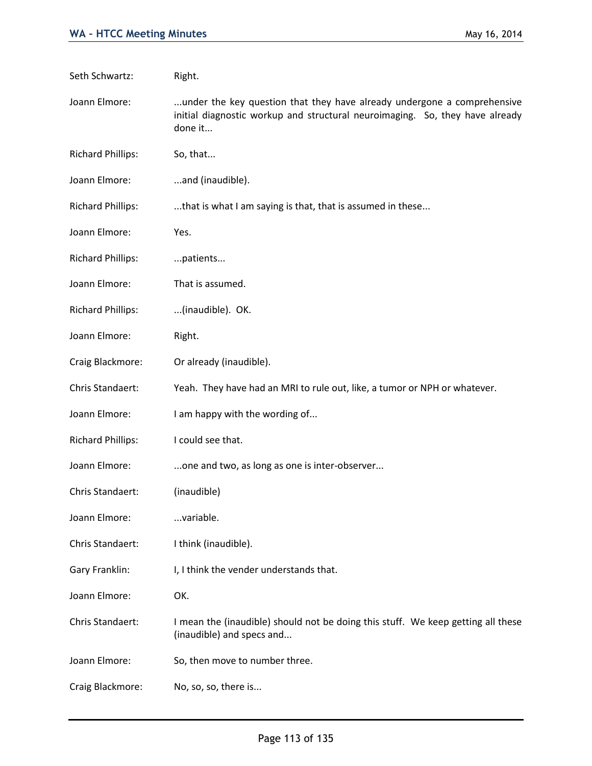Seth Schwartz: Right.

Joann Elmore: ...under the key question that they have already undergone a comprehensive initial diagnostic workup and structural neuroimaging. So, they have already done it...

Richard Phillips: So, that...

Joann Elmore: ...and (inaudible).

Richard Phillips: ...that is what I am saying is that, that is assumed in these...

Joann Elmore: Yes.

Richard Phillips: ...patients...

Joann Elmore: That is assumed.

Richard Phillips: ...(inaudible). OK.

Joann Elmore: Right.

Craig Blackmore: Or already (inaudible).

Chris Standaert: Yeah. They have had an MRI to rule out, like, a tumor or NPH or whatever.

Joann Elmore: I am happy with the wording of...

Richard Phillips: I could see that.

Joann Elmore: ...one and two, as long as one is inter-observer...

Chris Standaert: (inaudible)

Joann Elmore: ...variable.

Chris Standaert: I think (inaudible).

Gary Franklin: I, I think the vender understands that.

Joann Elmore: OK.

Chris Standaert: I mean the (inaudible) should not be doing this stuff. We keep getting all these (inaudible) and specs and...

Joann Elmore: So, then move to number three.

Craig Blackmore: No, so, so, there is...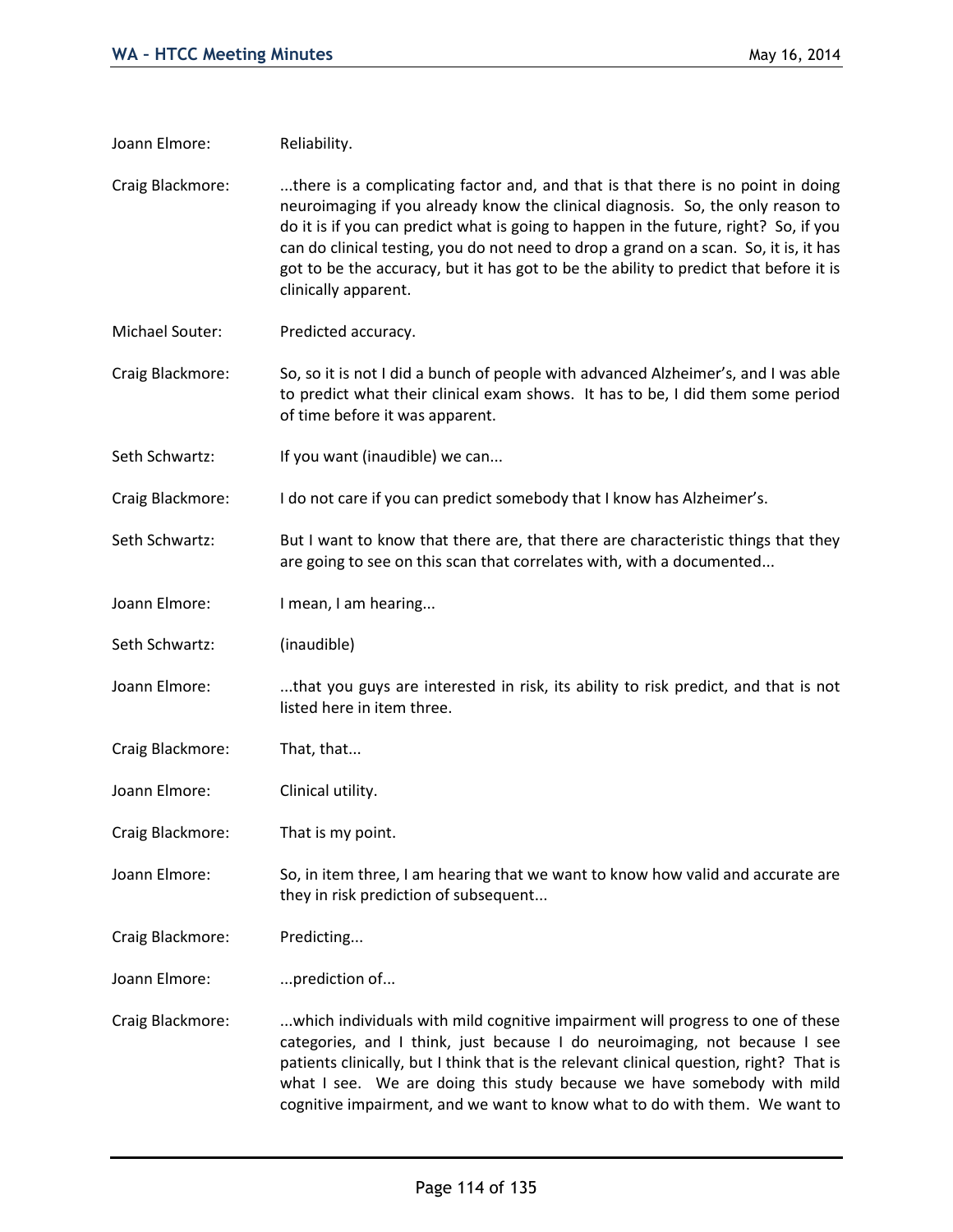Joann Elmore: Reliability.

Craig Blackmore: ...there is a complicating factor and, and that is that there is no point in doing neuroimaging if you already know the clinical diagnosis. So, the only reason to do it is if you can predict what is going to happen in the future, right? So, if you can do clinical testing, you do not need to drop a grand on a scan. So, it is, it has got to be the accuracy, but it has got to be the ability to predict that before it is clinically apparent.

Michael Souter: Predicted accuracy.

Craig Blackmore: So, so it is not I did a bunch of people with advanced Alzheimer's, and I was able to predict what their clinical exam shows. It has to be, I did them some period of time before it was apparent.

Seth Schwartz: If you want (inaudible) we can...

Craig Blackmore: I do not care if you can predict somebody that I know has Alzheimer's.

Seth Schwartz: But I want to know that there are, that there are characteristic things that they are going to see on this scan that correlates with, with a documented...

Joann Elmore: I mean, I am hearing...

Seth Schwartz: (inaudible)

Joann Elmore: ...that you guys are interested in risk, its ability to risk predict, and that is not listed here in item three.

Craig Blackmore: That, that...

Joann Elmore: Clinical utility.

Craig Blackmore: That is my point.

Joann Elmore: So, in item three, I am hearing that we want to know how valid and accurate are they in risk prediction of subsequent...

Craig Blackmore: Predicting...

Joann Elmore: ...prediction of...

Craig Blackmore: ...which individuals with mild cognitive impairment will progress to one of these categories, and I think, just because I do neuroimaging, not because I see patients clinically, but I think that is the relevant clinical question, right? That is what I see. We are doing this study because we have somebody with mild cognitive impairment, and we want to know what to do with them. We want to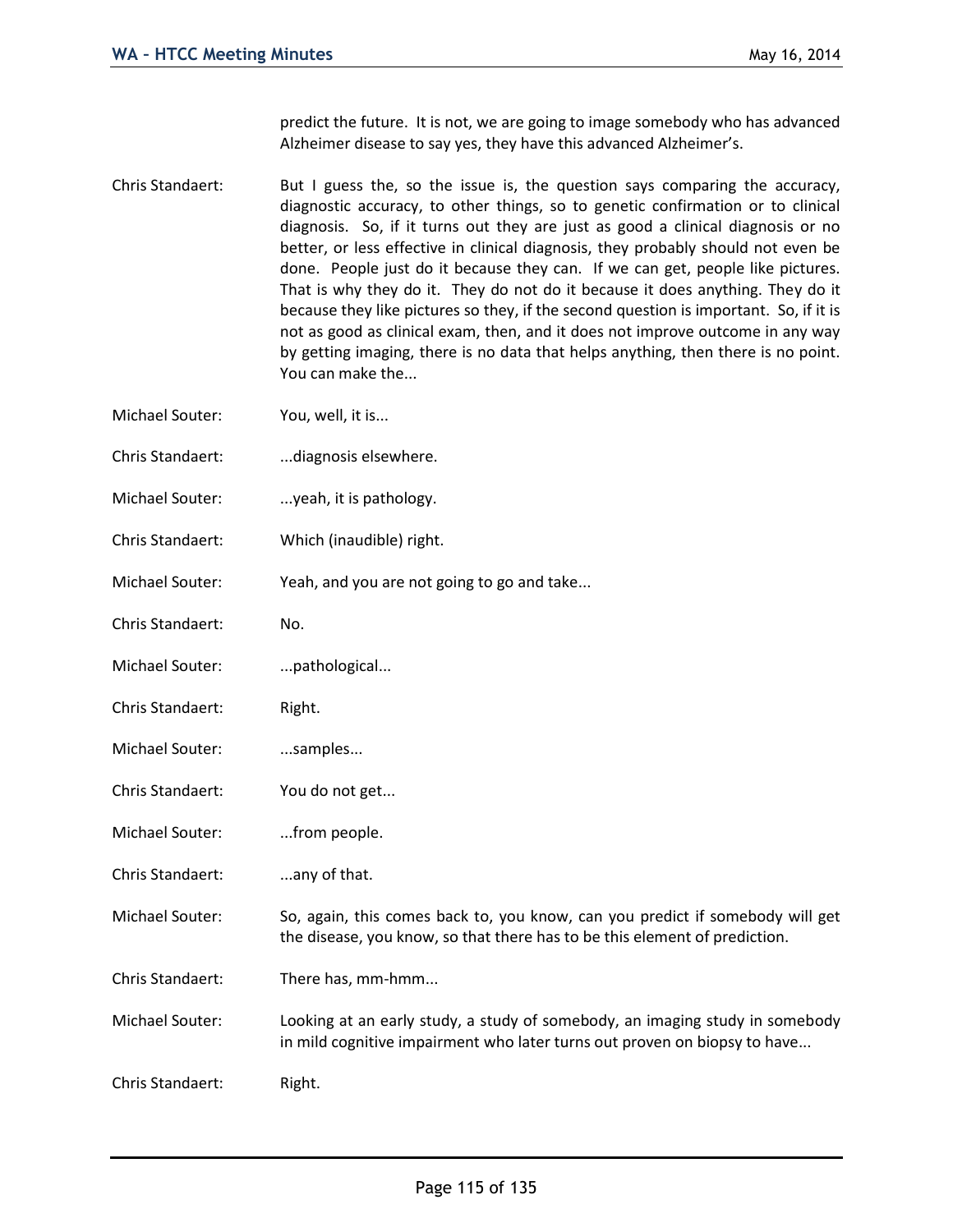predict the future. It is not, we are going to image somebody who has advanced Alzheimer disease to say yes, they have this advanced Alzheimer's.

Chris Standaert: But I guess the, so the issue is, the question says comparing the accuracy, diagnostic accuracy, to other things, so to genetic confirmation or to clinical diagnosis. So, if it turns out they are just as good a clinical diagnosis or no better, or less effective in clinical diagnosis, they probably should not even be done. People just do it because they can. If we can get, people like pictures. That is why they do it. They do not do it because it does anything. They do it because they like pictures so they, if the second question is important. So, if it is not as good as clinical exam, then, and it does not improve outcome in any way by getting imaging, there is no data that helps anything, then there is no point. You can make the...

Michael Souter: You, well, it is...

Chris Standaert: ...diagnosis elsewhere.

Michael Souter: ...yeah, it is pathology.

Chris Standaert: Which (inaudible) right.

Michael Souter: Yeah, and you are not going to go and take...

Chris Standaert: No.

Michael Souter: ...pathological...

Chris Standaert: Right.

Michael Souter: ...samples...

Chris Standaert: You do not get...

Michael Souter: ...from people.

Chris Standaert: ...any of that.

Michael Souter: So, again, this comes back to, you know, can you predict if somebody will get the disease, you know, so that there has to be this element of prediction.

Chris Standaert: There has, mm-hmm...

Michael Souter: Looking at an early study, a study of somebody, an imaging study in somebody in mild cognitive impairment who later turns out proven on biopsy to have...

Chris Standaert: Right.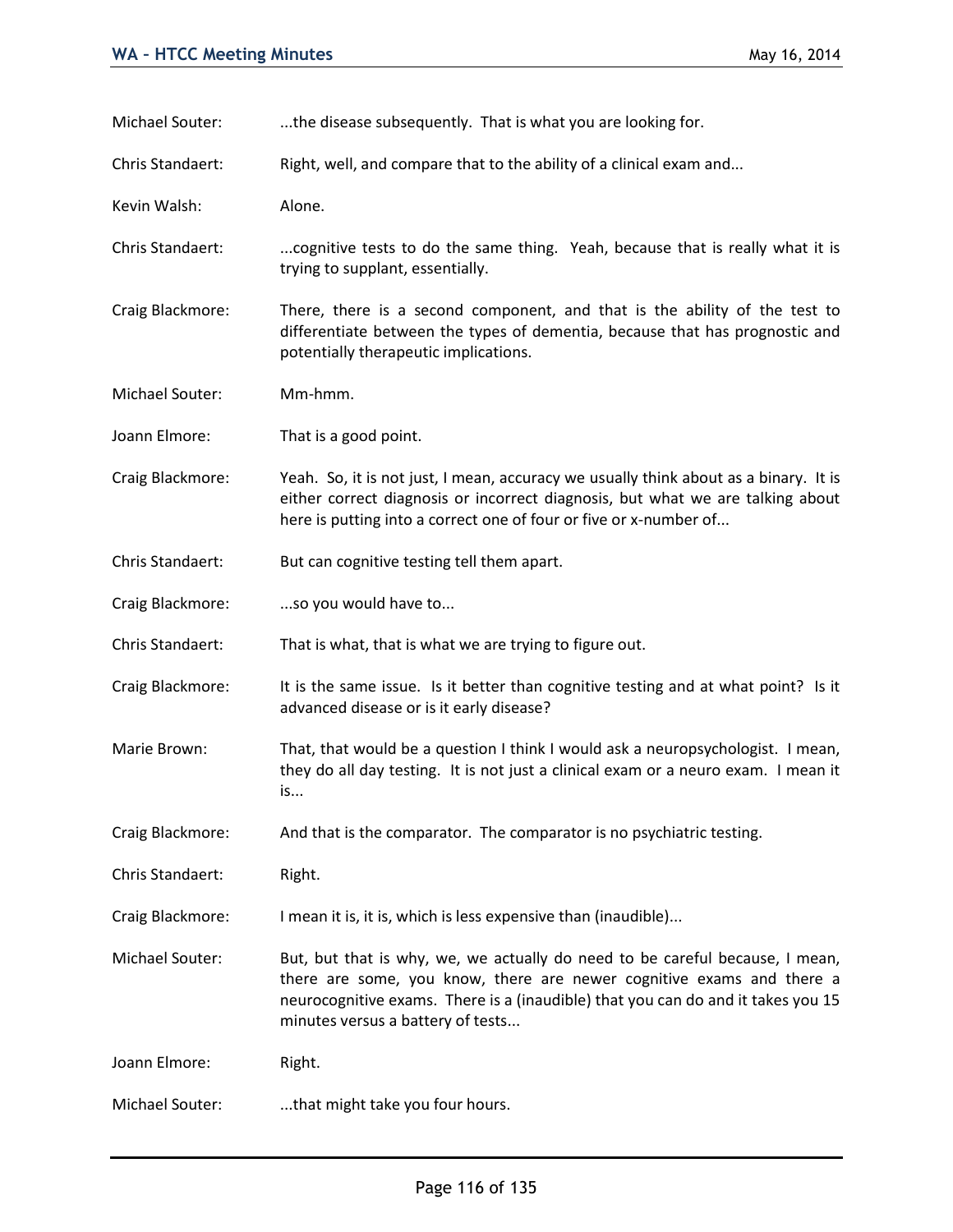Michael Souter: ...the disease subsequently. That is what you are looking for.

Chris Standaert: Right, well, and compare that to the ability of a clinical exam and...

Kevin Walsh: Alone.

Chris Standaert: ...cognitive tests to do the same thing. Yeah, because that is really what it is trying to supplant, essentially.

Craig Blackmore: There, there is a second component, and that is the ability of the test to differentiate between the types of dementia, because that has prognostic and potentially therapeutic implications.

Michael Souter: Mm-hmm.

Joann Elmore: That is a good point.

Craig Blackmore: Yeah. So, it is not just, I mean, accuracy we usually think about as a binary. It is either correct diagnosis or incorrect diagnosis, but what we are talking about here is putting into a correct one of four or five or x-number of...

Chris Standaert: But can cognitive testing tell them apart.

Craig Blackmore: ...so you would have to...

Chris Standaert: That is what, that is what we are trying to figure out.

Craig Blackmore: It is the same issue. Is it better than cognitive testing and at what point? Is it advanced disease or is it early disease?

Marie Brown: That, that would be a question I think I would ask a neuropsychologist. I mean, they do all day testing. It is not just a clinical exam or a neuro exam. I mean it is...

Craig Blackmore: And that is the comparator. The comparator is no psychiatric testing.

Chris Standaert: Right.

Craig Blackmore: I mean it is, it is, which is less expensive than (inaudible)...

Michael Souter: But, but that is why, we, we actually do need to be careful because, I mean, there are some, you know, there are newer cognitive exams and there a neurocognitive exams. There is a (inaudible) that you can do and it takes you 15 minutes versus a battery of tests...

Joann Elmore: Right.

Michael Souter: ...that might take you four hours.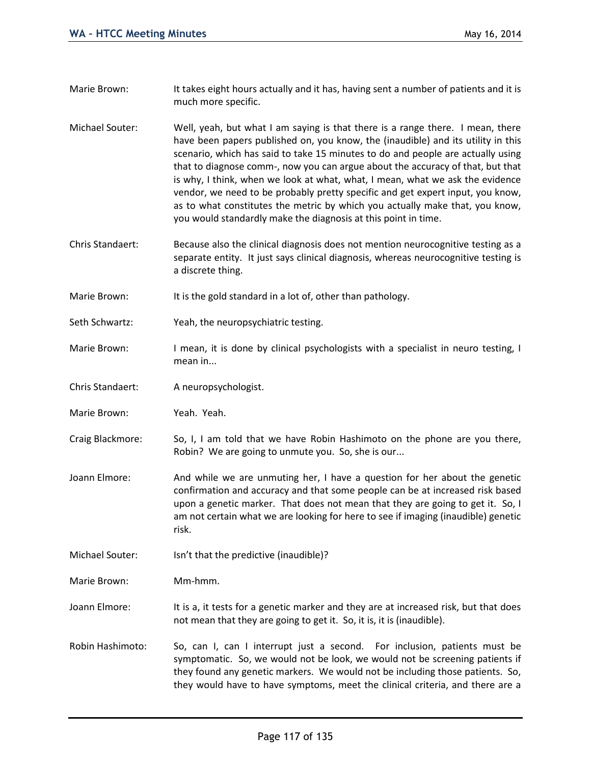Marie Brown: It takes eight hours actually and it has, having sent a number of patients and it is much more specific.

Michael Souter: Well, yeah, but what I am saying is that there is a range there. I mean, there have been papers published on, you know, the (inaudible) and its utility in this scenario, which has said to take 15 minutes to do and people are actually using that to diagnose comm-, now you can argue about the accuracy of that, but that is why, I think, when we look at what, what, I mean, what we ask the evidence vendor, we need to be probably pretty specific and get expert input, you know, as to what constitutes the metric by which you actually make that, you know, you would standardly make the diagnosis at this point in time.

Chris Standaert: Because also the clinical diagnosis does not mention neurocognitive testing as a separate entity. It just says clinical diagnosis, whereas neurocognitive testing is a discrete thing.

Marie Brown: It is the gold standard in a lot of, other than pathology.

Seth Schwartz: Yeah, the neuropsychiatric testing.

Marie Brown: I mean, it is done by clinical psychologists with a specialist in neuro testing, I mean in...

Chris Standaert: A neuropsychologist.

Marie Brown: Yeah. Yeah.

Craig Blackmore: So, I, I am told that we have Robin Hashimoto on the phone are you there, Robin? We are going to unmute you. So, she is our...

Joann Elmore: And while we are unmuting her, I have a question for her about the genetic confirmation and accuracy and that some people can be at increased risk based upon a genetic marker. That does not mean that they are going to get it. So, I am not certain what we are looking for here to see if imaging (inaudible) genetic risk.

Michael Souter: Isn't that the predictive (inaudible)?

Marie Brown: Mm-hmm.

Joann Elmore: It is a, it tests for a genetic marker and they are at increased risk, but that does not mean that they are going to get it. So, it is, it is (inaudible).

Robin Hashimoto: So, can I, can I interrupt just a second. For inclusion, patients must be symptomatic. So, we would not be look, we would not be screening patients if they found any genetic markers. We would not be including those patients. So, they would have to have symptoms, meet the clinical criteria, and there are a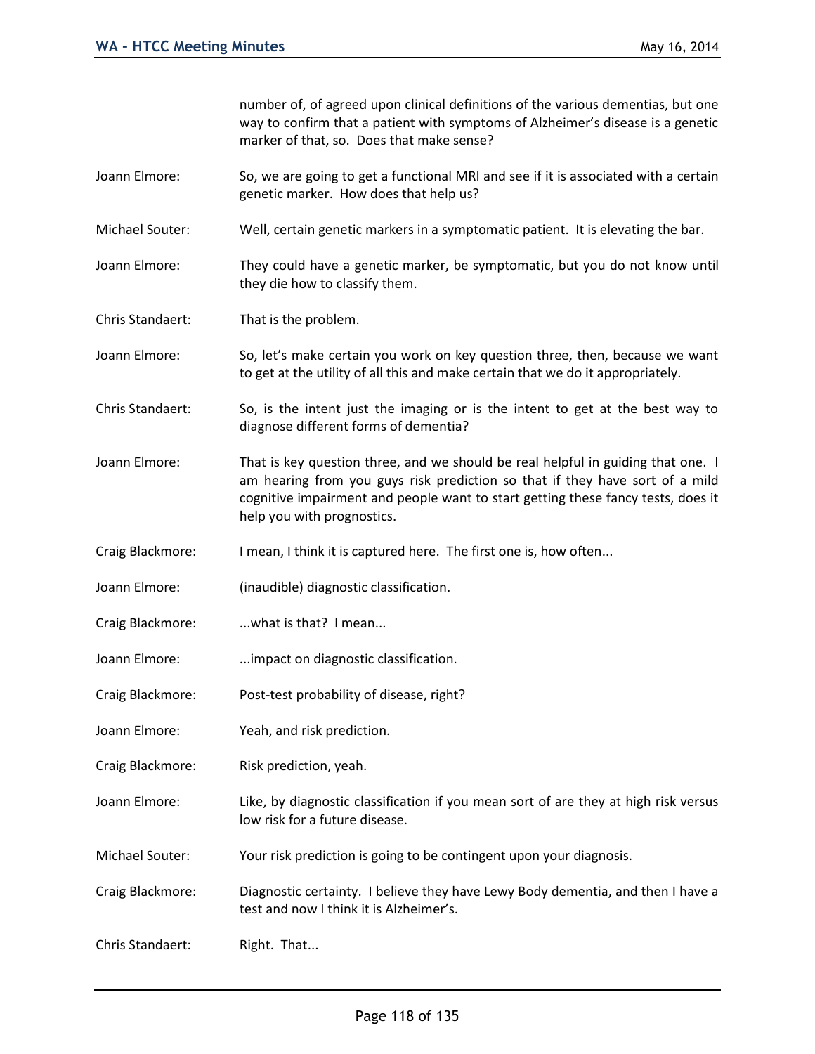number of, of agreed upon clinical definitions of the various dementias, but one way to confirm that a patient with symptoms of Alzheimer's disease is a genetic marker of that, so. Does that make sense?

Joann Elmore: So, we are going to get a functional MRI and see if it is associated with a certain genetic marker. How does that help us?

Michael Souter: Well, certain genetic markers in a symptomatic patient. It is elevating the bar.

Joann Elmore: They could have a genetic marker, be symptomatic, but you do not know until they die how to classify them.

Chris Standaert: That is the problem.

Joann Elmore: So, let's make certain you work on key question three, then, because we want to get at the utility of all this and make certain that we do it appropriately.

Chris Standaert: So, is the intent just the imaging or is the intent to get at the best way to diagnose different forms of dementia?

Joann Elmore: That is key question three, and we should be real helpful in guiding that one. I am hearing from you guys risk prediction so that if they have sort of a mild cognitive impairment and people want to start getting these fancy tests, does it help you with prognostics.

Craig Blackmore: I mean, I think it is captured here. The first one is, how often...

Joann Elmore: (inaudible) diagnostic classification.

Craig Blackmore: ...what is that? I mean...

Joann Elmore: ...impact on diagnostic classification.

Craig Blackmore: Post-test probability of disease, right?

Joann Elmore: Yeah, and risk prediction.

Craig Blackmore: Risk prediction, yeah.

Joann Elmore: Like, by diagnostic classification if you mean sort of are they at high risk versus low risk for a future disease.

Michael Souter: Your risk prediction is going to be contingent upon your diagnosis.

Craig Blackmore: Diagnostic certainty. I believe they have Lewy Body dementia, and then I have a test and now I think it is Alzheimer's.

Chris Standaert: Right. That...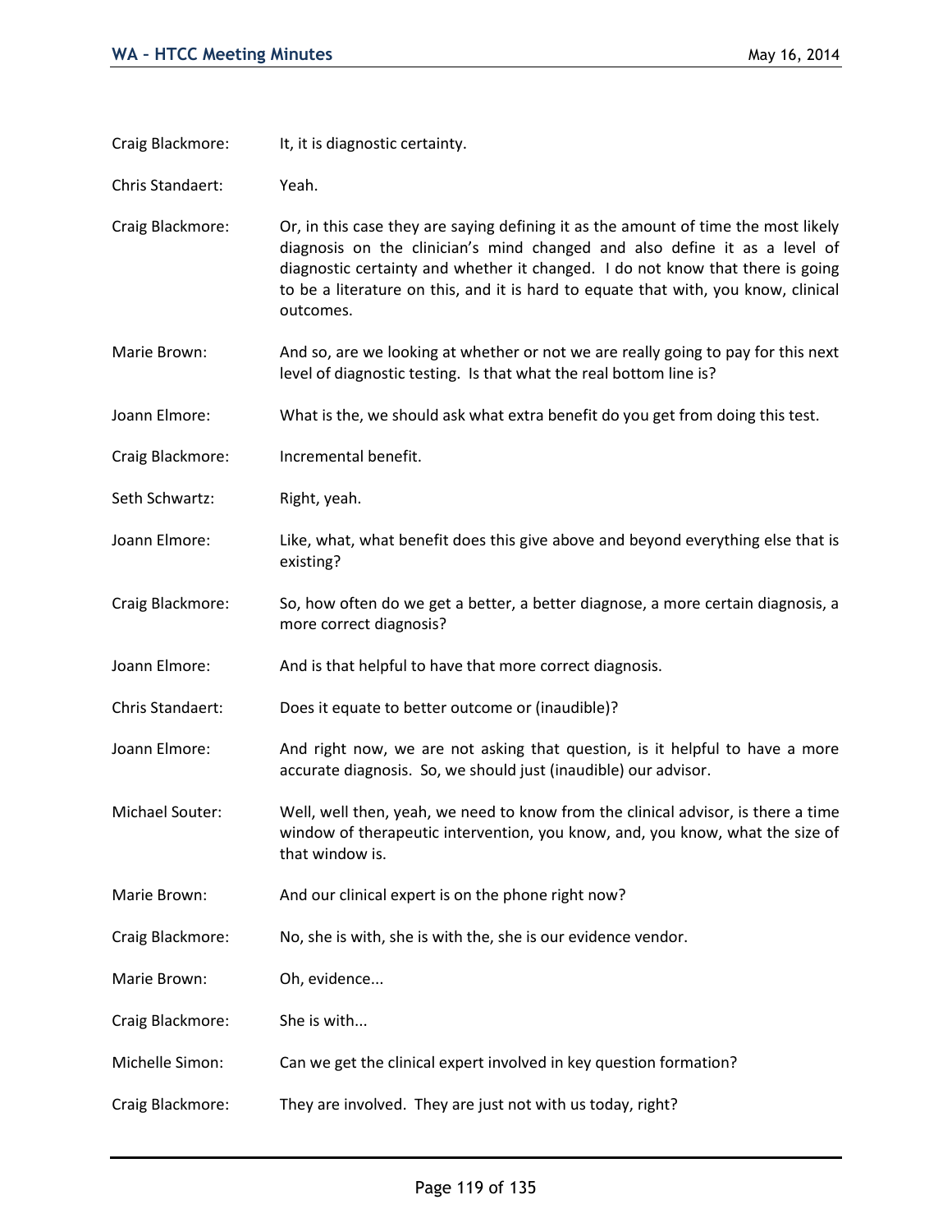Craig Blackmore: It, it is diagnostic certainty.

Chris Standaert: Yeah.

Craig Blackmore: Or, in this case they are saying defining it as the amount of time the most likely diagnosis on the clinician's mind changed and also define it as a level of diagnostic certainty and whether it changed. I do not know that there is going to be a literature on this, and it is hard to equate that with, you know, clinical outcomes.

Marie Brown: And so, are we looking at whether or not we are really going to pay for this next level of diagnostic testing. Is that what the real bottom line is?

Joann Elmore: What is the, we should ask what extra benefit do you get from doing this test.

Craig Blackmore: Incremental benefit.

Seth Schwartz: Right, yeah.

Joann Elmore: Like, what, what benefit does this give above and beyond everything else that is existing?

Craig Blackmore: So, how often do we get a better, a better diagnose, a more certain diagnosis, a more correct diagnosis?

Joann Elmore: And is that helpful to have that more correct diagnosis.

Chris Standaert: Does it equate to better outcome or (inaudible)?

Joann Elmore: And right now, we are not asking that question, is it helpful to have a more accurate diagnosis. So, we should just (inaudible) our advisor.

Michael Souter: Well, well then, yeah, we need to know from the clinical advisor, is there a time window of therapeutic intervention, you know, and, you know, what the size of that window is.

Marie Brown: And our clinical expert is on the phone right now?

Craig Blackmore: No, she is with, she is with the, she is our evidence vendor.

Marie Brown: Oh, evidence...

Craig Blackmore: She is with...

Michelle Simon: Can we get the clinical expert involved in key question formation?

Craig Blackmore: They are involved. They are just not with us today, right?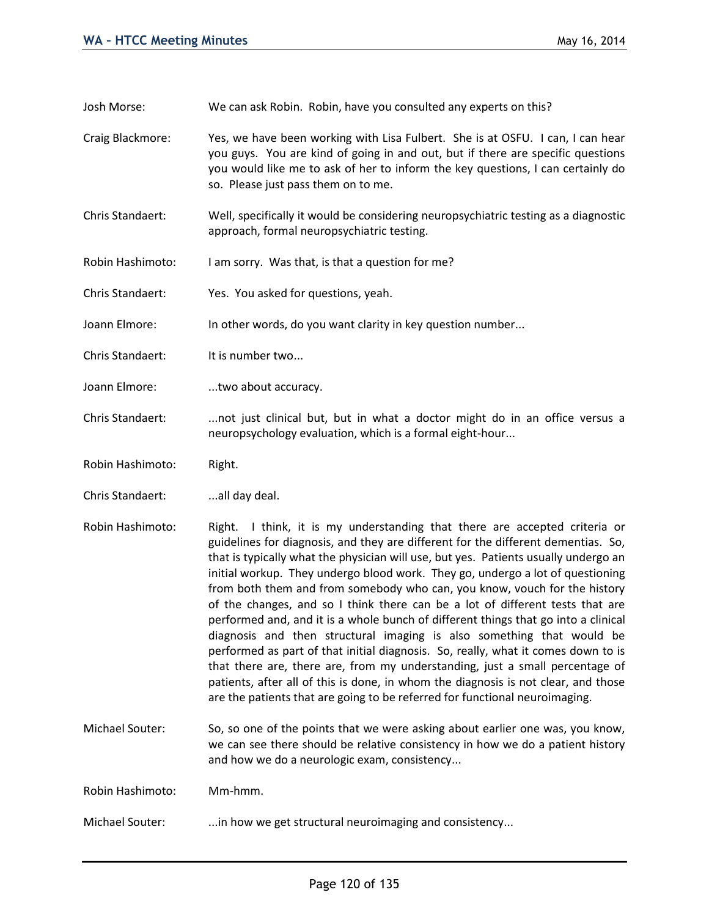Josh Morse: We can ask Robin. Robin, have you consulted any experts on this?

Craig Blackmore: Yes, we have been working with Lisa Fulbert. She is at OSFU. I can, I can hear you guys. You are kind of going in and out, but if there are specific questions you would like me to ask of her to inform the key questions, I can certainly do so. Please just pass them on to me.

Chris Standaert: Well, specifically it would be considering neuropsychiatric testing as a diagnostic approach, formal neuropsychiatric testing.

Robin Hashimoto: I am sorry. Was that, is that a question for me?

Chris Standaert: Yes. You asked for questions, yeah.

Joann Elmore: In other words, do you want clarity in key question number...

Chris Standaert: It is number two...

Joann Elmore: ...two about accuracy.

Chris Standaert: ...not just clinical but, but in what a doctor might do in an office versus a neuropsychology evaluation, which is a formal eight-hour...

Robin Hashimoto: Right.

Chris Standaert: ...all day deal.

Robin Hashimoto: Right. I think, it is my understanding that there are accepted criteria or guidelines for diagnosis, and they are different for the different dementias. So, that is typically what the physician will use, but yes. Patients usually undergo an initial workup. They undergo blood work. They go, undergo a lot of questioning from both them and from somebody who can, you know, vouch for the history of the changes, and so I think there can be a lot of different tests that are performed and, and it is a whole bunch of different things that go into a clinical diagnosis and then structural imaging is also something that would be performed as part of that initial diagnosis. So, really, what it comes down to is that there are, there are, from my understanding, just a small percentage of patients, after all of this is done, in whom the diagnosis is not clear, and those are the patients that are going to be referred for functional neuroimaging.

Michael Souter: So, so one of the points that we were asking about earlier one was, you know, we can see there should be relative consistency in how we do a patient history and how we do a neurologic exam, consistency...

Robin Hashimoto: Mm-hmm.

Michael Souter: ...in how we get structural neuroimaging and consistency...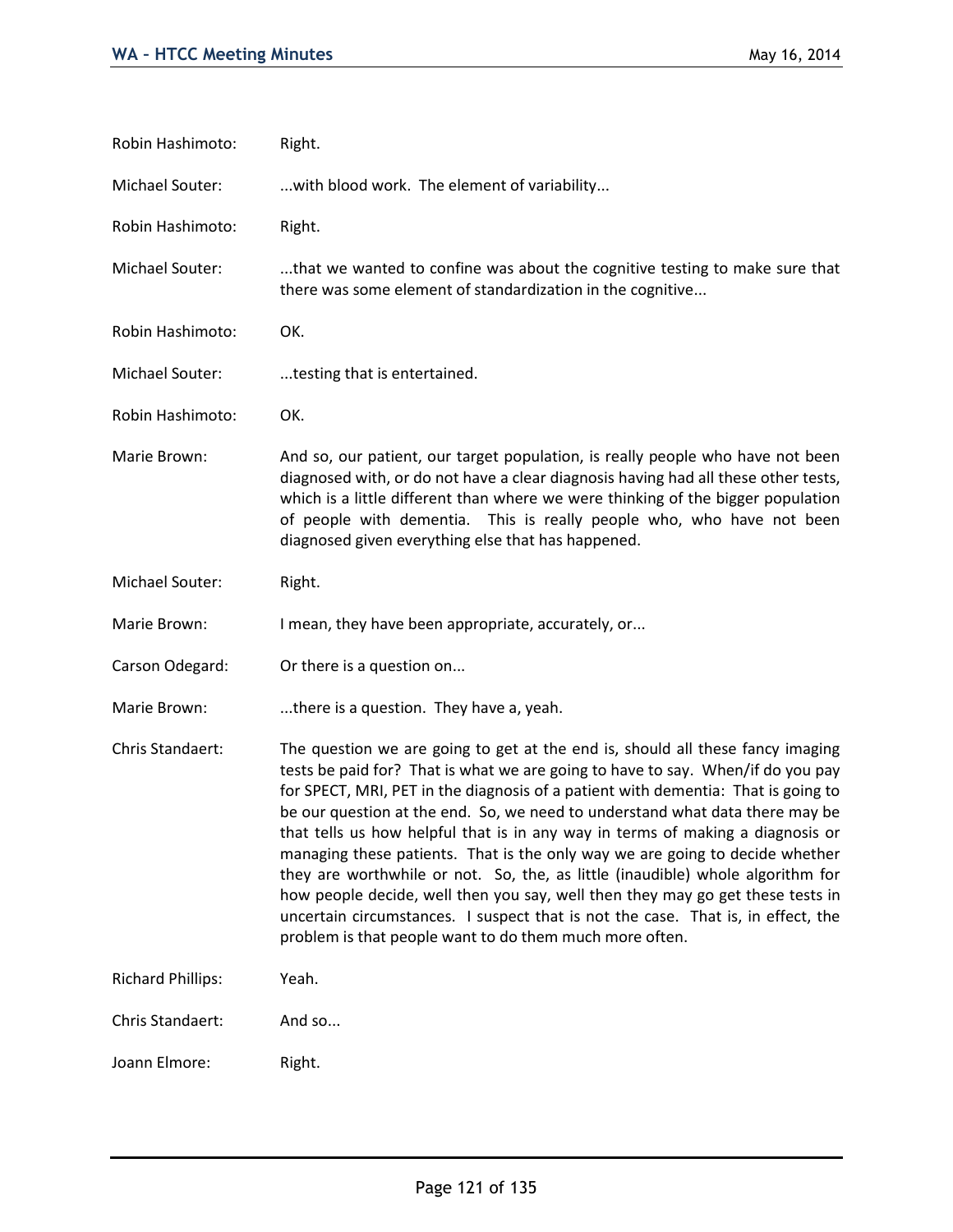Robin Hashimoto: Right.

Michael Souter: ...with blood work. The element of variability...

Robin Hashimoto: Right.

Michael Souter: ...that we wanted to confine was about the cognitive testing to make sure that there was some element of standardization in the cognitive...

Robin Hashimoto: OK.

Michael Souter: ...testing that is entertained.

Robin Hashimoto: OK.

Marie Brown: And so, our patient, our target population, is really people who have not been diagnosed with, or do not have a clear diagnosis having had all these other tests, which is a little different than where we were thinking of the bigger population of people with dementia. This is really people who, who have not been diagnosed given everything else that has happened.

Michael Souter: Right.

Marie Brown: I mean, they have been appropriate, accurately, or...

Carson Odegard: Or there is a question on...

Marie Brown: ...there is a question. They have a, yeah.

Chris Standaert: The question we are going to get at the end is, should all these fancy imaging tests be paid for? That is what we are going to have to say. When/if do you pay for SPECT, MRI, PET in the diagnosis of a patient with dementia: That is going to be our question at the end. So, we need to understand what data there may be that tells us how helpful that is in any way in terms of making a diagnosis or managing these patients. That is the only way we are going to decide whether they are worthwhile or not. So, the, as little (inaudible) whole algorithm for how people decide, well then you say, well then they may go get these tests in uncertain circumstances. I suspect that is not the case. That is, in effect, the problem is that people want to do them much more often.

Richard Phillips: Yeah.

Chris Standaert: And so...

Joann Elmore: Right.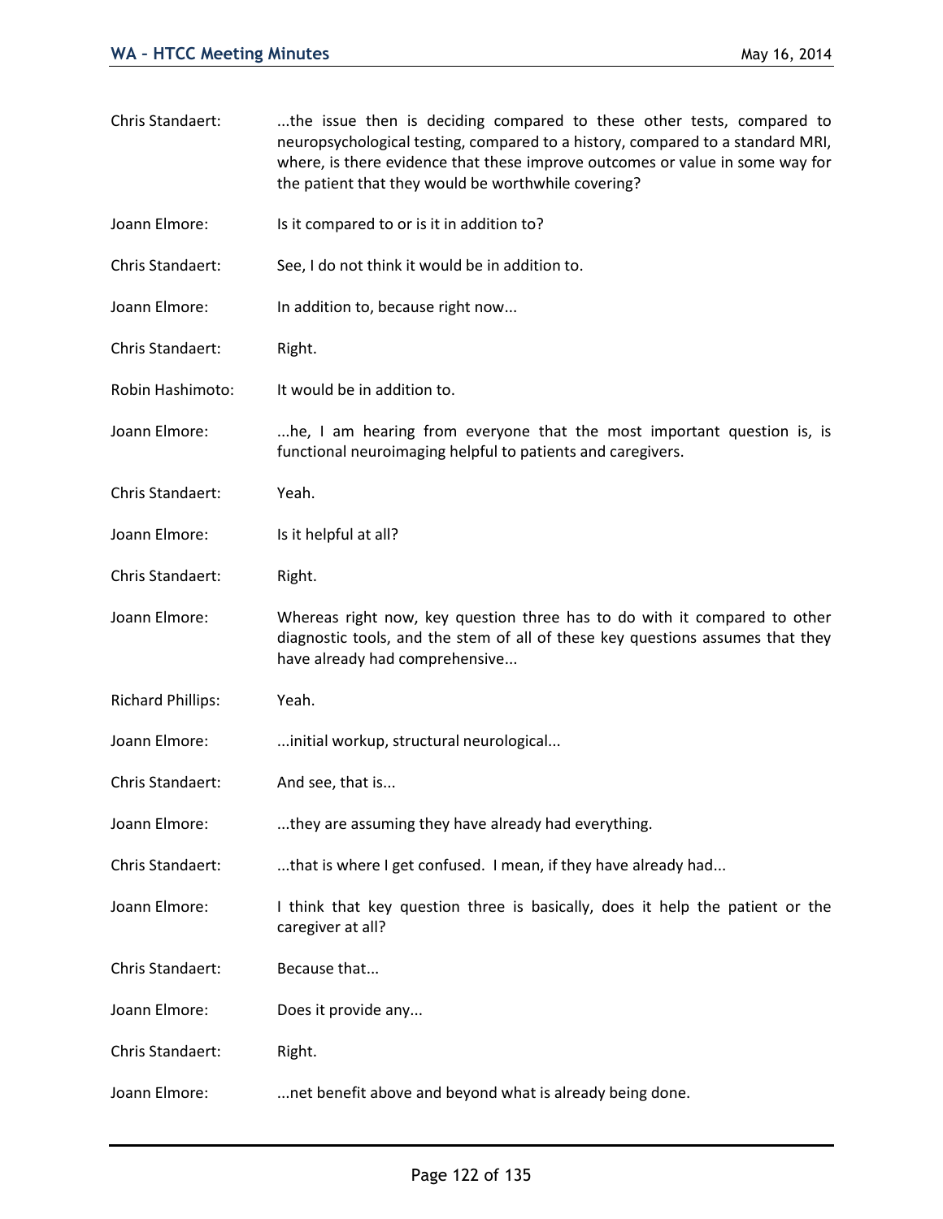Chris Standaert: ...the issue then is deciding compared to these other tests, compared to neuropsychological testing, compared to a history, compared to a standard MRI, where, is there evidence that these improve outcomes or value in some way for the patient that they would be worthwhile covering?

Joann Elmore: Is it compared to or is it in addition to?

Chris Standaert: See, I do not think it would be in addition to.

Joann Elmore: In addition to, because right now...

Chris Standaert: Right.

Robin Hashimoto: It would be in addition to.

Joann Elmore: ...he, I am hearing from everyone that the most important question is, is functional neuroimaging helpful to patients and caregivers.

Chris Standaert: Yeah.

Joann Elmore: Is it helpful at all?

Chris Standaert: Right.

Joann Elmore: Whereas right now, key question three has to do with it compared to other diagnostic tools, and the stem of all of these key questions assumes that they have already had comprehensive...

Richard Phillips: Yeah.

Joann Elmore: ...initial workup, structural neurological...

Chris Standaert: And see, that is...

Joann Elmore: ...they are assuming they have already had everything.

Chris Standaert: ...that is where I get confused. I mean, if they have already had...

Joann Elmore: I think that key question three is basically, does it help the patient or the caregiver at all?

Chris Standaert: Because that...

Joann Elmore: Does it provide any...

Chris Standaert: Right.

Joann Elmore: ...net benefit above and beyond what is already being done.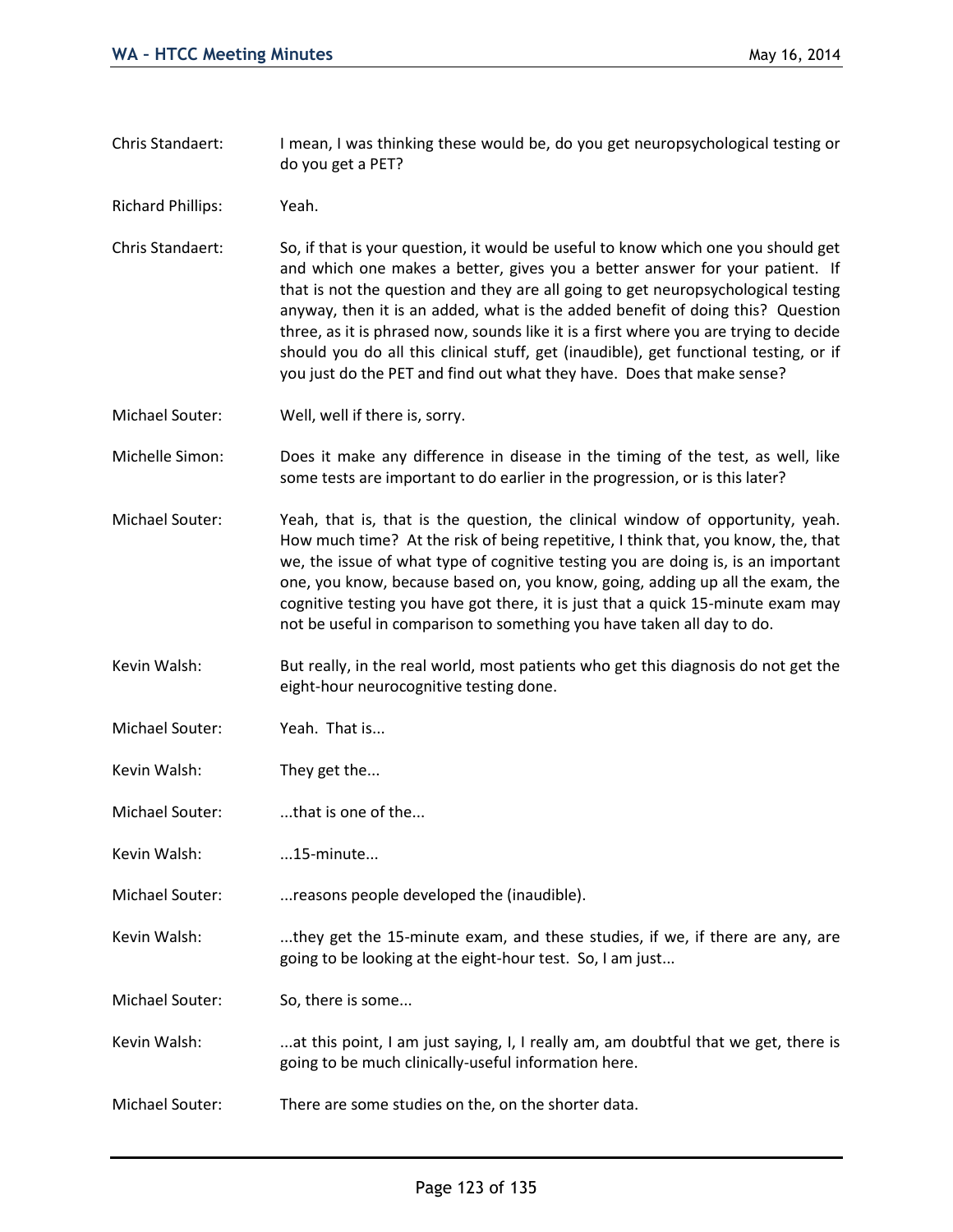Chris Standaert: I mean, I was thinking these would be, do you get neuropsychological testing or do you get a PET?

Richard Phillips: Yeah.

Chris Standaert: So, if that is your question, it would be useful to know which one you should get and which one makes a better, gives you a better answer for your patient. If that is not the question and they are all going to get neuropsychological testing anyway, then it is an added, what is the added benefit of doing this? Question three, as it is phrased now, sounds like it is a first where you are trying to decide should you do all this clinical stuff, get (inaudible), get functional testing, or if you just do the PET and find out what they have. Does that make sense?

Michael Souter: Well, well if there is, sorry.

Michelle Simon: Does it make any difference in disease in the timing of the test, as well, like some tests are important to do earlier in the progression, or is this later?

Michael Souter: Yeah, that is, that is the question, the clinical window of opportunity, yeah. How much time? At the risk of being repetitive, I think that, you know, the, that we, the issue of what type of cognitive testing you are doing is, is an important one, you know, because based on, you know, going, adding up all the exam, the cognitive testing you have got there, it is just that a quick 15-minute exam may not be useful in comparison to something you have taken all day to do.

Kevin Walsh: But really, in the real world, most patients who get this diagnosis do not get the eight-hour neurocognitive testing done.

Michael Souter: Yeah. That is...

Kevin Walsh: They get the...

Michael Souter: ...that is one of the...

Kevin Walsh: ...15-minute...

Michael Souter: ...reasons people developed the (inaudible).

Kevin Walsh: ...they get the 15-minute exam, and these studies, if we, if there are any, are going to be looking at the eight-hour test. So, I am just...

Michael Souter: So, there is some...

Kevin Walsh: ...at this point, I am just saying, I, I really am, am doubtful that we get, there is going to be much clinically-useful information here.

Michael Souter: There are some studies on the, on the shorter data.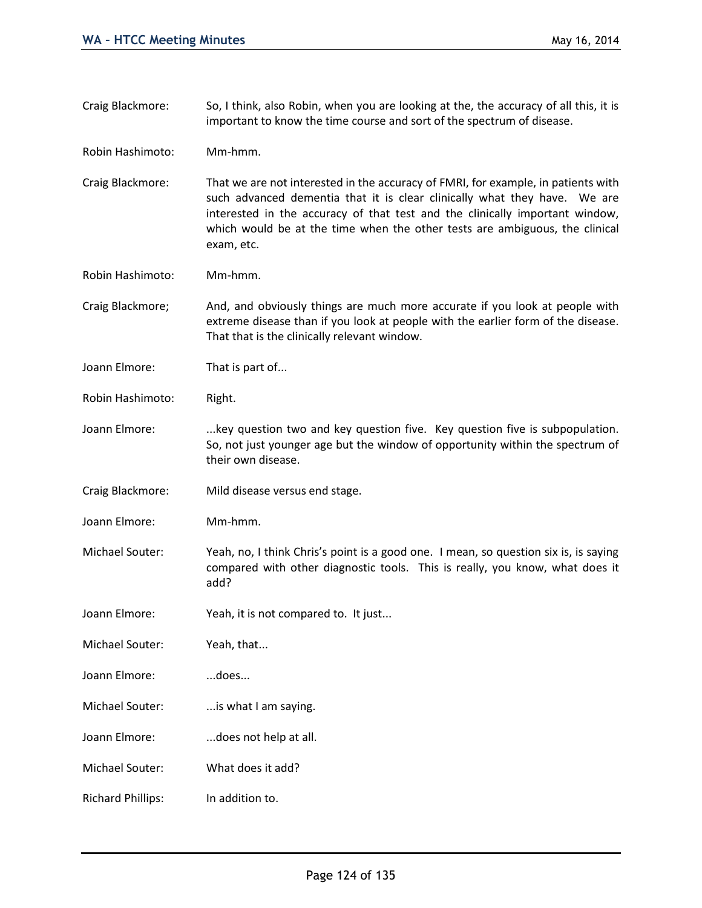Craig Blackmore: So, I think, also Robin, when you are looking at the, the accuracy of all this, it is important to know the time course and sort of the spectrum of disease.

Robin Hashimoto: Mm-hmm.

Craig Blackmore: That we are not interested in the accuracy of FMRI, for example, in patients with such advanced dementia that it is clear clinically what they have. We are interested in the accuracy of that test and the clinically important window, which would be at the time when the other tests are ambiguous, the clinical exam, etc.

Robin Hashimoto: Mm-hmm.

Craig Blackmore; And, and obviously things are much more accurate if you look at people with extreme disease than if you look at people with the earlier form of the disease. That that is the clinically relevant window.

Joann Elmore: That is part of...

Robin Hashimoto: Right.

Joann Elmore: ...key question two and key question five. Key question five is subpopulation. So, not just younger age but the window of opportunity within the spectrum of their own disease.

Craig Blackmore: Mild disease versus end stage.

Joann Elmore: Mm-hmm.

Michael Souter: Yeah, no, I think Chris's point is a good one. I mean, so question six is, is saying compared with other diagnostic tools. This is really, you know, what does it add?

Joann Elmore: Yeah, it is not compared to. It just...

Michael Souter: Yeah, that...

Joann Elmore: ...does...

Michael Souter: ...is what I am saying.

Joann Elmore: ...does not help at all.

Michael Souter: What does it add?

Richard Phillips: In addition to.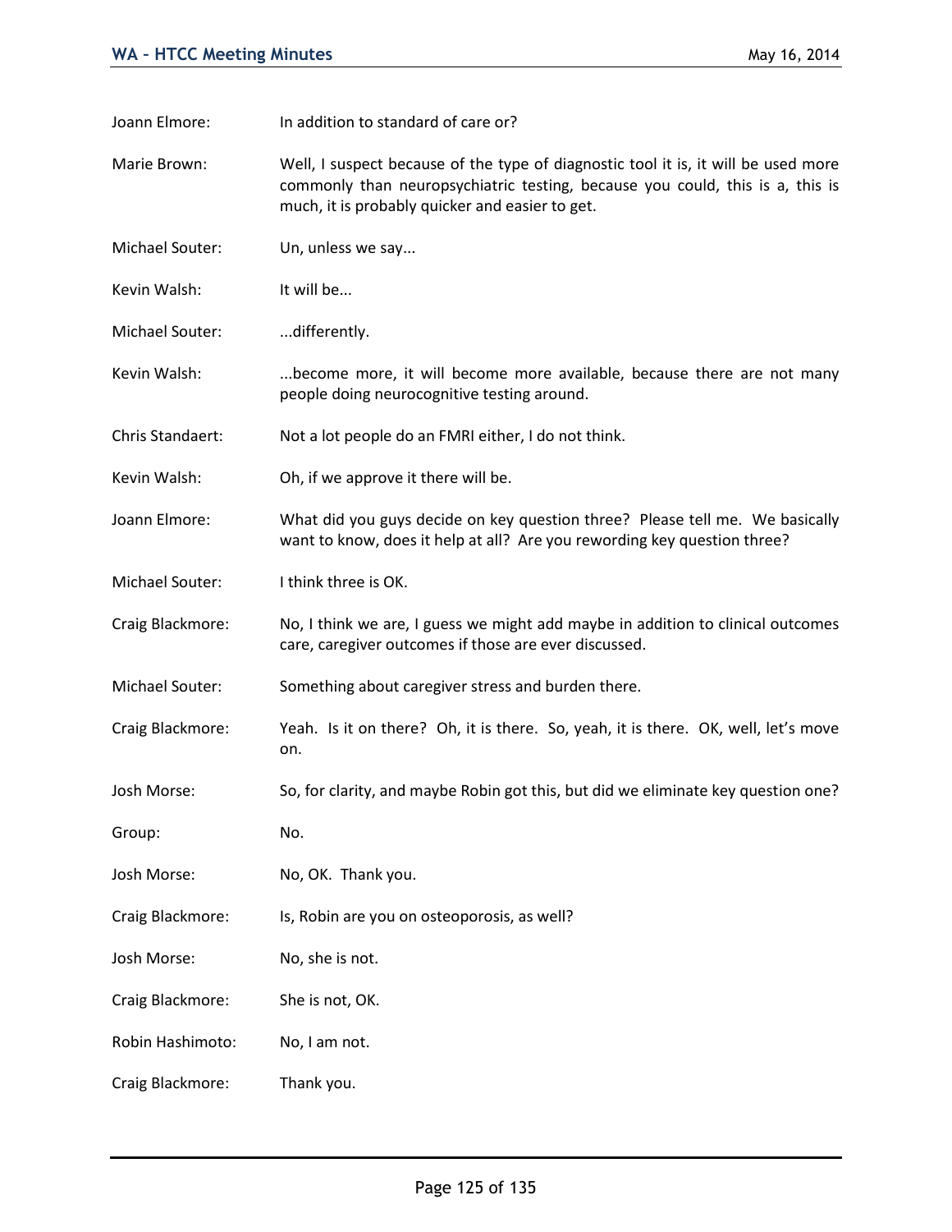Joann Elmore: In addition to standard of care or?

Marie Brown: Well, I suspect because of the type of diagnostic tool it is, it will be used more commonly than neuropsychiatric testing, because you could, this is a, this is much, it is probably quicker and easier to get.

Michael Souter: Un, unless we say...

Kevin Walsh: It will be...

Michael Souter: ...differently.

Kevin Walsh: ...become more, it will become more available, because there are not many people doing neurocognitive testing around.

Chris Standaert: Not a lot people do an FMRI either, I do not think.

Kevin Walsh: Oh, if we approve it there will be.

Joann Elmore: What did you guys decide on key question three? Please tell me. We basically want to know, does it help at all? Are you rewording key question three?

Michael Souter: I think three is OK.

Craig Blackmore: No, I think we are, I guess we might add maybe in addition to clinical outcomes care, caregiver outcomes if those are ever discussed.

Michael Souter: Something about caregiver stress and burden there.

Craig Blackmore: Yeah. Is it on there? Oh, it is there. So, yeah, it is there. OK, well, let's move on.

Josh Morse: So, for clarity, and maybe Robin got this, but did we eliminate key question one?

Group: No.

Josh Morse: No, OK. Thank you.

Craig Blackmore: Is, Robin are you on osteoporosis, as well?

Josh Morse: No, she is not.

Craig Blackmore: She is not, OK.

Robin Hashimoto: No, I am not.

Craig Blackmore: Thank you.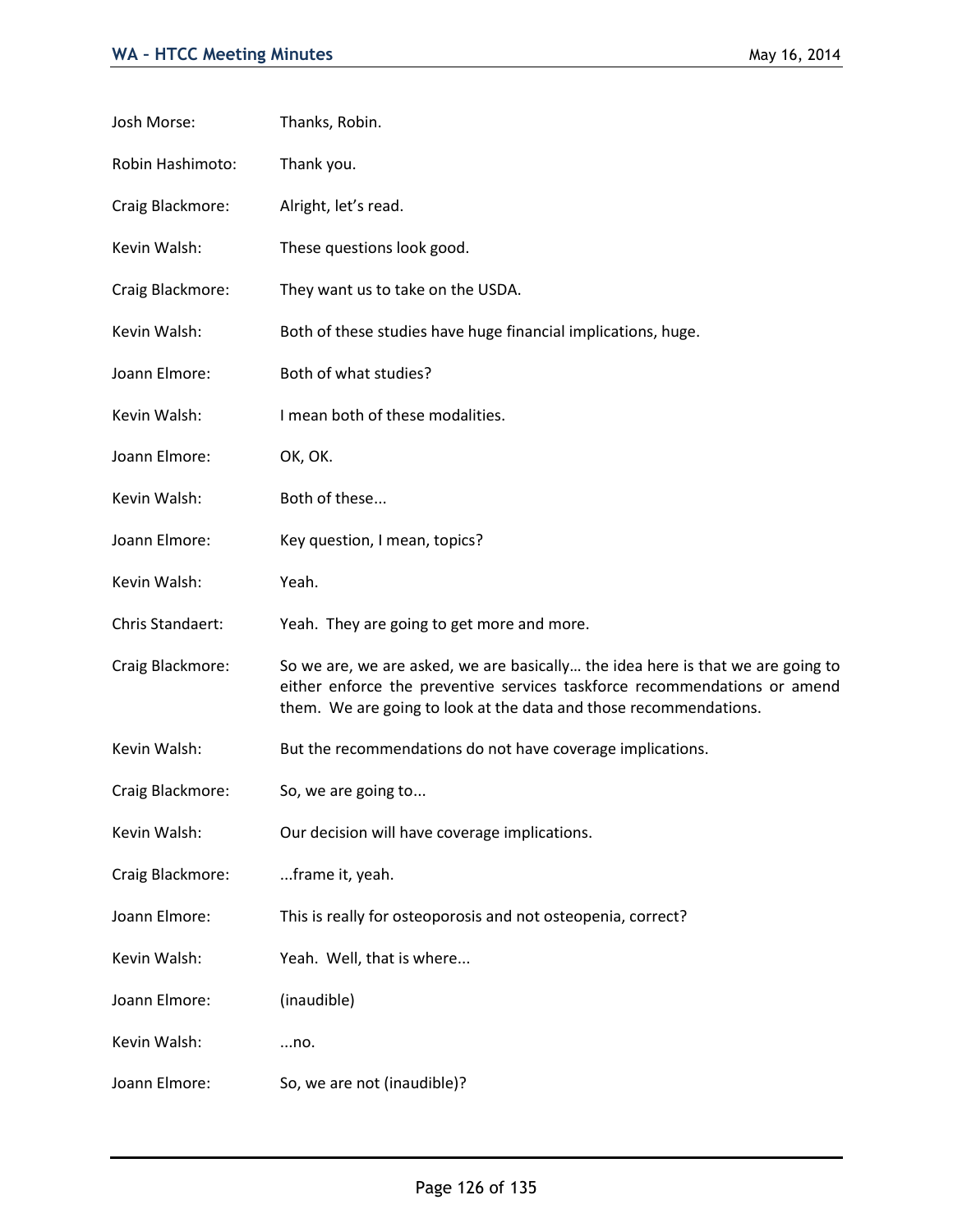Josh Morse: Thanks, Robin.

Robin Hashimoto: Thank you.

Craig Blackmore: Alright, let's read.

Kevin Walsh: These questions look good.

Craig Blackmore: They want us to take on the USDA.

Kevin Walsh: Both of these studies have huge financial implications, huge.

Joann Elmore: Both of what studies?

Kevin Walsh: I mean both of these modalities.

Joann Elmore: OK, OK.

Kevin Walsh: Both of these...

Joann Elmore: Key question, I mean, topics?

Kevin Walsh: Yeah.

Chris Standaert: Yeah. They are going to get more and more.

Craig Blackmore: So we are, we are asked, we are basically… the idea here is that we are going to either enforce the preventive services taskforce recommendations or amend them. We are going to look at the data and those recommendations.

Kevin Walsh: But the recommendations do not have coverage implications.

Craig Blackmore: So, we are going to...

Kevin Walsh: Our decision will have coverage implications.

Craig Blackmore: ...frame it, yeah.

Joann Elmore: This is really for osteoporosis and not osteopenia, correct?

Kevin Walsh: Yeah. Well, that is where...

Joann Elmore: (inaudible)

Kevin Walsh: ...no.

Joann Elmore: So, we are not (inaudible)?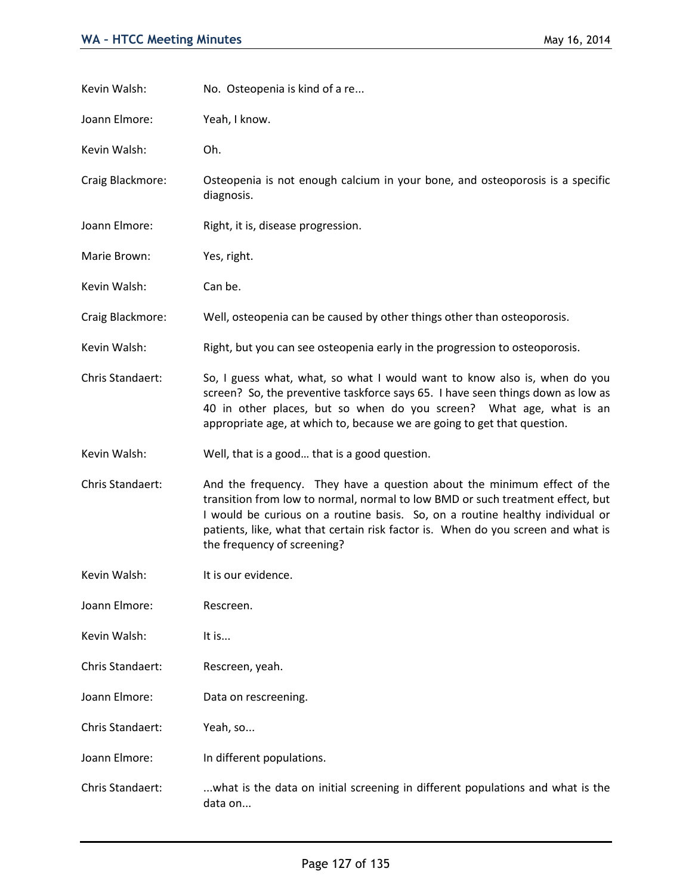Kevin Walsh: No. Osteopenia is kind of a re...

Joann Elmore: Yeah, I know.

Kevin Walsh: Oh.

Craig Blackmore: Osteopenia is not enough calcium in your bone, and osteoporosis is a specific diagnosis.

Joann Elmore: Right, it is, disease progression.

Marie Brown: Yes, right.

Kevin Walsh: Can be.

Craig Blackmore: Well, osteopenia can be caused by other things other than osteoporosis.

Kevin Walsh: Right, but you can see osteopenia early in the progression to osteoporosis.

Chris Standaert: So, I guess what, what, so what I would want to know also is, when do you screen? So, the preventive taskforce says 65. I have seen things down as low as 40 in other places, but so when do you screen? What age, what is an appropriate age, at which to, because we are going to get that question.

Kevin Walsh: Well, that is a good… that is a good question.

Chris Standaert: And the frequency. They have a question about the minimum effect of the transition from low to normal, normal to low BMD or such treatment effect, but I would be curious on a routine basis. So, on a routine healthy individual or patients, like, what that certain risk factor is. When do you screen and what is the frequency of screening?

Kevin Walsh: It is our evidence.

Joann Elmore: Rescreen.

Kevin Walsh: It is...

Chris Standaert: Rescreen, yeah.

Joann Elmore: Data on rescreening.

Chris Standaert: Yeah, so...

Joann Elmore: In different populations.

Chris Standaert: ...what is the data on initial screening in different populations and what is the data on...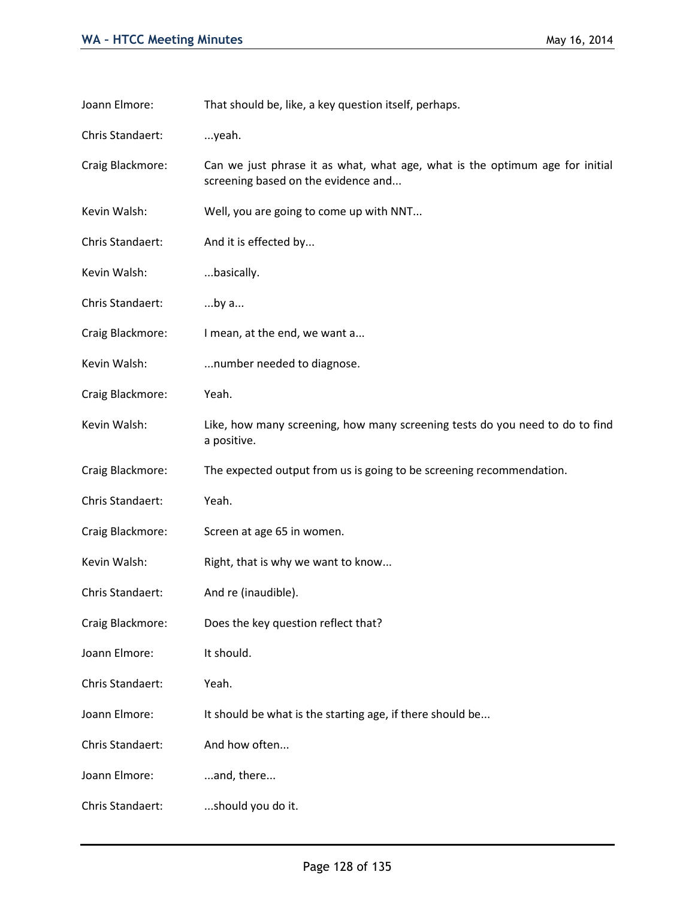Joann Elmore: That should be, like, a key question itself, perhaps.

Chris Standaert: ...yeah.

Craig Blackmore: Can we just phrase it as what, what age, what is the optimum age for initial screening based on the evidence and...

Kevin Walsh: Well, you are going to come up with NNT...

Chris Standaert: And it is effected by...

Kevin Walsh: ...basically.

Chris Standaert: ...by a...

Craig Blackmore: I mean, at the end, we want a...

Kevin Walsh: ...number needed to diagnose.

Craig Blackmore: Yeah.

Kevin Walsh: Like, how many screening, how many screening tests do you need to do to find a positive.

Craig Blackmore: The expected output from us is going to be screening recommendation.

Chris Standaert: Yeah.

Craig Blackmore: Screen at age 65 in women.

Kevin Walsh: Right, that is why we want to know...

Chris Standaert: And re (inaudible).

Craig Blackmore: Does the key question reflect that?

Joann Elmore: It should.

Chris Standaert: Yeah.

Joann Elmore: It should be what is the starting age, if there should be...

Chris Standaert: And how often...

Joann Elmore: ...and, there...

Chris Standaert: ...should you do it.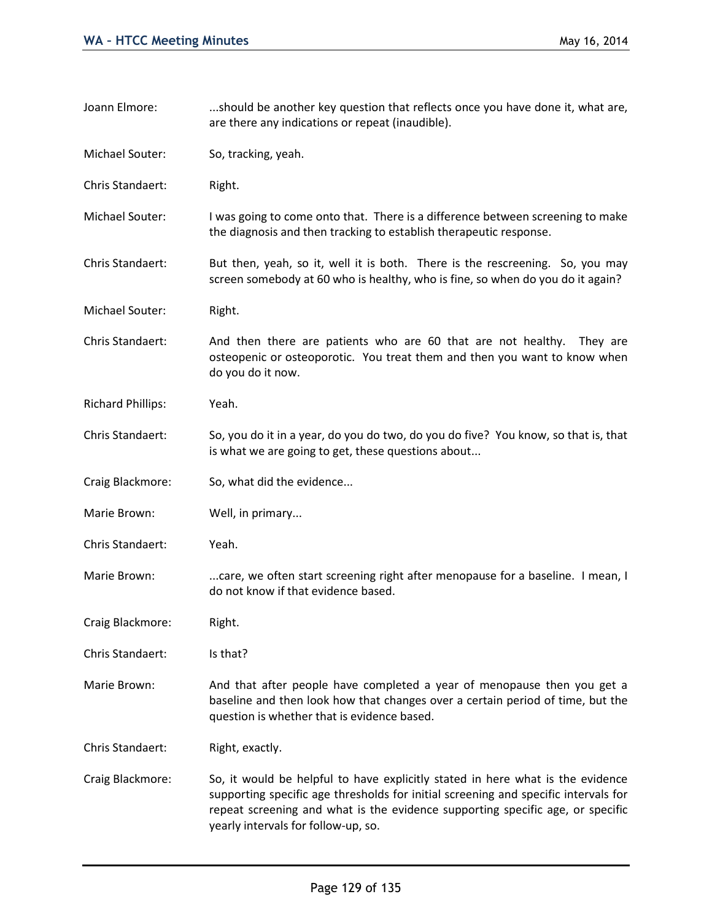Joann Elmore: ...should be another key question that reflects once you have done it, what are, are there any indications or repeat (inaudible).

Michael Souter: So, tracking, yeah.

Chris Standaert: Right.

Michael Souter: I was going to come onto that. There is a difference between screening to make the diagnosis and then tracking to establish therapeutic response.

Chris Standaert: But then, yeah, so it, well it is both. There is the rescreening. So, you may screen somebody at 60 who is healthy, who is fine, so when do you do it again?

Michael Souter: Right.

Chris Standaert: And then there are patients who are 60 that are not healthy. They are osteopenic or osteoporotic. You treat them and then you want to know when do you do it now.

Richard Phillips: Yeah.

Chris Standaert: So, you do it in a year, do you do two, do you do five? You know, so that is, that is what we are going to get, these questions about...

Craig Blackmore: So, what did the evidence...

Marie Brown: Well, in primary...

Chris Standaert: Yeah.

Marie Brown: ...care, we often start screening right after menopause for a baseline. I mean, I do not know if that evidence based.

Craig Blackmore: Right.

Chris Standaert: Is that?

Marie Brown: And that after people have completed a year of menopause then you get a baseline and then look how that changes over a certain period of time, but the question is whether that is evidence based.

Chris Standaert: Right, exactly.

Craig Blackmore: So, it would be helpful to have explicitly stated in here what is the evidence supporting specific age thresholds for initial screening and specific intervals for repeat screening and what is the evidence supporting specific age, or specific yearly intervals for follow-up, so.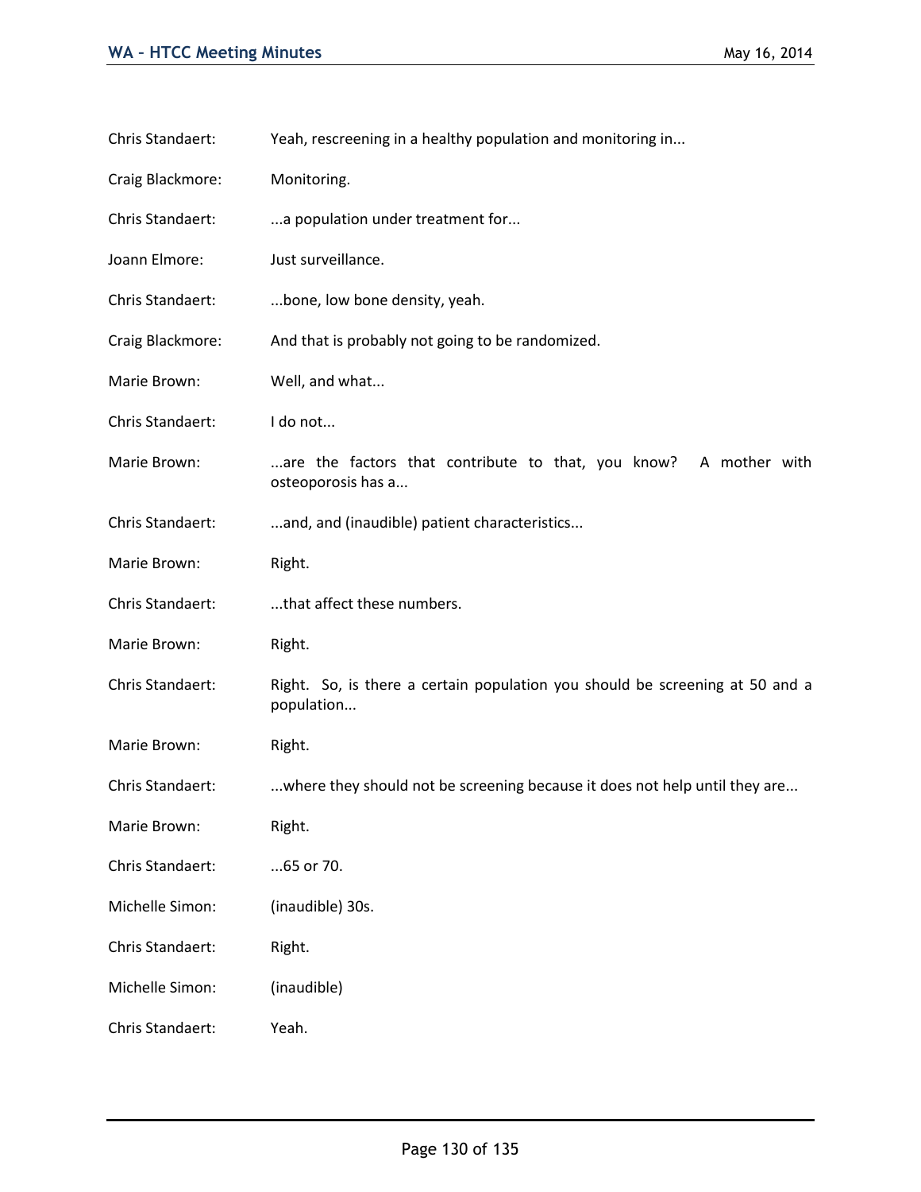Chris Standaert: Yeah, rescreening in a healthy population and monitoring in...

Craig Blackmore: Monitoring.

Chris Standaert: ...a population under treatment for...

Joann Elmore: Just surveillance.

Chris Standaert: ...bone, low bone density, yeah.

Craig Blackmore: And that is probably not going to be randomized.

Marie Brown: Well, and what...

Chris Standaert: I do not...

Marie Brown: ...are the factors that contribute to that, you know? A mother with osteoporosis has a...

Chris Standaert: ...and, and (inaudible) patient characteristics...

Marie Brown: Right.

Chris Standaert: ...that affect these numbers.

Marie Brown: Right.

Chris Standaert: Right. So, is there a certain population you should be screening at 50 and a population...

Marie Brown: Right.

Chris Standaert: ...where they should not be screening because it does not help until they are...

Marie Brown: Right.

Chris Standaert: ...65 or 70.

Michelle Simon: (inaudible) 30s.

Chris Standaert: Right.

Michelle Simon: (inaudible)

Chris Standaert: Yeah.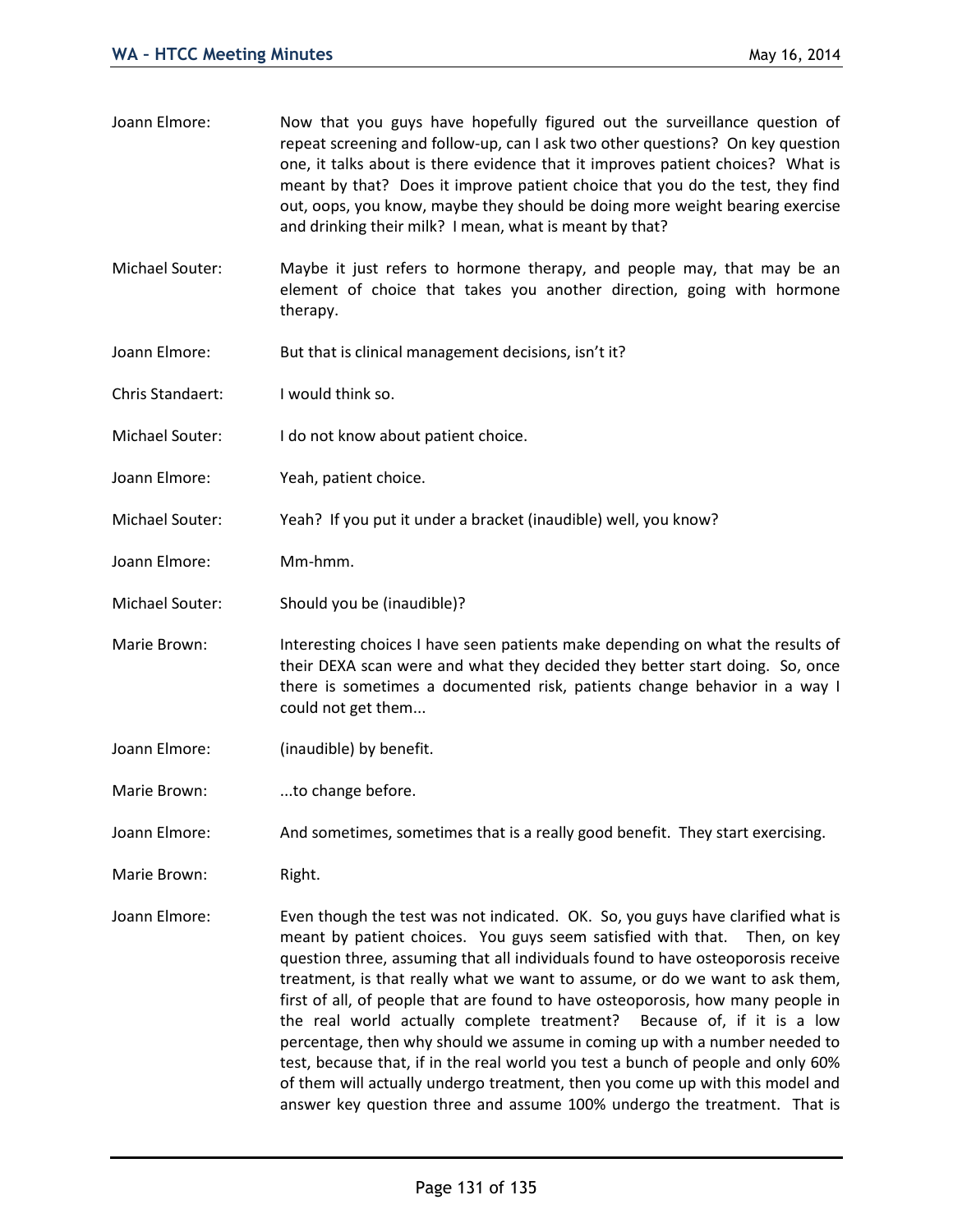Joann Elmore: Now that you guys have hopefully figured out the surveillance question of repeat screening and follow-up, can I ask two other questions? On key question one, it talks about is there evidence that it improves patient choices? What is meant by that? Does it improve patient choice that you do the test, they find out, oops, you know, maybe they should be doing more weight bearing exercise and drinking their milk? I mean, what is meant by that?

Michael Souter: Maybe it just refers to hormone therapy, and people may, that may be an element of choice that takes you another direction, going with hormone therapy.

Joann Elmore: But that is clinical management decisions, isn't it?

Chris Standaert: I would think so.

Michael Souter: I do not know about patient choice.

Joann Elmore: Yeah, patient choice.

Michael Souter: Yeah? If you put it under a bracket (inaudible) well, you know?

Joann Elmore: Mm-hmm.

Michael Souter: Should you be (inaudible)?

Marie Brown: Interesting choices I have seen patients make depending on what the results of their DEXA scan were and what they decided they better start doing. So, once there is sometimes a documented risk, patients change behavior in a way I could not get them...

Joann Elmore: (inaudible) by benefit.

Marie Brown: ...to change before.

Joann Elmore: And sometimes, sometimes that is a really good benefit. They start exercising.

Marie Brown: Right.

Joann Elmore: Even though the test was not indicated. OK. So, you guys have clarified what is meant by patient choices. You guys seem satisfied with that. Then, on key question three, assuming that all individuals found to have osteoporosis receive treatment, is that really what we want to assume, or do we want to ask them, first of all, of people that are found to have osteoporosis, how many people in the real world actually complete treatment? Because of, if it is a low percentage, then why should we assume in coming up with a number needed to test, because that, if in the real world you test a bunch of people and only 60% of them will actually undergo treatment, then you come up with this model and answer key question three and assume 100% undergo the treatment. That is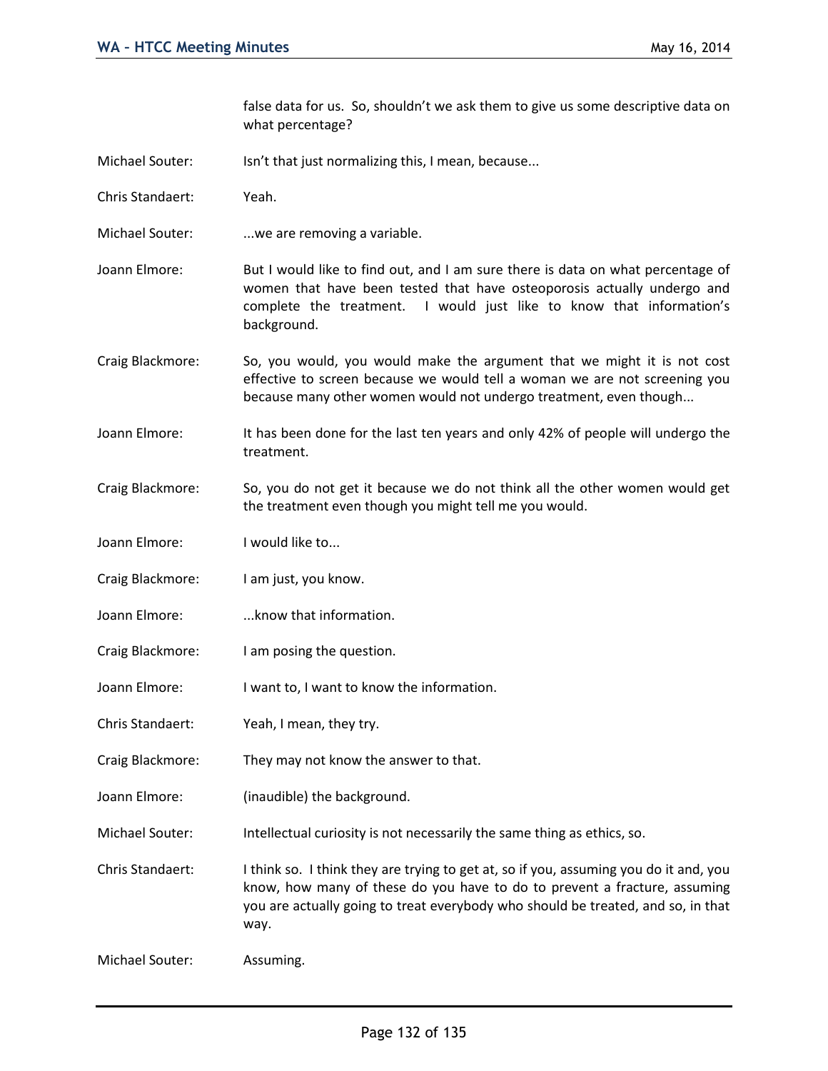false data for us. So, shouldn't we ask them to give us some descriptive data on what percentage?

Michael Souter: Isn't that just normalizing this, I mean, because...

Chris Standaert: Yeah.

Michael Souter: ...we are removing a variable.

Joann Elmore: But I would like to find out, and I am sure there is data on what percentage of women that have been tested that have osteoporosis actually undergo and complete the treatment. I would just like to know that information's background.

Craig Blackmore: So, you would, you would make the argument that we might it is not cost effective to screen because we would tell a woman we are not screening you because many other women would not undergo treatment, even though...

Joann Elmore: It has been done for the last ten years and only 42% of people will undergo the treatment.

Craig Blackmore: So, you do not get it because we do not think all the other women would get the treatment even though you might tell me you would.

Joann Elmore: I would like to...

Craig Blackmore: I am just, you know.

Joann Elmore: ...know that information.

Craig Blackmore: I am posing the question.

Joann Elmore: I want to, I want to know the information.

Chris Standaert: Yeah, I mean, they try.

Craig Blackmore: They may not know the answer to that.

Joann Elmore: (inaudible) the background.

Michael Souter: Intellectual curiosity is not necessarily the same thing as ethics, so.

Chris Standaert: I think so. I think they are trying to get at, so if you, assuming you do it and, you know, how many of these do you have to do to prevent a fracture, assuming you are actually going to treat everybody who should be treated, and so, in that way.

Michael Souter: Assuming.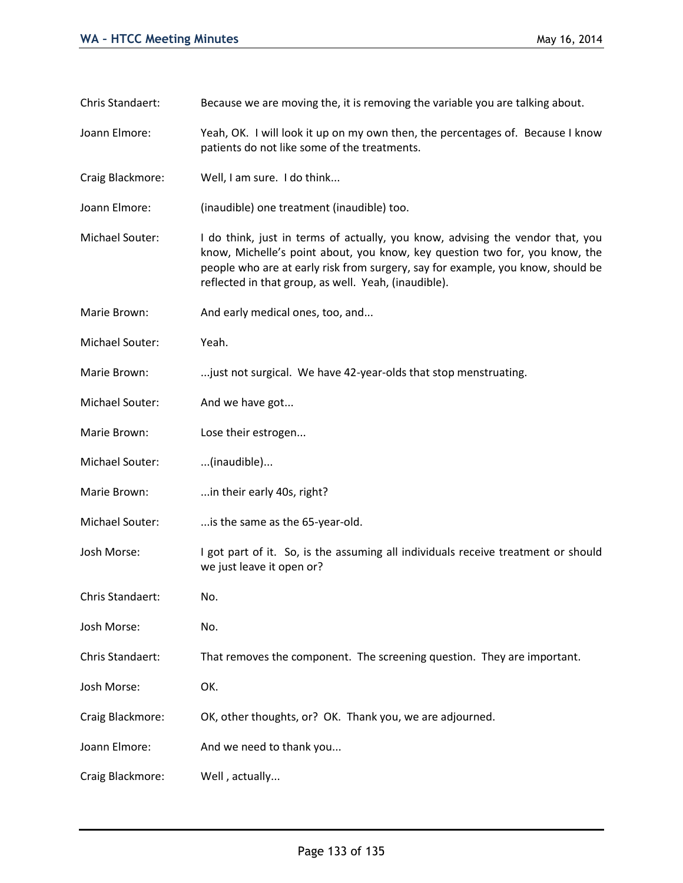Chris Standaert: Because we are moving the, it is removing the variable you are talking about.

Joann Elmore: Yeah, OK. I will look it up on my own then, the percentages of. Because I know patients do not like some of the treatments.

Craig Blackmore: Well, I am sure. I do think...

Joann Elmore: (inaudible) one treatment (inaudible) too.

Michael Souter: I do think, just in terms of actually, you know, advising the vendor that, you know, Michelle's point about, you know, key question two for, you know, the people who are at early risk from surgery, say for example, you know, should be reflected in that group, as well. Yeah, (inaudible).

Marie Brown: And early medical ones, too, and...

Michael Souter: Yeah.

Marie Brown: ...just not surgical. We have 42-year-olds that stop menstruating.

Michael Souter: And we have got...

Marie Brown: Lose their estrogen...

Michael Souter: ...(inaudible)...

Marie Brown: ...in their early 40s, right?

Michael Souter: ...is the same as the 65-year-old.

Josh Morse: I got part of it. So, is the assuming all individuals receive treatment or should we just leave it open or?

Chris Standaert: No.

Josh Morse: No.

Chris Standaert: That removes the component. The screening question. They are important.

Josh Morse: OK.

Craig Blackmore: OK, other thoughts, or? OK. Thank you, we are adjourned.

Joann Elmore: And we need to thank you...

Craig Blackmore: Well , actually...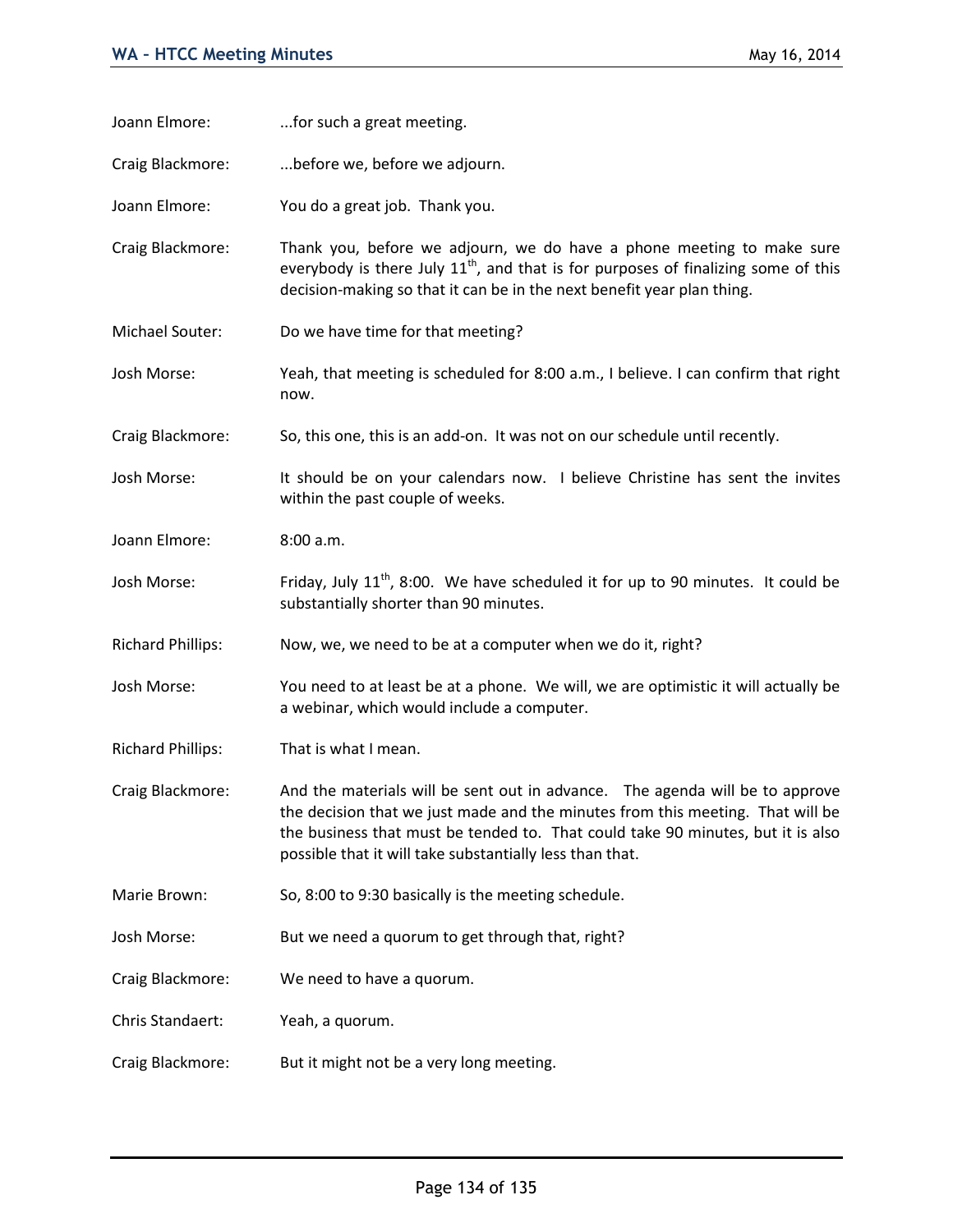Joann Elmore: ...for such a great meeting.

Craig Blackmore: ...before we, before we adjourn.

Joann Elmore: You do a great job. Thank you.

Craig Blackmore: Thank you, before we adjourn, we do have a phone meeting to make sure everybody is there July 11th, and that is for purposes of finalizing some of this decision-making so that it can be in the next benefit year plan thing.

Michael Souter: Do we have time for that meeting?

Josh Morse: Yeah, that meeting is scheduled for 8:00 a.m., I believe. I can confirm that right now.

Craig Blackmore: So, this one, this is an add-on. It was not on our schedule until recently.

Josh Morse: It should be on your calendars now. I believe Christine has sent the invites within the past couple of weeks.

Joann Elmore: 8:00 a.m.

Josh Morse: Friday, July 11th, 8:00. We have scheduled it for up to 90 minutes. It could be substantially shorter than 90 minutes.

Richard Phillips: Now, we, we need to be at a computer when we do it, right?

Josh Morse: You need to at least be at a phone. We will, we are optimistic it will actually be a webinar, which would include a computer.

Richard Phillips: That is what I mean.

Craig Blackmore: And the materials will be sent out in advance. The agenda will be to approve the decision that we just made and the minutes from this meeting. That will be the business that must be tended to. That could take 90 minutes, but it is also possible that it will take substantially less than that.

Marie Brown: So, 8:00 to 9:30 basically is the meeting schedule.

Josh Morse: But we need a quorum to get through that, right?

Craig Blackmore: We need to have a quorum.

Chris Standaert: Yeah, a quorum.

Craig Blackmore: But it might not be a very long meeting.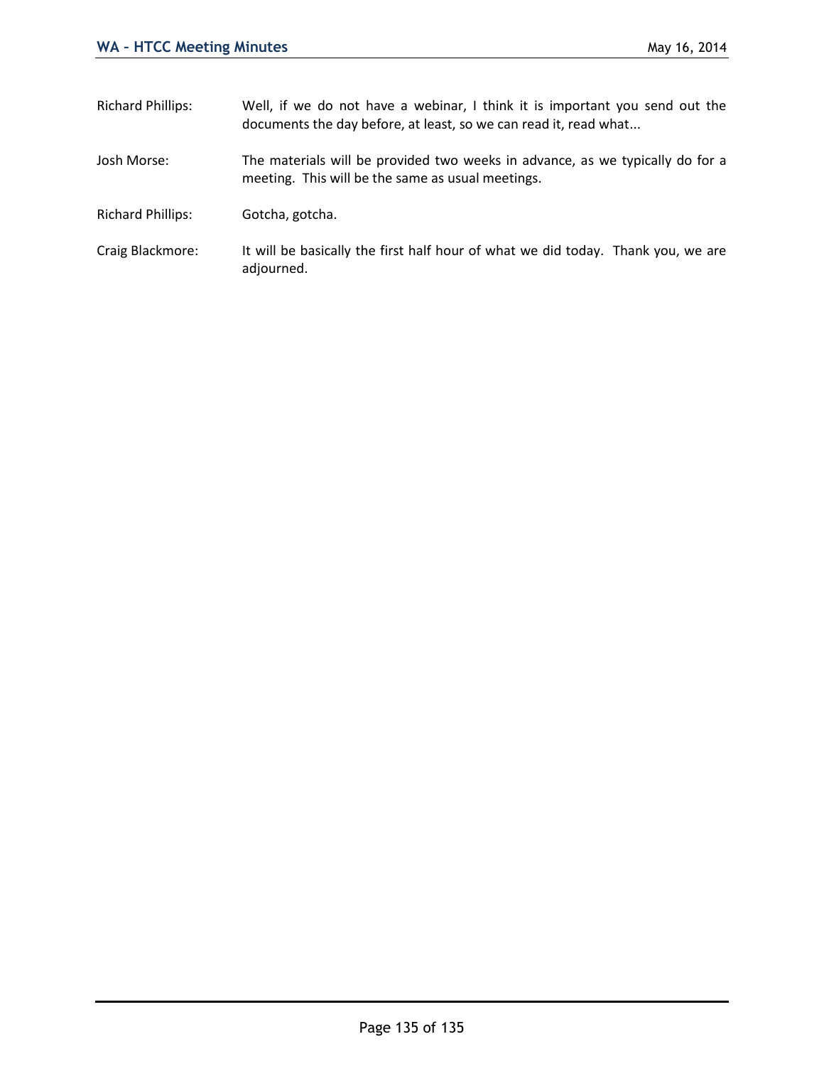Richard Phillips: Well, if we do not have a webinar, I think it is important you send out the documents the day before, at least, so we can read it, read what...

Josh Morse: The materials will be provided two weeks in advance, as we typically do for a meeting. This will be the same as usual meetings.

Richard Phillips: Gotcha, gotcha.

Craig Blackmore: It will be basically the first half hour of what we did today. Thank you, we are adjourned.